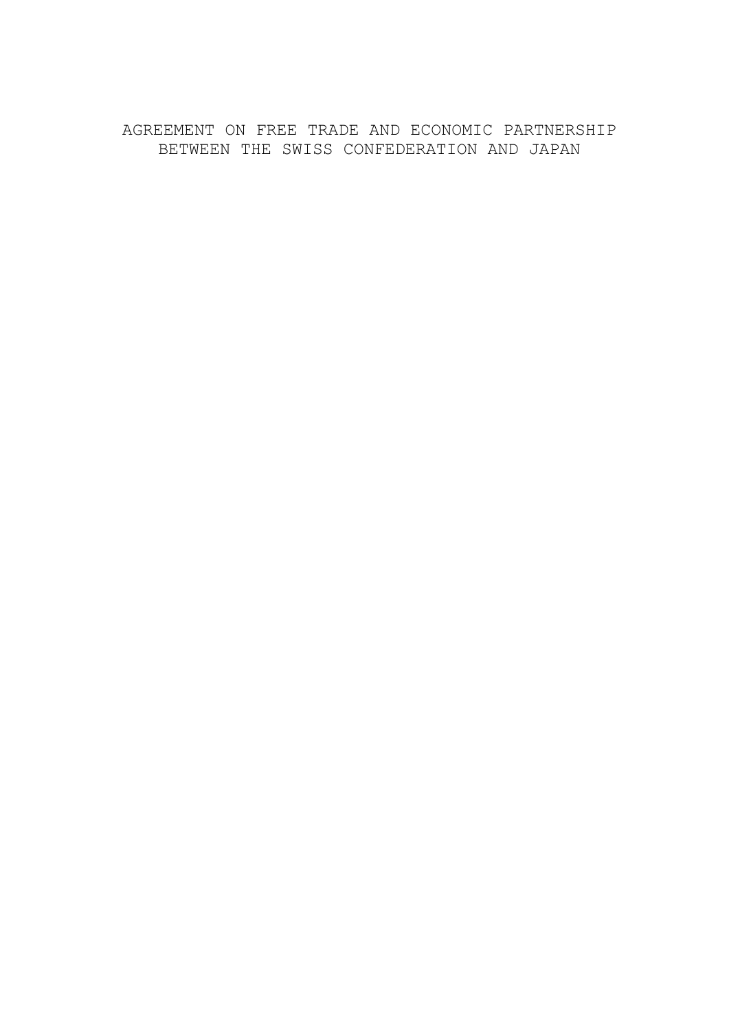# AGREEMENT ON FREE TRADE AND ECONOMIC PARTNERSHIP BETWEEN THE SWISS CONFEDERATION AND JAPAN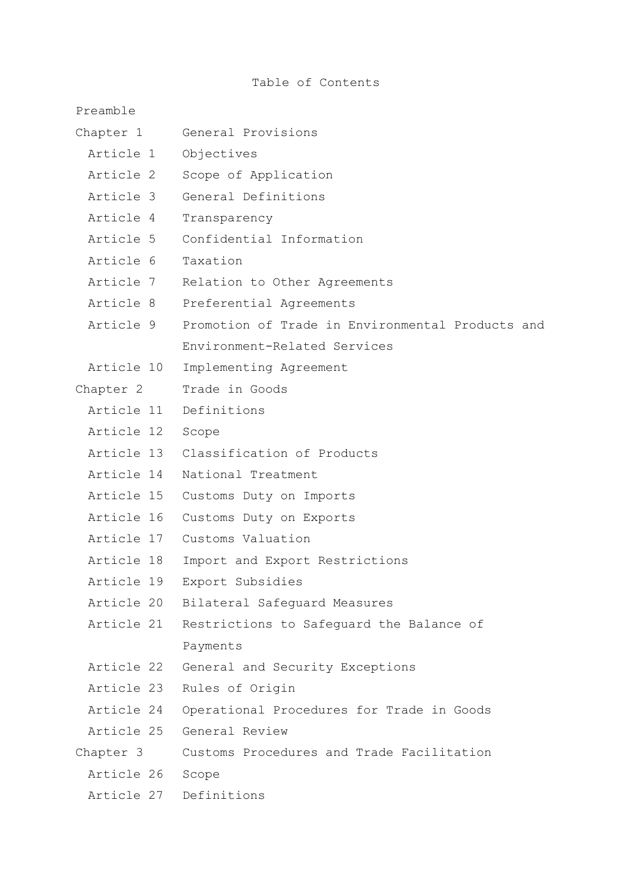# Table of Contents

Preamble

Chapter 1 General Provisions

- Article 1 Objectives
- Article 2 Scope of Application
- Article 3 General Definitions
- Article 4 Transparency
- Article 5 Confidential Information
- Article 6 Taxation
- Article 7 Relation to Other Agreements
- Article 8 Preferential Agreements
- Article 9 Promotion of Trade in Environmental Products and Environment-Related Services
- Article 10 Implementing Agreement

Chapter 2 Trade in Goods

- Article 11 Definitions
- Article 12 Scope
- Article 13 Classification of Products
- Article 14 National Treatment
- Article 15 Customs Duty on Imports
- Article 16 Customs Duty on Exports
- Article 17 Customs Valuation
- Article 18 Import and Export Restrictions
- Article 19 Export Subsidies
- Article 20 Bilateral Safeguard Measures
- Article 21 Restrictions to Safeguard the Balance of Payments
- Article 22 General and Security Exceptions
- Article 23 Rules of Origin
- Article 24 Operational Procedures for Trade in Goods
- Article 25 General Review

Chapter 3 Customs Procedures and Trade Facilitation

- Article 26 Scope
- Article 27 Definitions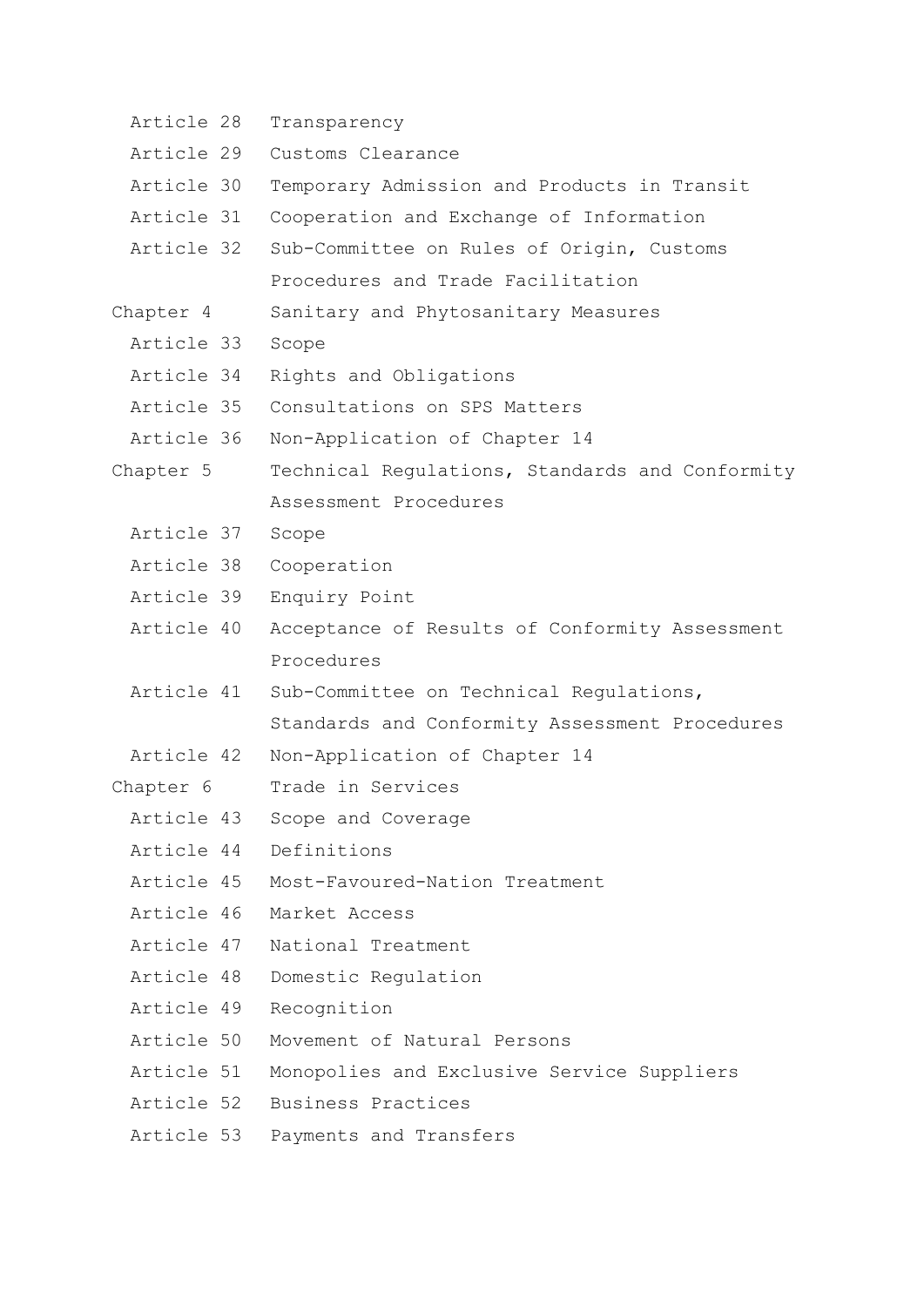| | |
|---|---|
| Article 28 | Transparency |
| Article 29 | Customs Clearance |
| Article 30 | Temporary Admission and Products in Transit |
| Article 31 | Cooperation and Exchange of Information |
| Article 32 | Sub-Committee on Rules of Origin, Customs Procedures and Trade Facilitation |
| Chapter 4 | Sanitary and Phytosanitary Measures |
| Article 33 | Scope |
| Article 34 | Rights and Obligations |
| Article 35 | Consultations on SPS Matters |
| Article 36 | Non-Application of Chapter 14 |
| Chapter 5 | Technical Regulations, Standards and Conformity Assessment Procedures |
| Article 37 | Scope |
| Article 38 | Cooperation |
| Article 39 | Enquiry Point |
| Article 40 | Acceptance of Results of Conformity Assessment Procedures |
| Article 41 | Sub-Committee on Technical Regulations, Standards and Conformity Assessment Procedures |
| Article 42 | Non-Application of Chapter 14 |
| Chapter 6 | Trade in Services |
| Article 43 | Scope and Coverage |
| Article 44 | Definitions |
| Article 45 | Most-Favoured-Nation Treatment |
| Article 46 | Market Access |
| Article 47 | National Treatment |
| Article 48 | Domestic Regulation |
| Article 49 | Recognition |
| Article 50 | Movement of Natural Persons |
| Article 51 | Monopolies and Exclusive Service Suppliers |
| Article 52 | Business Practices |
| Article 53 | Payments and Transfers |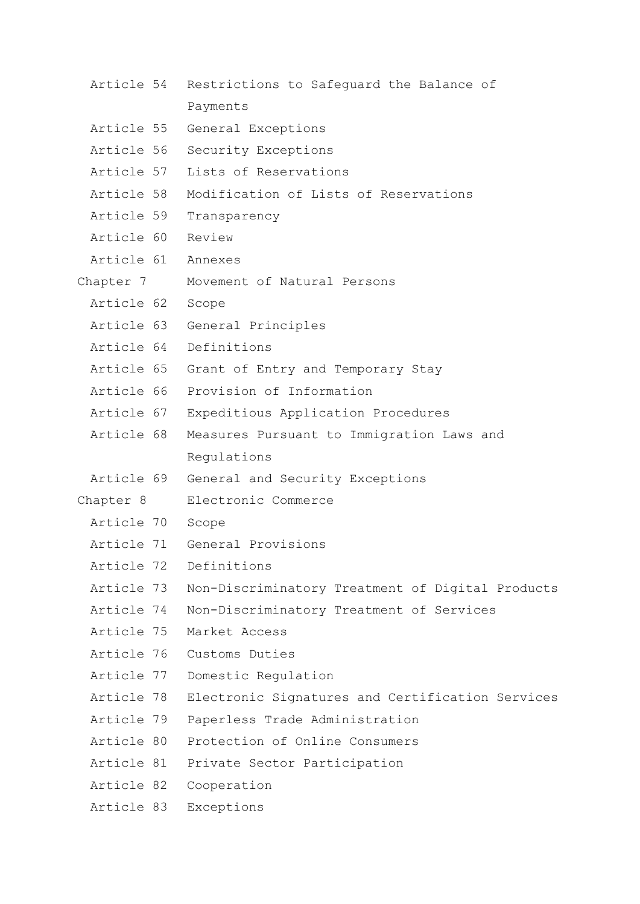| | |
|---|---|
| Article 54 | Restrictions to Safeguard the Balance of Payments |
| Article 55 | General Exceptions |
| Article 56 | Security Exceptions |
| Article 57 | Lists of Reservations |
| Article 58 | Modification of Lists of Reservations |
| Article 59 | Transparency |
| Article 60 | Review |
| Article 61 | Annexes |
| Chapter 7 | Movement of Natural Persons |
| Article 62 | Scope |
| Article 63 | General Principles |
| Article 64 | Definitions |
| Article 65 | Grant of Entry and Temporary Stay |
| Article 66 | Provision of Information |
| Article 67 | Expeditious Application Procedures |
| Article 68 | Measures Pursuant to Immigration Laws and Regulations |
| Article 69 | General and Security Exceptions |
| Chapter 8 | Electronic Commerce |
| Article 70 | Scope |
| Article 71 | General Provisions |
| Article 72 | Definitions |
| Article 73 | Non-Discriminatory Treatment of Digital Products |
| Article 74 | Non-Discriminatory Treatment of Services |
| Article 75 | Market Access |
| Article 76 | Customs Duties |
| Article 77 | Domestic Regulation |
| Article 78 | Electronic Signatures and Certification Services |
| Article 79 | Paperless Trade Administration |
| Article 80 | Protection of Online Consumers |
| Article 81 | Private Sector Participation |
| Article 82 | Cooperation |
| Article 83 | Exceptions |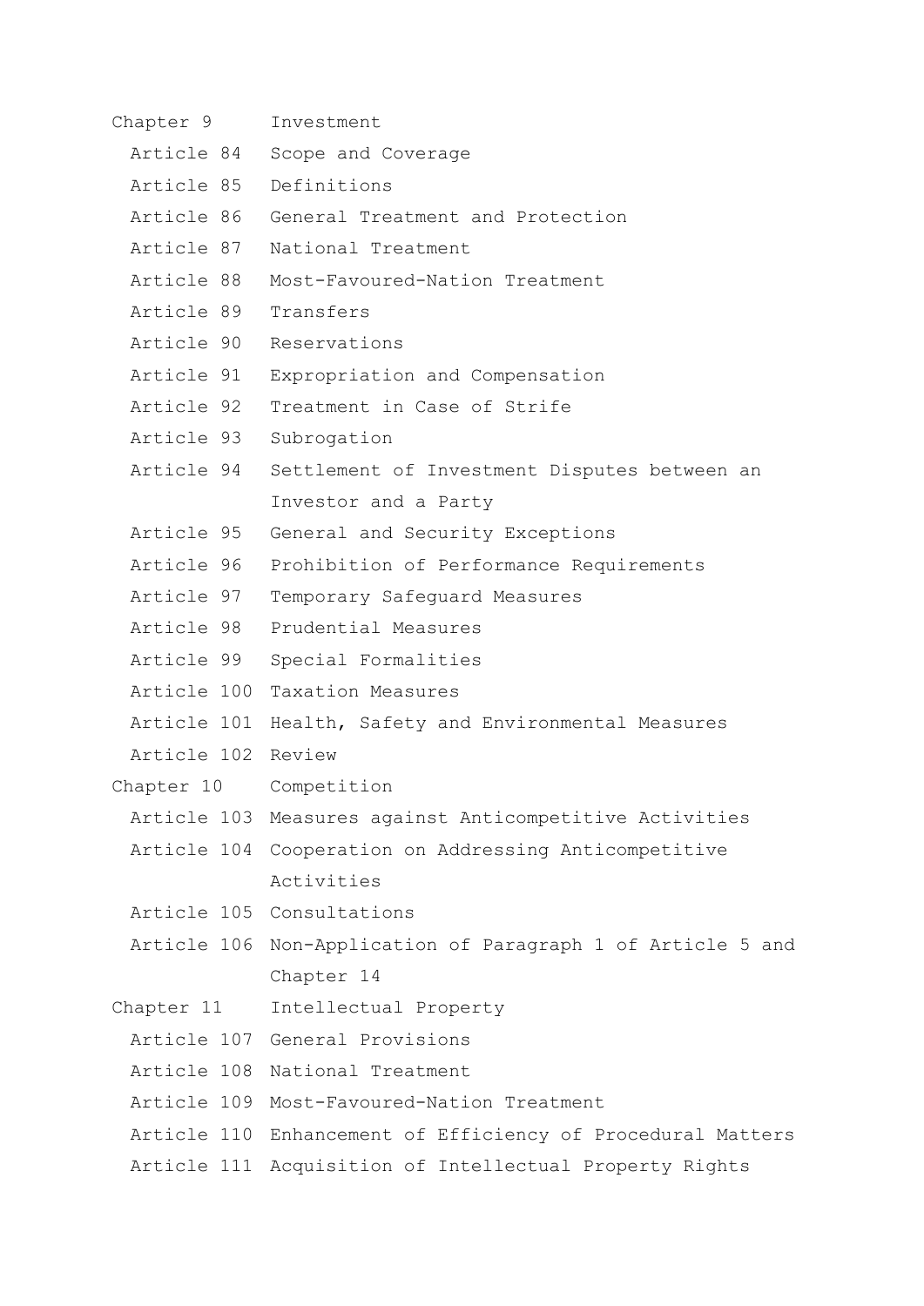Chapter 9 Investment

- Article 84 Scope and Coverage
- Article 85 Definitions
- Article 86 General Treatment and Protection
- Article 87 National Treatment
- Article 88 Most-Favoured-Nation Treatment
- Article 89 Transfers
- Article 90 Reservations
- Article 91 Expropriation and Compensation
- Article 92 Treatment in Case of Strife
- Article 93 Subrogation
- Article 94 Settlement of Investment Disputes between an Investor and a Party
- Article 95 General and Security Exceptions
- Article 96 Prohibition of Performance Requirements
- Article 97 Temporary Safeguard Measures
- Article 98 Prudential Measures
- Article 99 Special Formalities
- Article 100 Taxation Measures
- Article 101 Health, Safety and Environmental Measures
- Article 102 Review

Chapter 10 Competition

- Article 103 Measures against Anticompetitive Activities
- Article 104 Cooperation on Addressing Anticompetitive Activities
- Article 105 Consultations
- Article 106 Non-Application of Paragraph 1 of Article 5 and Chapter 14

Chapter 11 Intellectual Property

- Article 107 General Provisions
- Article 108 National Treatment
- Article 109 Most-Favoured-Nation Treatment
- Article 110 Enhancement of Efficiency of Procedural Matters
- Article 111 Acquisition of Intellectual Property Rights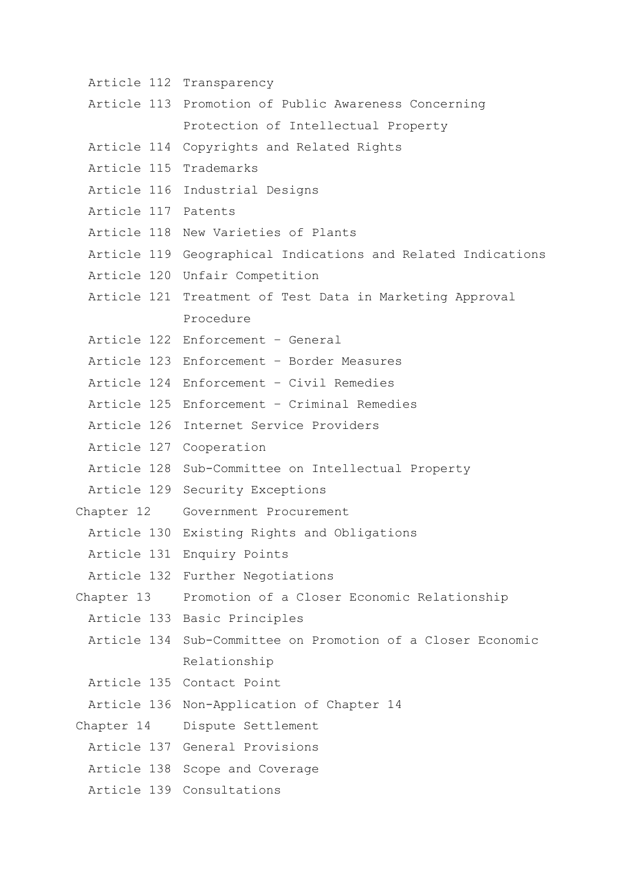Article 112 Transparency

Article 113 Promotion of Public Awareness Concerning Protection of Intellectual Property

Article 114 Copyrights and Related Rights

Article 115 Trademarks

Article 116 Industrial Designs

Article 117 Patents

Article 118 New Varieties of Plants

Article 119 Geographical Indications and Related Indications

Article 120 Unfair Competition

Article 121 Treatment of Test Data in Marketing Approval Procedure

Article 122 Enforcement – General

Article 123 Enforcement – Border Measures

Article 124 Enforcement – Civil Remedies

Article 125 Enforcement – Criminal Remedies

Article 126 Internet Service Providers

Article 127 Cooperation

Article 128 Sub-Committee on Intellectual Property

Article 129 Security Exceptions

Chapter 12 Government Procurement

Article 130 Existing Rights and Obligations

Article 131 Enquiry Points

Article 132 Further Negotiations

Chapter 13 Promotion of a Closer Economic Relationship

Article 133 Basic Principles

Article 134 Sub-Committee on Promotion of a Closer Economic Relationship

Article 135 Contact Point

Article 136 Non-Application of Chapter 14

Chapter 14 Dispute Settlement

Article 137 General Provisions

Article 138 Scope and Coverage

Article 139 Consultations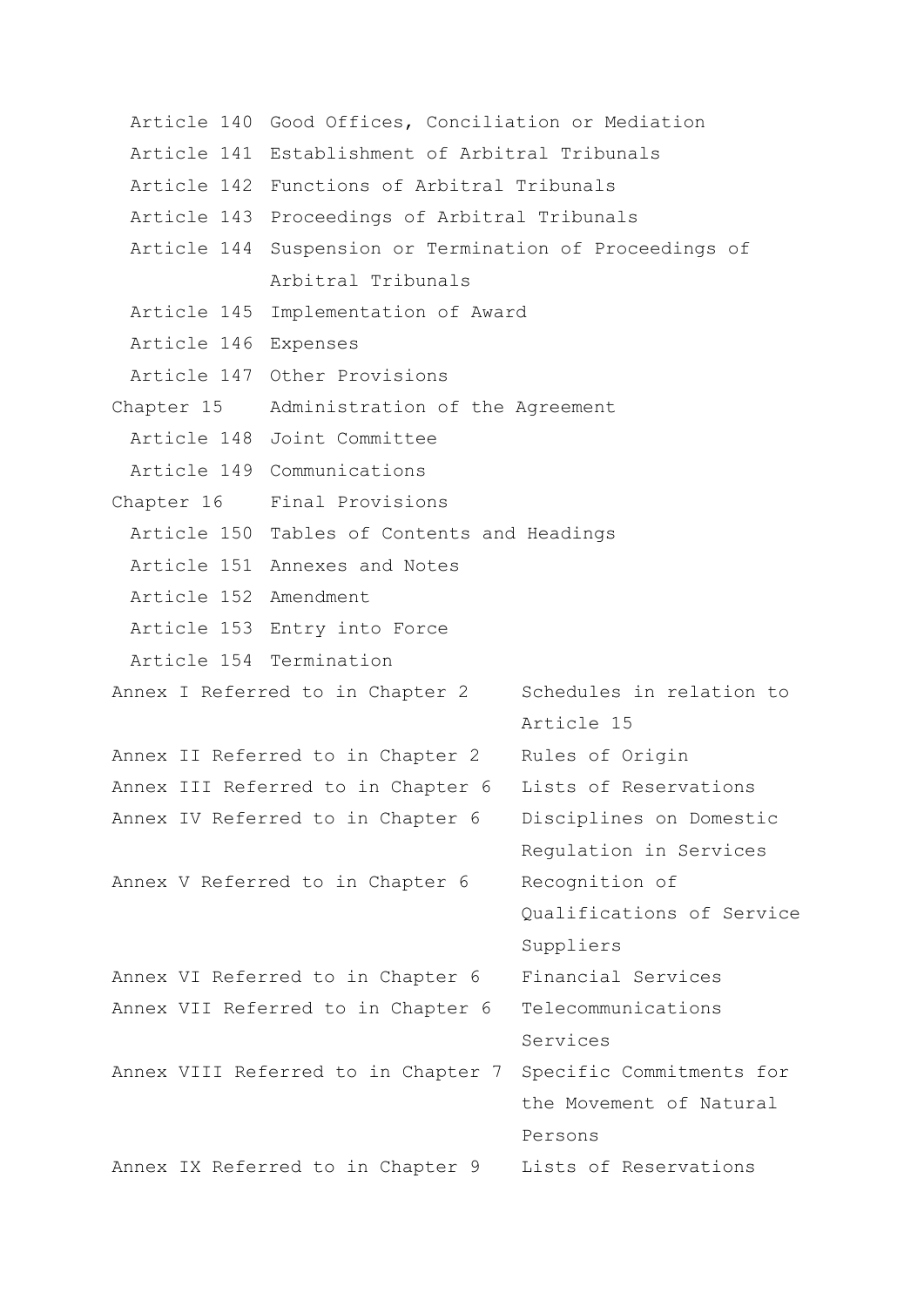Article 140 Good Offices, Conciliation or Mediation
Article 141 Establishment of Arbitral Tribunals
Article 142 Functions of Arbitral Tribunals
Article 143 Proceedings of Arbitral Tribunals
Article 144 Suspension or Termination of Proceedings of Arbitral Tribunals
Article 145 Implementation of Award
Article 146 Expenses
Article 147 Other Provisions

Chapter 15 Administration of the Agreement
Article 148 Joint Committee
Article 149 Communications

Chapter 16 Final Provisions
Article 150 Tables of Contents and Headings
Article 151 Annexes and Notes
Article 152 Amendment
Article 153 Entry into Force
Article 154 Termination

| | |
|---|---|
| Annex I Referred to in Chapter 2 | Schedules in relation to Article 15 |
| Annex II Referred to in Chapter 2 | Rules of Origin |
| Annex III Referred to in Chapter 6 | Lists of Reservations |
| Annex IV Referred to in Chapter 6 | Disciplines on Domestic Regulation in Services |
| Annex V Referred to in Chapter 6 | Recognition of Qualifications of Service Suppliers |
| Annex VI Referred to in Chapter 6 | Financial Services |
| Annex VII Referred to in Chapter 6 | Telecommunications Services |
| Annex VIII Referred to in Chapter 7 | Specific Commitments for the Movement of Natural Persons |
| Annex IX Referred to in Chapter 9 | Lists of Reservations |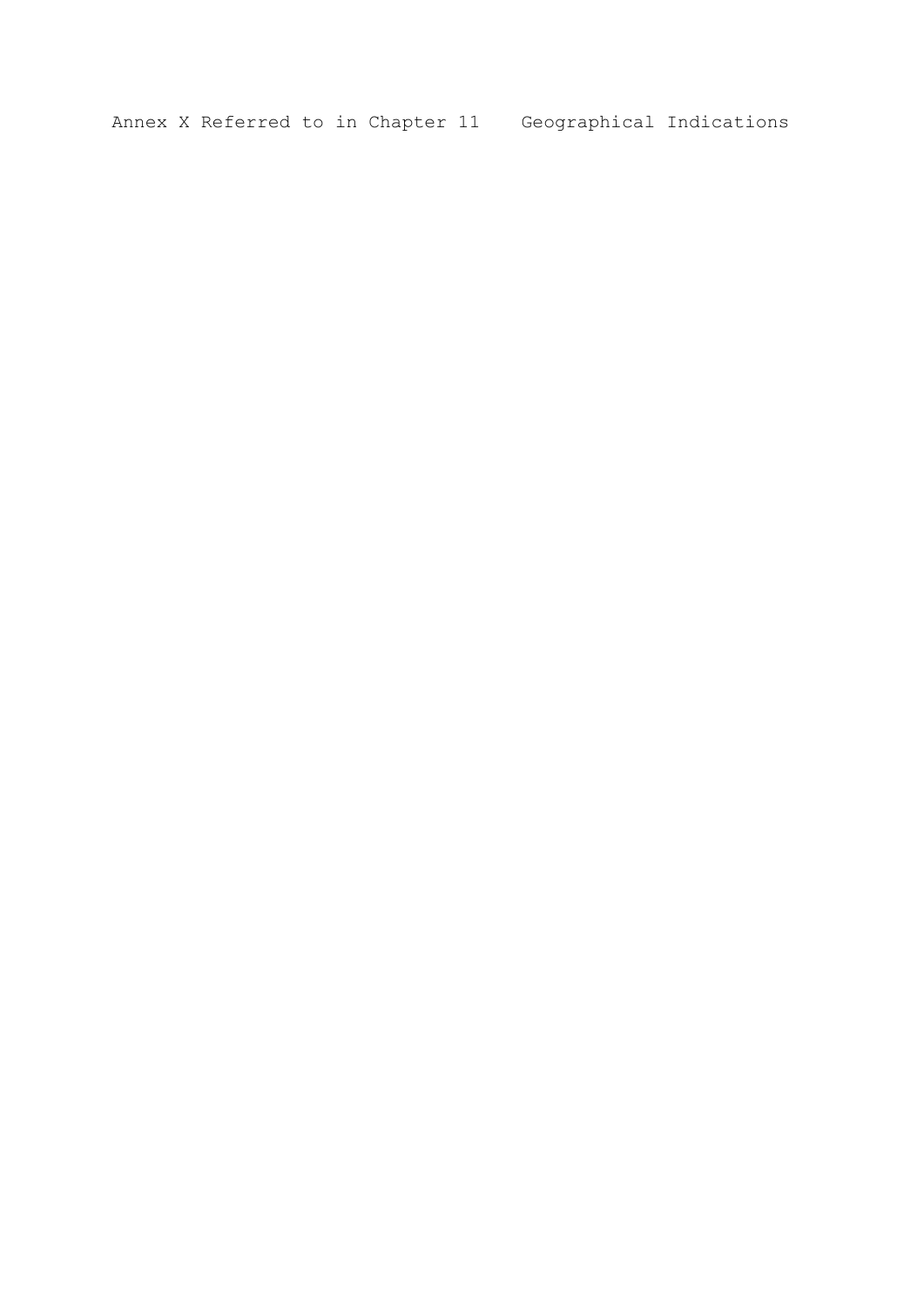Annex X Referred to in Chapter 11 Geographical Indications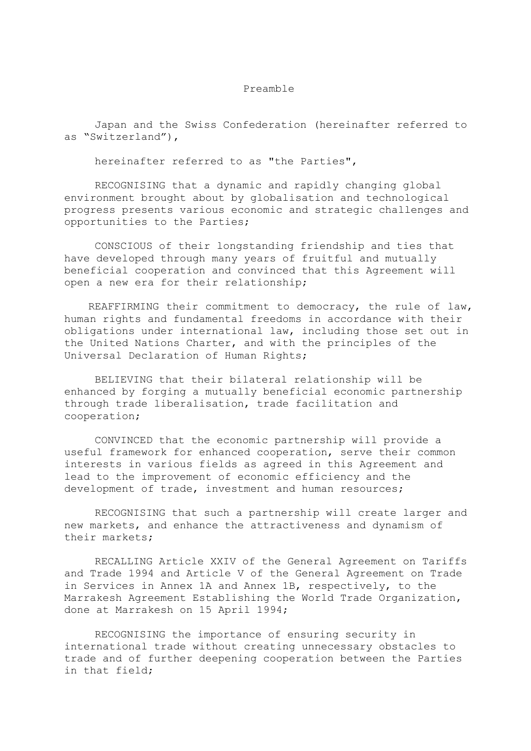# Preamble

Japan and the Swiss Confederation (hereinafter referred to as "Switzerland"),

hereinafter referred to as "the Parties",

RECOGNISING that a dynamic and rapidly changing global environment brought about by globalisation and technological progress presents various economic and strategic challenges and opportunities to the Parties;

CONSCIOUS of their longstanding friendship and ties that have developed through many years of fruitful and mutually beneficial cooperation and convinced that this Agreement will open a new era for their relationship;

REAFFIRMING their commitment to democracy, the rule of law, human rights and fundamental freedoms in accordance with their obligations under international law, including those set out in the United Nations Charter, and with the principles of the Universal Declaration of Human Rights;

BELIEVING that their bilateral relationship will be enhanced by forging a mutually beneficial economic partnership through trade liberalisation, trade facilitation and cooperation;

CONVINCED that the economic partnership will provide a useful framework for enhanced cooperation, serve their common interests in various fields as agreed in this Agreement and lead to the improvement of economic efficiency and the development of trade, investment and human resources;

RECOGNISING that such a partnership will create larger and new markets, and enhance the attractiveness and dynamism of their markets;

RECALLING Article XXIV of the General Agreement on Tariffs and Trade 1994 and Article V of the General Agreement on Trade in Services in Annex 1A and Annex 1B, respectively, to the Marrakesh Agreement Establishing the World Trade Organization, done at Marrakesh on 15 April 1994;

RECOGNISING the importance of ensuring security in international trade without creating unnecessary obstacles to trade and of further deepening cooperation between the Parties in that field;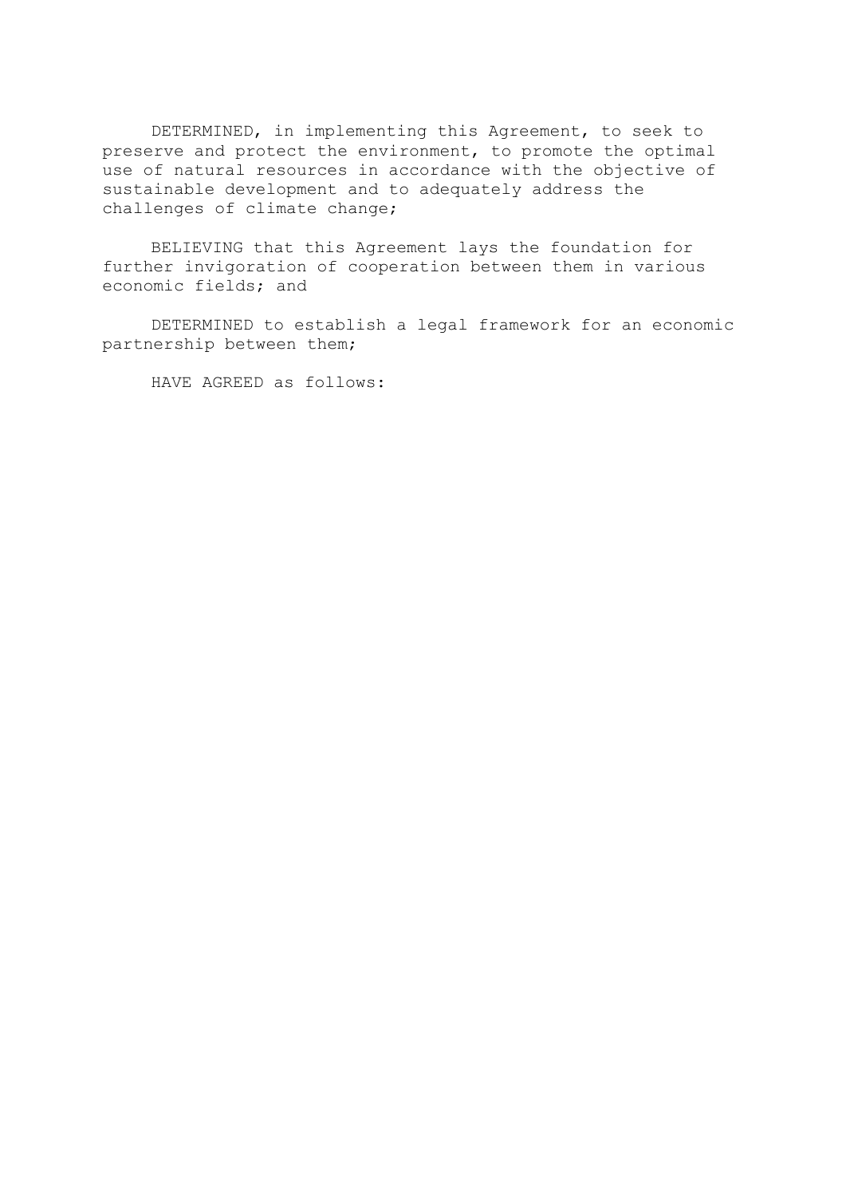DETERMINED, in implementing this Agreement, to seek to preserve and protect the environment, to promote the optimal use of natural resources in accordance with the objective of sustainable development and to adequately address the challenges of climate change;

BELIEVING that this Agreement lays the foundation for further invigoration of cooperation between them in various economic fields; and

DETERMINED to establish a legal framework for an economic partnership between them;

HAVE AGREED as follows: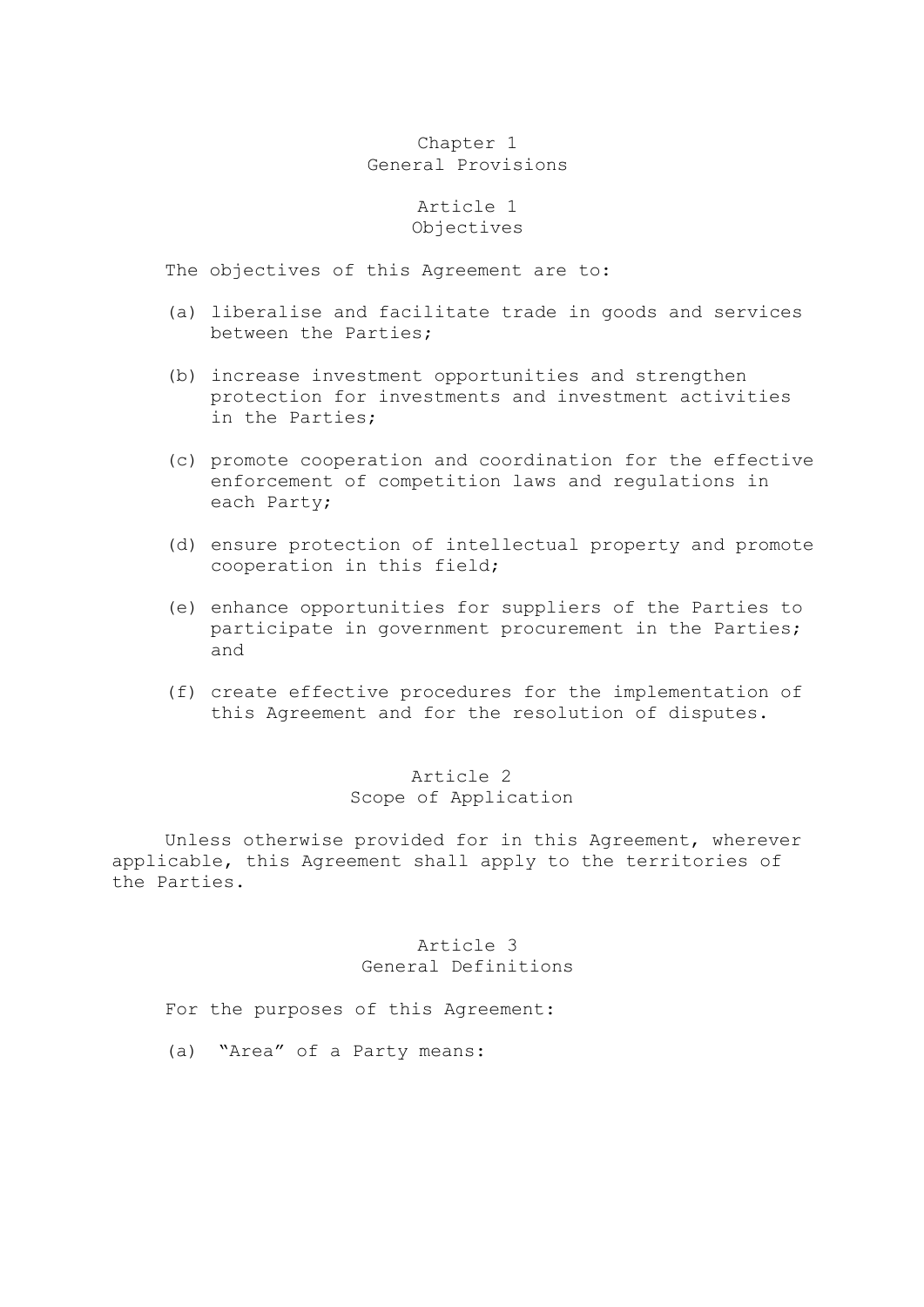## Chapter 1
## General Provisions

### Article 1
### Objectives

The objectives of this Agreement are to:

(a) liberalise and facilitate trade in goods and services between the Parties;

(b) increase investment opportunities and strengthen protection for investments and investment activities in the Parties;

(c) promote cooperation and coordination for the effective enforcement of competition laws and regulations in each Party;

(d) ensure protection of intellectual property and promote cooperation in this field;

(e) enhance opportunities for suppliers of the Parties to participate in government procurement in the Parties; and

(f) create effective procedures for the implementation of this Agreement and for the resolution of disputes.

### Article 2
### Scope of Application

Unless otherwise provided for in this Agreement, wherever applicable, this Agreement shall apply to the territories of the Parties.

### Article 3
### General Definitions

For the purposes of this Agreement:

(a) "Area" of a Party means: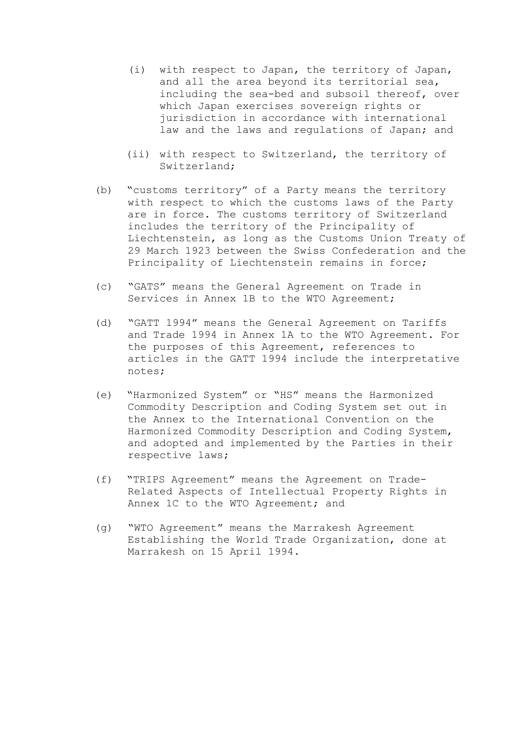(i) with respect to Japan, the territory of Japan, and all the area beyond its territorial sea, including the sea-bed and subsoil thereof, over which Japan exercises sovereign rights or jurisdiction in accordance with international law and the laws and regulations of Japan; and

(ii) with respect to Switzerland, the territory of Switzerland;

(b) "customs territory" of a Party means the territory with respect to which the customs laws of the Party are in force. The customs territory of Switzerland includes the territory of the Principality of Liechtenstein, as long as the Customs Union Treaty of 29 March 1923 between the Swiss Confederation and the Principality of Liechtenstein remains in force;

(c) "GATS" means the General Agreement on Trade in Services in Annex 1B to the WTO Agreement;

(d) "GATT 1994" means the General Agreement on Tariffs and Trade 1994 in Annex 1A to the WTO Agreement. For the purposes of this Agreement, references to articles in the GATT 1994 include the interpretative notes;

(e) "Harmonized System" or "HS" means the Harmonized Commodity Description and Coding System set out in the Annex to the International Convention on the Harmonized Commodity Description and Coding System, and adopted and implemented by the Parties in their respective laws;

(f) "TRIPS Agreement" means the Agreement on Trade-Related Aspects of Intellectual Property Rights in Annex 1C to the WTO Agreement; and

(g) "WTO Agreement" means the Marrakesh Agreement Establishing the World Trade Organization, done at Marrakesh on 15 April 1994.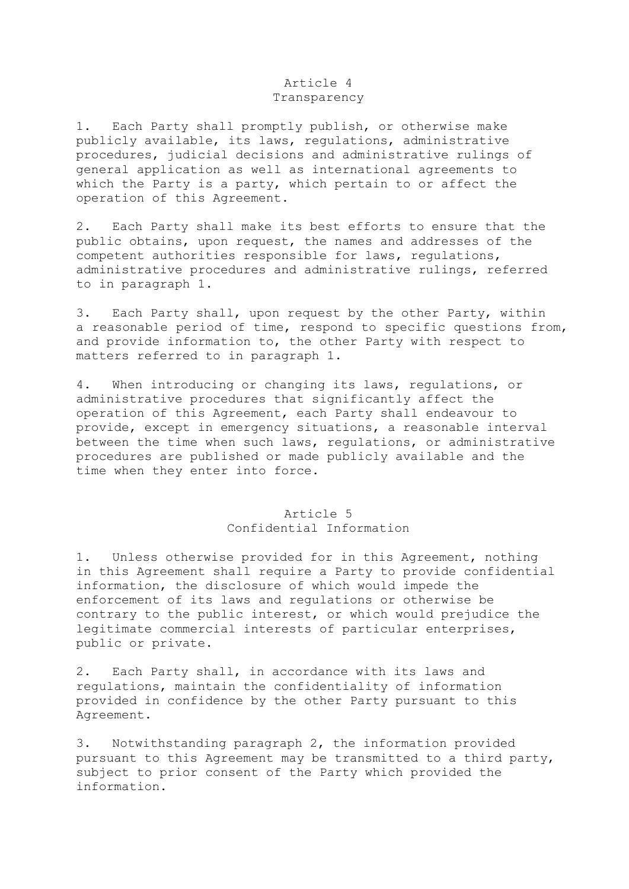## Article 4
## Transparency

1. Each Party shall promptly publish, or otherwise make publicly available, its laws, regulations, administrative procedures, judicial decisions and administrative rulings of general application as well as international agreements to which the Party is a party, which pertain to or affect the operation of this Agreement.

2. Each Party shall make its best efforts to ensure that the public obtains, upon request, the names and addresses of the competent authorities responsible for laws, regulations, administrative procedures and administrative rulings, referred to in paragraph 1.

3. Each Party shall, upon request by the other Party, within a reasonable period of time, respond to specific questions from, and provide information to, the other Party with respect to matters referred to in paragraph 1.

4. When introducing or changing its laws, regulations, or administrative procedures that significantly affect the operation of this Agreement, each Party shall endeavour to provide, except in emergency situations, a reasonable interval between the time when such laws, regulations, or administrative procedures are published or made publicly available and the time when they enter into force.

## Article 5
## Confidential Information

1. Unless otherwise provided for in this Agreement, nothing in this Agreement shall require a Party to provide confidential information, the disclosure of which would impede the enforcement of its laws and regulations or otherwise be contrary to the public interest, or which would prejudice the legitimate commercial interests of particular enterprises, public or private.

2. Each Party shall, in accordance with its laws and regulations, maintain the confidentiality of information provided in confidence by the other Party pursuant to this Agreement.

3. Notwithstanding paragraph 2, the information provided pursuant to this Agreement may be transmitted to a third party, subject to prior consent of the Party which provided the information.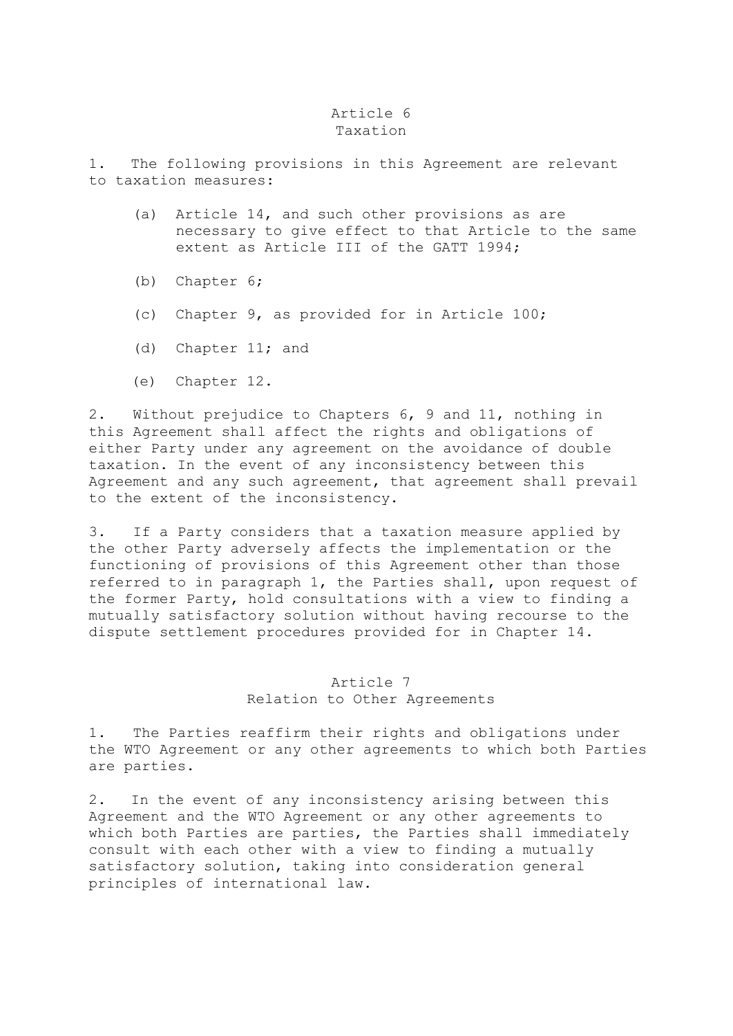## Article 6
## Taxation

1. The following provisions in this Agreement are relevant to taxation measures:

   (a) Article 14, and such other provisions as are necessary to give effect to that Article to the same extent as Article III of the GATT 1994;

   (b) Chapter 6;

   (c) Chapter 9, as provided for in Article 100;

   (d) Chapter 11; and

   (e) Chapter 12.

2. Without prejudice to Chapters 6, 9 and 11, nothing in this Agreement shall affect the rights and obligations of either Party under any agreement on the avoidance of double taxation. In the event of any inconsistency between this Agreement and any such agreement, that agreement shall prevail to the extent of the inconsistency.

3. If a Party considers that a taxation measure applied by the other Party adversely affects the implementation or the functioning of provisions of this Agreement other than those referred to in paragraph 1, the Parties shall, upon request of the former Party, hold consultations with a view to finding a mutually satisfactory solution without having recourse to the dispute settlement procedures provided for in Chapter 14.

## Article 7
## Relation to Other Agreements

1. The Parties reaffirm their rights and obligations under the WTO Agreement or any other agreements to which both Parties are parties.

2. In the event of any inconsistency arising between this Agreement and the WTO Agreement or any other agreements to which both Parties are parties, the Parties shall immediately consult with each other with a view to finding a mutually satisfactory solution, taking into consideration general principles of international law.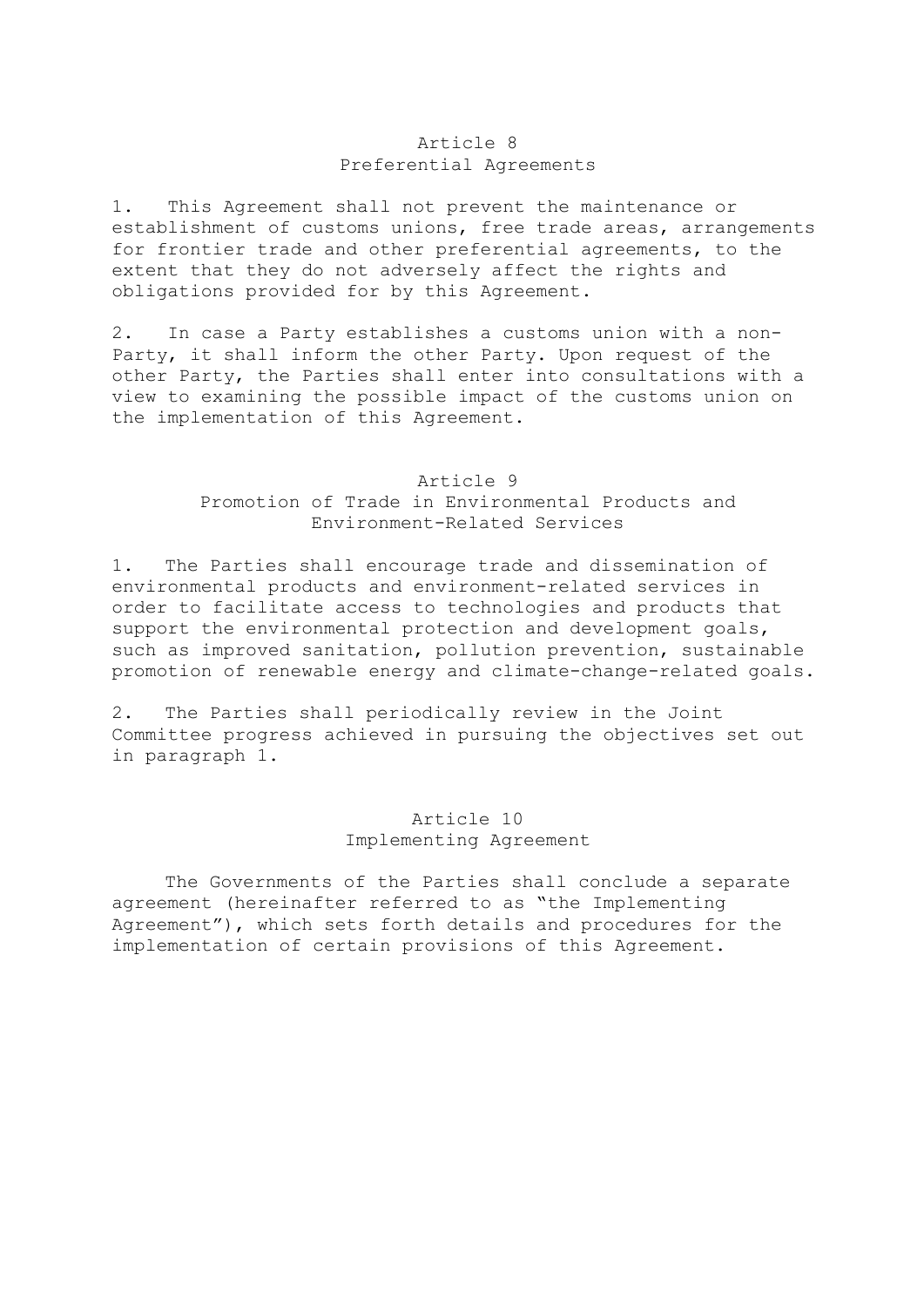## Article 8
## Preferential Agreements

1. This Agreement shall not prevent the maintenance or establishment of customs unions, free trade areas, arrangements for frontier trade and other preferential agreements, to the extent that they do not adversely affect the rights and obligations provided for by this Agreement.

2. In case a Party establishes a customs union with a non-Party, it shall inform the other Party. Upon request of the other Party, the Parties shall enter into consultations with a view to examining the possible impact of the customs union on the implementation of this Agreement.

## Article 9
## Promotion of Trade in Environmental Products and Environment-Related Services

1. The Parties shall encourage trade and dissemination of environmental products and environment-related services in order to facilitate access to technologies and products that support the environmental protection and development goals, such as improved sanitation, pollution prevention, sustainable promotion of renewable energy and climate-change-related goals.

2. The Parties shall periodically review in the Joint Committee progress achieved in pursuing the objectives set out in paragraph 1.

## Article 10
## Implementing Agreement

The Governments of the Parties shall conclude a separate agreement (hereinafter referred to as "the Implementing Agreement"), which sets forth details and procedures for the implementation of certain provisions of this Agreement.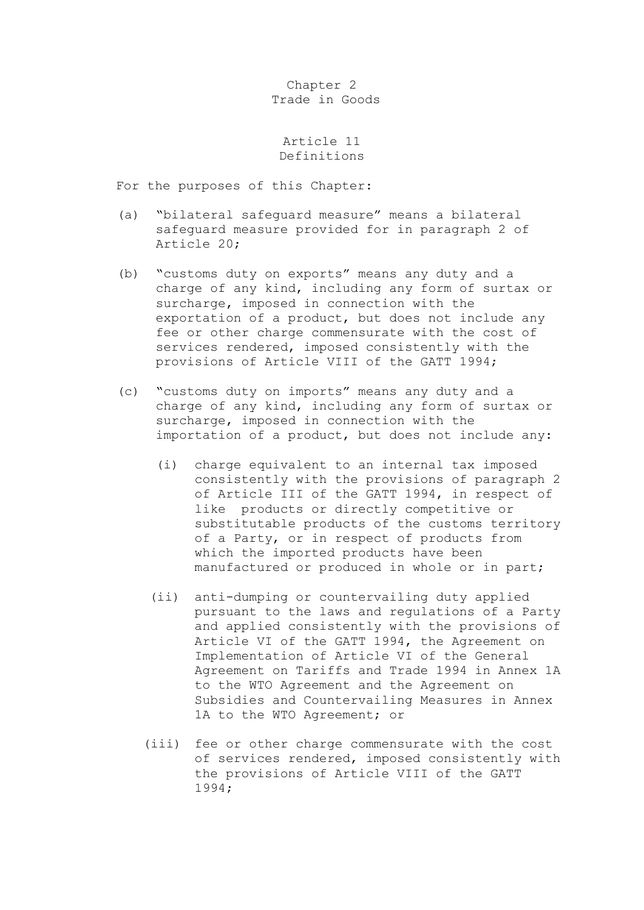# Chapter 2
# Trade in Goods

## Article 11
## Definitions

For the purposes of this Chapter:

(a) "bilateral safeguard measure" means a bilateral safeguard measure provided for in paragraph 2 of Article 20;

(b) "customs duty on exports" means any duty and a charge of any kind, including any form of surtax or surcharge, imposed in connection with the exportation of a product, but does not include any fee or other charge commensurate with the cost of services rendered, imposed consistently with the provisions of Article VIII of the GATT 1994;

(c) "customs duty on imports" means any duty and a charge of any kind, including any form of surtax or surcharge, imposed in connection with the importation of a product, but does not include any:

(i) charge equivalent to an internal tax imposed consistently with the provisions of paragraph 2 of Article III of the GATT 1994, in respect of like products or directly competitive or substitutable products of the customs territory of a Party, or in respect of products from which the imported products have been manufactured or produced in whole or in part;

(ii) anti-dumping or countervailing duty applied pursuant to the laws and regulations of a Party and applied consistently with the provisions of Article VI of the GATT 1994, the Agreement on Implementation of Article VI of the General Agreement on Tariffs and Trade 1994 in Annex 1A to the WTO Agreement and the Agreement on Subsidies and Countervailing Measures in Annex 1A to the WTO Agreement; or

(iii) fee or other charge commensurate with the cost of services rendered, imposed consistently with the provisions of Article VIII of the GATT 1994;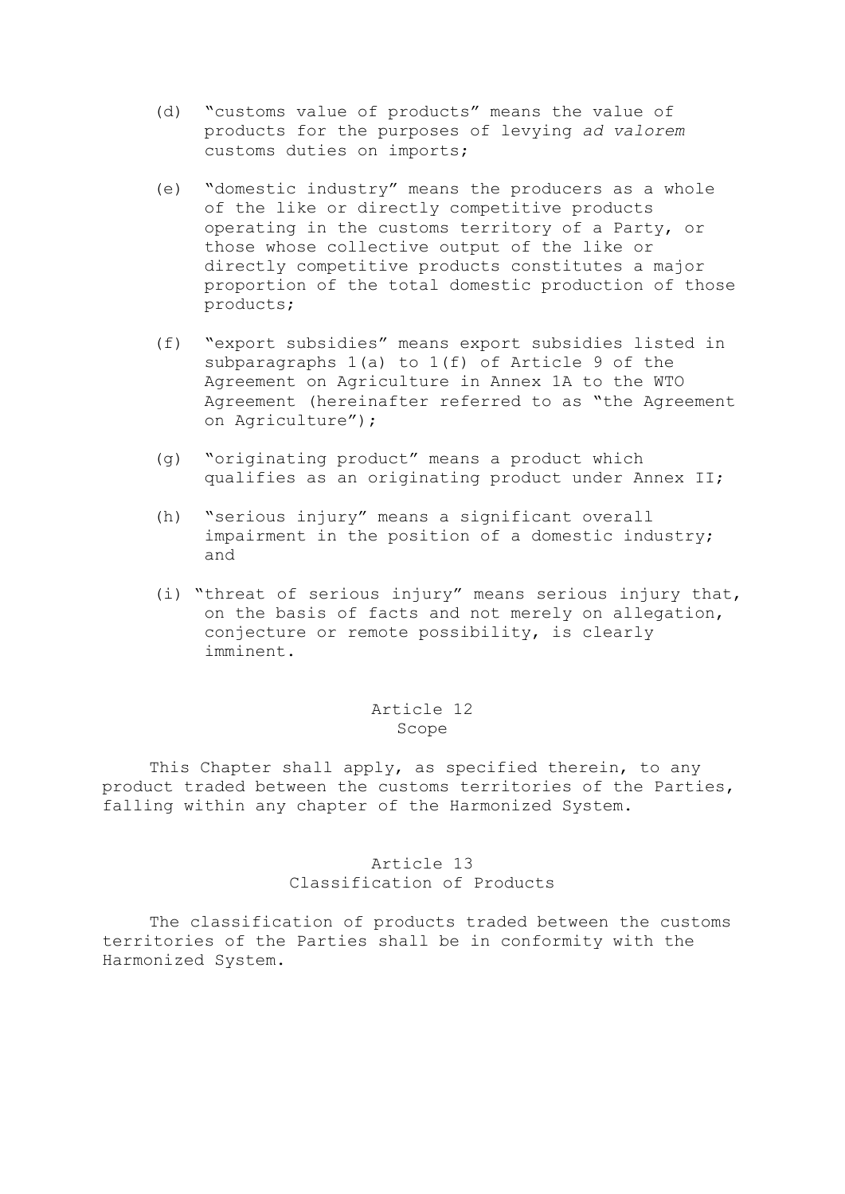(d) "customs value of products" means the value of products for the purposes of levying *ad valorem* customs duties on imports;

(e) "domestic industry" means the producers as a whole of the like or directly competitive products operating in the customs territory of a Party, or those whose collective output of the like or directly competitive products constitutes a major proportion of the total domestic production of those products;

(f) "export subsidies" means export subsidies listed in subparagraphs 1(a) to 1(f) of Article 9 of the Agreement on Agriculture in Annex 1A to the WTO Agreement (hereinafter referred to as "the Agreement on Agriculture");

(g) "originating product" means a product which qualifies as an originating product under Annex II;

(h) "serious injury" means a significant overall impairment in the position of a domestic industry; and

(i) "threat of serious injury" means serious injury that, on the basis of facts and not merely on allegation, conjecture or remote possibility, is clearly imminent.

## Article 12
## Scope

This Chapter shall apply, as specified therein, to any product traded between the customs territories of the Parties, falling within any chapter of the Harmonized System.

## Article 13
## Classification of Products

The classification of products traded between the customs territories of the Parties shall be in conformity with the Harmonized System.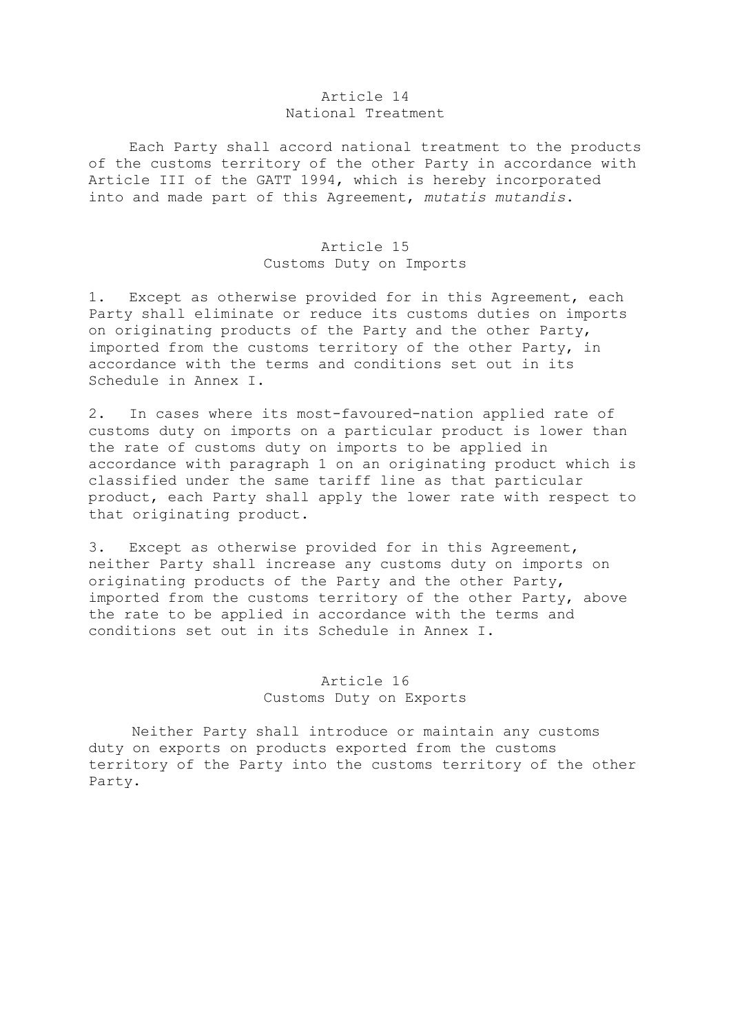## Article 14
## National Treatment

Each Party shall accord national treatment to the products of the customs territory of the other Party in accordance with Article III of the GATT 1994, which is hereby incorporated into and made part of this Agreement, *mutatis mutandis*.

## Article 15
## Customs Duty on Imports

1. Except as otherwise provided for in this Agreement, each Party shall eliminate or reduce its customs duties on imports on originating products of the Party and the other Party, imported from the customs territory of the other Party, in accordance with the terms and conditions set out in its Schedule in Annex I.

2. In cases where its most-favoured-nation applied rate of customs duty on imports on a particular product is lower than the rate of customs duty on imports to be applied in accordance with paragraph 1 on an originating product which is classified under the same tariff line as that particular product, each Party shall apply the lower rate with respect to that originating product.

3. Except as otherwise provided for in this Agreement, neither Party shall increase any customs duty on imports on originating products of the Party and the other Party, imported from the customs territory of the other Party, above the rate to be applied in accordance with the terms and conditions set out in its Schedule in Annex I.

## Article 16
## Customs Duty on Exports

Neither Party shall introduce or maintain any customs duty on exports on products exported from the customs territory of the Party into the customs territory of the other Party.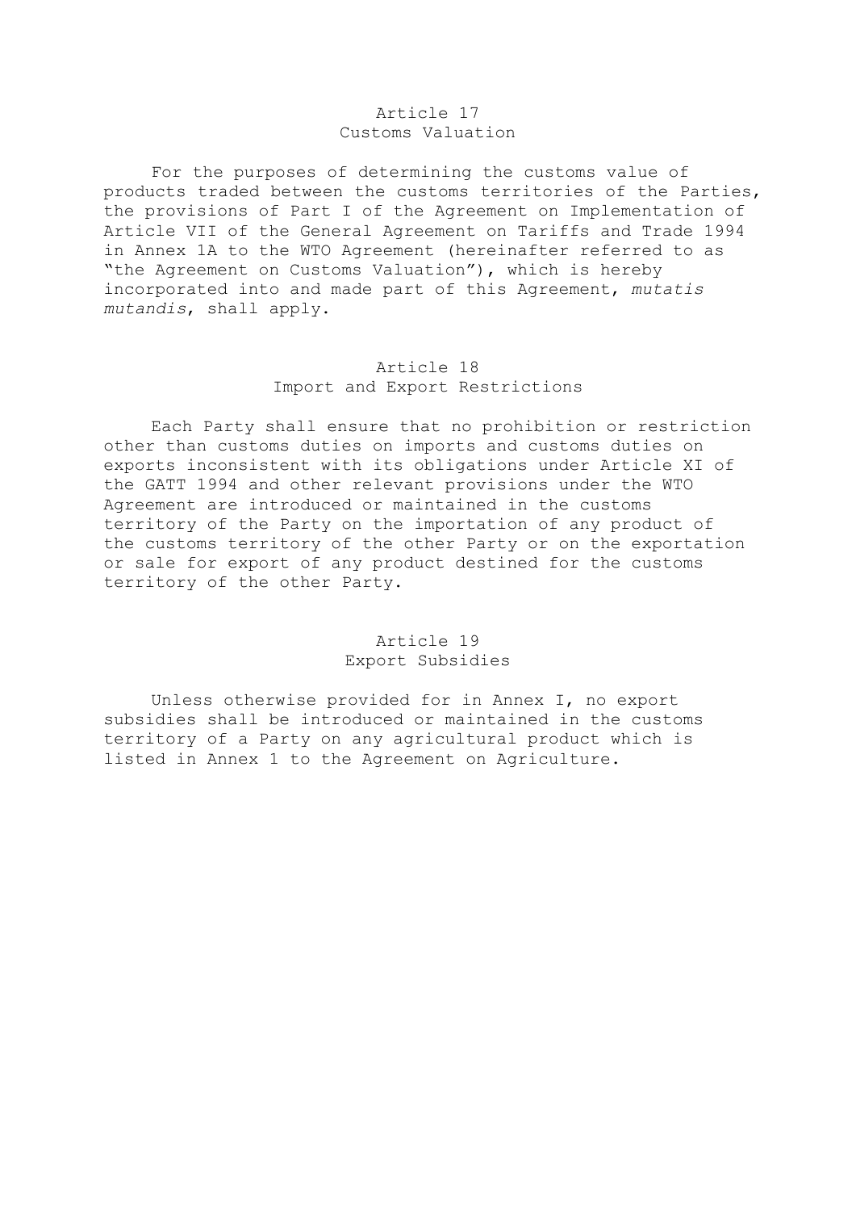## Article 17
## Customs Valuation

For the purposes of determining the customs value of products traded between the customs territories of the Parties, the provisions of Part I of the Agreement on Implementation of Article VII of the General Agreement on Tariffs and Trade 1994 in Annex 1A to the WTO Agreement (hereinafter referred to as "the Agreement on Customs Valuation"), which is hereby incorporated into and made part of this Agreement, *mutatis mutandis*, shall apply.

## Article 18
## Import and Export Restrictions

Each Party shall ensure that no prohibition or restriction other than customs duties on imports and customs duties on exports inconsistent with its obligations under Article XI of the GATT 1994 and other relevant provisions under the WTO Agreement are introduced or maintained in the customs territory of the Party on the importation of any product of the customs territory of the other Party or on the exportation or sale for export of any product destined for the customs territory of the other Party.

## Article 19
## Export Subsidies

Unless otherwise provided for in Annex I, no export subsidies shall be introduced or maintained in the customs territory of a Party on any agricultural product which is listed in Annex 1 to the Agreement on Agriculture.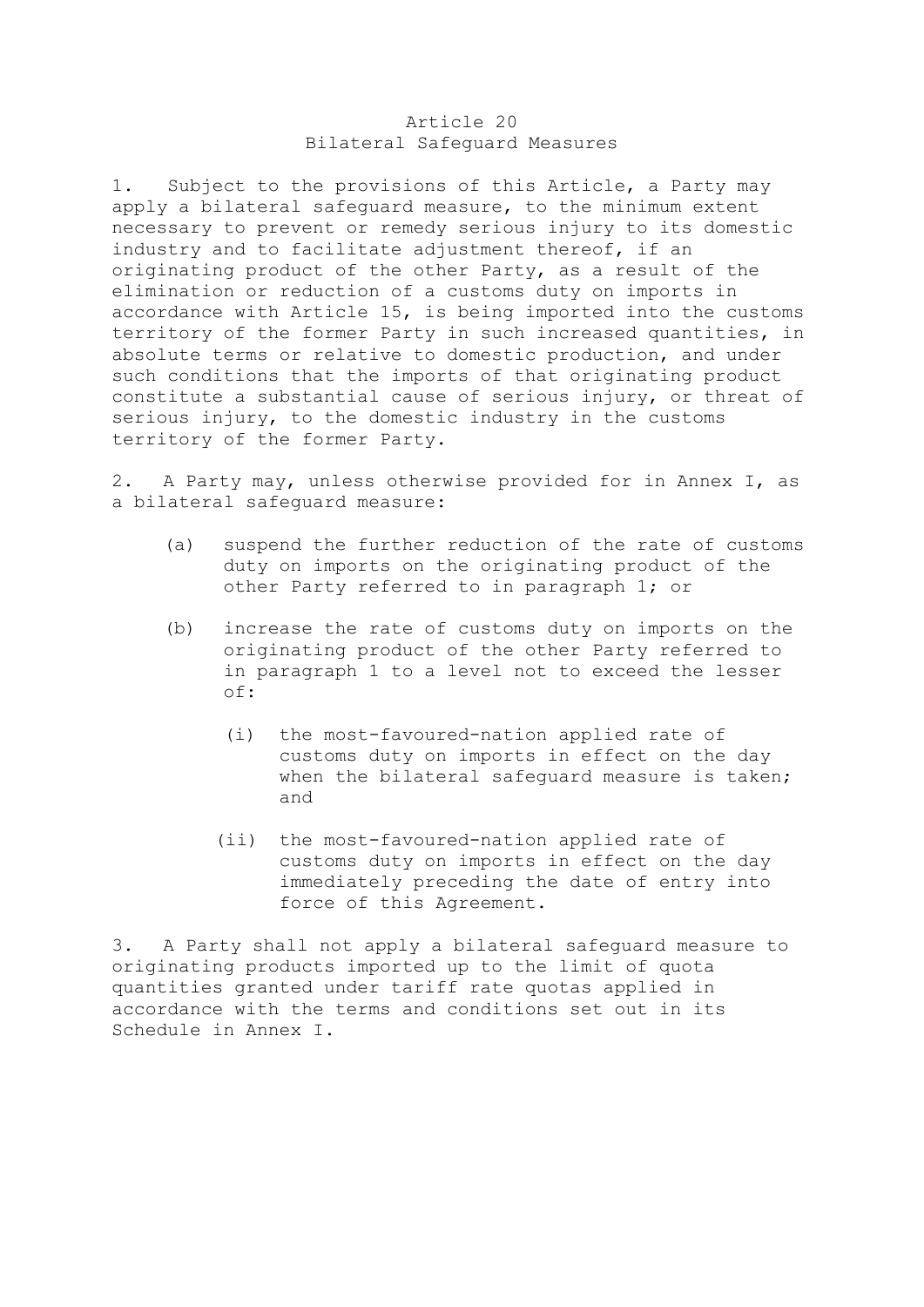## Article 20
## Bilateral Safeguard Measures

1. Subject to the provisions of this Article, a Party may apply a bilateral safeguard measure, to the minimum extent necessary to prevent or remedy serious injury to its domestic industry and to facilitate adjustment thereof, if an originating product of the other Party, as a result of the elimination or reduction of a customs duty on imports in accordance with Article 15, is being imported into the customs territory of the former Party in such increased quantities, in absolute terms or relative to domestic production, and under such conditions that the imports of that originating product constitute a substantial cause of serious injury, or threat of serious injury, to the domestic industry in the customs territory of the former Party.

2. A Party may, unless otherwise provided for in Annex I, as a bilateral safeguard measure:

(a) suspend the further reduction of the rate of customs duty on imports on the originating product of the other Party referred to in paragraph 1; or

(b) increase the rate of customs duty on imports on the originating product of the other Party referred to in paragraph 1 to a level not to exceed the lesser of:

(i) the most-favoured-nation applied rate of customs duty on imports in effect on the day when the bilateral safeguard measure is taken; and

(ii) the most-favoured-nation applied rate of customs duty on imports in effect on the day immediately preceding the date of entry into force of this Agreement.

3. A Party shall not apply a bilateral safeguard measure to originating products imported up to the limit of quota quantities granted under tariff rate quotas applied in accordance with the terms and conditions set out in its Schedule in Annex I.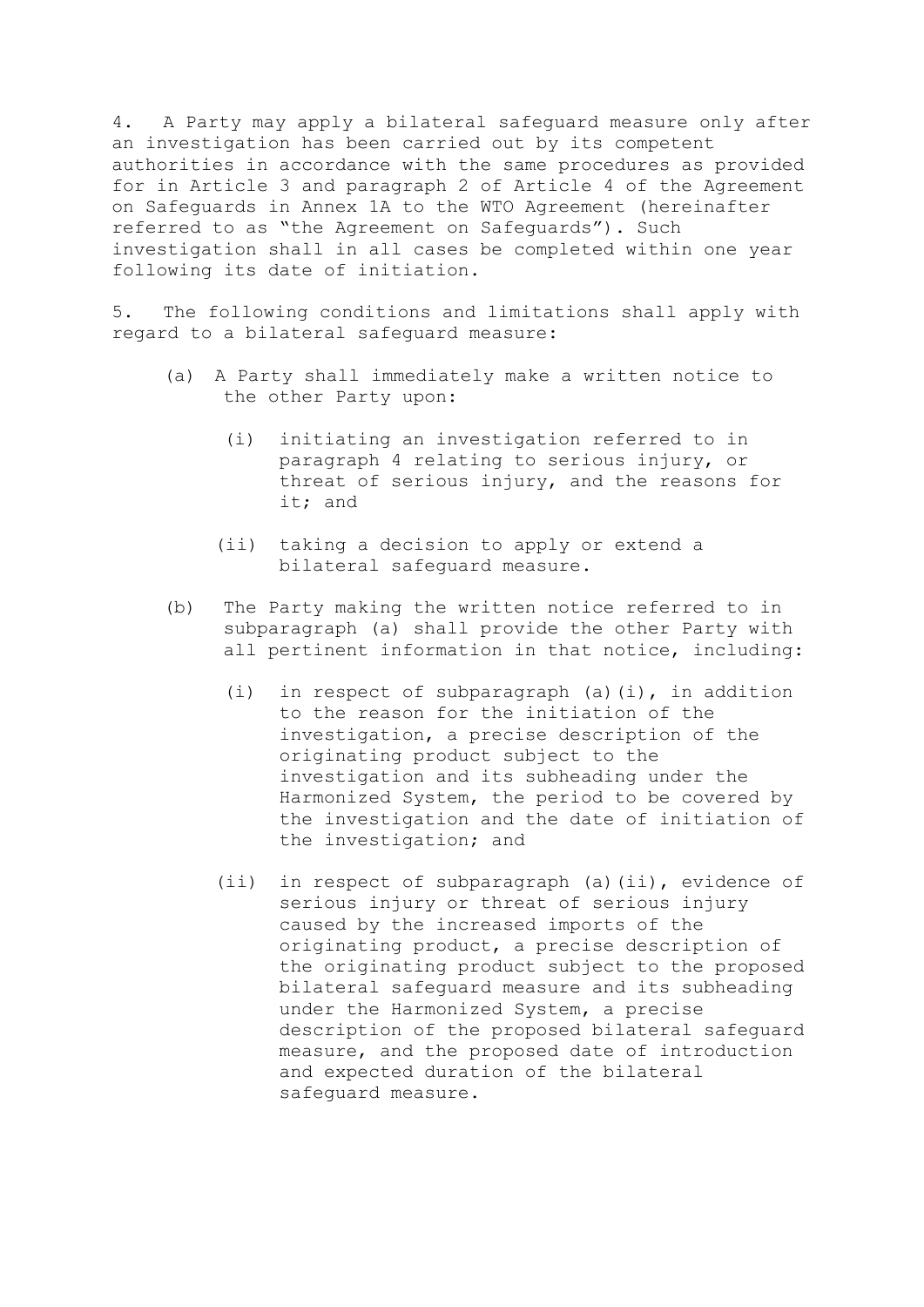4. A Party may apply a bilateral safeguard measure only after an investigation has been carried out by its competent authorities in accordance with the same procedures as provided for in Article 3 and paragraph 2 of Article 4 of the Agreement on Safeguards in Annex 1A to the WTO Agreement (hereinafter referred to as "the Agreement on Safeguards"). Such investigation shall in all cases be completed within one year following its date of initiation.

5. The following conditions and limitations shall apply with regard to a bilateral safeguard measure:

(a) A Party shall immediately make a written notice to the other Party upon:

  (i) initiating an investigation referred to in paragraph 4 relating to serious injury, or threat of serious injury, and the reasons for it; and

  (ii) taking a decision to apply or extend a bilateral safeguard measure.

(b) The Party making the written notice referred to in subparagraph (a) shall provide the other Party with all pertinent information in that notice, including:

  (i) in respect of subparagraph (a)(i), in addition to the reason for the initiation of the investigation, a precise description of the originating product subject to the investigation and its subheading under the Harmonized System, the period to be covered by the investigation and the date of initiation of the investigation; and

  (ii) in respect of subparagraph (a)(ii), evidence of serious injury or threat of serious injury caused by the increased imports of the originating product, a precise description of the originating product subject to the proposed bilateral safeguard measure and its subheading under the Harmonized System, a precise description of the proposed bilateral safeguard measure, and the proposed date of introduction and expected duration of the bilateral safeguard measure.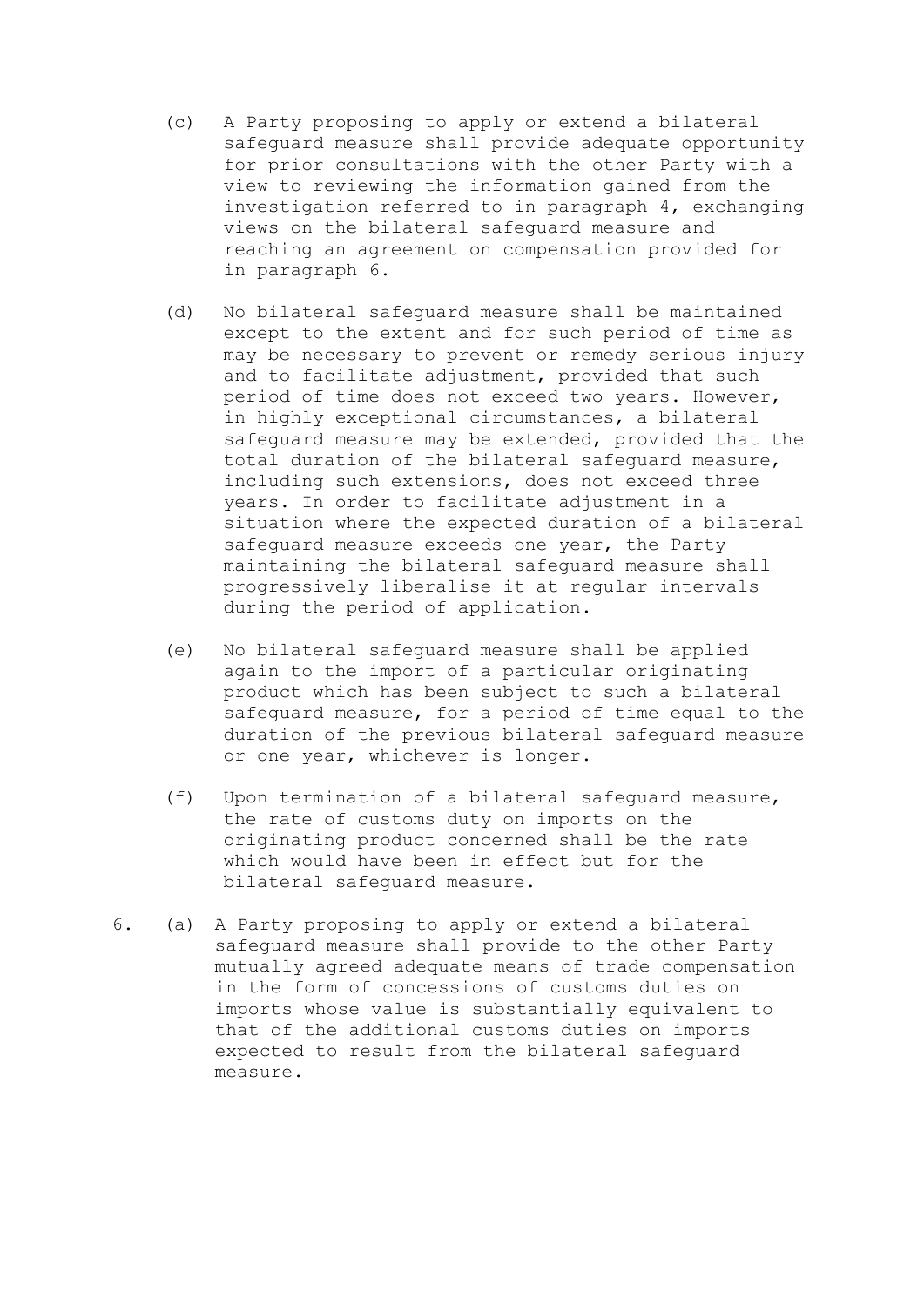(c) A Party proposing to apply or extend a bilateral safeguard measure shall provide adequate opportunity for prior consultations with the other Party with a view to reviewing the information gained from the investigation referred to in paragraph 4, exchanging views on the bilateral safeguard measure and reaching an agreement on compensation provided for in paragraph 6.

(d) No bilateral safeguard measure shall be maintained except to the extent and for such period of time as may be necessary to prevent or remedy serious injury and to facilitate adjustment, provided that such period of time does not exceed two years. However, in highly exceptional circumstances, a bilateral safeguard measure may be extended, provided that the total duration of the bilateral safeguard measure, including such extensions, does not exceed three years. In order to facilitate adjustment in a situation where the expected duration of a bilateral safeguard measure exceeds one year, the Party maintaining the bilateral safeguard measure shall progressively liberalise it at regular intervals during the period of application.

(e) No bilateral safeguard measure shall be applied again to the import of a particular originating product which has been subject to such a bilateral safeguard measure, for a period of time equal to the duration of the previous bilateral safeguard measure or one year, whichever is longer.

(f) Upon termination of a bilateral safeguard measure, the rate of customs duty on imports on the originating product concerned shall be the rate which would have been in effect but for the bilateral safeguard measure.

6. (a) A Party proposing to apply or extend a bilateral safeguard measure shall provide to the other Party mutually agreed adequate means of trade compensation in the form of concessions of customs duties on imports whose value is substantially equivalent to that of the additional customs duties on imports expected to result from the bilateral safeguard measure.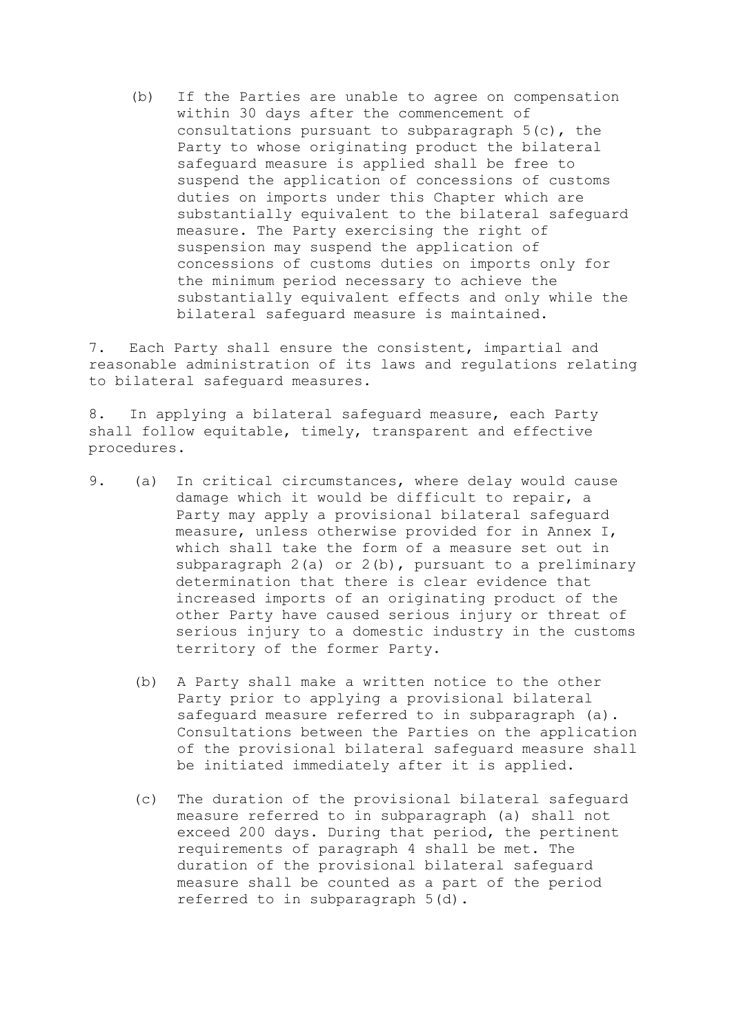(b) If the Parties are unable to agree on compensation within 30 days after the commencement of consultations pursuant to subparagraph 5(c), the Party to whose originating product the bilateral safeguard measure is applied shall be free to suspend the application of concessions of customs duties on imports under this Chapter which are substantially equivalent to the bilateral safeguard measure. The Party exercising the right of suspension may suspend the application of concessions of customs duties on imports only for the minimum period necessary to achieve the substantially equivalent effects and only while the bilateral safeguard measure is maintained.

7. Each Party shall ensure the consistent, impartial and reasonable administration of its laws and regulations relating to bilateral safeguard measures.

8. In applying a bilateral safeguard measure, each Party shall follow equitable, timely, transparent and effective procedures.

9. (a) In critical circumstances, where delay would cause damage which it would be difficult to repair, a Party may apply a provisional bilateral safeguard measure, unless otherwise provided for in Annex I, which shall take the form of a measure set out in subparagraph 2(a) or 2(b), pursuant to a preliminary determination that there is clear evidence that increased imports of an originating product of the other Party have caused serious injury or threat of serious injury to a domestic industry in the customs territory of the former Party.

(b) A Party shall make a written notice to the other Party prior to applying a provisional bilateral safeguard measure referred to in subparagraph (a). Consultations between the Parties on the application of the provisional bilateral safeguard measure shall be initiated immediately after it is applied.

(c) The duration of the provisional bilateral safeguard measure referred to in subparagraph (a) shall not exceed 200 days. During that period, the pertinent requirements of paragraph 4 shall be met. The duration of the provisional bilateral safeguard measure shall be counted as a part of the period referred to in subparagraph 5(d).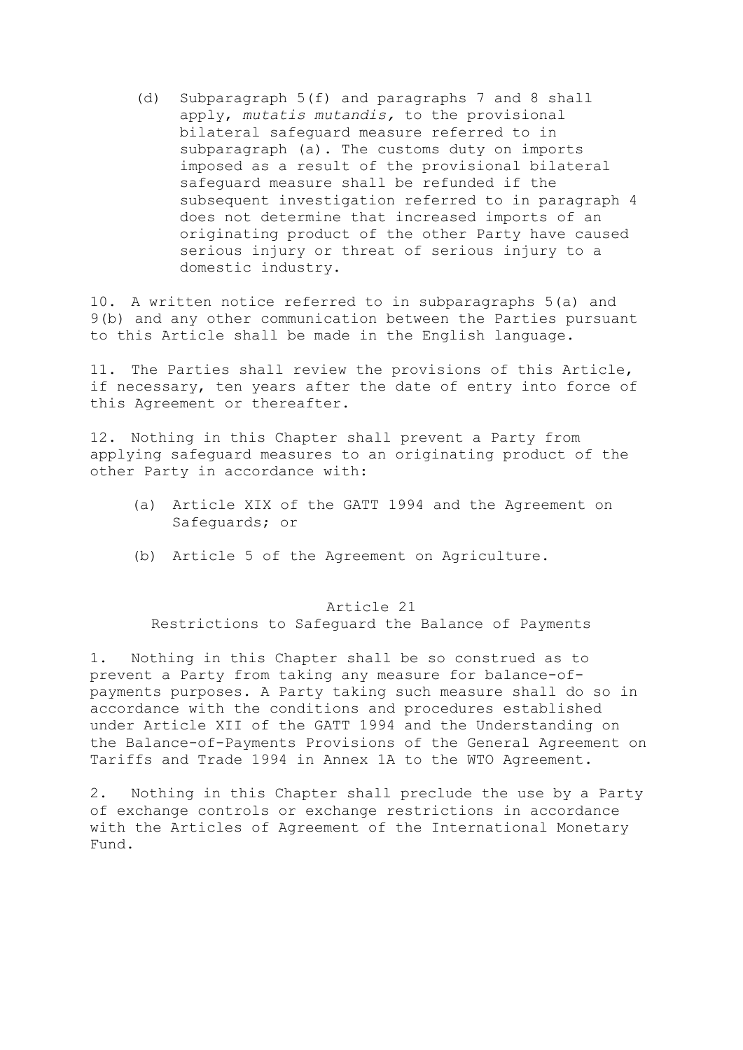(d) Subparagraph 5(f) and paragraphs 7 and 8 shall apply, *mutatis mutandis,* to the provisional bilateral safeguard measure referred to in subparagraph (a). The customs duty on imports imposed as a result of the provisional bilateral safeguard measure shall be refunded if the subsequent investigation referred to in paragraph 4 does not determine that increased imports of an originating product of the other Party have caused serious injury or threat of serious injury to a domestic industry.

10. A written notice referred to in subparagraphs 5(a) and 9(b) and any other communication between the Parties pursuant to this Article shall be made in the English language.

11. The Parties shall review the provisions of this Article, if necessary, ten years after the date of entry into force of this Agreement or thereafter.

12. Nothing in this Chapter shall prevent a Party from applying safeguard measures to an originating product of the other Party in accordance with:

(a) Article XIX of the GATT 1994 and the Agreement on Safeguards; or

(b) Article 5 of the Agreement on Agriculture.

## Article 21
## Restrictions to Safeguard the Balance of Payments

1. Nothing in this Chapter shall be so construed as to prevent a Party from taking any measure for balance-of-payments purposes. A Party taking such measure shall do so in accordance with the conditions and procedures established under Article XII of the GATT 1994 and the Understanding on the Balance-of-Payments Provisions of the General Agreement on Tariffs and Trade 1994 in Annex 1A to the WTO Agreement.

2. Nothing in this Chapter shall preclude the use by a Party of exchange controls or exchange restrictions in accordance with the Articles of Agreement of the International Monetary Fund.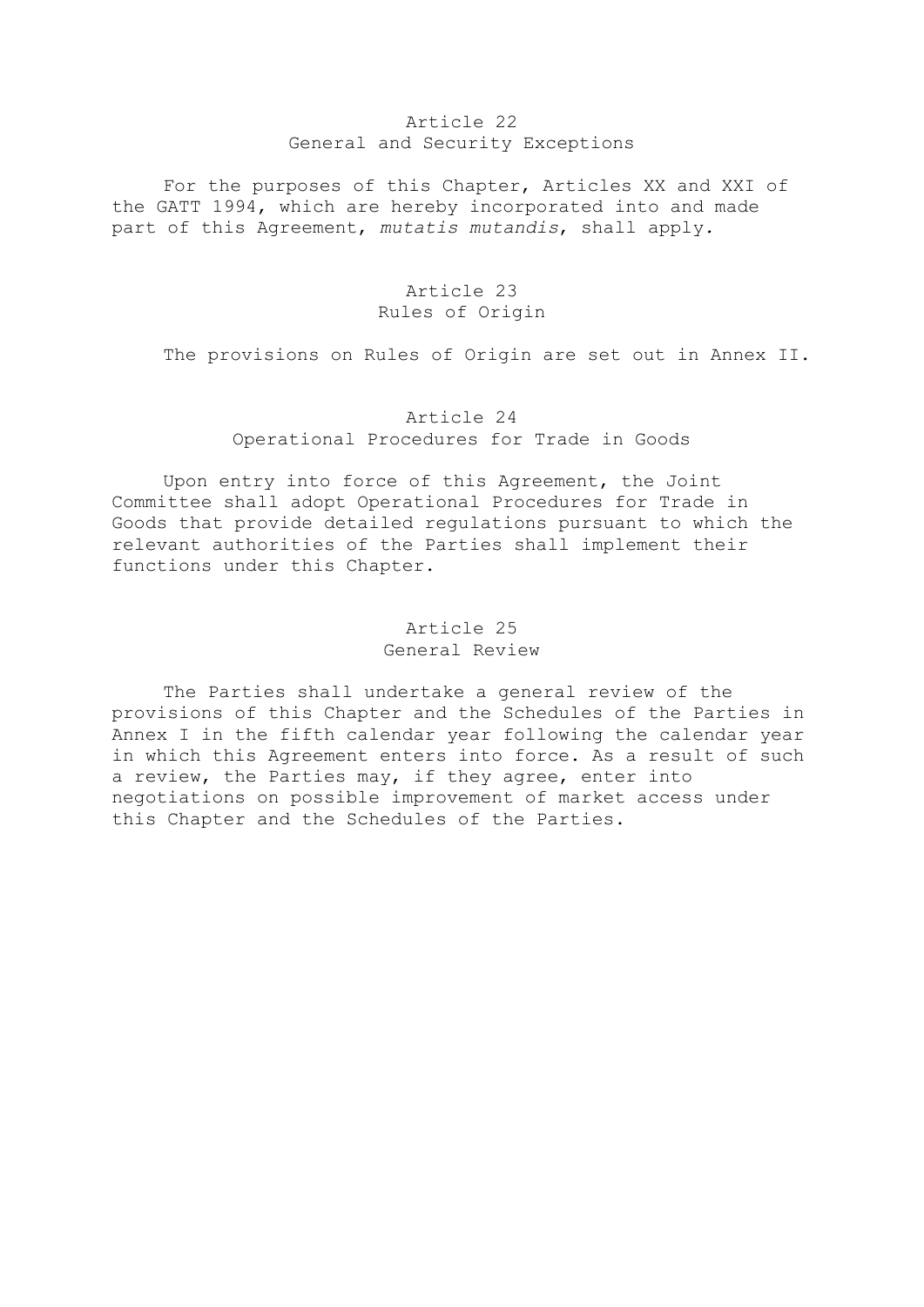## Article 22
## General and Security Exceptions

For the purposes of this Chapter, Articles XX and XXI of the GATT 1994, which are hereby incorporated into and made part of this Agreement, *mutatis mutandis*, shall apply.

## Article 23
## Rules of Origin

The provisions on Rules of Origin are set out in Annex II.

## Article 24
## Operational Procedures for Trade in Goods

Upon entry into force of this Agreement, the Joint Committee shall adopt Operational Procedures for Trade in Goods that provide detailed regulations pursuant to which the relevant authorities of the Parties shall implement their functions under this Chapter.

## Article 25
## General Review

The Parties shall undertake a general review of the provisions of this Chapter and the Schedules of the Parties in Annex I in the fifth calendar year following the calendar year in which this Agreement enters into force. As a result of such a review, the Parties may, if they agree, enter into negotiations on possible improvement of market access under this Chapter and the Schedules of the Parties.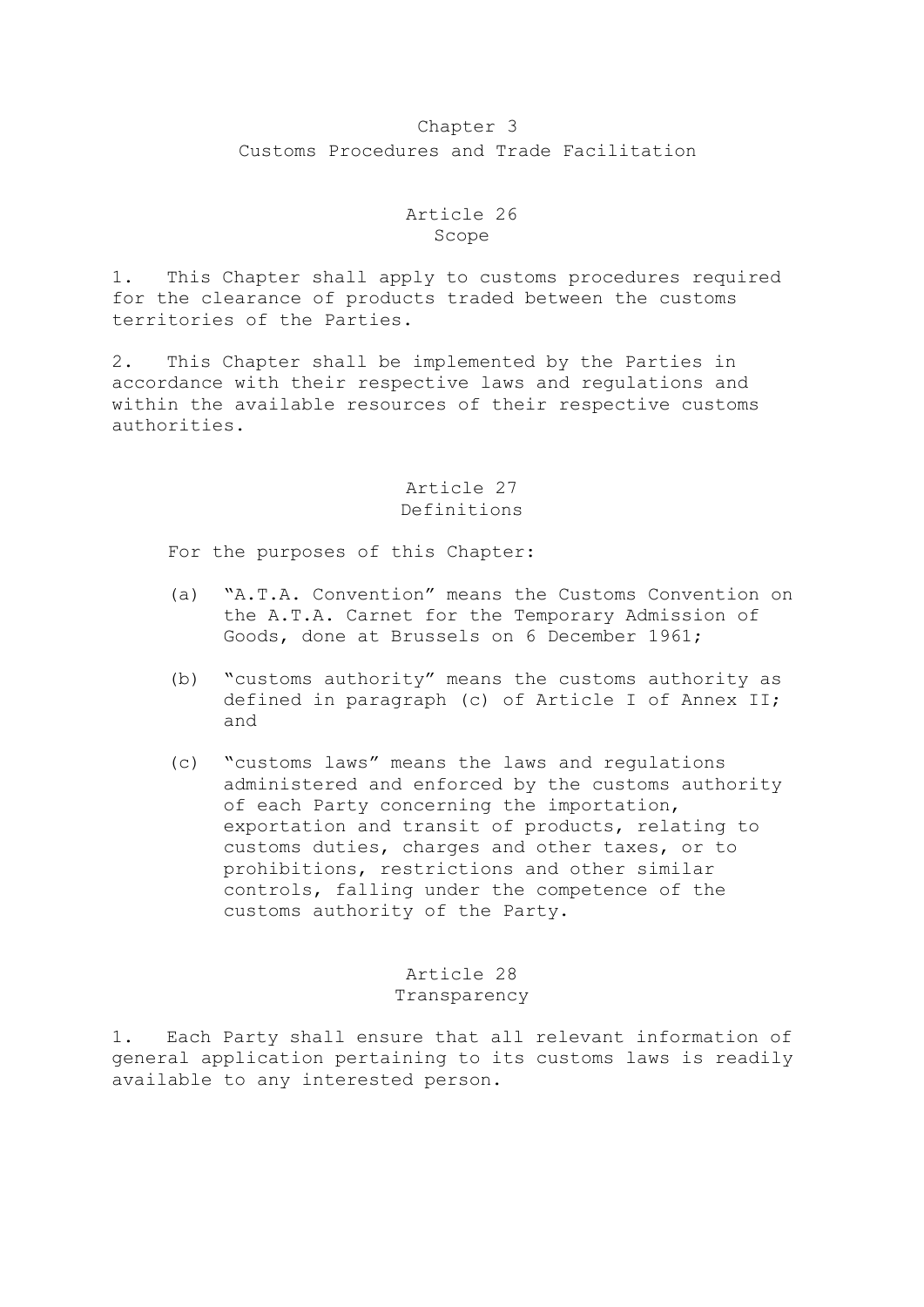## Chapter 3
## Customs Procedures and Trade Facilitation

### Article 26
### Scope

1. This Chapter shall apply to customs procedures required for the clearance of products traded between the customs territories of the Parties.

2. This Chapter shall be implemented by the Parties in accordance with their respective laws and regulations and within the available resources of their respective customs authorities.

### Article 27
### Definitions

For the purposes of this Chapter:

(a) "A.T.A. Convention" means the Customs Convention on the A.T.A. Carnet for the Temporary Admission of Goods, done at Brussels on 6 December 1961;

(b) "customs authority" means the customs authority as defined in paragraph (c) of Article I of Annex II; and

(c) "customs laws" means the laws and regulations administered and enforced by the customs authority of each Party concerning the importation, exportation and transit of products, relating to customs duties, charges and other taxes, or to prohibitions, restrictions and other similar controls, falling under the competence of the customs authority of the Party.

### Article 28
### Transparency

1. Each Party shall ensure that all relevant information of general application pertaining to its customs laws is readily available to any interested person.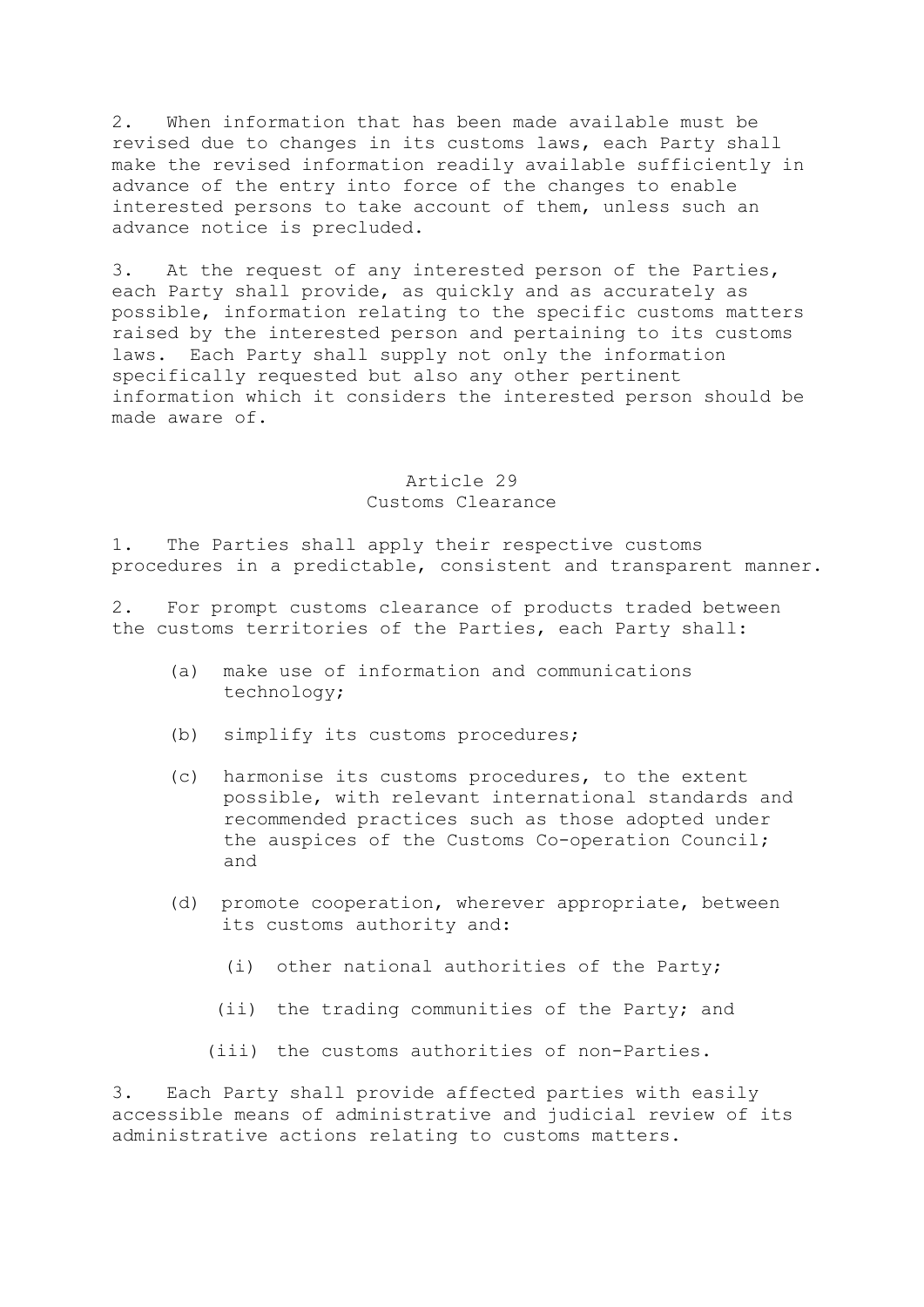2. When information that has been made available must be revised due to changes in its customs laws, each Party shall make the revised information readily available sufficiently in advance of the entry into force of the changes to enable interested persons to take account of them, unless such an advance notice is precluded.

3. At the request of any interested person of the Parties, each Party shall provide, as quickly and as accurately as possible, information relating to the specific customs matters raised by the interested person and pertaining to its customs laws. Each Party shall supply not only the information specifically requested but also any other pertinent information which it considers the interested person should be made aware of.

## Article 29
## Customs Clearance

1. The Parties shall apply their respective customs procedures in a predictable, consistent and transparent manner.

2. For prompt customs clearance of products traded between the customs territories of the Parties, each Party shall:

   (a) make use of information and communications technology;

   (b) simplify its customs procedures;

   (c) harmonise its customs procedures, to the extent possible, with relevant international standards and recommended practices such as those adopted under the auspices of the Customs Co-operation Council; and

   (d) promote cooperation, wherever appropriate, between its customs authority and:

      (i) other national authorities of the Party;

      (ii) the trading communities of the Party; and

      (iii) the customs authorities of non-Parties.

3. Each Party shall provide affected parties with easily accessible means of administrative and judicial review of its administrative actions relating to customs matters.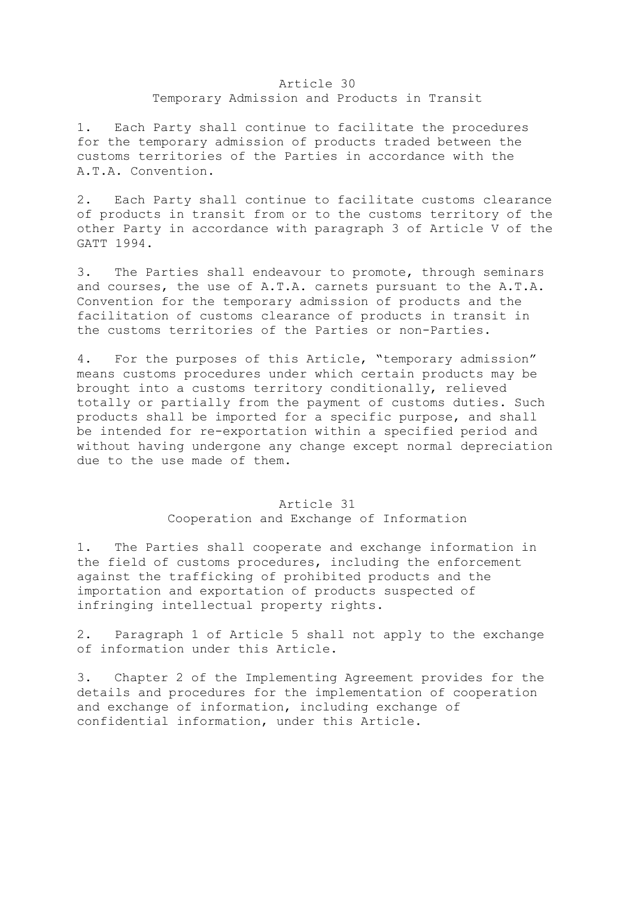## Article 30
### Temporary Admission and Products in Transit

1. Each Party shall continue to facilitate the procedures for the temporary admission of products traded between the customs territories of the Parties in accordance with the A.T.A. Convention.

2. Each Party shall continue to facilitate customs clearance of products in transit from or to the customs territory of the other Party in accordance with paragraph 3 of Article V of the GATT 1994.

3. The Parties shall endeavour to promote, through seminars and courses, the use of A.T.A. carnets pursuant to the A.T.A. Convention for the temporary admission of products and the facilitation of customs clearance of products in transit in the customs territories of the Parties or non-Parties.

4. For the purposes of this Article, "temporary admission" means customs procedures under which certain products may be brought into a customs territory conditionally, relieved totally or partially from the payment of customs duties. Such products shall be imported for a specific purpose, and shall be intended for re-exportation within a specified period and without having undergone any change except normal depreciation due to the use made of them.

## Article 31
### Cooperation and Exchange of Information

1. The Parties shall cooperate and exchange information in the field of customs procedures, including the enforcement against the trafficking of prohibited products and the importation and exportation of products suspected of infringing intellectual property rights.

2. Paragraph 1 of Article 5 shall not apply to the exchange of information under this Article.

3. Chapter 2 of the Implementing Agreement provides for the details and procedures for the implementation of cooperation and exchange of information, including exchange of confidential information, under this Article.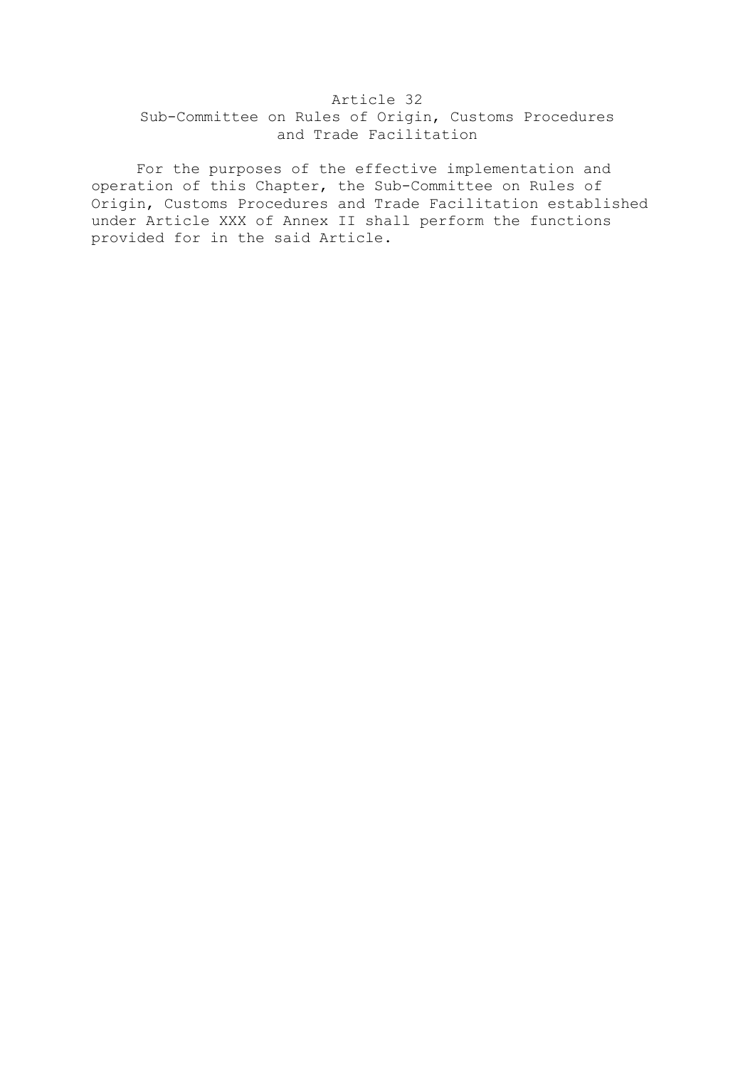## Article 32
## Sub-Committee on Rules of Origin, Customs Procedures and Trade Facilitation

For the purposes of the effective implementation and operation of this Chapter, the Sub-Committee on Rules of Origin, Customs Procedures and Trade Facilitation established under Article XXX of Annex II shall perform the functions provided for in the said Article.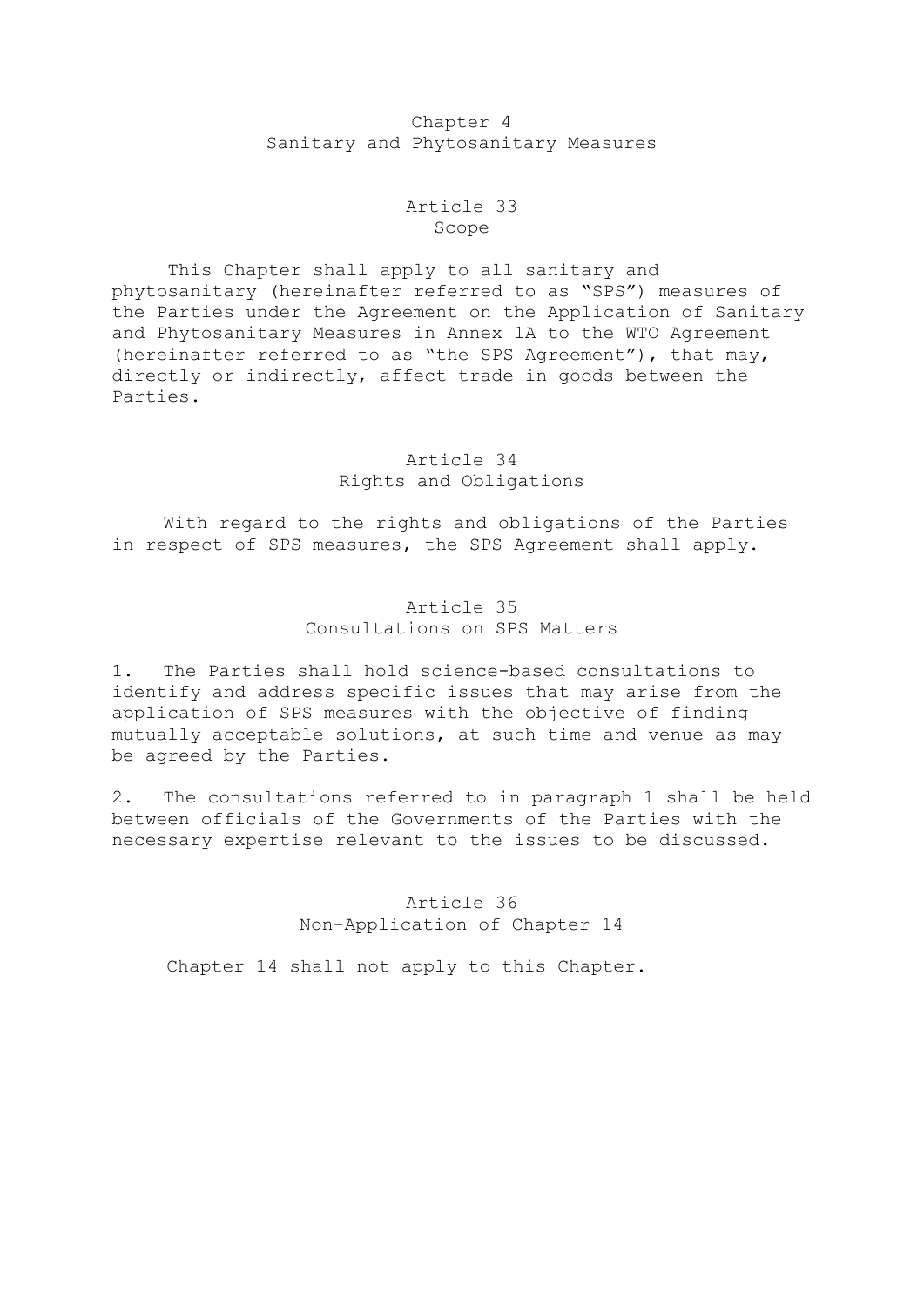# Chapter 4
# Sanitary and Phytosanitary Measures

## Article 33
## Scope

This Chapter shall apply to all sanitary and phytosanitary (hereinafter referred to as "SPS") measures of the Parties under the Agreement on the Application of Sanitary and Phytosanitary Measures in Annex 1A to the WTO Agreement (hereinafter referred to as "the SPS Agreement"), that may, directly or indirectly, affect trade in goods between the Parties.

## Article 34
## Rights and Obligations

With regard to the rights and obligations of the Parties in respect of SPS measures, the SPS Agreement shall apply.

## Article 35
## Consultations on SPS Matters

1. The Parties shall hold science-based consultations to identify and address specific issues that may arise from the application of SPS measures with the objective of finding mutually acceptable solutions, at such time and venue as may be agreed by the Parties.

2. The consultations referred to in paragraph 1 shall be held between officials of the Governments of the Parties with the necessary expertise relevant to the issues to be discussed.

## Article 36
## Non-Application of Chapter 14

Chapter 14 shall not apply to this Chapter.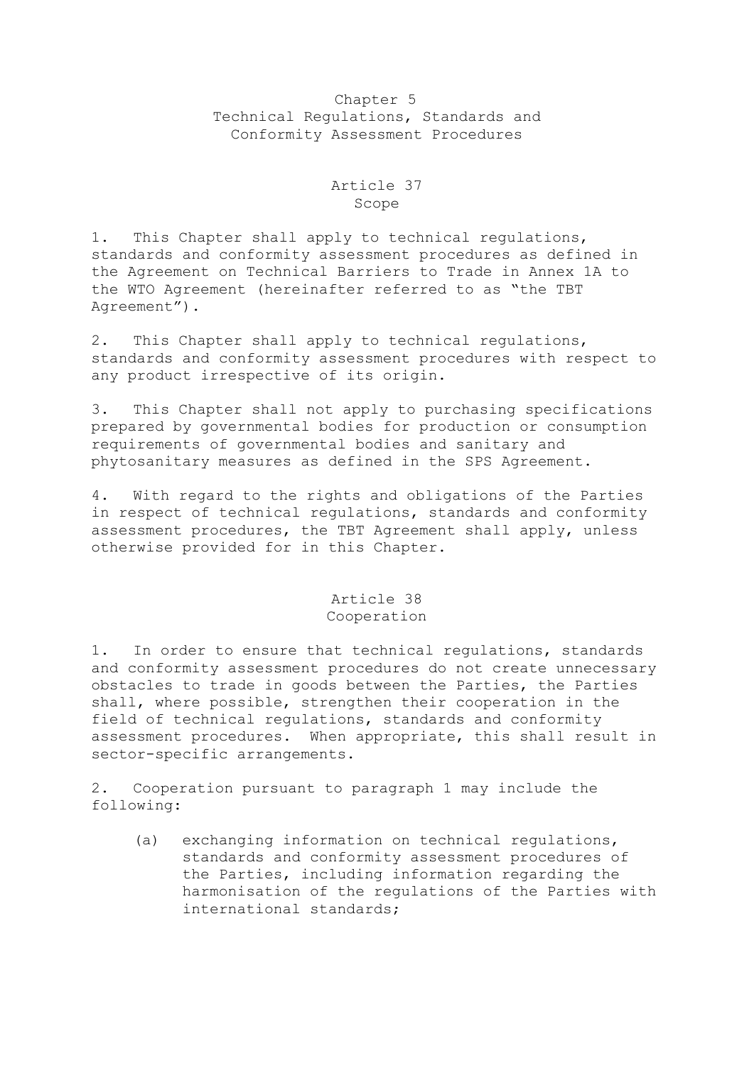# Chapter 5
# Technical Regulations, Standards and Conformity Assessment Procedures

## Article 37
## Scope

1. This Chapter shall apply to technical regulations, standards and conformity assessment procedures as defined in the Agreement on Technical Barriers to Trade in Annex 1A to the WTO Agreement (hereinafter referred to as "the TBT Agreement").

2. This Chapter shall apply to technical regulations, standards and conformity assessment procedures with respect to any product irrespective of its origin.

3. This Chapter shall not apply to purchasing specifications prepared by governmental bodies for production or consumption requirements of governmental bodies and sanitary and phytosanitary measures as defined in the SPS Agreement.

4. With regard to the rights and obligations of the Parties in respect of technical regulations, standards and conformity assessment procedures, the TBT Agreement shall apply, unless otherwise provided for in this Chapter.

## Article 38
## Cooperation

1. In order to ensure that technical regulations, standards and conformity assessment procedures do not create unnecessary obstacles to trade in goods between the Parties, the Parties shall, where possible, strengthen their cooperation in the field of technical regulations, standards and conformity assessment procedures. When appropriate, this shall result in sector-specific arrangements.

2. Cooperation pursuant to paragraph 1 may include the following:

(a) exchanging information on technical regulations, standards and conformity assessment procedures of the Parties, including information regarding the harmonisation of the regulations of the Parties with international standards;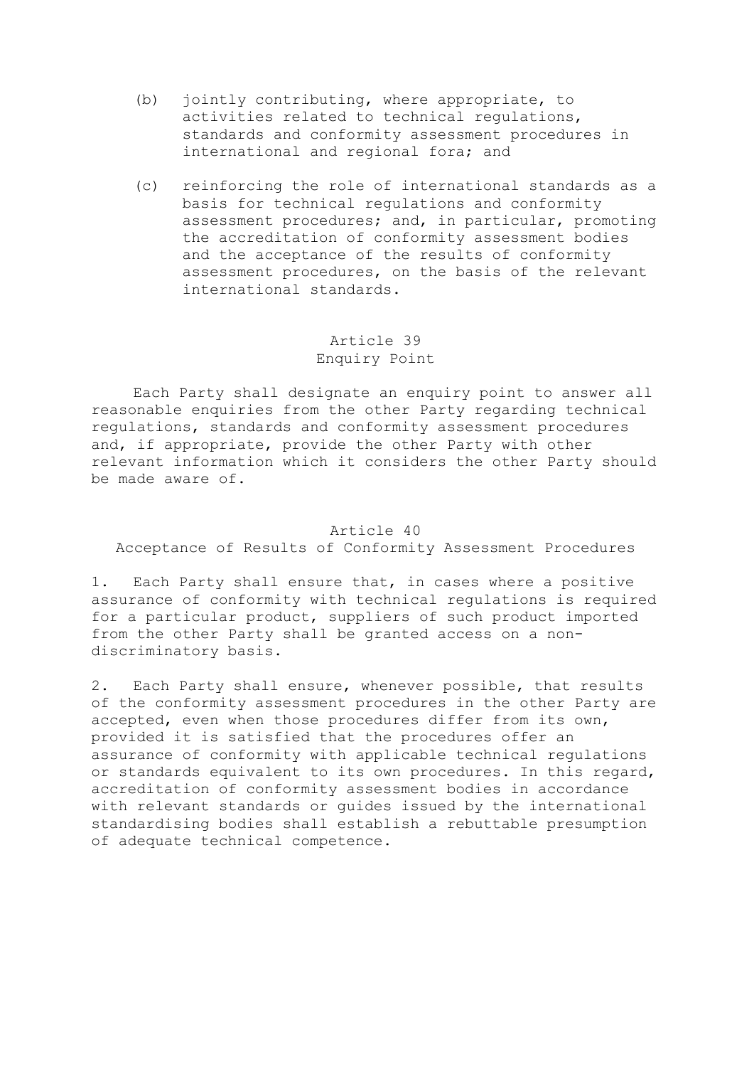(b) jointly contributing, where appropriate, to activities related to technical regulations, standards and conformity assessment procedures in international and regional fora; and

(c) reinforcing the role of international standards as a basis for technical regulations and conformity assessment procedures; and, in particular, promoting the accreditation of conformity assessment bodies and the acceptance of the results of conformity assessment procedures, on the basis of the relevant international standards.

## Article 39
## Enquiry Point

Each Party shall designate an enquiry point to answer all reasonable enquiries from the other Party regarding technical regulations, standards and conformity assessment procedures and, if appropriate, provide the other Party with other relevant information which it considers the other Party should be made aware of.

## Article 40
## Acceptance of Results of Conformity Assessment Procedures

1. Each Party shall ensure that, in cases where a positive assurance of conformity with technical regulations is required for a particular product, suppliers of such product imported from the other Party shall be granted access on a non-discriminatory basis.

2. Each Party shall ensure, whenever possible, that results of the conformity assessment procedures in the other Party are accepted, even when those procedures differ from its own, provided it is satisfied that the procedures offer an assurance of conformity with applicable technical regulations or standards equivalent to its own procedures. In this regard, accreditation of conformity assessment bodies in accordance with relevant standards or guides issued by the international standardising bodies shall establish a rebuttable presumption of adequate technical competence.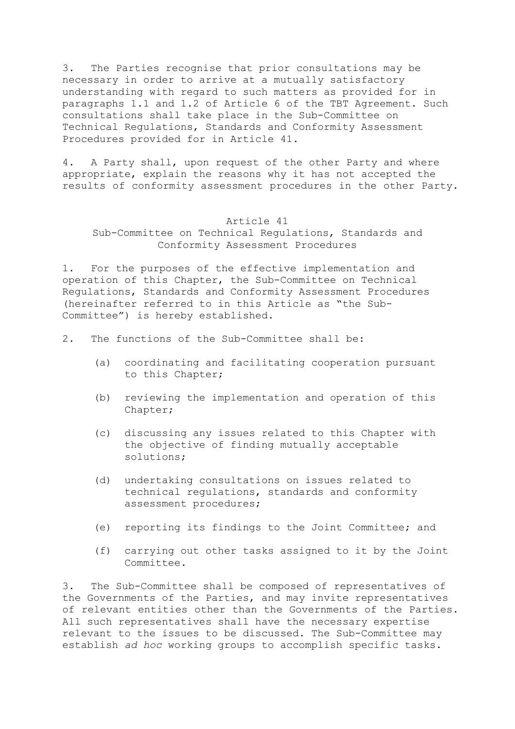3. The Parties recognise that prior consultations may be necessary in order to arrive at a mutually satisfactory understanding with regard to such matters as provided for in paragraphs 1.1 and 1.2 of Article 6 of the TBT Agreement. Such consultations shall take place in the Sub-Committee on Technical Regulations, Standards and Conformity Assessment Procedures provided for in Article 41.

4. A Party shall, upon request of the other Party and where appropriate, explain the reasons why it has not accepted the results of conformity assessment procedures in the other Party.

## Article 41
## Sub-Committee on Technical Regulations, Standards and Conformity Assessment Procedures

1. For the purposes of the effective implementation and operation of this Chapter, the Sub-Committee on Technical Regulations, Standards and Conformity Assessment Procedures (hereinafter referred to in this Article as "the Sub-Committee") is hereby established.

2. The functions of the Sub-Committee shall be:

(a) coordinating and facilitating cooperation pursuant to this Chapter;

(b) reviewing the implementation and operation of this Chapter;

(c) discussing any issues related to this Chapter with the objective of finding mutually acceptable solutions;

(d) undertaking consultations on issues related to technical regulations, standards and conformity assessment procedures;

(e) reporting its findings to the Joint Committee; and

(f) carrying out other tasks assigned to it by the Joint Committee.

3. The Sub-Committee shall be composed of representatives of the Governments of the Parties, and may invite representatives of relevant entities other than the Governments of the Parties. All such representatives shall have the necessary expertise relevant to the issues to be discussed. The Sub-Committee may establish *ad hoc* working groups to accomplish specific tasks.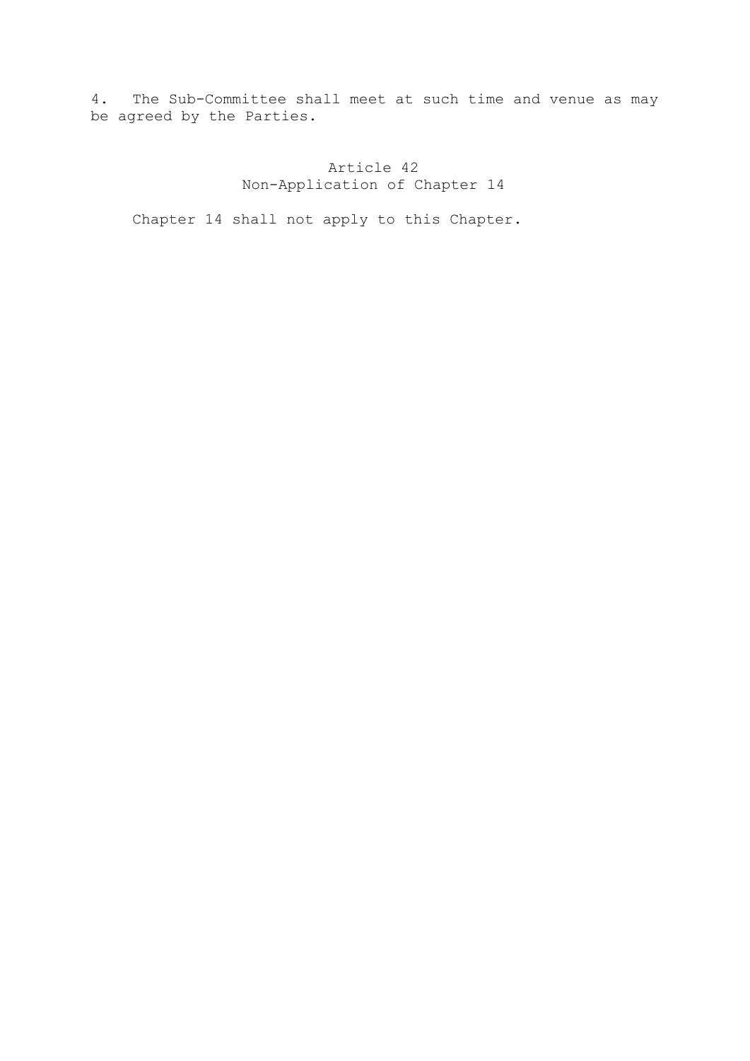4. The Sub-Committee shall meet at such time and venue as may be agreed by the Parties.

### Article 42
### Non-Application of Chapter 14

Chapter 14 shall not apply to this Chapter.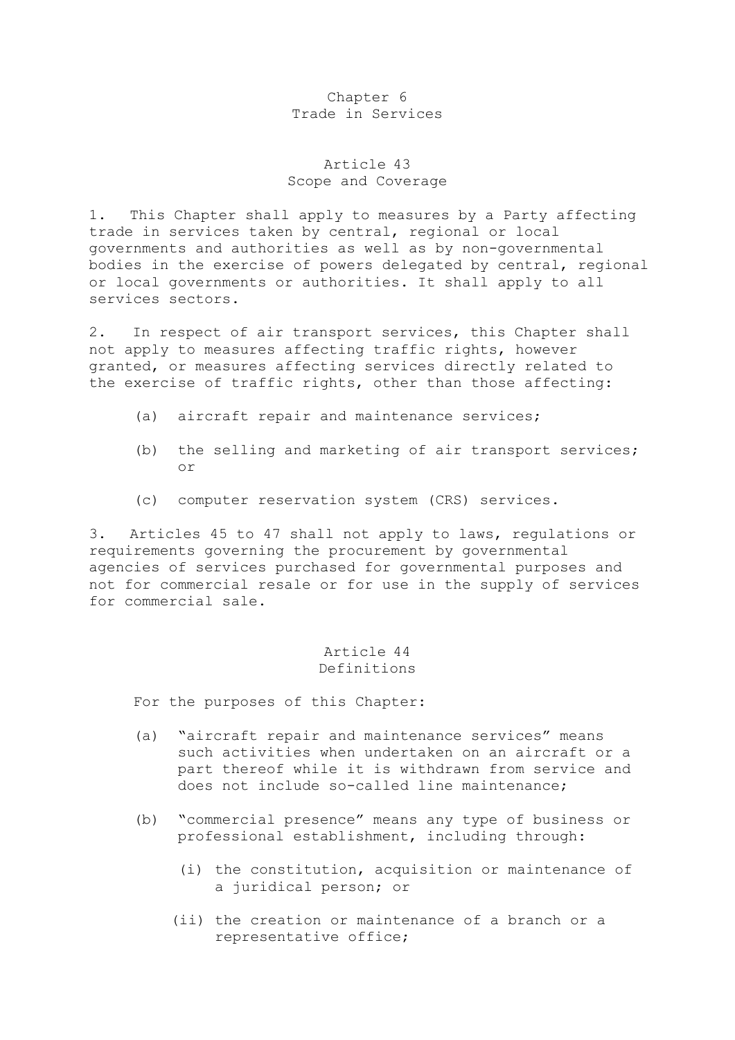# Chapter 6
# Trade in Services

## Article 43
## Scope and Coverage

1. This Chapter shall apply to measures by a Party affecting trade in services taken by central, regional or local governments and authorities as well as by non-governmental bodies in the exercise of powers delegated by central, regional or local governments or authorities. It shall apply to all services sectors.

2. In respect of air transport services, this Chapter shall not apply to measures affecting traffic rights, however granted, or measures affecting services directly related to the exercise of traffic rights, other than those affecting:

- (a) aircraft repair and maintenance services;
- (b) the selling and marketing of air transport services; or
- (c) computer reservation system (CRS) services.

3. Articles 45 to 47 shall not apply to laws, regulations or requirements governing the procurement by governmental agencies of services purchased for governmental purposes and not for commercial resale or for use in the supply of services for commercial sale.

## Article 44
## Definitions

For the purposes of this Chapter:

- (a) "aircraft repair and maintenance services" means such activities when undertaken on an aircraft or a part thereof while it is withdrawn from service and does not include so-called line maintenance;
- (b) "commercial presence" means any type of business or professional establishment, including through:
  - (i) the constitution, acquisition or maintenance of a juridical person; or
  - (ii) the creation or maintenance of a branch or a representative office;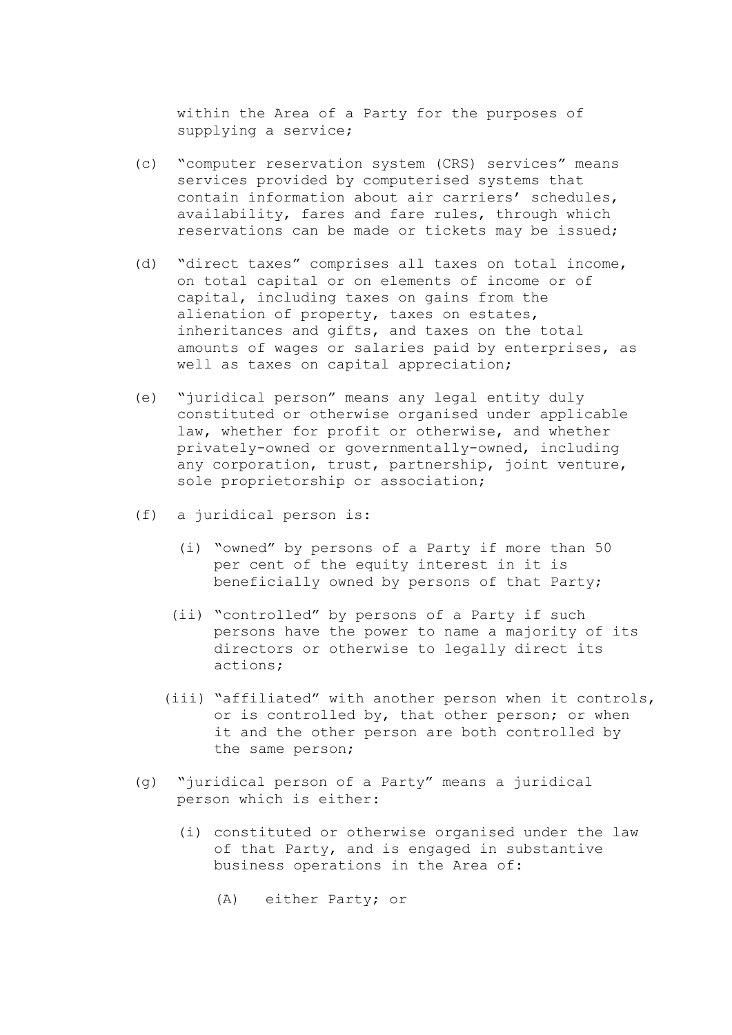within the Area of a Party for the purposes of supplying a service;

(c) "computer reservation system (CRS) services" means services provided by computerised systems that contain information about air carriers' schedules, availability, fares and fare rules, through which reservations can be made or tickets may be issued;

(d) "direct taxes" comprises all taxes on total income, on total capital or on elements of income or of capital, including taxes on gains from the alienation of property, taxes on estates, inheritances and gifts, and taxes on the total amounts of wages or salaries paid by enterprises, as well as taxes on capital appreciation;

(e) "juridical person" means any legal entity duly constituted or otherwise organised under applicable law, whether for profit or otherwise, and whether privately-owned or governmentally-owned, including any corporation, trust, partnership, joint venture, sole proprietorship or association;

(f) a juridical person is:

  (i) "owned" by persons of a Party if more than 50 per cent of the equity interest in it is beneficially owned by persons of that Party;

  (ii) "controlled" by persons of a Party if such persons have the power to name a majority of its directors or otherwise to legally direct its actions;

  (iii) "affiliated" with another person when it controls, or is controlled by, that other person; or when it and the other person are both controlled by the same person;

(g) "juridical person of a Party" means a juridical person which is either:

  (i) constituted or otherwise organised under the law of that Party, and is engaged in substantive business operations in the Area of:

    (A) either Party; or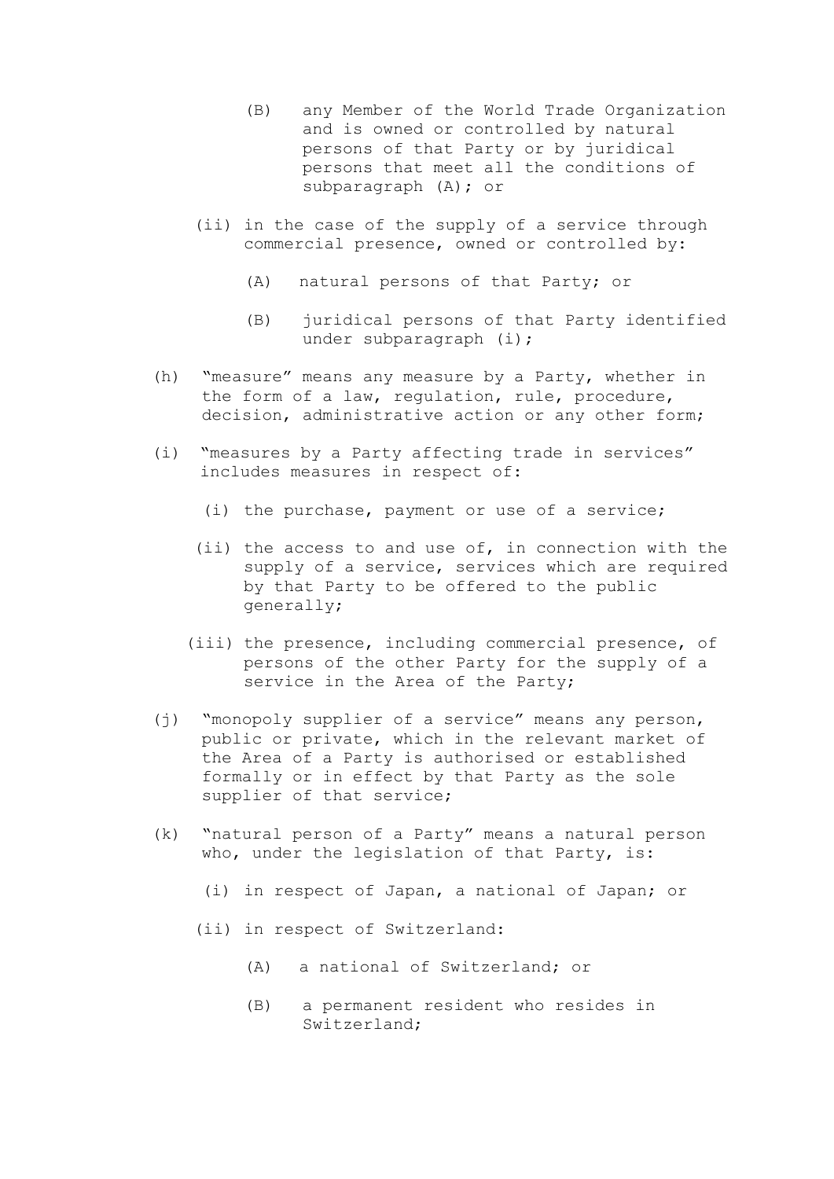(B) any Member of the World Trade Organization and is owned or controlled by natural persons of that Party or by juridical persons that meet all the conditions of subparagraph (A); or

(ii) in the case of the supply of a service through commercial presence, owned or controlled by:

(A) natural persons of that Party; or

(B) juridical persons of that Party identified under subparagraph (i);

(h) "measure" means any measure by a Party, whether in the form of a law, regulation, rule, procedure, decision, administrative action or any other form;

(i) "measures by a Party affecting trade in services" includes measures in respect of:

(i) the purchase, payment or use of a service;

(ii) the access to and use of, in connection with the supply of a service, services which are required by that Party to be offered to the public generally;

(iii) the presence, including commercial presence, of persons of the other Party for the supply of a service in the Area of the Party;

(j) "monopoly supplier of a service" means any person, public or private, which in the relevant market of the Area of a Party is authorised or established formally or in effect by that Party as the sole supplier of that service;

(k) "natural person of a Party" means a natural person who, under the legislation of that Party, is:

(i) in respect of Japan, a national of Japan; or

(ii) in respect of Switzerland:

(A) a national of Switzerland; or

(B) a permanent resident who resides in Switzerland;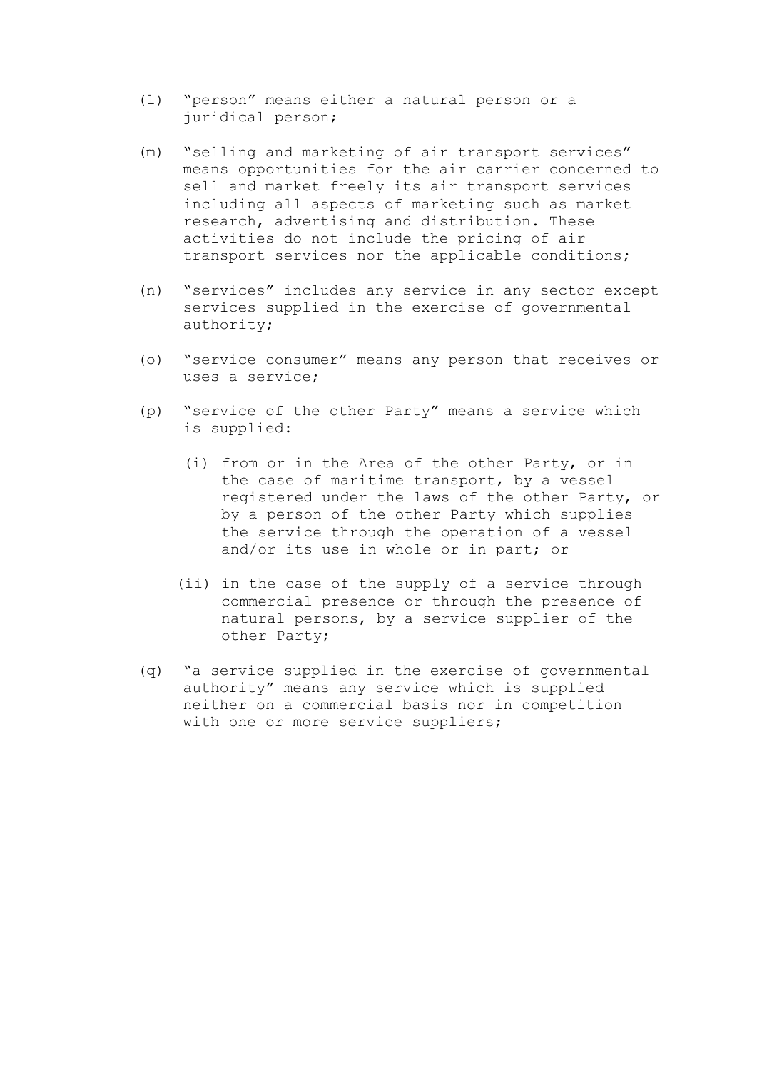(l) "person" means either a natural person or a juridical person;

(m) "selling and marketing of air transport services" means opportunities for the air carrier concerned to sell and market freely its air transport services including all aspects of marketing such as market research, advertising and distribution. These activities do not include the pricing of air transport services nor the applicable conditions;

(n) "services" includes any service in any sector except services supplied in the exercise of governmental authority;

(o) "service consumer" means any person that receives or uses a service;

(p) "service of the other Party" means a service which is supplied:

   (i) from or in the Area of the other Party, or in the case of maritime transport, by a vessel registered under the laws of the other Party, or by a person of the other Party which supplies the service through the operation of a vessel and/or its use in whole or in part; or

   (ii) in the case of the supply of a service through commercial presence or through the presence of natural persons, by a service supplier of the other Party;

(q) "a service supplied in the exercise of governmental authority" means any service which is supplied neither on a commercial basis nor in competition with one or more service suppliers;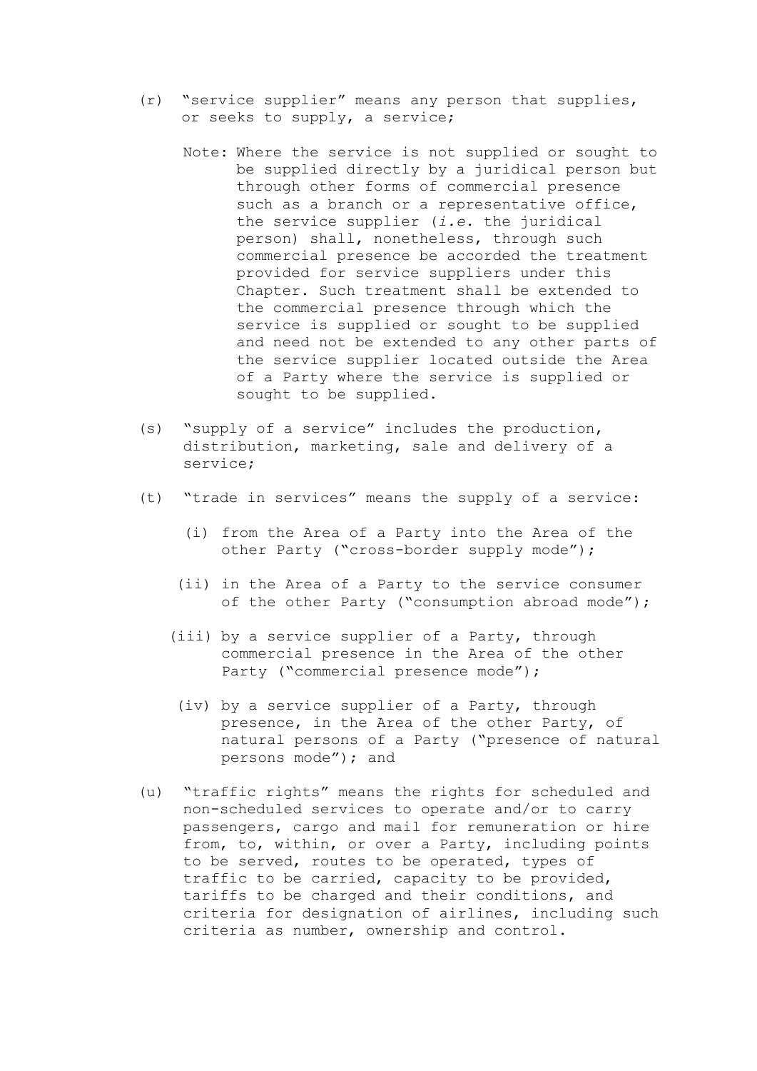(r) "service supplier" means any person that supplies, or seeks to supply, a service;

  Note: Where the service is not supplied or sought to be supplied directly by a juridical person but through other forms of commercial presence such as a branch or a representative office, the service supplier (*i.e.* the juridical person) shall, nonetheless, through such commercial presence be accorded the treatment provided for service suppliers under this Chapter. Such treatment shall be extended to the commercial presence through which the service is supplied or sought to be supplied and need not be extended to any other parts of the service supplier located outside the Area of a Party where the service is supplied or sought to be supplied.

(s) "supply of a service" includes the production, distribution, marketing, sale and delivery of a service;

(t) "trade in services" means the supply of a service:

  (i) from the Area of a Party into the Area of the other Party ("cross-border supply mode");

  (ii) in the Area of a Party to the service consumer of the other Party ("consumption abroad mode");

  (iii) by a service supplier of a Party, through commercial presence in the Area of the other Party ("commercial presence mode");

  (iv) by a service supplier of a Party, through presence, in the Area of the other Party, of natural persons of a Party ("presence of natural persons mode"); and

(u) "traffic rights" means the rights for scheduled and non-scheduled services to operate and/or to carry passengers, cargo and mail for remuneration or hire from, to, within, or over a Party, including points to be served, routes to be operated, types of traffic to be carried, capacity to be provided, tariffs to be charged and their conditions, and criteria for designation of airlines, including such criteria as number, ownership and control.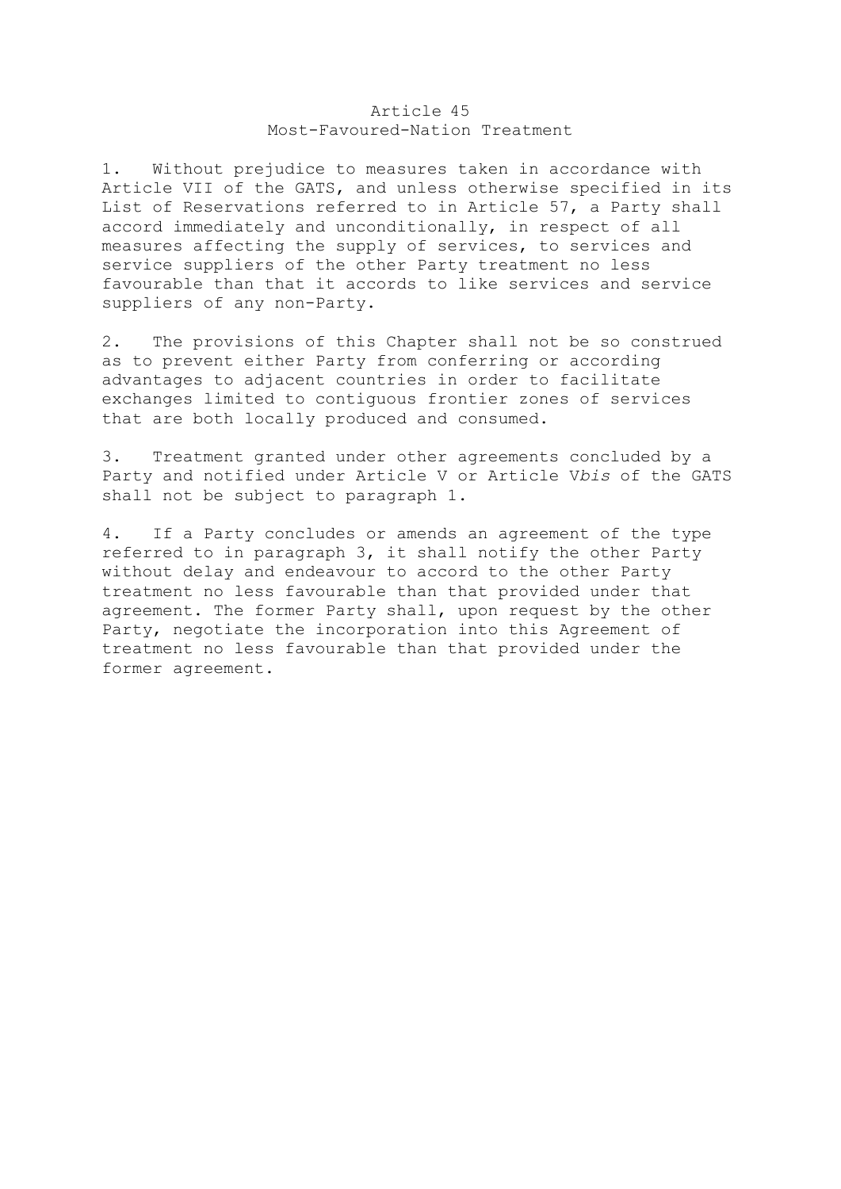## Article 45
## Most-Favoured-Nation Treatment

1. Without prejudice to measures taken in accordance with Article VII of the GATS, and unless otherwise specified in its List of Reservations referred to in Article 57, a Party shall accord immediately and unconditionally, in respect of all measures affecting the supply of services, to services and service suppliers of the other Party treatment no less favourable than that it accords to like services and service suppliers of any non-Party.

2. The provisions of this Chapter shall not be so construed as to prevent either Party from conferring or according advantages to adjacent countries in order to facilitate exchanges limited to contiguous frontier zones of services that are both locally produced and consumed.

3. Treatment granted under other agreements concluded by a Party and notified under Article V or Article V*bis* of the GATS shall not be subject to paragraph 1.

4. If a Party concludes or amends an agreement of the type referred to in paragraph 3, it shall notify the other Party without delay and endeavour to accord to the other Party treatment no less favourable than that provided under that agreement. The former Party shall, upon request by the other Party, negotiate the incorporation into this Agreement of treatment no less favourable than that provided under the former agreement.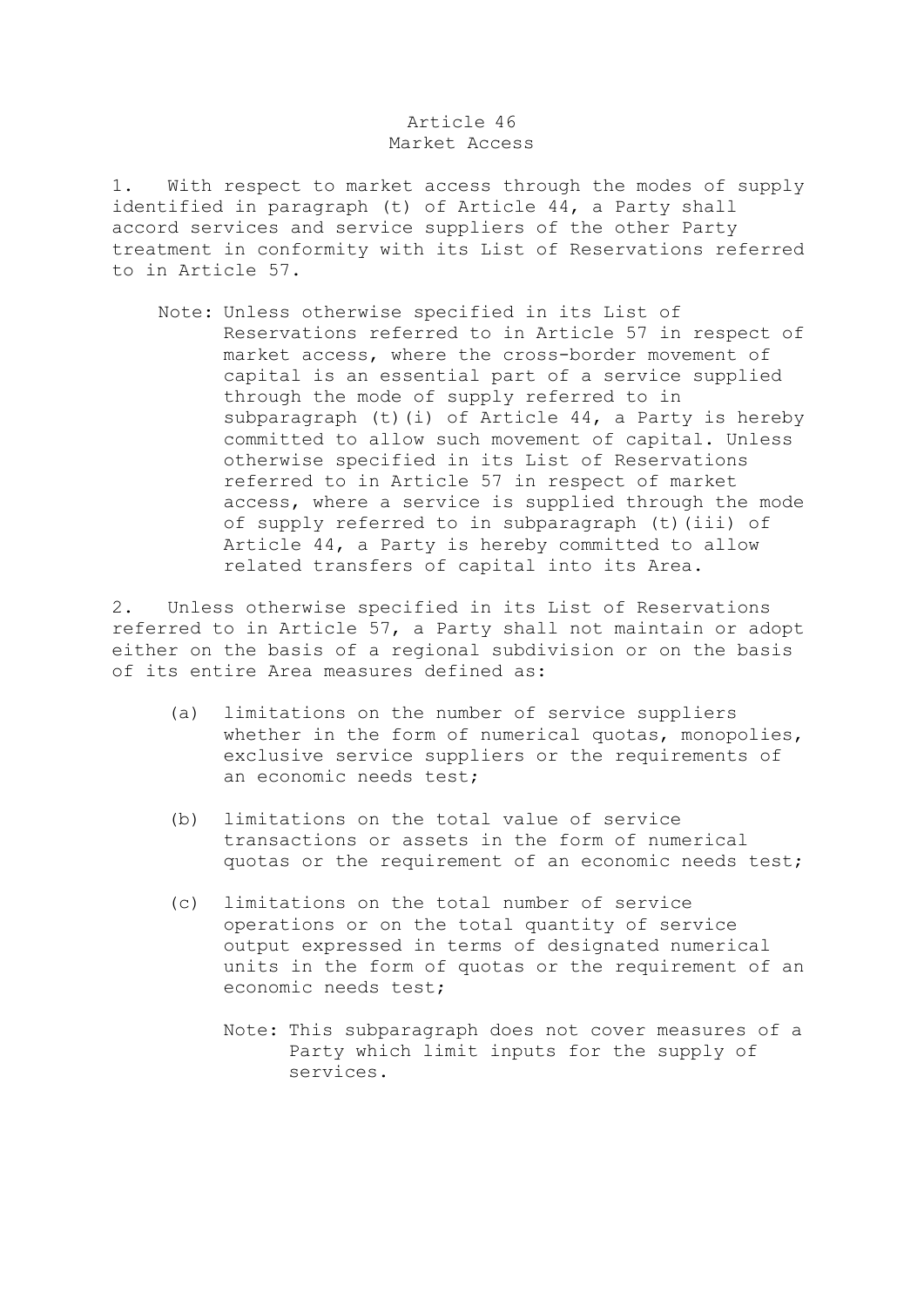## Article 46
## Market Access

1. With respect to market access through the modes of supply identified in paragraph (t) of Article 44, a Party shall accord services and service suppliers of the other Party treatment in conformity with its List of Reservations referred to in Article 57.

Note: Unless otherwise specified in its List of Reservations referred to in Article 57 in respect of market access, where the cross-border movement of capital is an essential part of a service supplied through the mode of supply referred to in subparagraph (t)(i) of Article 44, a Party is hereby committed to allow such movement of capital. Unless otherwise specified in its List of Reservations referred to in Article 57 in respect of market access, where a service is supplied through the mode of supply referred to in subparagraph (t)(iii) of Article 44, a Party is hereby committed to allow related transfers of capital into its Area.

2. Unless otherwise specified in its List of Reservations referred to in Article 57, a Party shall not maintain or adopt either on the basis of a regional subdivision or on the basis of its entire Area measures defined as:

(a) limitations on the number of service suppliers whether in the form of numerical quotas, monopolies, exclusive service suppliers or the requirements of an economic needs test;

(b) limitations on the total value of service transactions or assets in the form of numerical quotas or the requirement of an economic needs test;

(c) limitations on the total number of service operations or on the total quantity of service output expressed in terms of designated numerical units in the form of quotas or the requirement of an economic needs test;

Note: This subparagraph does not cover measures of a Party which limit inputs for the supply of services.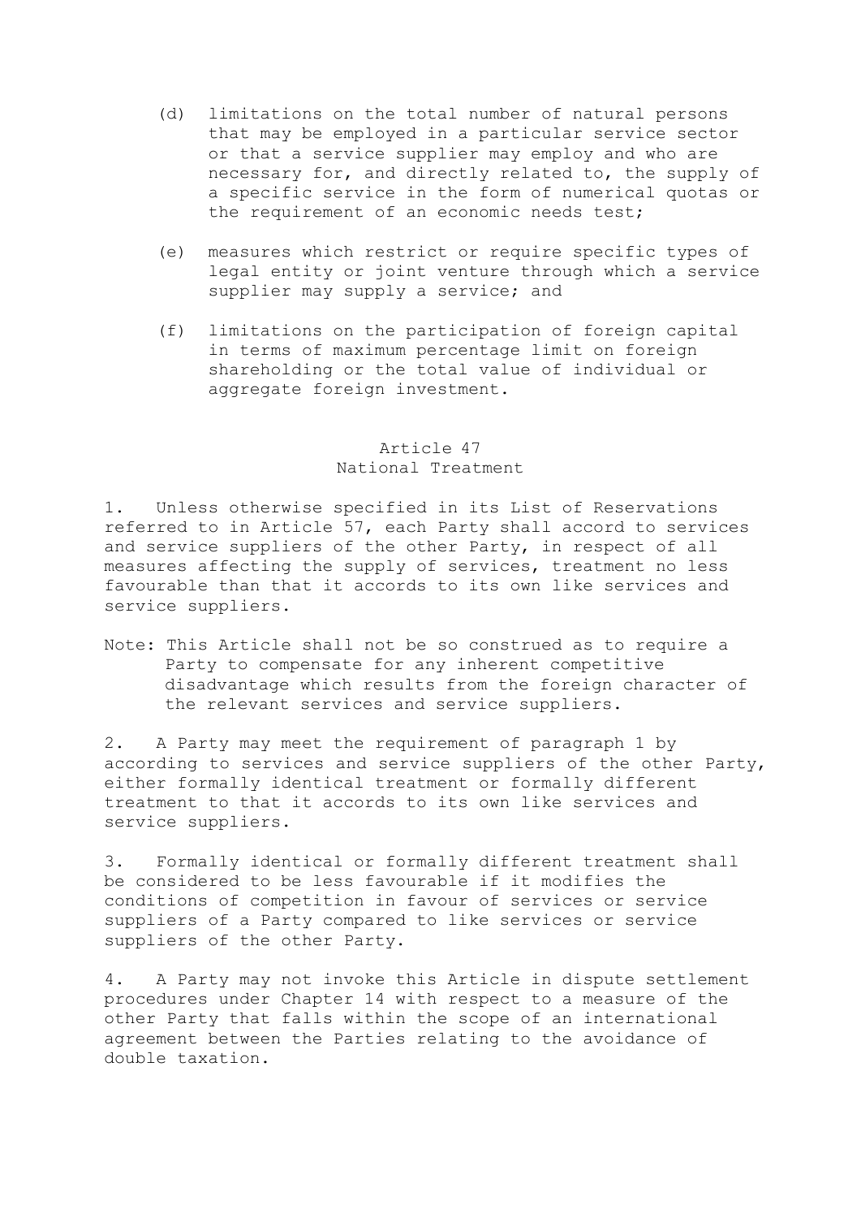(d) limitations on the total number of natural persons that may be employed in a particular service sector or that a service supplier may employ and who are necessary for, and directly related to, the supply of a specific service in the form of numerical quotas or the requirement of an economic needs test;

(e) measures which restrict or require specific types of legal entity or joint venture through which a service supplier may supply a service; and

(f) limitations on the participation of foreign capital in terms of maximum percentage limit on foreign shareholding or the total value of individual or aggregate foreign investment.

## Article 47
## National Treatment

1. Unless otherwise specified in its List of Reservations referred to in Article 57, each Party shall accord to services and service suppliers of the other Party, in respect of all measures affecting the supply of services, treatment no less favourable than that it accords to its own like services and service suppliers.

Note: This Article shall not be so construed as to require a Party to compensate for any inherent competitive disadvantage which results from the foreign character of the relevant services and service suppliers.

2. A Party may meet the requirement of paragraph 1 by according to services and service suppliers of the other Party, either formally identical treatment or formally different treatment to that it accords to its own like services and service suppliers.

3. Formally identical or formally different treatment shall be considered to be less favourable if it modifies the conditions of competition in favour of services or service suppliers of a Party compared to like services or service suppliers of the other Party.

4. A Party may not invoke this Article in dispute settlement procedures under Chapter 14 with respect to a measure of the other Party that falls within the scope of an international agreement between the Parties relating to the avoidance of double taxation.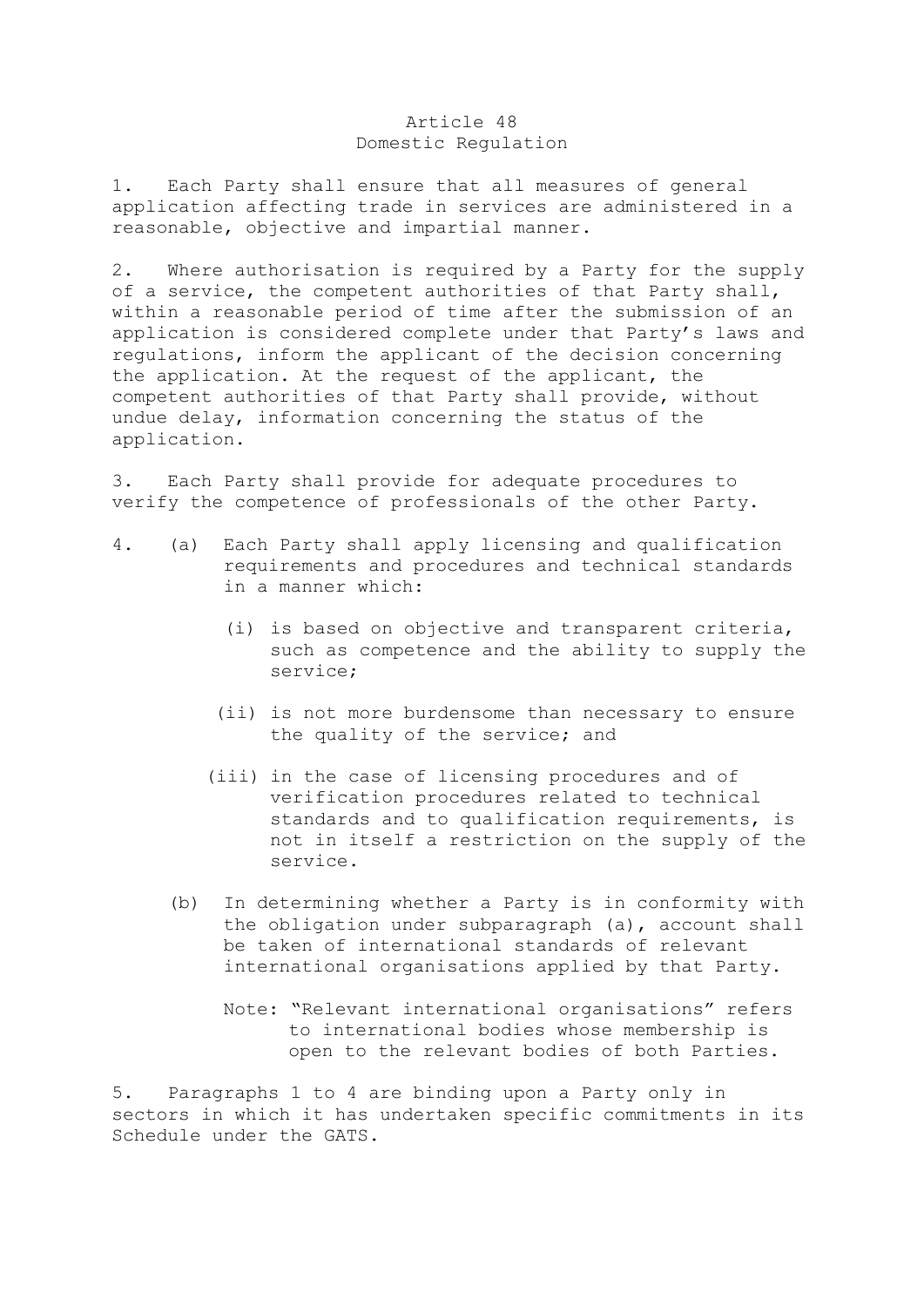## Article 48
## Domestic Regulation

1. Each Party shall ensure that all measures of general application affecting trade in services are administered in a reasonable, objective and impartial manner.

2. Where authorisation is required by a Party for the supply of a service, the competent authorities of that Party shall, within a reasonable period of time after the submission of an application is considered complete under that Party's laws and regulations, inform the applicant of the decision concerning the application. At the request of the applicant, the competent authorities of that Party shall provide, without undue delay, information concerning the status of the application.

3. Each Party shall provide for adequate procedures to verify the competence of professionals of the other Party.

4. (a) Each Party shall apply licensing and qualification requirements and procedures and technical standards in a manner which:

   (i) is based on objective and transparent criteria, such as competence and the ability to supply the service;

   (ii) is not more burdensome than necessary to ensure the quality of the service; and

   (iii) in the case of licensing procedures and of verification procedures related to technical standards and to qualification requirements, is not in itself a restriction on the supply of the service.

   (b) In determining whether a Party is in conformity with the obligation under subparagraph (a), account shall be taken of international standards of relevant international organisations applied by that Party.

   Note: "Relevant international organisations" refers to international bodies whose membership is open to the relevant bodies of both Parties.

5. Paragraphs 1 to 4 are binding upon a Party only in sectors in which it has undertaken specific commitments in its Schedule under the GATS.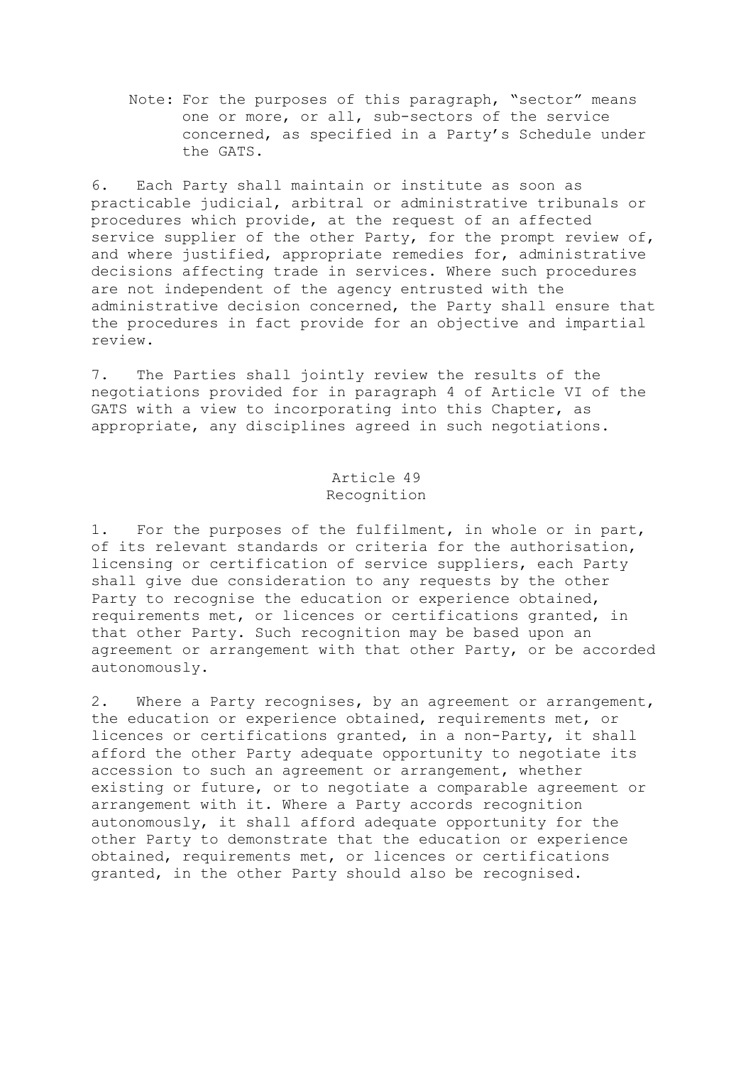Note: For the purposes of this paragraph, "sector" means one or more, or all, sub-sectors of the service concerned, as specified in a Party's Schedule under the GATS.

6. Each Party shall maintain or institute as soon as practicable judicial, arbitral or administrative tribunals or procedures which provide, at the request of an affected service supplier of the other Party, for the prompt review of, and where justified, appropriate remedies for, administrative decisions affecting trade in services. Where such procedures are not independent of the agency entrusted with the administrative decision concerned, the Party shall ensure that the procedures in fact provide for an objective and impartial review.

7. The Parties shall jointly review the results of the negotiations provided for in paragraph 4 of Article VI of the GATS with a view to incorporating into this Chapter, as appropriate, any disciplines agreed in such negotiations.

## Article 49
## Recognition

1. For the purposes of the fulfilment, in whole or in part, of its relevant standards or criteria for the authorisation, licensing or certification of service suppliers, each Party shall give due consideration to any requests by the other Party to recognise the education or experience obtained, requirements met, or licences or certifications granted, in that other Party. Such recognition may be based upon an agreement or arrangement with that other Party, or be accorded autonomously.

2. Where a Party recognises, by an agreement or arrangement, the education or experience obtained, requirements met, or licences or certifications granted, in a non-Party, it shall afford the other Party adequate opportunity to negotiate its accession to such an agreement or arrangement, whether existing or future, or to negotiate a comparable agreement or arrangement with it. Where a Party accords recognition autonomously, it shall afford adequate opportunity for the other Party to demonstrate that the education or experience obtained, requirements met, or licences or certifications granted, in the other Party should also be recognised.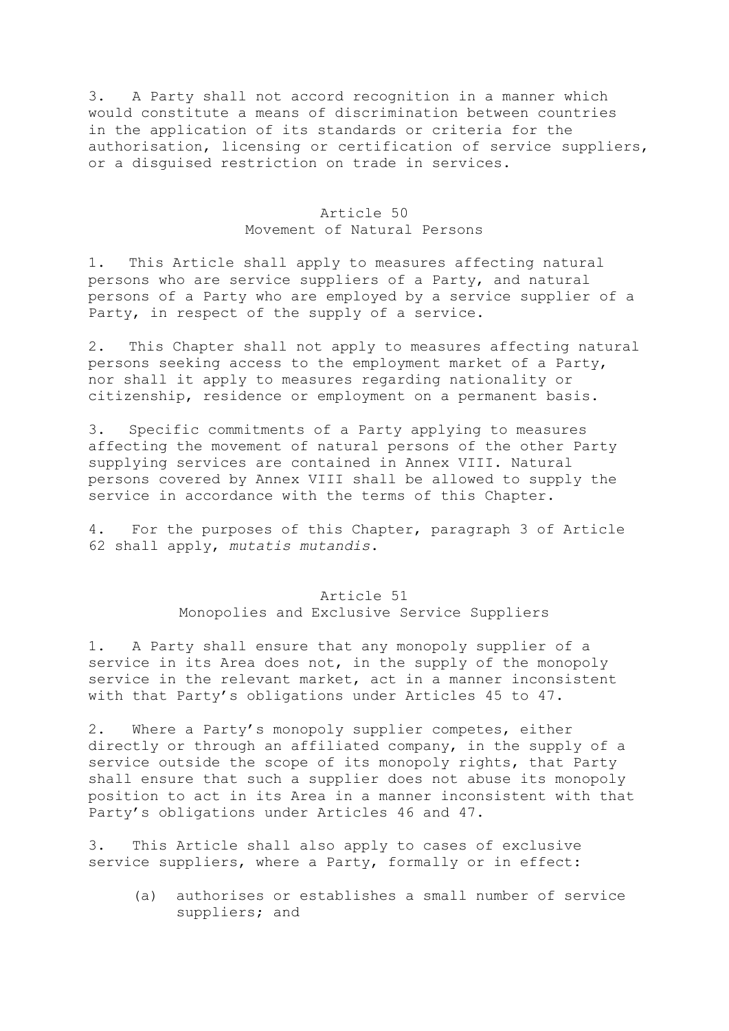3. A Party shall not accord recognition in a manner which would constitute a means of discrimination between countries in the application of its standards or criteria for the authorisation, licensing or certification of service suppliers, or a disguised restriction on trade in services.

## Article 50
## Movement of Natural Persons

1. This Article shall apply to measures affecting natural persons who are service suppliers of a Party, and natural persons of a Party who are employed by a service supplier of a Party, in respect of the supply of a service.

2. This Chapter shall not apply to measures affecting natural persons seeking access to the employment market of a Party, nor shall it apply to measures regarding nationality or citizenship, residence or employment on a permanent basis.

3. Specific commitments of a Party applying to measures affecting the movement of natural persons of the other Party supplying services are contained in Annex VIII. Natural persons covered by Annex VIII shall be allowed to supply the service in accordance with the terms of this Chapter.

4. For the purposes of this Chapter, paragraph 3 of Article 62 shall apply, *mutatis mutandis*.

## Article 51
## Monopolies and Exclusive Service Suppliers

1. A Party shall ensure that any monopoly supplier of a service in its Area does not, in the supply of the monopoly service in the relevant market, act in a manner inconsistent with that Party's obligations under Articles 45 to 47.

2. Where a Party's monopoly supplier competes, either directly or through an affiliated company, in the supply of a service outside the scope of its monopoly rights, that Party shall ensure that such a supplier does not abuse its monopoly position to act in its Area in a manner inconsistent with that Party's obligations under Articles 46 and 47.

3. This Article shall also apply to cases of exclusive service suppliers, where a Party, formally or in effect:

   (a) authorises or establishes a small number of service suppliers; and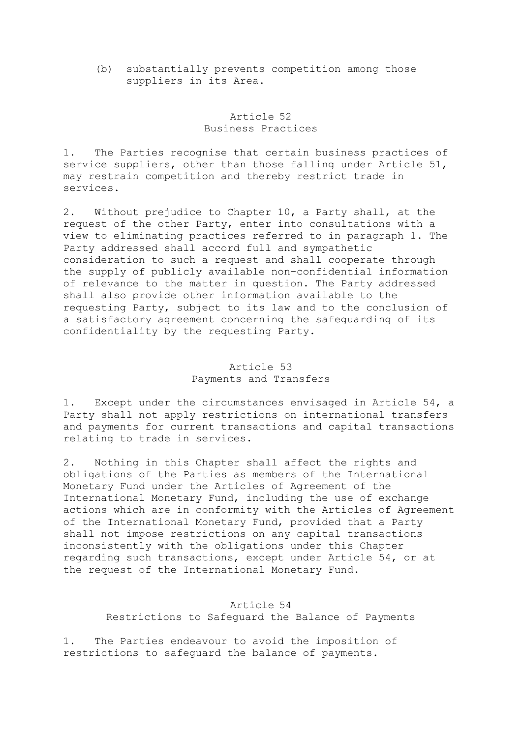(b) substantially prevents competition among those suppliers in its Area.

### Article 52
### Business Practices

1. The Parties recognise that certain business practices of service suppliers, other than those falling under Article 51, may restrain competition and thereby restrict trade in services.

2. Without prejudice to Chapter 10, a Party shall, at the request of the other Party, enter into consultations with a view to eliminating practices referred to in paragraph 1. The Party addressed shall accord full and sympathetic consideration to such a request and shall cooperate through the supply of publicly available non-confidential information of relevance to the matter in question. The Party addressed shall also provide other information available to the requesting Party, subject to its law and to the conclusion of a satisfactory agreement concerning the safeguarding of its confidentiality by the requesting Party.

### Article 53
### Payments and Transfers

1. Except under the circumstances envisaged in Article 54, a Party shall not apply restrictions on international transfers and payments for current transactions and capital transactions relating to trade in services.

2. Nothing in this Chapter shall affect the rights and obligations of the Parties as members of the International Monetary Fund under the Articles of Agreement of the International Monetary Fund, including the use of exchange actions which are in conformity with the Articles of Agreement of the International Monetary Fund, provided that a Party shall not impose restrictions on any capital transactions inconsistently with the obligations under this Chapter regarding such transactions, except under Article 54, or at the request of the International Monetary Fund.

### Article 54
### Restrictions to Safeguard the Balance of Payments

1. The Parties endeavour to avoid the imposition of restrictions to safeguard the balance of payments.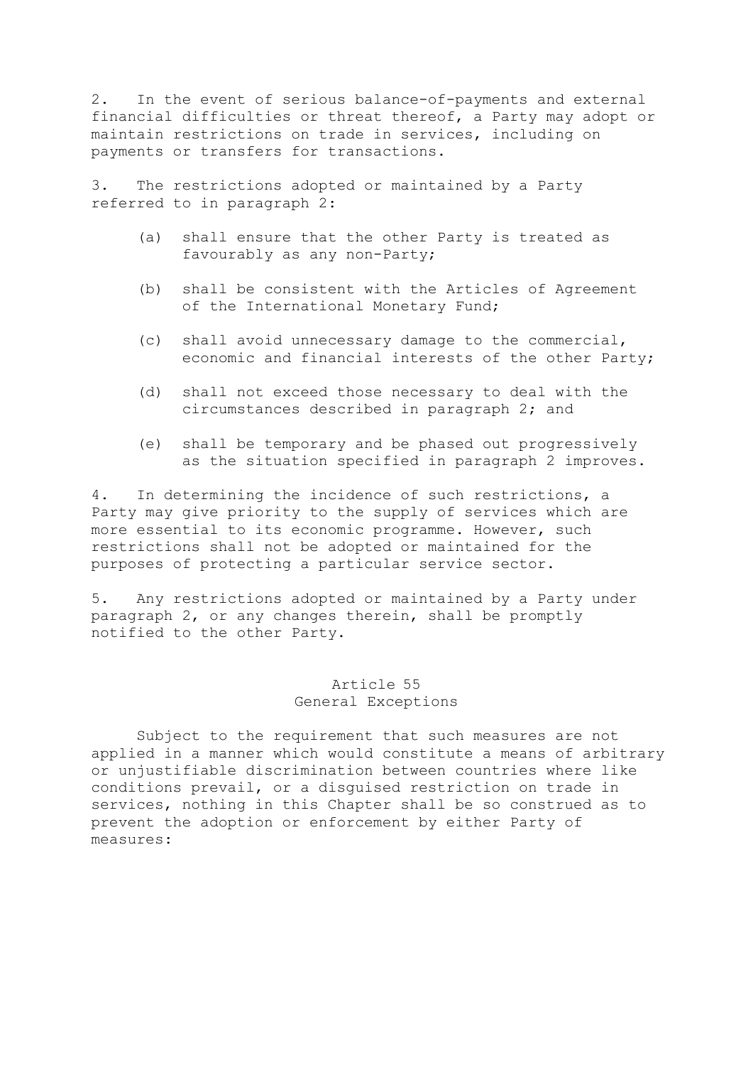2. In the event of serious balance-of-payments and external financial difficulties or threat thereof, a Party may adopt or maintain restrictions on trade in services, including on payments or transfers for transactions.

3. The restrictions adopted or maintained by a Party referred to in paragraph 2:

(a) shall ensure that the other Party is treated as favourably as any non-Party;

(b) shall be consistent with the Articles of Agreement of the International Monetary Fund;

(c) shall avoid unnecessary damage to the commercial, economic and financial interests of the other Party;

(d) shall not exceed those necessary to deal with the circumstances described in paragraph 2; and

(e) shall be temporary and be phased out progressively as the situation specified in paragraph 2 improves.

4. In determining the incidence of such restrictions, a Party may give priority to the supply of services which are more essential to its economic programme. However, such restrictions shall not be adopted or maintained for the purposes of protecting a particular service sector.

5. Any restrictions adopted or maintained by a Party under paragraph 2, or any changes therein, shall be promptly notified to the other Party.

## Article 55
## General Exceptions

Subject to the requirement that such measures are not applied in a manner which would constitute a means of arbitrary or unjustifiable discrimination between countries where like conditions prevail, or a disguised restriction on trade in services, nothing in this Chapter shall be so construed as to prevent the adoption or enforcement by either Party of measures: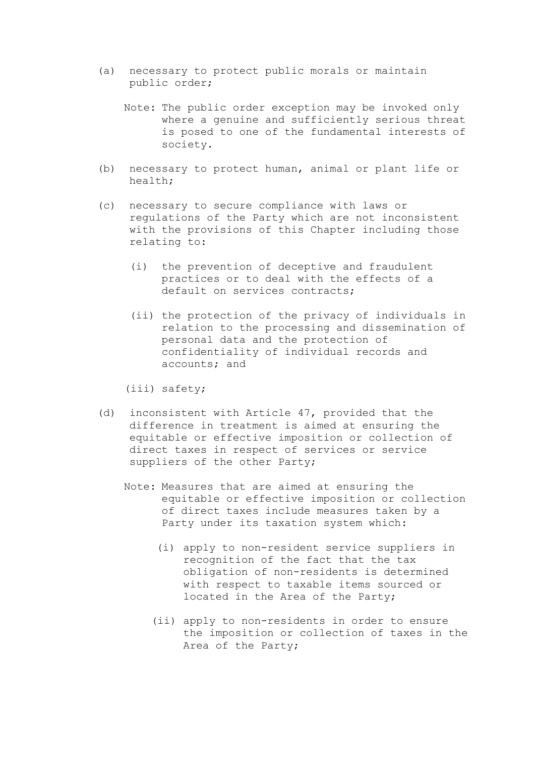(a) necessary to protect public morals or maintain public order;

Note: The public order exception may be invoked only where a genuine and sufficiently serious threat is posed to one of the fundamental interests of society.

(b) necessary to protect human, animal or plant life or health;

(c) necessary to secure compliance with laws or regulations of the Party which are not inconsistent with the provisions of this Chapter including those relating to:

   (i) the prevention of deceptive and fraudulent practices or to deal with the effects of a default on services contracts;

   (ii) the protection of the privacy of individuals in relation to the processing and dissemination of personal data and the protection of confidentiality of individual records and accounts; and

   (iii) safety;

(d) inconsistent with Article 47, provided that the difference in treatment is aimed at ensuring the equitable or effective imposition or collection of direct taxes in respect of services or service suppliers of the other Party;

Note: Measures that are aimed at ensuring the equitable or effective imposition or collection of direct taxes include measures taken by a Party under its taxation system which:

   (i) apply to non-resident service suppliers in recognition of the fact that the tax obligation of non-residents is determined with respect to taxable items sourced or located in the Area of the Party;

   (ii) apply to non-residents in order to ensure the imposition or collection of taxes in the Area of the Party;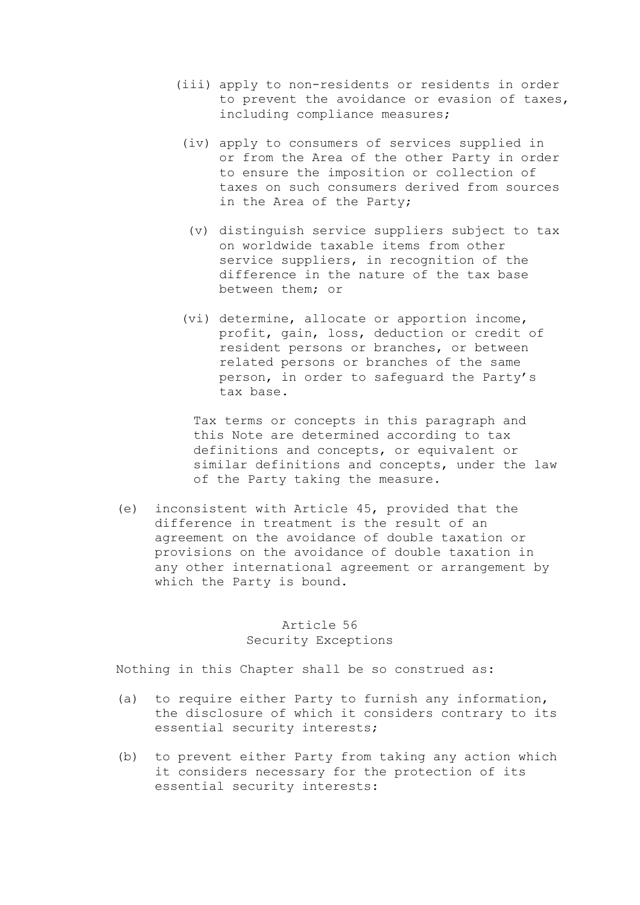(iii) apply to non-residents or residents in order to prevent the avoidance or evasion of taxes, including compliance measures;

(iv) apply to consumers of services supplied in or from the Area of the other Party in order to ensure the imposition or collection of taxes on such consumers derived from sources in the Area of the Party;

(v) distinguish service suppliers subject to tax on worldwide taxable items from other service suppliers, in recognition of the difference in the nature of the tax base between them; or

(vi) determine, allocate or apportion income, profit, gain, loss, deduction or credit of resident persons or branches, or between related persons or branches of the same person, in order to safeguard the Party's tax base.

Tax terms or concepts in this paragraph and this Note are determined according to tax definitions and concepts, or equivalent or similar definitions and concepts, under the law of the Party taking the measure.

(e) inconsistent with Article 45, provided that the difference in treatment is the result of an agreement on the avoidance of double taxation or provisions on the avoidance of double taxation in any other international agreement or arrangement by which the Party is bound.

## Article 56
## Security Exceptions

Nothing in this Chapter shall be so construed as:

(a) to require either Party to furnish any information, the disclosure of which it considers contrary to its essential security interests;

(b) to prevent either Party from taking any action which it considers necessary for the protection of its essential security interests: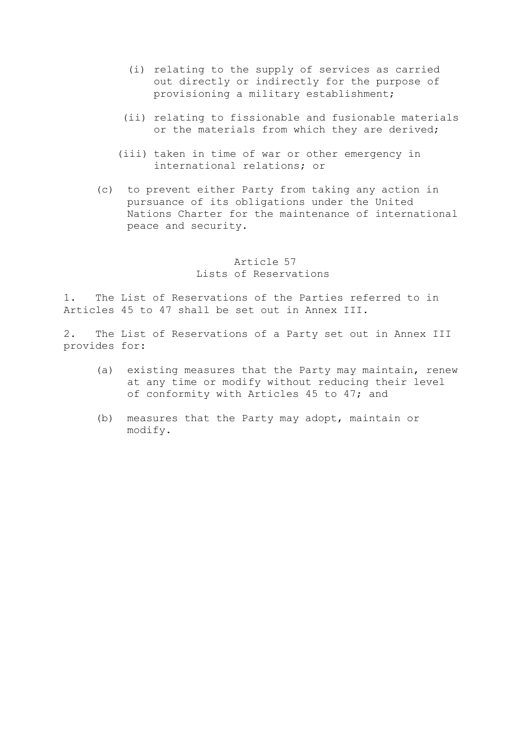(i) relating to the supply of services as carried out directly or indirectly for the purpose of provisioning a military establishment;

(ii) relating to fissionable and fusionable materials or the materials from which they are derived;

(iii) taken in time of war or other emergency in international relations; or

(c) to prevent either Party from taking any action in pursuance of its obligations under the United Nations Charter for the maintenance of international peace and security.

## Article 57
## Lists of Reservations

1. The List of Reservations of the Parties referred to in Articles 45 to 47 shall be set out in Annex III.

2. The List of Reservations of a Party set out in Annex III provides for:

(a) existing measures that the Party may maintain, renew at any time or modify without reducing their level of conformity with Articles 45 to 47; and

(b) measures that the Party may adopt, maintain or modify.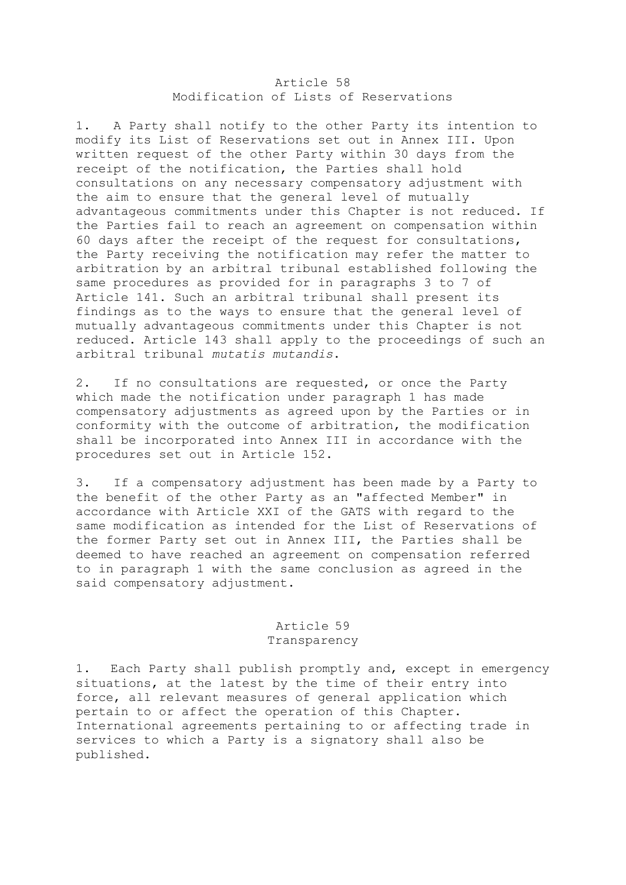## Article 58
### Modification of Lists of Reservations

1. A Party shall notify to the other Party its intention to modify its List of Reservations set out in Annex III. Upon written request of the other Party within 30 days from the receipt of the notification, the Parties shall hold consultations on any necessary compensatory adjustment with the aim to ensure that the general level of mutually advantageous commitments under this Chapter is not reduced. If the Parties fail to reach an agreement on compensation within 60 days after the receipt of the request for consultations, the Party receiving the notification may refer the matter to arbitration by an arbitral tribunal established following the same procedures as provided for in paragraphs 3 to 7 of Article 141. Such an arbitral tribunal shall present its findings as to the ways to ensure that the general level of mutually advantageous commitments under this Chapter is not reduced. Article 143 shall apply to the proceedings of such an arbitral tribunal *mutatis mutandis*.

2. If no consultations are requested, or once the Party which made the notification under paragraph 1 has made compensatory adjustments as agreed upon by the Parties or in conformity with the outcome of arbitration, the modification shall be incorporated into Annex III in accordance with the procedures set out in Article 152.

3. If a compensatory adjustment has been made by a Party to the benefit of the other Party as an "affected Member" in accordance with Article XXI of the GATS with regard to the same modification as intended for the List of Reservations of the former Party set out in Annex III, the Parties shall be deemed to have reached an agreement on compensation referred to in paragraph 1 with the same conclusion as agreed in the said compensatory adjustment.

## Article 59
### Transparency

1. Each Party shall publish promptly and, except in emergency situations, at the latest by the time of their entry into force, all relevant measures of general application which pertain to or affect the operation of this Chapter. International agreements pertaining to or affecting trade in services to which a Party is a signatory shall also be published.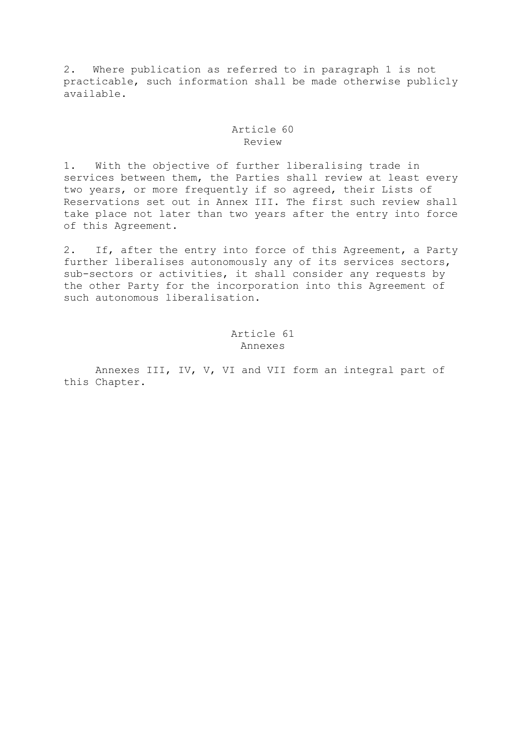2. Where publication as referred to in paragraph 1 is not practicable, such information shall be made otherwise publicly available.

## Article 60
## Review

1. With the objective of further liberalising trade in services between them, the Parties shall review at least every two years, or more frequently if so agreed, their Lists of Reservations set out in Annex III. The first such review shall take place not later than two years after the entry into force of this Agreement.

2. If, after the entry into force of this Agreement, a Party further liberalises autonomously any of its services sectors, sub-sectors or activities, it shall consider any requests by the other Party for the incorporation into this Agreement of such autonomous liberalisation.

## Article 61
## Annexes

Annexes III, IV, V, VI and VII form an integral part of this Chapter.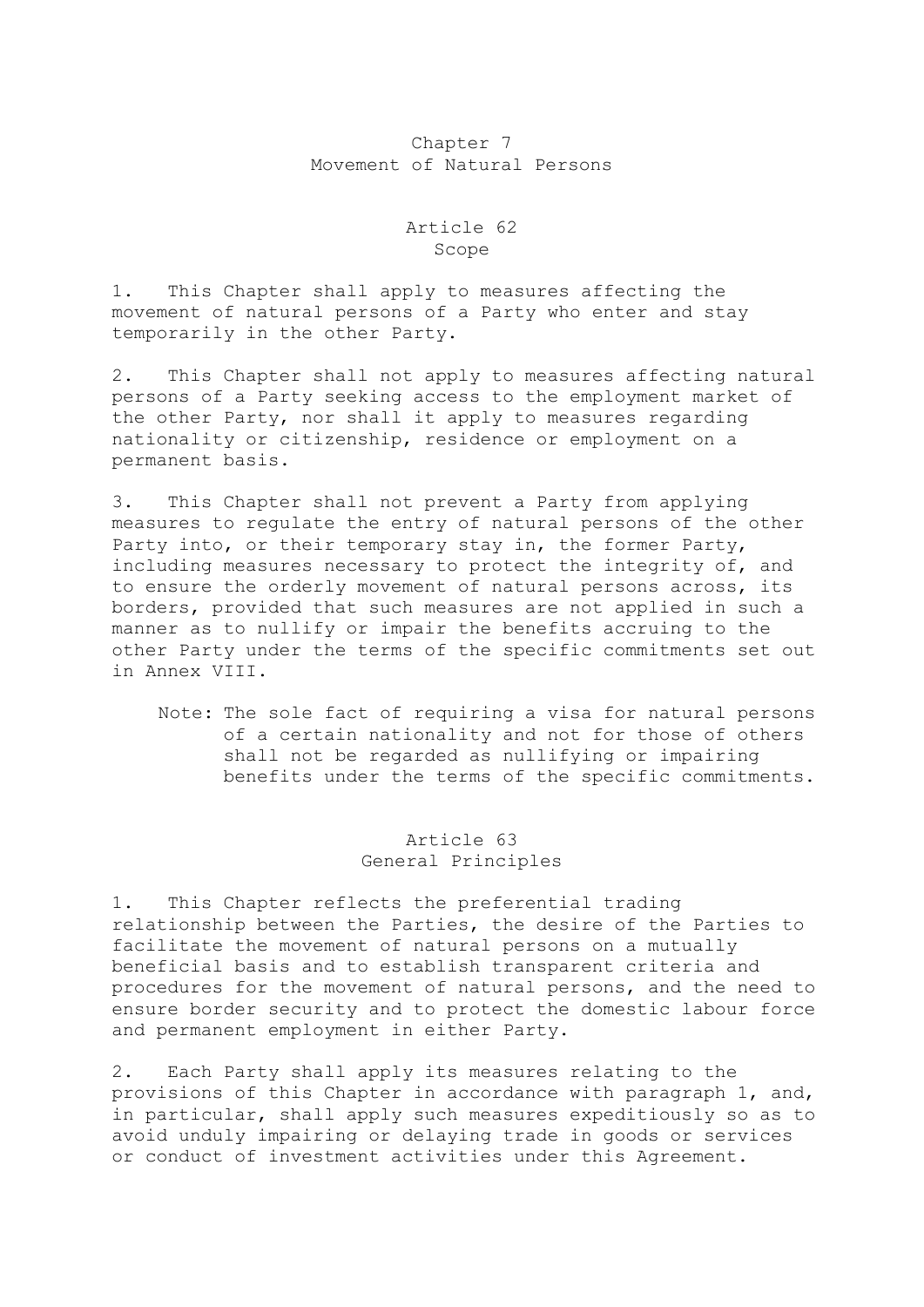# Chapter 7
# Movement of Natural Persons

## Article 62
## Scope

1. This Chapter shall apply to measures affecting the movement of natural persons of a Party who enter and stay temporarily in the other Party.

2. This Chapter shall not apply to measures affecting natural persons of a Party seeking access to the employment market of the other Party, nor shall it apply to measures regarding nationality or citizenship, residence or employment on a permanent basis.

3. This Chapter shall not prevent a Party from applying measures to regulate the entry of natural persons of the other Party into, or their temporary stay in, the former Party, including measures necessary to protect the integrity of, and to ensure the orderly movement of natural persons across, its borders, provided that such measures are not applied in such a manner as to nullify or impair the benefits accruing to the other Party under the terms of the specific commitments set out in Annex VIII.

> Note: The sole fact of requiring a visa for natural persons of a certain nationality and not for those of others shall not be regarded as nullifying or impairing benefits under the terms of the specific commitments.

## Article 63
## General Principles

1. This Chapter reflects the preferential trading relationship between the Parties, the desire of the Parties to facilitate the movement of natural persons on a mutually beneficial basis and to establish transparent criteria and procedures for the movement of natural persons, and the need to ensure border security and to protect the domestic labour force and permanent employment in either Party.

2. Each Party shall apply its measures relating to the provisions of this Chapter in accordance with paragraph 1, and, in particular, shall apply such measures expeditiously so as to avoid unduly impairing or delaying trade in goods or services or conduct of investment activities under this Agreement.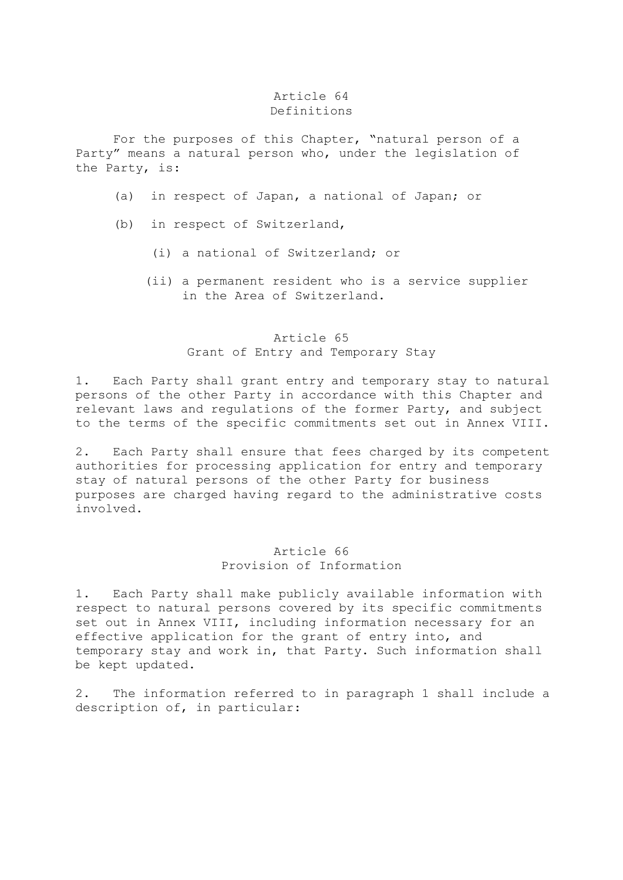## Article 64
## Definitions

For the purposes of this Chapter, "natural person of a Party" means a natural person who, under the legislation of the Party, is:

(a) in respect of Japan, a national of Japan; or

(b) in respect of Switzerland,

(i) a national of Switzerland; or

(ii) a permanent resident who is a service supplier in the Area of Switzerland.

## Article 65
## Grant of Entry and Temporary Stay

1. Each Party shall grant entry and temporary stay to natural persons of the other Party in accordance with this Chapter and relevant laws and regulations of the former Party, and subject to the terms of the specific commitments set out in Annex VIII.

2. Each Party shall ensure that fees charged by its competent authorities for processing application for entry and temporary stay of natural persons of the other Party for business purposes are charged having regard to the administrative costs involved.

## Article 66
## Provision of Information

1. Each Party shall make publicly available information with respect to natural persons covered by its specific commitments set out in Annex VIII, including information necessary for an effective application for the grant of entry into, and temporary stay and work in, that Party. Such information shall be kept updated.

2. The information referred to in paragraph 1 shall include a description of, in particular: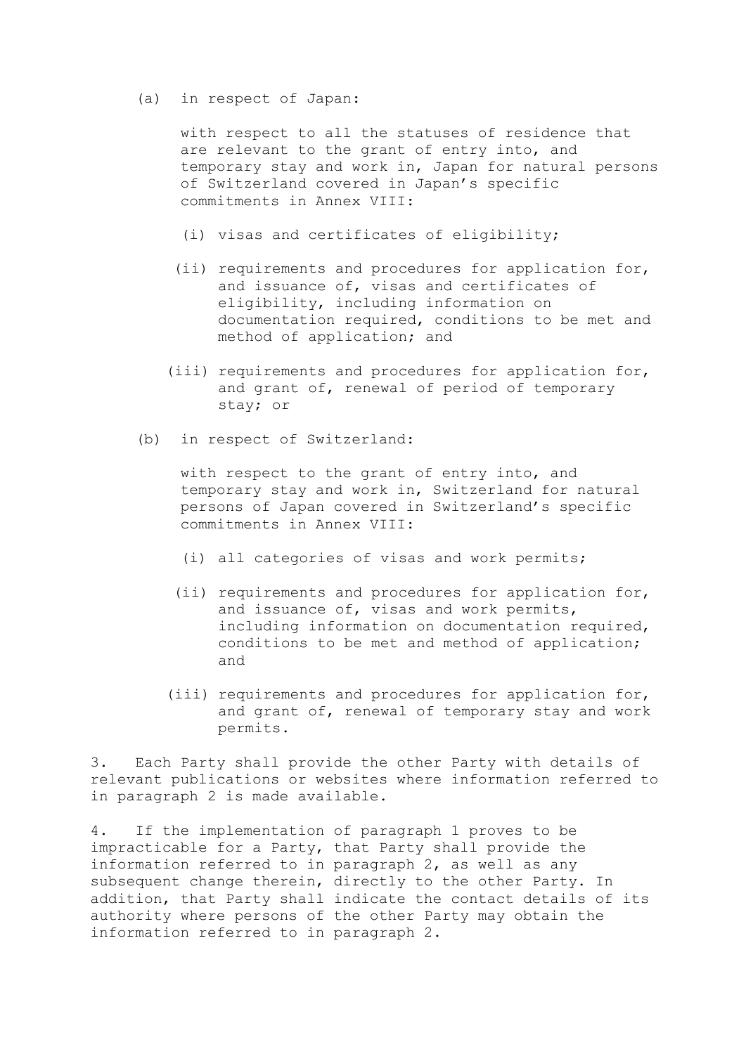(a) in respect of Japan:

with respect to all the statuses of residence that are relevant to the grant of entry into, and temporary stay and work in, Japan for natural persons of Switzerland covered in Japan's specific commitments in Annex VIII:

(i) visas and certificates of eligibility;

(ii) requirements and procedures for application for, and issuance of, visas and certificates of eligibility, including information on documentation required, conditions to be met and method of application; and

(iii) requirements and procedures for application for, and grant of, renewal of period of temporary stay; or

(b) in respect of Switzerland:

with respect to the grant of entry into, and temporary stay and work in, Switzerland for natural persons of Japan covered in Switzerland's specific commitments in Annex VIII:

(i) all categories of visas and work permits;

(ii) requirements and procedures for application for, and issuance of, visas and work permits, including information on documentation required, conditions to be met and method of application; and

(iii) requirements and procedures for application for, and grant of, renewal of temporary stay and work permits.

3. Each Party shall provide the other Party with details of relevant publications or websites where information referred to in paragraph 2 is made available.

4. If the implementation of paragraph 1 proves to be impracticable for a Party, that Party shall provide the information referred to in paragraph 2, as well as any subsequent change therein, directly to the other Party. In addition, that Party shall indicate the contact details of its authority where persons of the other Party may obtain the information referred to in paragraph 2.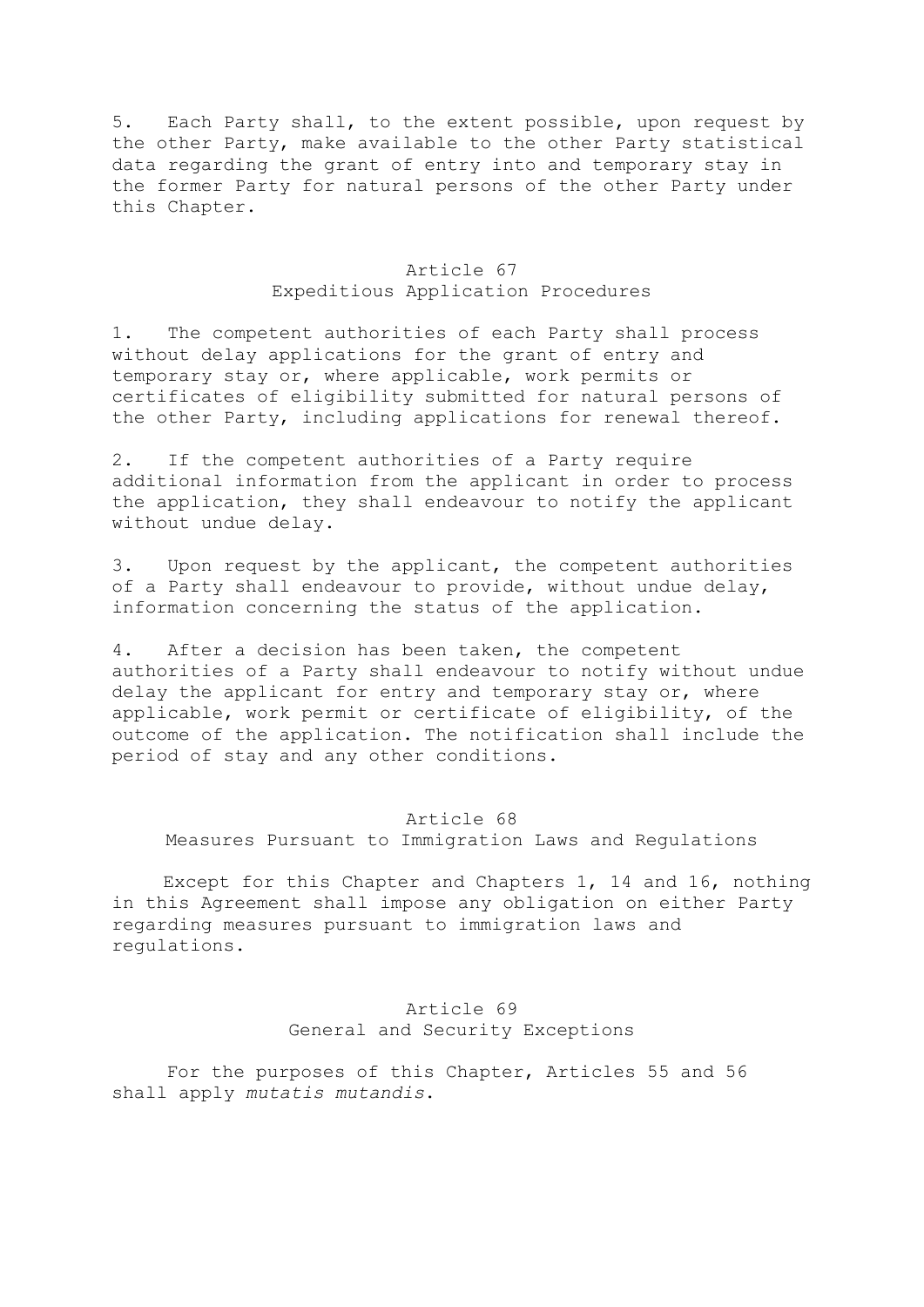5. Each Party shall, to the extent possible, upon request by the other Party, make available to the other Party statistical data regarding the grant of entry into and temporary stay in the former Party for natural persons of the other Party under this Chapter.

## Article 67
## Expeditious Application Procedures

1. The competent authorities of each Party shall process without delay applications for the grant of entry and temporary stay or, where applicable, work permits or certificates of eligibility submitted for natural persons of the other Party, including applications for renewal thereof.

2. If the competent authorities of a Party require additional information from the applicant in order to process the application, they shall endeavour to notify the applicant without undue delay.

3. Upon request by the applicant, the competent authorities of a Party shall endeavour to provide, without undue delay, information concerning the status of the application.

4. After a decision has been taken, the competent authorities of a Party shall endeavour to notify without undue delay the applicant for entry and temporary stay or, where applicable, work permit or certificate of eligibility, of the outcome of the application. The notification shall include the period of stay and any other conditions.

## Article 68
## Measures Pursuant to Immigration Laws and Regulations

Except for this Chapter and Chapters 1, 14 and 16, nothing in this Agreement shall impose any obligation on either Party regarding measures pursuant to immigration laws and regulations.

## Article 69
## General and Security Exceptions

For the purposes of this Chapter, Articles 55 and 56 shall apply *mutatis mutandis*.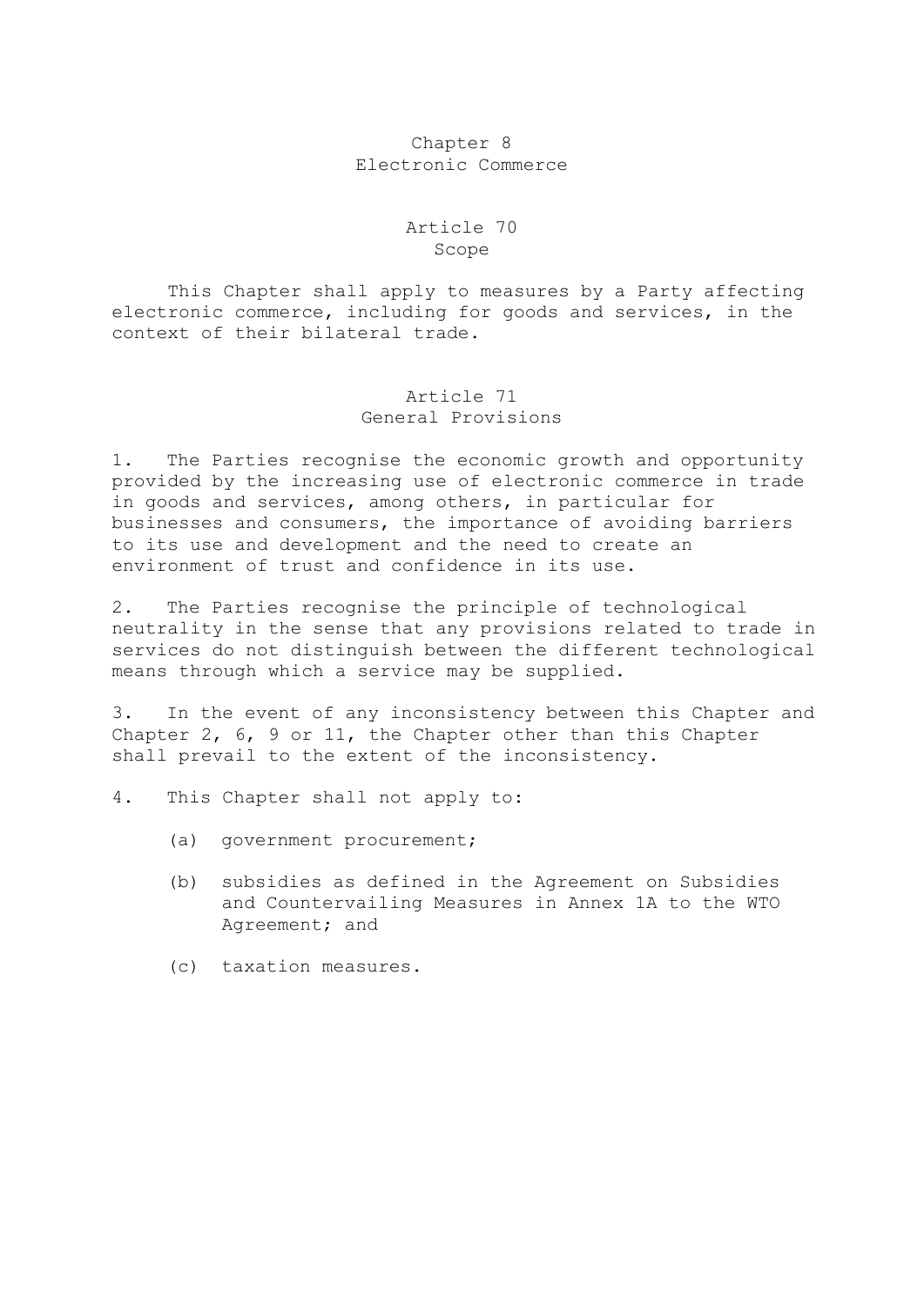# Chapter 8
# Electronic Commerce

## Article 70
## Scope

This Chapter shall apply to measures by a Party affecting electronic commerce, including for goods and services, in the context of their bilateral trade.

## Article 71
## General Provisions

1. The Parties recognise the economic growth and opportunity provided by the increasing use of electronic commerce in trade in goods and services, among others, in particular for businesses and consumers, the importance of avoiding barriers to its use and development and the need to create an environment of trust and confidence in its use.

2. The Parties recognise the principle of technological neutrality in the sense that any provisions related to trade in services do not distinguish between the different technological means through which a service may be supplied.

3. In the event of any inconsistency between this Chapter and Chapter 2, 6, 9 or 11, the Chapter other than this Chapter shall prevail to the extent of the inconsistency.

4. This Chapter shall not apply to:

   (a) government procurement;

   (b) subsidies as defined in the Agreement on Subsidies and Countervailing Measures in Annex 1A to the WTO Agreement; and

   (c) taxation measures.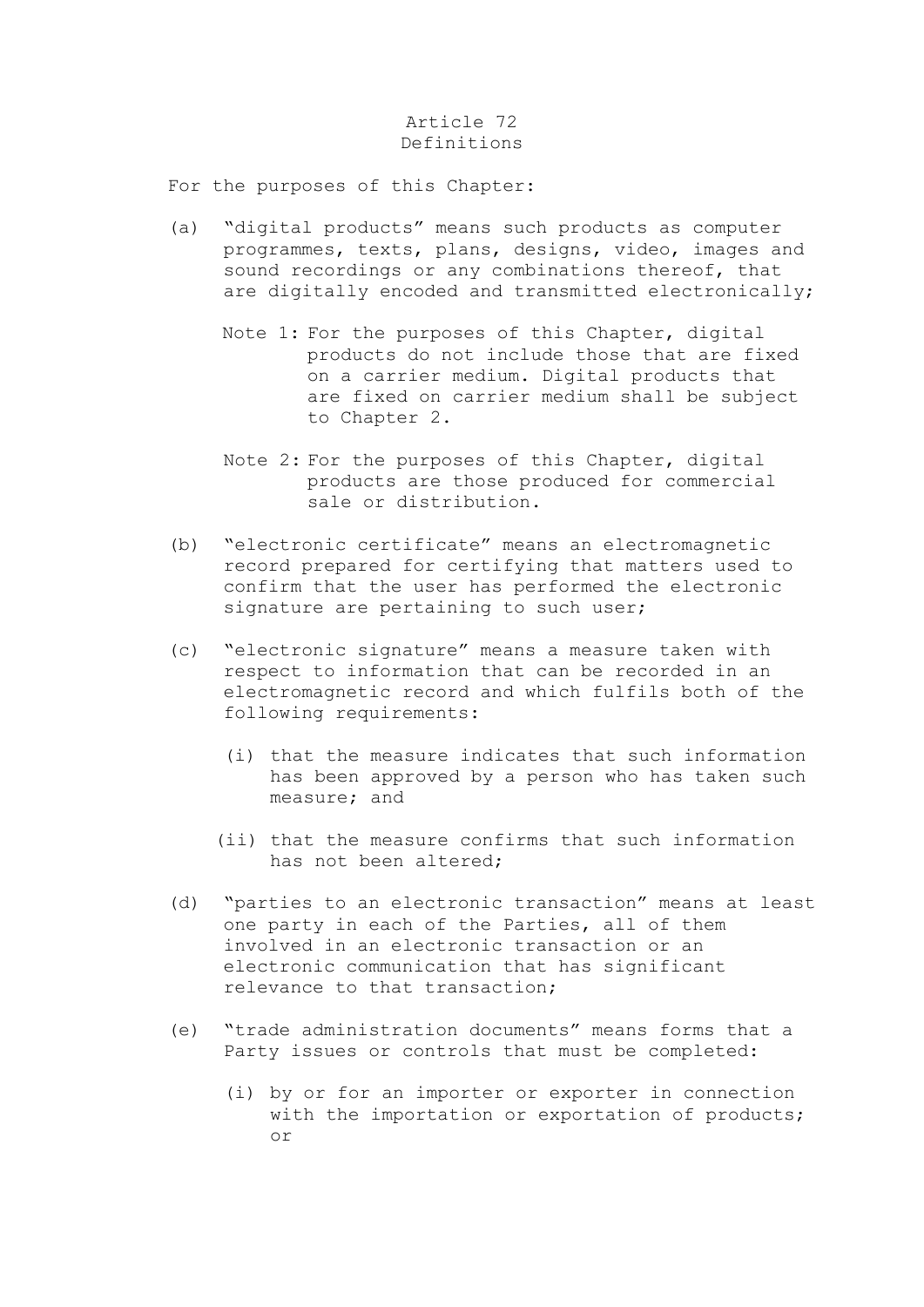## Article 72
## Definitions

For the purposes of this Chapter:

(a) "digital products" means such products as computer programmes, texts, plans, designs, video, images and sound recordings or any combinations thereof, that are digitally encoded and transmitted electronically;

Note 1: For the purposes of this Chapter, digital products do not include those that are fixed on a carrier medium. Digital products that are fixed on carrier medium shall be subject to Chapter 2.

Note 2: For the purposes of this Chapter, digital products are those produced for commercial sale or distribution.

(b) "electronic certificate" means an electromagnetic record prepared for certifying that matters used to confirm that the user has performed the electronic signature are pertaining to such user;

(c) "electronic signature" means a measure taken with respect to information that can be recorded in an electromagnetic record and which fulfils both of the following requirements:

(i) that the measure indicates that such information has been approved by a person who has taken such measure; and

(ii) that the measure confirms that such information has not been altered;

(d) "parties to an electronic transaction" means at least one party in each of the Parties, all of them involved in an electronic transaction or an electronic communication that has significant relevance to that transaction;

(e) "trade administration documents" means forms that a Party issues or controls that must be completed:

(i) by or for an importer or exporter in connection with the importation or exportation of products; or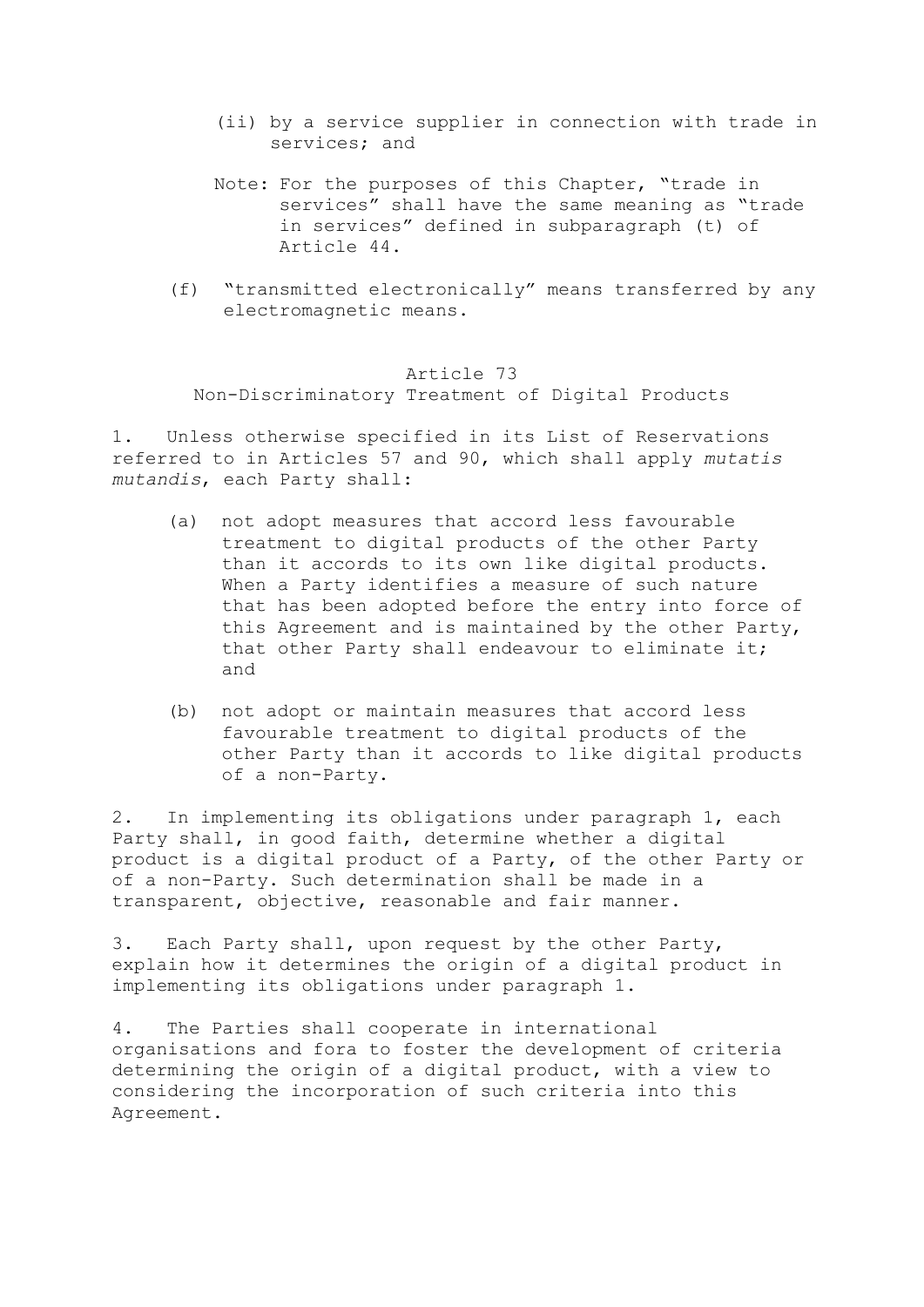(ii) by a service supplier in connection with trade in services; and

Note: For the purposes of this Chapter, "trade in services" shall have the same meaning as "trade in services" defined in subparagraph (t) of Article 44.

(f) "transmitted electronically" means transferred by any electromagnetic means.

## Article 73
## Non-Discriminatory Treatment of Digital Products

1. Unless otherwise specified in its List of Reservations referred to in Articles 57 and 90, which shall apply *mutatis mutandis*, each Party shall:

(a) not adopt measures that accord less favourable treatment to digital products of the other Party than it accords to its own like digital products. When a Party identifies a measure of such nature that has been adopted before the entry into force of this Agreement and is maintained by the other Party, that other Party shall endeavour to eliminate it; and

(b) not adopt or maintain measures that accord less favourable treatment to digital products of the other Party than it accords to like digital products of a non-Party.

2. In implementing its obligations under paragraph 1, each Party shall, in good faith, determine whether a digital product is a digital product of a Party, of the other Party or of a non-Party. Such determination shall be made in a transparent, objective, reasonable and fair manner.

3. Each Party shall, upon request by the other Party, explain how it determines the origin of a digital product in implementing its obligations under paragraph 1.

4. The Parties shall cooperate in international organisations and fora to foster the development of criteria determining the origin of a digital product, with a view to considering the incorporation of such criteria into this Agreement.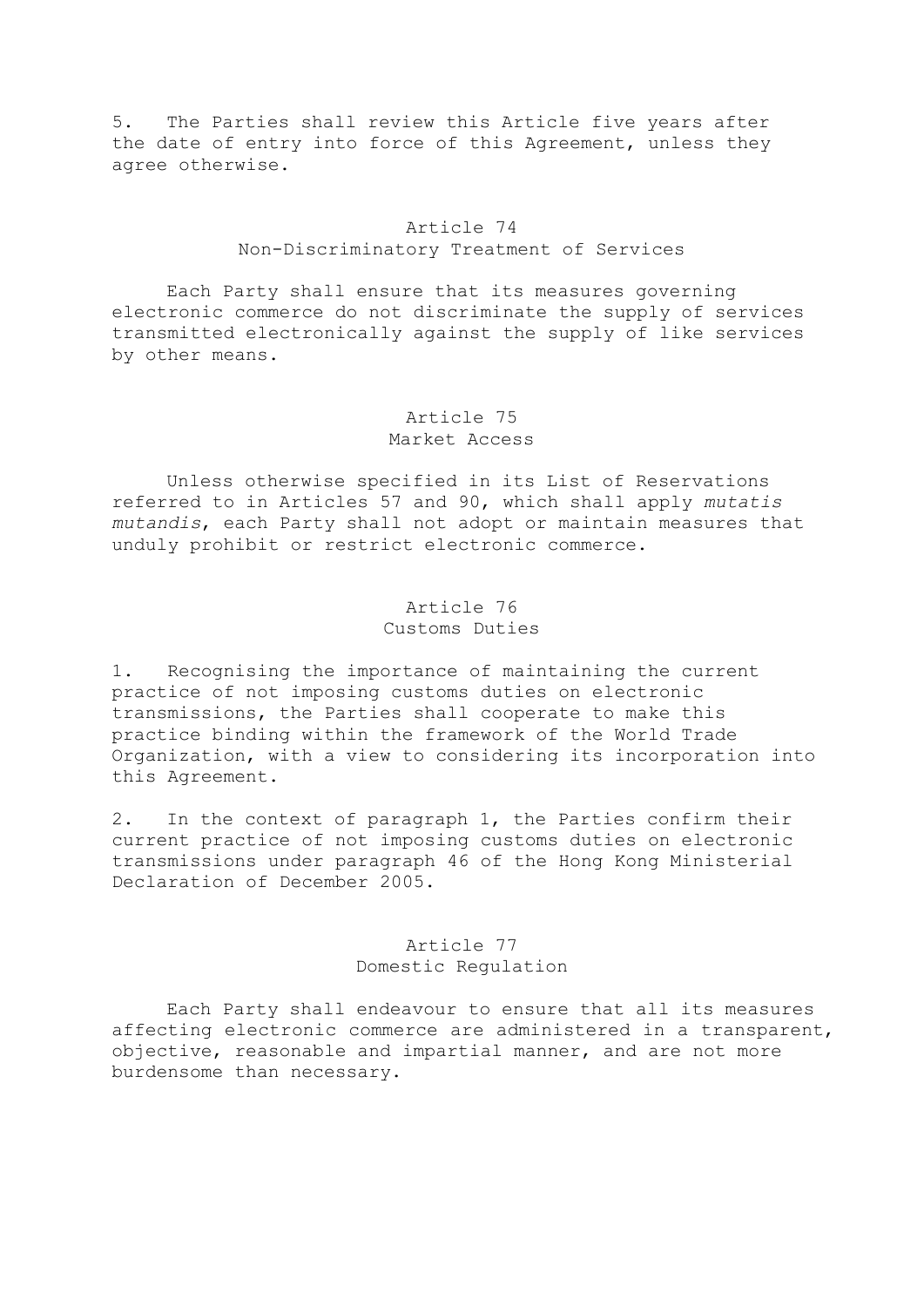5. The Parties shall review this Article five years after the date of entry into force of this Agreement, unless they agree otherwise.

## Article 74
## Non-Discriminatory Treatment of Services

Each Party shall ensure that its measures governing electronic commerce do not discriminate the supply of services transmitted electronically against the supply of like services by other means.

## Article 75
## Market Access

Unless otherwise specified in its List of Reservations referred to in Articles 57 and 90, which shall apply *mutatis mutandis*, each Party shall not adopt or maintain measures that unduly prohibit or restrict electronic commerce.

## Article 76
## Customs Duties

1. Recognising the importance of maintaining the current practice of not imposing customs duties on electronic transmissions, the Parties shall cooperate to make this practice binding within the framework of the World Trade Organization, with a view to considering its incorporation into this Agreement.

2. In the context of paragraph 1, the Parties confirm their current practice of not imposing customs duties on electronic transmissions under paragraph 46 of the Hong Kong Ministerial Declaration of December 2005.

## Article 77
## Domestic Regulation

Each Party shall endeavour to ensure that all its measures affecting electronic commerce are administered in a transparent, objective, reasonable and impartial manner, and are not more burdensome than necessary.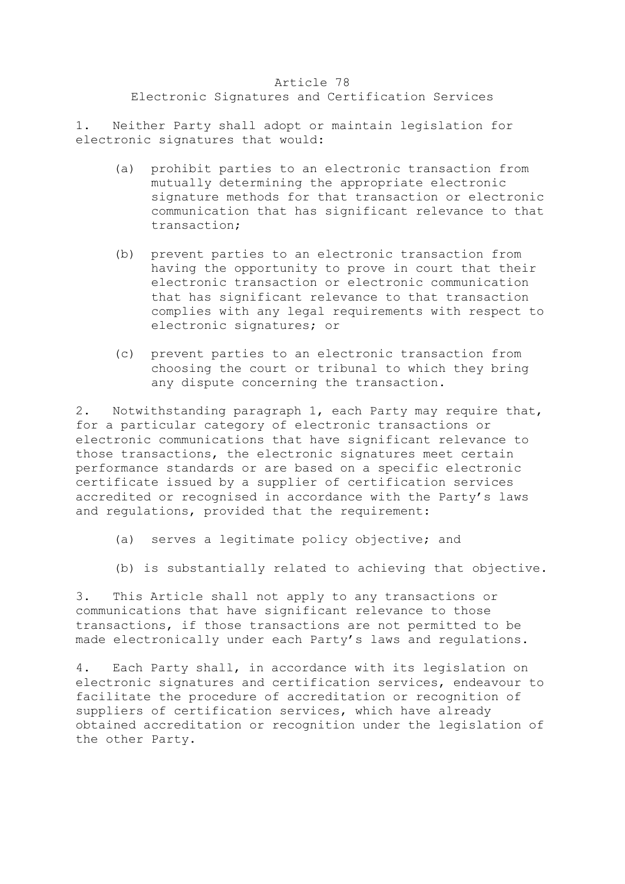# Article 78
## Electronic Signatures and Certification Services

1. Neither Party shall adopt or maintain legislation for electronic signatures that would:

   (a) prohibit parties to an electronic transaction from mutually determining the appropriate electronic signature methods for that transaction or electronic communication that has significant relevance to that transaction;

   (b) prevent parties to an electronic transaction from having the opportunity to prove in court that their electronic transaction or electronic communication that has significant relevance to that transaction complies with any legal requirements with respect to electronic signatures; or

   (c) prevent parties to an electronic transaction from choosing the court or tribunal to which they bring any dispute concerning the transaction.

2. Notwithstanding paragraph 1, each Party may require that, for a particular category of electronic transactions or electronic communications that have significant relevance to those transactions, the electronic signatures meet certain performance standards or are based on a specific electronic certificate issued by a supplier of certification services accredited or recognised in accordance with the Party's laws and regulations, provided that the requirement:

   (a) serves a legitimate policy objective; and

   (b) is substantially related to achieving that objective.

3. This Article shall not apply to any transactions or communications that have significant relevance to those transactions, if those transactions are not permitted to be made electronically under each Party's laws and regulations.

4. Each Party shall, in accordance with its legislation on electronic signatures and certification services, endeavour to facilitate the procedure of accreditation or recognition of suppliers of certification services, which have already obtained accreditation or recognition under the legislation of the other Party.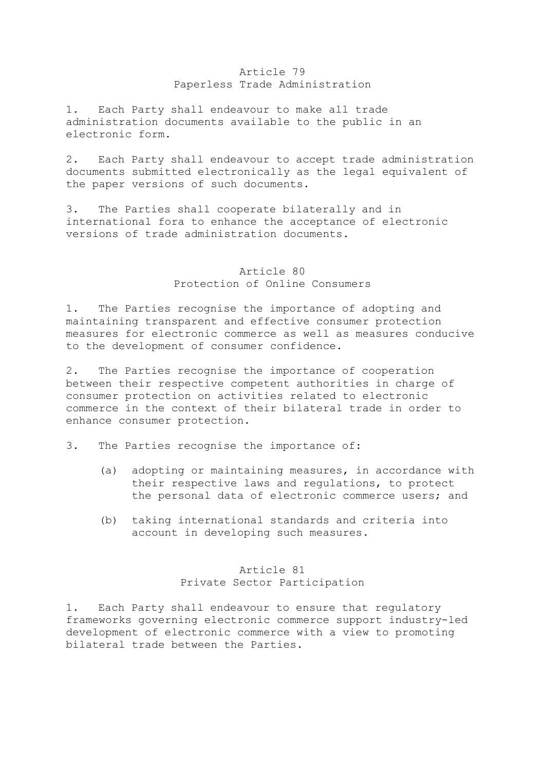## Article 79
## Paperless Trade Administration

1. Each Party shall endeavour to make all trade administration documents available to the public in an electronic form.

2. Each Party shall endeavour to accept trade administration documents submitted electronically as the legal equivalent of the paper versions of such documents.

3. The Parties shall cooperate bilaterally and in international fora to enhance the acceptance of electronic versions of trade administration documents.

## Article 80
## Protection of Online Consumers

1. The Parties recognise the importance of adopting and maintaining transparent and effective consumer protection measures for electronic commerce as well as measures conducive to the development of consumer confidence.

2. The Parties recognise the importance of cooperation between their respective competent authorities in charge of consumer protection on activities related to electronic commerce in the context of their bilateral trade in order to enhance consumer protection.

3. The Parties recognise the importance of:

   (a) adopting or maintaining measures, in accordance with their respective laws and regulations, to protect the personal data of electronic commerce users; and

   (b) taking international standards and criteria into account in developing such measures.

## Article 81
## Private Sector Participation

1. Each Party shall endeavour to ensure that regulatory frameworks governing electronic commerce support industry-led development of electronic commerce with a view to promoting bilateral trade between the Parties.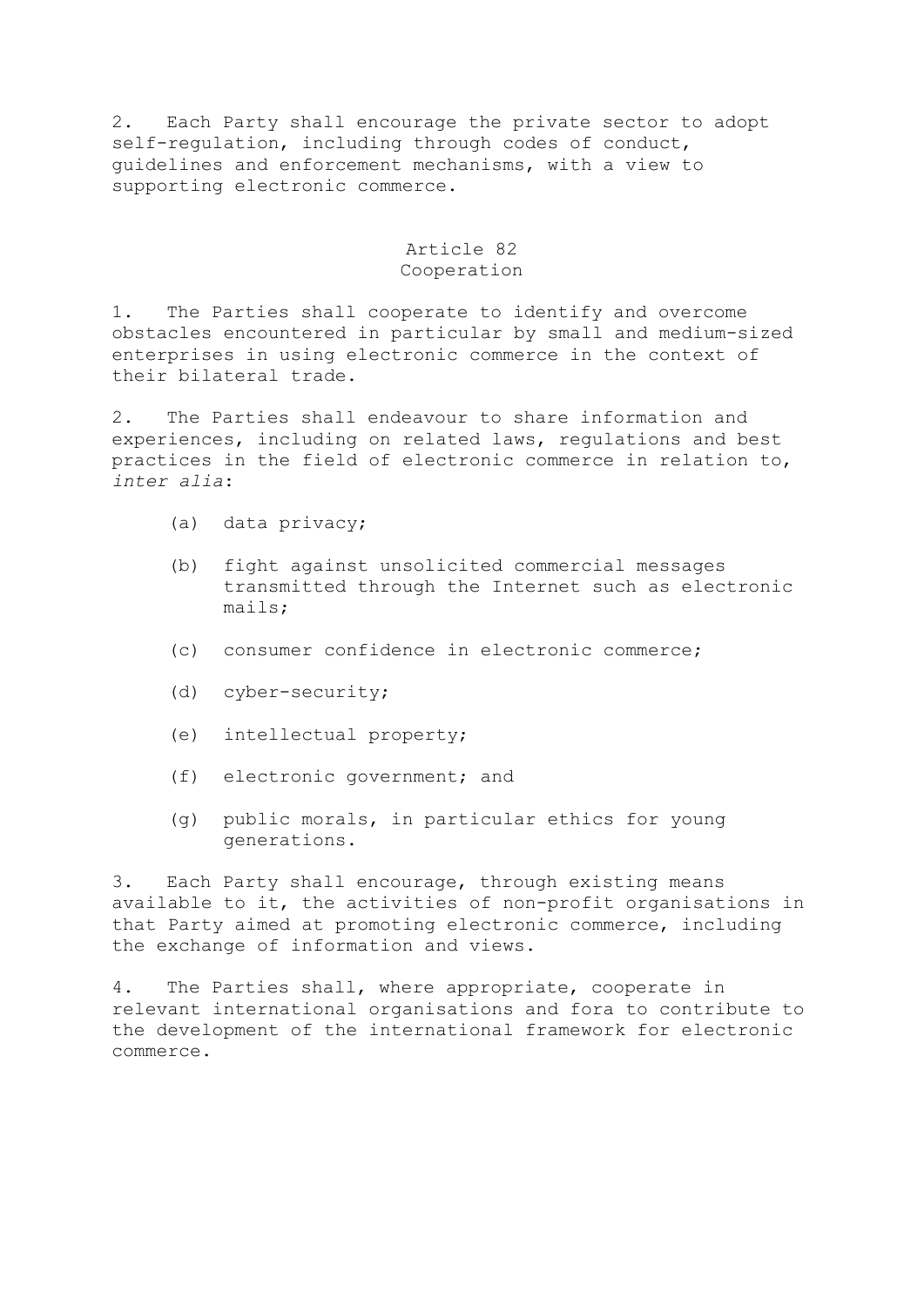2. Each Party shall encourage the private sector to adopt self-regulation, including through codes of conduct, guidelines and enforcement mechanisms, with a view to supporting electronic commerce.

## Article 82
## Cooperation

1. The Parties shall cooperate to identify and overcome obstacles encountered in particular by small and medium-sized enterprises in using electronic commerce in the context of their bilateral trade.

2. The Parties shall endeavour to share information and experiences, including on related laws, regulations and best practices in the field of electronic commerce in relation to, *inter alia*:

(a) data privacy;

(b) fight against unsolicited commercial messages transmitted through the Internet such as electronic mails;

(c) consumer confidence in electronic commerce;

(d) cyber-security;

(e) intellectual property;

(f) electronic government; and

(g) public morals, in particular ethics for young generations.

3. Each Party shall encourage, through existing means available to it, the activities of non-profit organisations in that Party aimed at promoting electronic commerce, including the exchange of information and views.

4. The Parties shall, where appropriate, cooperate in relevant international organisations and fora to contribute to the development of the international framework for electronic commerce.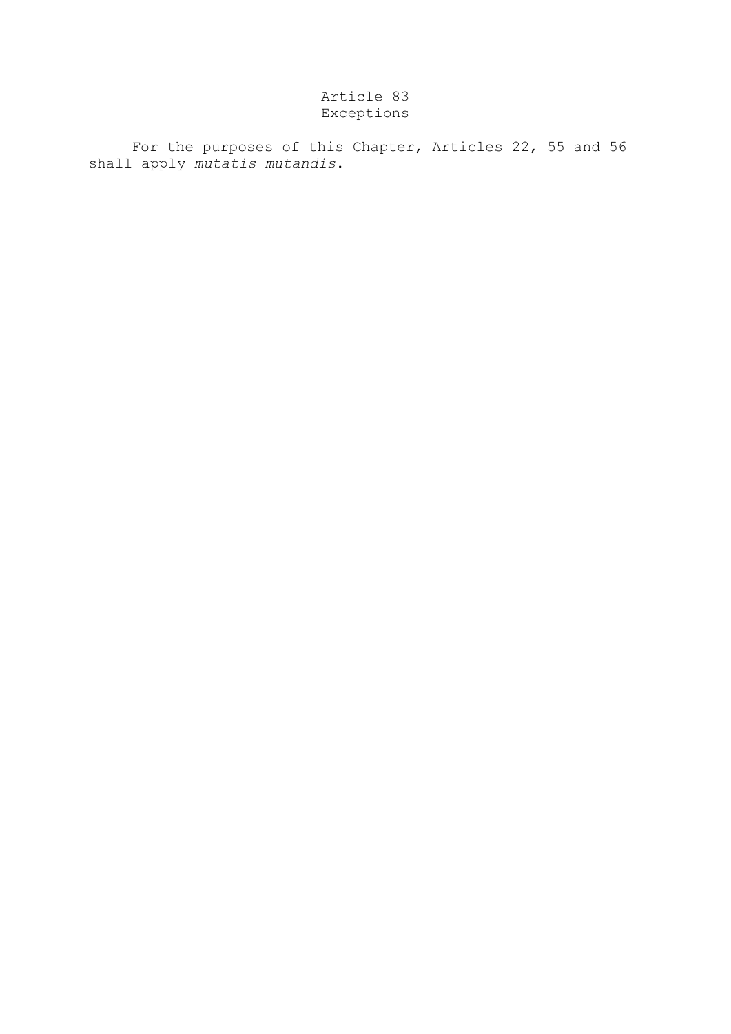### Article 83
### Exceptions

For the purposes of this Chapter, Articles 22, 55 and 56 shall apply *mutatis mutandis*.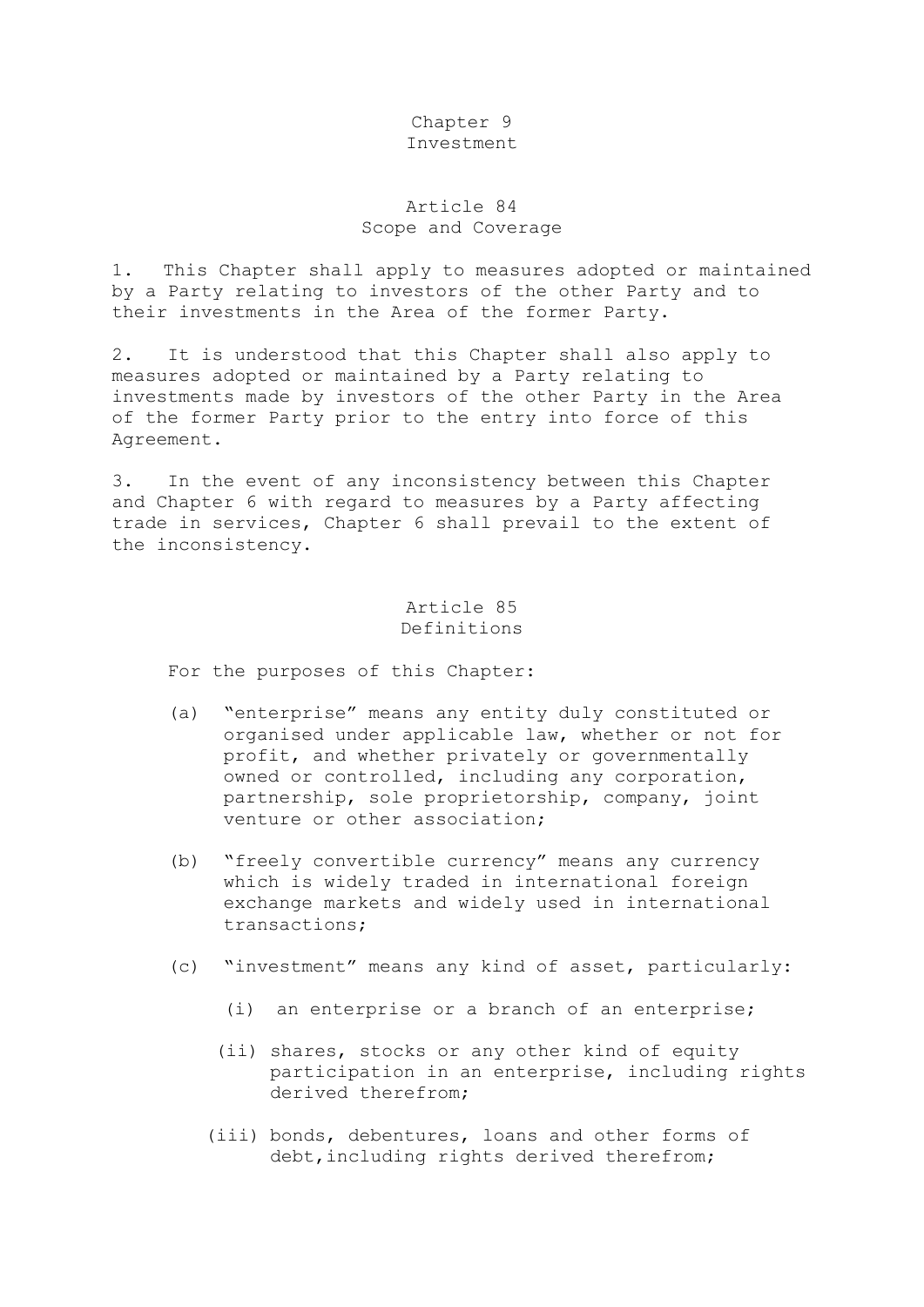# Chapter 9
# Investment

## Article 84
## Scope and Coverage

1. This Chapter shall apply to measures adopted or maintained by a Party relating to investors of the other Party and to their investments in the Area of the former Party.

2. It is understood that this Chapter shall also apply to measures adopted or maintained by a Party relating to investments made by investors of the other Party in the Area of the former Party prior to the entry into force of this Agreement.

3. In the event of any inconsistency between this Chapter and Chapter 6 with regard to measures by a Party affecting trade in services, Chapter 6 shall prevail to the extent of the inconsistency.

## Article 85
## Definitions

For the purposes of this Chapter:

(a) "enterprise" means any entity duly constituted or organised under applicable law, whether or not for profit, and whether privately or governmentally owned or controlled, including any corporation, partnership, sole proprietorship, company, joint venture or other association;

(b) "freely convertible currency" means any currency which is widely traded in international foreign exchange markets and widely used in international transactions;

(c) "investment" means any kind of asset, particularly:

(i) an enterprise or a branch of an enterprise;

(ii) shares, stocks or any other kind of equity participation in an enterprise, including rights derived therefrom;

(iii) bonds, debentures, loans and other forms of debt,including rights derived therefrom;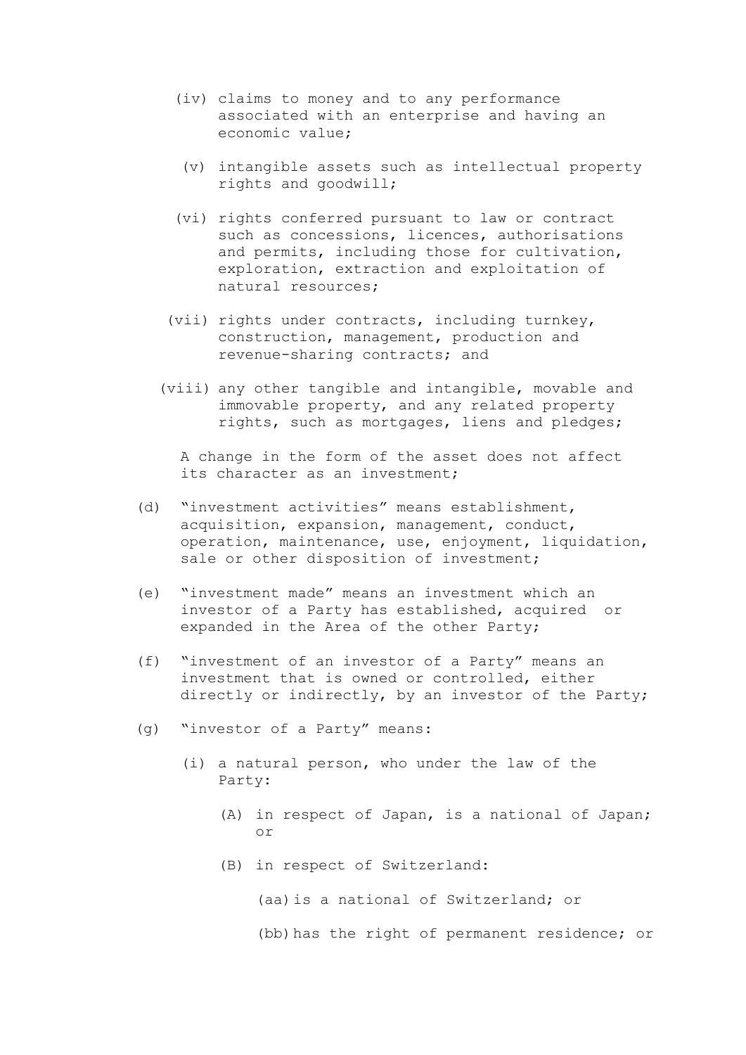(iv) claims to money and to any performance associated with an enterprise and having an economic value;

(v) intangible assets such as intellectual property rights and goodwill;

(vi) rights conferred pursuant to law or contract such as concessions, licences, authorisations and permits, including those for cultivation, exploration, extraction and exploitation of natural resources;

(vii) rights under contracts, including turnkey, construction, management, production and revenue-sharing contracts; and

(viii) any other tangible and intangible, movable and immovable property, and any related property rights, such as mortgages, liens and pledges;

A change in the form of the asset does not affect its character as an investment;

(d) "investment activities" means establishment, acquisition, expansion, management, conduct, operation, maintenance, use, enjoyment, liquidation, sale or other disposition of investment;

(e) "investment made" means an investment which an investor of a Party has established, acquired or expanded in the Area of the other Party;

(f) "investment of an investor of a Party" means an investment that is owned or controlled, either directly or indirectly, by an investor of the Party;

(g) "investor of a Party" means:

(i) a natural person, who under the law of the Party:

(A) in respect of Japan, is a national of Japan; or

(B) in respect of Switzerland:

(aa) is a national of Switzerland; or

(bb) has the right of permanent residence; or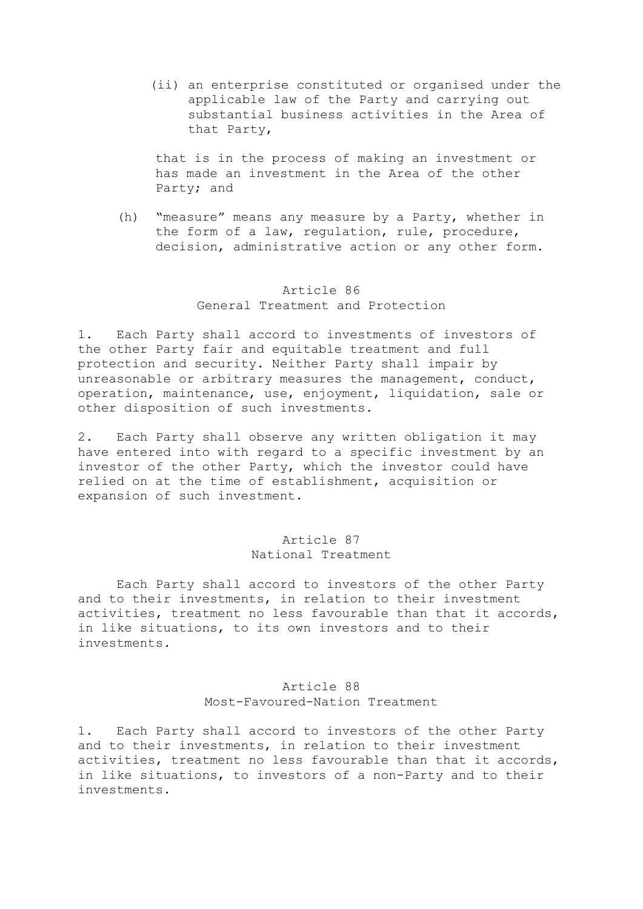(ii) an enterprise constituted or organised under the applicable law of the Party and carrying out substantial business activities in the Area of that Party,

that is in the process of making an investment or has made an investment in the Area of the other Party; and

(h) "measure" means any measure by a Party, whether in the form of a law, regulation, rule, procedure, decision, administrative action or any other form.

## Article 86
## General Treatment and Protection

1. Each Party shall accord to investments of investors of the other Party fair and equitable treatment and full protection and security. Neither Party shall impair by unreasonable or arbitrary measures the management, conduct, operation, maintenance, use, enjoyment, liquidation, sale or other disposition of such investments.

2. Each Party shall observe any written obligation it may have entered into with regard to a specific investment by an investor of the other Party, which the investor could have relied on at the time of establishment, acquisition or expansion of such investment.

## Article 87
## National Treatment

Each Party shall accord to investors of the other Party and to their investments, in relation to their investment activities, treatment no less favourable than that it accords, in like situations, to its own investors and to their investments.

## Article 88
## Most-Favoured-Nation Treatment

1. Each Party shall accord to investors of the other Party and to their investments, in relation to their investment activities, treatment no less favourable than that it accords, in like situations, to investors of a non-Party and to their investments.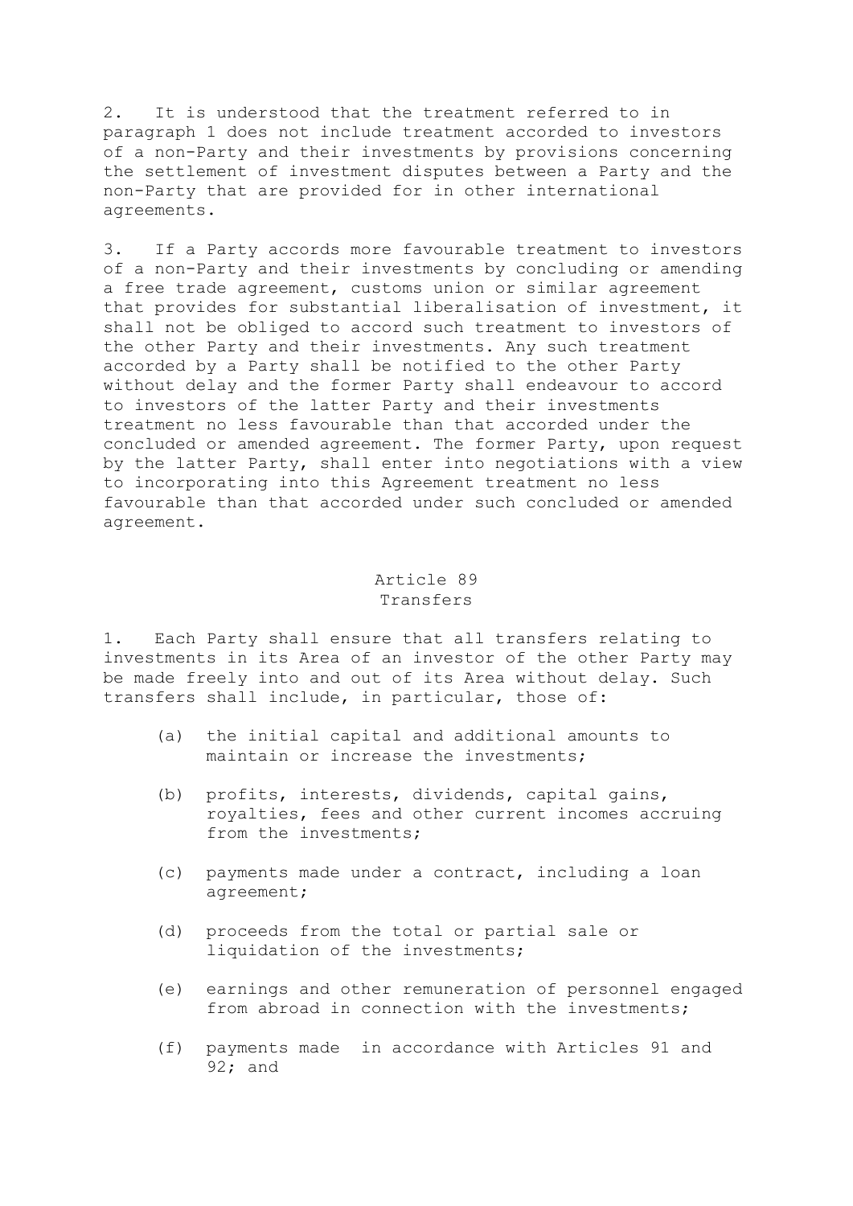2. It is understood that the treatment referred to in paragraph 1 does not include treatment accorded to investors of a non-Party and their investments by provisions concerning the settlement of investment disputes between a Party and the non-Party that are provided for in other international agreements.

3. If a Party accords more favourable treatment to investors of a non-Party and their investments by concluding or amending a free trade agreement, customs union or similar agreement that provides for substantial liberalisation of investment, it shall not be obliged to accord such treatment to investors of the other Party and their investments. Any such treatment accorded by a Party shall be notified to the other Party without delay and the former Party shall endeavour to accord to investors of the latter Party and their investments treatment no less favourable than that accorded under the concluded or amended agreement. The former Party, upon request by the latter Party, shall enter into negotiations with a view to incorporating into this Agreement treatment no less favourable than that accorded under such concluded or amended agreement.

## Article 89
## Transfers

1. Each Party shall ensure that all transfers relating to investments in its Area of an investor of the other Party may be made freely into and out of its Area without delay. Such transfers shall include, in particular, those of:

(a) the initial capital and additional amounts to maintain or increase the investments;

(b) profits, interests, dividends, capital gains, royalties, fees and other current incomes accruing from the investments;

(c) payments made under a contract, including a loan agreement;

(d) proceeds from the total or partial sale or liquidation of the investments;

(e) earnings and other remuneration of personnel engaged from abroad in connection with the investments;

(f) payments made in accordance with Articles 91 and 92; and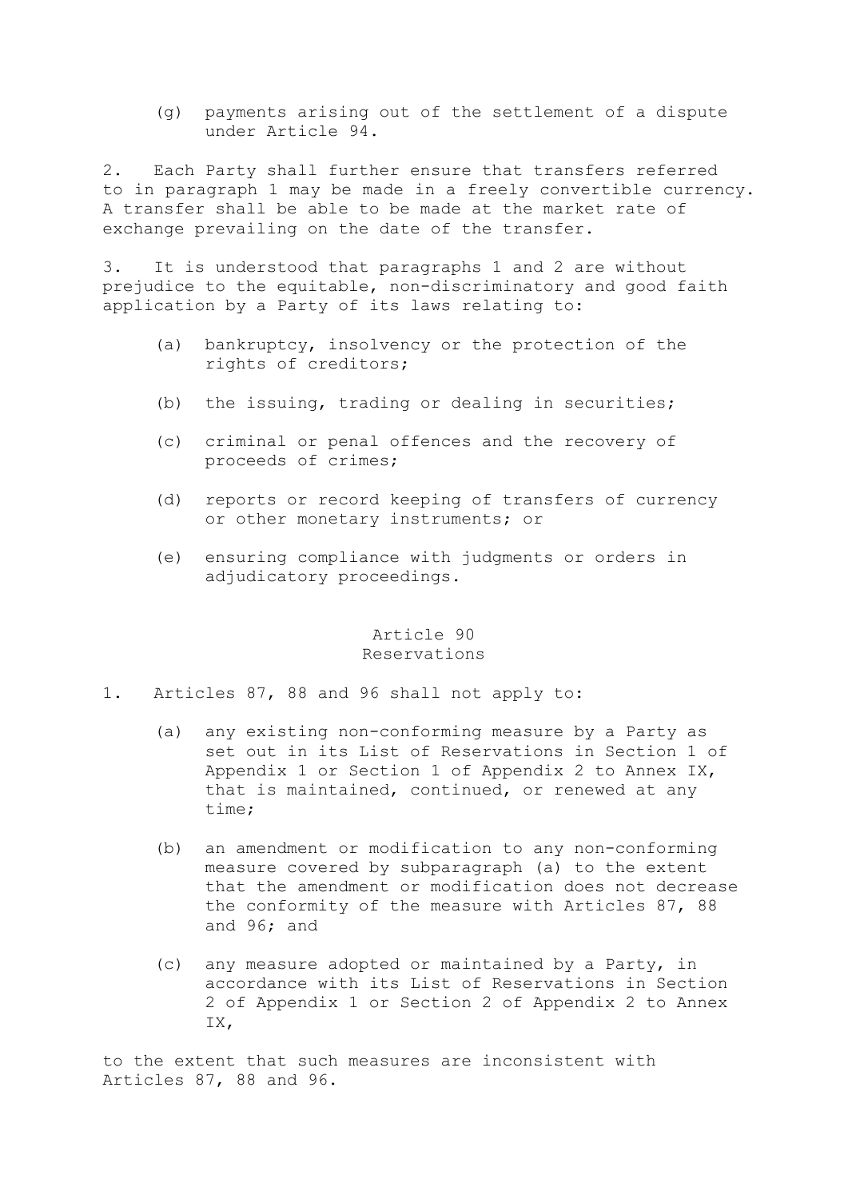(g) payments arising out of the settlement of a dispute under Article 94.

2. Each Party shall further ensure that transfers referred to in paragraph 1 may be made in a freely convertible currency. A transfer shall be able to be made at the market rate of exchange prevailing on the date of the transfer.

3. It is understood that paragraphs 1 and 2 are without prejudice to the equitable, non-discriminatory and good faith application by a Party of its laws relating to:

(a) bankruptcy, insolvency or the protection of the rights of creditors;

(b) the issuing, trading or dealing in securities;

(c) criminal or penal offences and the recovery of proceeds of crimes;

(d) reports or record keeping of transfers of currency or other monetary instruments; or

(e) ensuring compliance with judgments or orders in adjudicatory proceedings.

## Article 90
## Reservations

1. Articles 87, 88 and 96 shall not apply to:

(a) any existing non-conforming measure by a Party as set out in its List of Reservations in Section 1 of Appendix 1 or Section 1 of Appendix 2 to Annex IX, that is maintained, continued, or renewed at any time;

(b) an amendment or modification to any non-conforming measure covered by subparagraph (a) to the extent that the amendment or modification does not decrease the conformity of the measure with Articles 87, 88 and 96; and

(c) any measure adopted or maintained by a Party, in accordance with its List of Reservations in Section 2 of Appendix 1 or Section 2 of Appendix 2 to Annex IX,

to the extent that such measures are inconsistent with Articles 87, 88 and 96.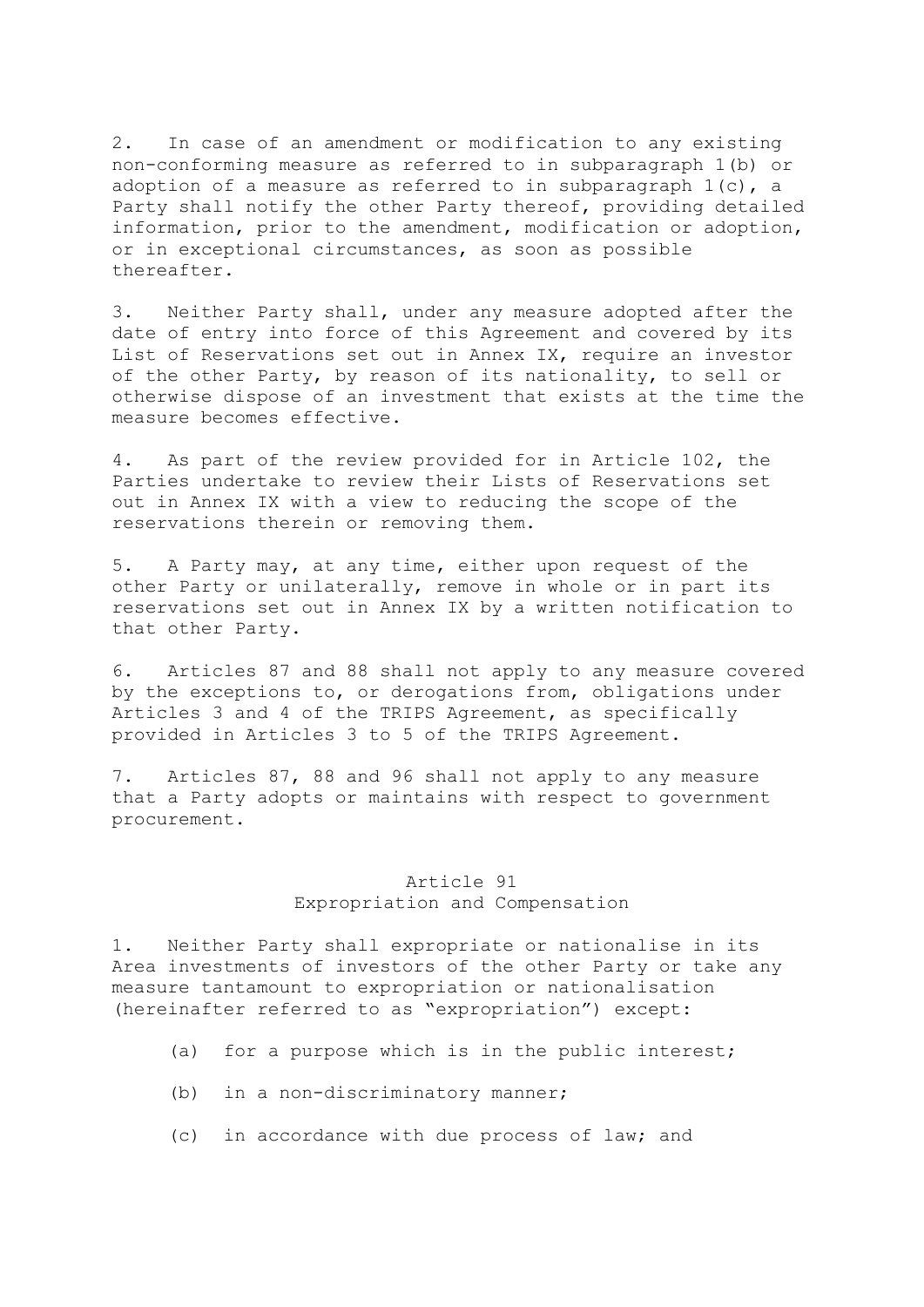2. In case of an amendment or modification to any existing non-conforming measure as referred to in subparagraph 1(b) or adoption of a measure as referred to in subparagraph 1(c), a Party shall notify the other Party thereof, providing detailed information, prior to the amendment, modification or adoption, or in exceptional circumstances, as soon as possible thereafter.

3. Neither Party shall, under any measure adopted after the date of entry into force of this Agreement and covered by its List of Reservations set out in Annex IX, require an investor of the other Party, by reason of its nationality, to sell or otherwise dispose of an investment that exists at the time the measure becomes effective.

4. As part of the review provided for in Article 102, the Parties undertake to review their Lists of Reservations set out in Annex IX with a view to reducing the scope of the reservations therein or removing them.

5. A Party may, at any time, either upon request of the other Party or unilaterally, remove in whole or in part its reservations set out in Annex IX by a written notification to that other Party.

6. Articles 87 and 88 shall not apply to any measure covered by the exceptions to, or derogations from, obligations under Articles 3 and 4 of the TRIPS Agreement, as specifically provided in Articles 3 to 5 of the TRIPS Agreement.

7. Articles 87, 88 and 96 shall not apply to any measure that a Party adopts or maintains with respect to government procurement.

## Article 91
## Expropriation and Compensation

1. Neither Party shall expropriate or nationalise in its Area investments of investors of the other Party or take any measure tantamount to expropriation or nationalisation (hereinafter referred to as "expropriation") except:

   (a) for a purpose which is in the public interest;

   (b) in a non-discriminatory manner;

   (c) in accordance with due process of law; and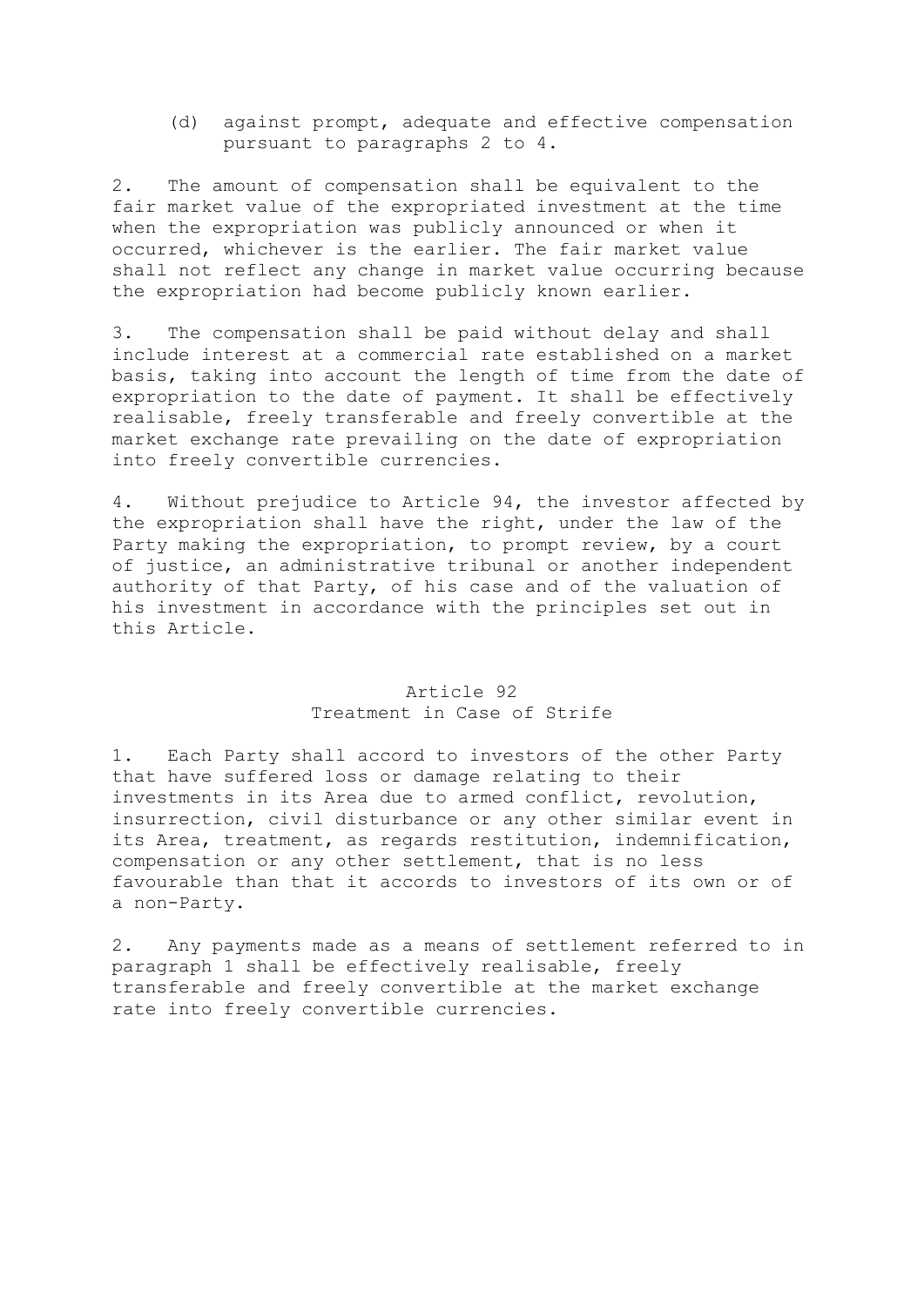(d) against prompt, adequate and effective compensation pursuant to paragraphs 2 to 4.

2. The amount of compensation shall be equivalent to the fair market value of the expropriated investment at the time when the expropriation was publicly announced or when it occurred, whichever is the earlier. The fair market value shall not reflect any change in market value occurring because the expropriation had become publicly known earlier.

3. The compensation shall be paid without delay and shall include interest at a commercial rate established on a market basis, taking into account the length of time from the date of expropriation to the date of payment. It shall be effectively realisable, freely transferable and freely convertible at the market exchange rate prevailing on the date of expropriation into freely convertible currencies.

4. Without prejudice to Article 94, the investor affected by the expropriation shall have the right, under the law of the Party making the expropriation, to prompt review, by a court of justice, an administrative tribunal or another independent authority of that Party, of his case and of the valuation of his investment in accordance with the principles set out in this Article.

## Article 92
## Treatment in Case of Strife

1. Each Party shall accord to investors of the other Party that have suffered loss or damage relating to their investments in its Area due to armed conflict, revolution, insurrection, civil disturbance or any other similar event in its Area, treatment, as regards restitution, indemnification, compensation or any other settlement, that is no less favourable than that it accords to investors of its own or of a non-Party.

2. Any payments made as a means of settlement referred to in paragraph 1 shall be effectively realisable, freely transferable and freely convertible at the market exchange rate into freely convertible currencies.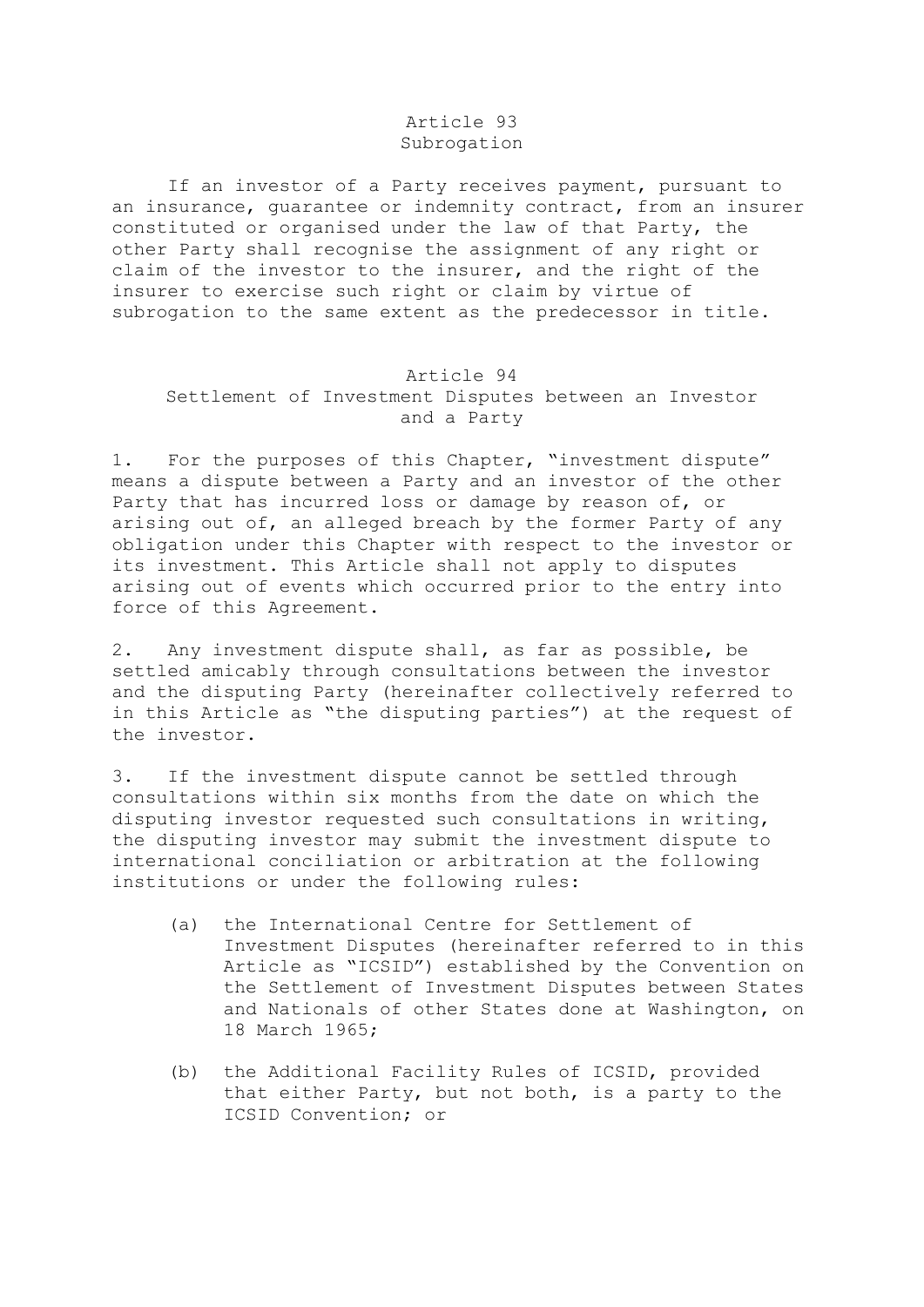## Article 93
## Subrogation

If an investor of a Party receives payment, pursuant to an insurance, guarantee or indemnity contract, from an insurer constituted or organised under the law of that Party, the other Party shall recognise the assignment of any right or claim of the investor to the insurer, and the right of the insurer to exercise such right or claim by virtue of subrogation to the same extent as the predecessor in title.

## Article 94
## Settlement of Investment Disputes between an Investor and a Party

1. For the purposes of this Chapter, "investment dispute" means a dispute between a Party and an investor of the other Party that has incurred loss or damage by reason of, or arising out of, an alleged breach by the former Party of any obligation under this Chapter with respect to the investor or its investment. This Article shall not apply to disputes arising out of events which occurred prior to the entry into force of this Agreement.

2. Any investment dispute shall, as far as possible, be settled amicably through consultations between the investor and the disputing Party (hereinafter collectively referred to in this Article as "the disputing parties") at the request of the investor.

3. If the investment dispute cannot be settled through consultations within six months from the date on which the disputing investor requested such consultations in writing, the disputing investor may submit the investment dispute to international conciliation or arbitration at the following institutions or under the following rules:

(a) the International Centre for Settlement of Investment Disputes (hereinafter referred to in this Article as "ICSID") established by the Convention on the Settlement of Investment Disputes between States and Nationals of other States done at Washington, on 18 March 1965;

(b) the Additional Facility Rules of ICSID, provided that either Party, but not both, is a party to the ICSID Convention; or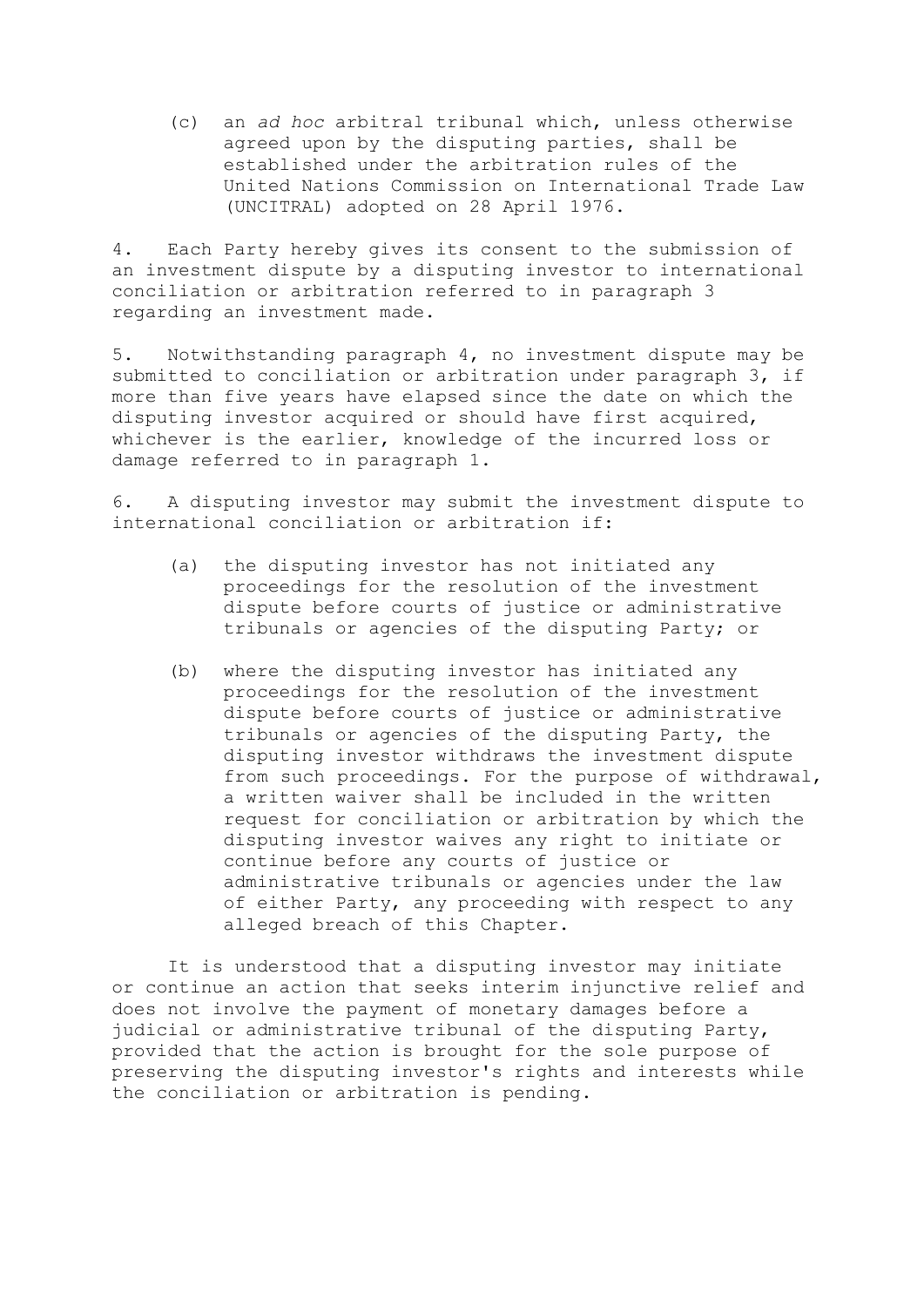(c) an *ad hoc* arbitral tribunal which, unless otherwise agreed upon by the disputing parties, shall be established under the arbitration rules of the United Nations Commission on International Trade Law (UNCITRAL) adopted on 28 April 1976.

4. Each Party hereby gives its consent to the submission of an investment dispute by a disputing investor to international conciliation or arbitration referred to in paragraph 3 regarding an investment made.

5. Notwithstanding paragraph 4, no investment dispute may be submitted to conciliation or arbitration under paragraph 3, if more than five years have elapsed since the date on which the disputing investor acquired or should have first acquired, whichever is the earlier, knowledge of the incurred loss or damage referred to in paragraph 1.

6. A disputing investor may submit the investment dispute to international conciliation or arbitration if:

(a) the disputing investor has not initiated any proceedings for the resolution of the investment dispute before courts of justice or administrative tribunals or agencies of the disputing Party; or

(b) where the disputing investor has initiated any proceedings for the resolution of the investment dispute before courts of justice or administrative tribunals or agencies of the disputing Party, the disputing investor withdraws the investment dispute from such proceedings. For the purpose of withdrawal, a written waiver shall be included in the written request for conciliation or arbitration by which the disputing investor waives any right to initiate or continue before any courts of justice or administrative tribunals or agencies under the law of either Party, any proceeding with respect to any alleged breach of this Chapter.

It is understood that a disputing investor may initiate or continue an action that seeks interim injunctive relief and does not involve the payment of monetary damages before a judicial or administrative tribunal of the disputing Party, provided that the action is brought for the sole purpose of preserving the disputing investor's rights and interests while the conciliation or arbitration is pending.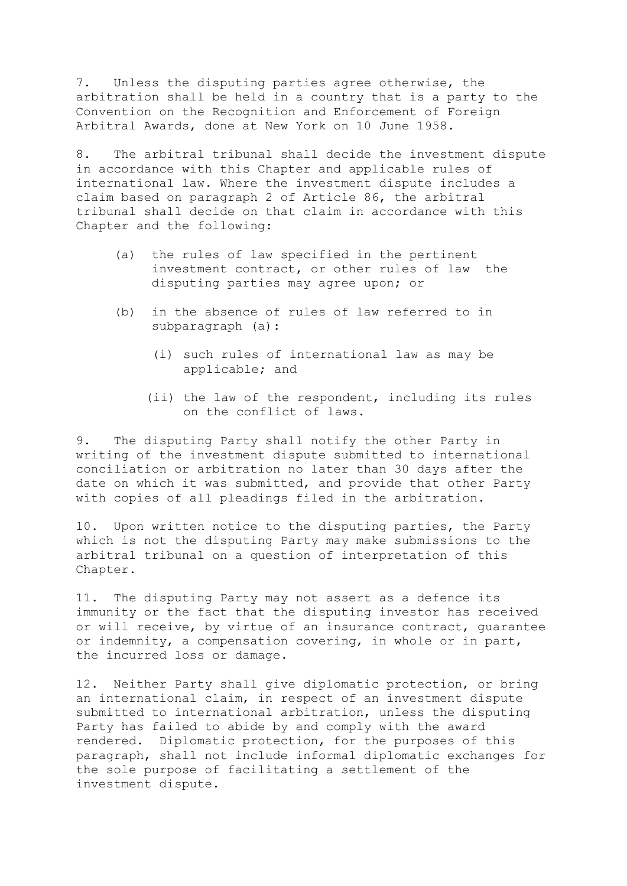7. Unless the disputing parties agree otherwise, the arbitration shall be held in a country that is a party to the Convention on the Recognition and Enforcement of Foreign Arbitral Awards, done at New York on 10 June 1958.

8. The arbitral tribunal shall decide the investment dispute in accordance with this Chapter and applicable rules of international law. Where the investment dispute includes a claim based on paragraph 2 of Article 86, the arbitral tribunal shall decide on that claim in accordance with this Chapter and the following:

   (a) the rules of law specified in the pertinent investment contract, or other rules of law the disputing parties may agree upon; or

   (b) in the absence of rules of law referred to in subparagraph (a):

      (i) such rules of international law as may be applicable; and

      (ii) the law of the respondent, including its rules on the conflict of laws.

9. The disputing Party shall notify the other Party in writing of the investment dispute submitted to international conciliation or arbitration no later than 30 days after the date on which it was submitted, and provide that other Party with copies of all pleadings filed in the arbitration.

10. Upon written notice to the disputing parties, the Party which is not the disputing Party may make submissions to the arbitral tribunal on a question of interpretation of this Chapter.

11. The disputing Party may not assert as a defence its immunity or the fact that the disputing investor has received or will receive, by virtue of an insurance contract, guarantee or indemnity, a compensation covering, in whole or in part, the incurred loss or damage.

12. Neither Party shall give diplomatic protection, or bring an international claim, in respect of an investment dispute submitted to international arbitration, unless the disputing Party has failed to abide by and comply with the award rendered. Diplomatic protection, for the purposes of this paragraph, shall not include informal diplomatic exchanges for the sole purpose of facilitating a settlement of the investment dispute.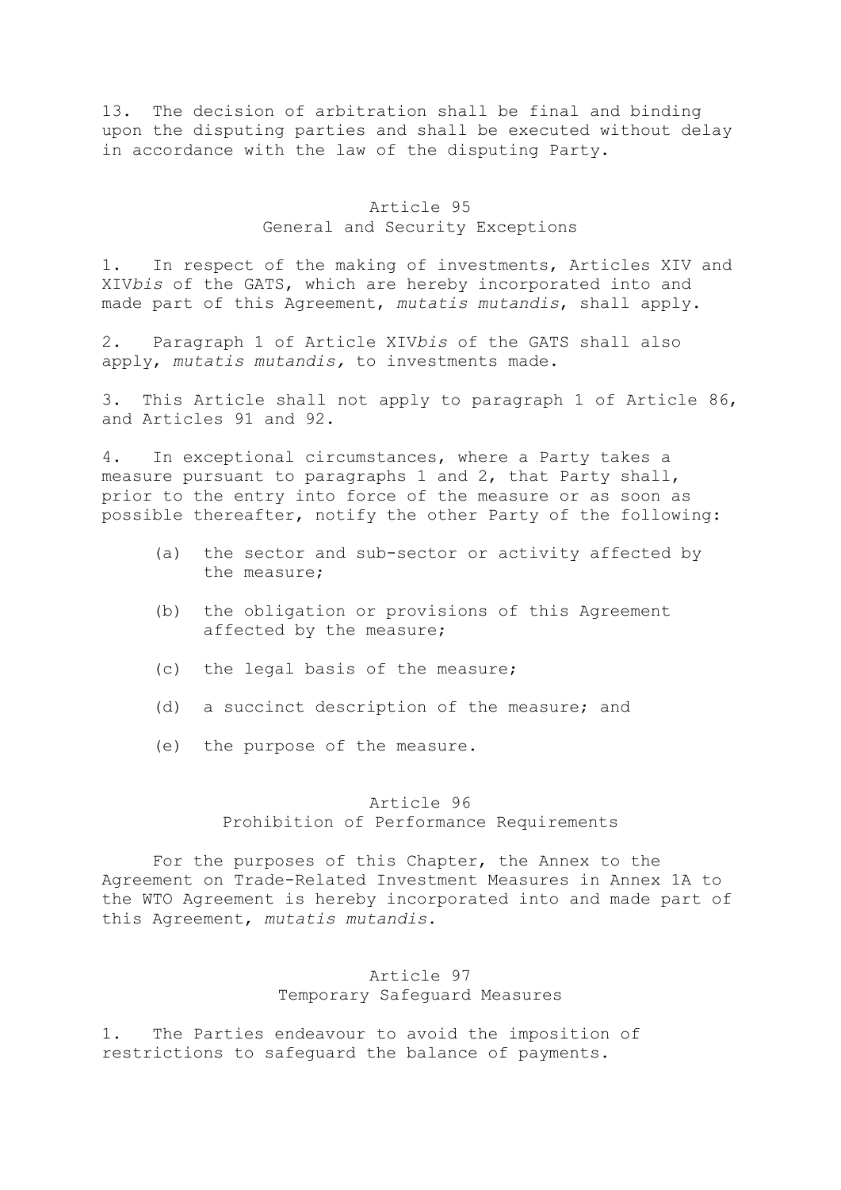13. The decision of arbitration shall be final and binding upon the disputing parties and shall be executed without delay in accordance with the law of the disputing Party.

## Article 95
## General and Security Exceptions

1. In respect of the making of investments, Articles XIV and XIV*bis* of the GATS, which are hereby incorporated into and made part of this Agreement, *mutatis mutandis*, shall apply.

2. Paragraph 1 of Article XIV*bis* of the GATS shall also apply, *mutatis mutandis,* to investments made.

3. This Article shall not apply to paragraph 1 of Article 86, and Articles 91 and 92.

4. In exceptional circumstances, where a Party takes a measure pursuant to paragraphs 1 and 2, that Party shall, prior to the entry into force of the measure or as soon as possible thereafter, notify the other Party of the following:

(a) the sector and sub-sector or activity affected by the measure;

(b) the obligation or provisions of this Agreement affected by the measure;

(c) the legal basis of the measure;

(d) a succinct description of the measure; and

(e) the purpose of the measure.

## Article 96
## Prohibition of Performance Requirements

For the purposes of this Chapter, the Annex to the Agreement on Trade-Related Investment Measures in Annex 1A to the WTO Agreement is hereby incorporated into and made part of this Agreement, *mutatis mutandis*.

## Article 97
## Temporary Safeguard Measures

1. The Parties endeavour to avoid the imposition of restrictions to safeguard the balance of payments.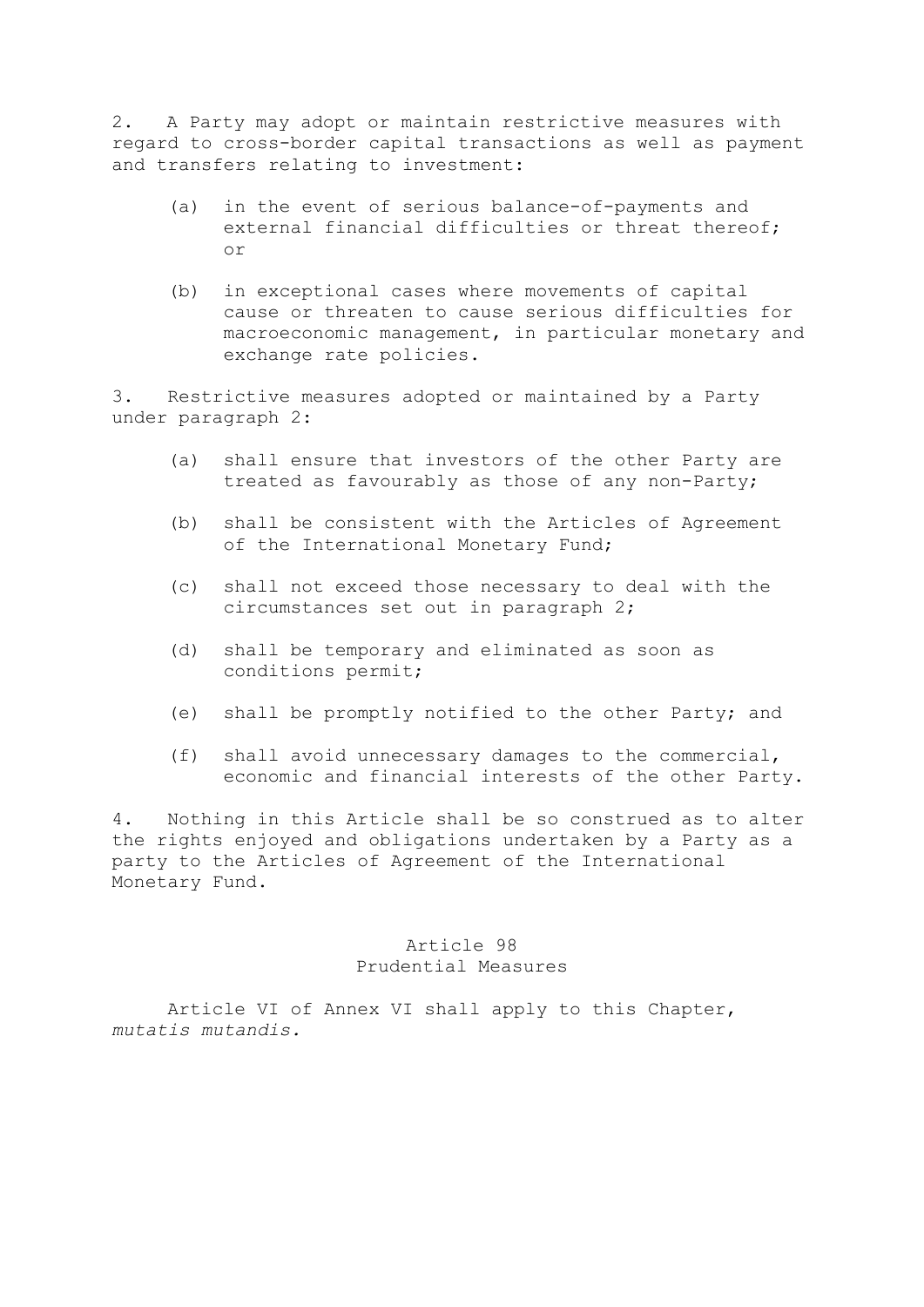2. A Party may adopt or maintain restrictive measures with regard to cross-border capital transactions as well as payment and transfers relating to investment:

   (a) in the event of serious balance-of-payments and external financial difficulties or threat thereof; or

   (b) in exceptional cases where movements of capital cause or threaten to cause serious difficulties for macroeconomic management, in particular monetary and exchange rate policies.

3. Restrictive measures adopted or maintained by a Party under paragraph 2:

   (a) shall ensure that investors of the other Party are treated as favourably as those of any non-Party;

   (b) shall be consistent with the Articles of Agreement of the International Monetary Fund;

   (c) shall not exceed those necessary to deal with the circumstances set out in paragraph 2;

   (d) shall be temporary and eliminated as soon as conditions permit;

   (e) shall be promptly notified to the other Party; and

   (f) shall avoid unnecessary damages to the commercial, economic and financial interests of the other Party.

4. Nothing in this Article shall be so construed as to alter the rights enjoyed and obligations undertaken by a Party as a party to the Articles of Agreement of the International Monetary Fund.

## Article 98
## Prudential Measures

Article VI of Annex VI shall apply to this Chapter, *mutatis mutandis.*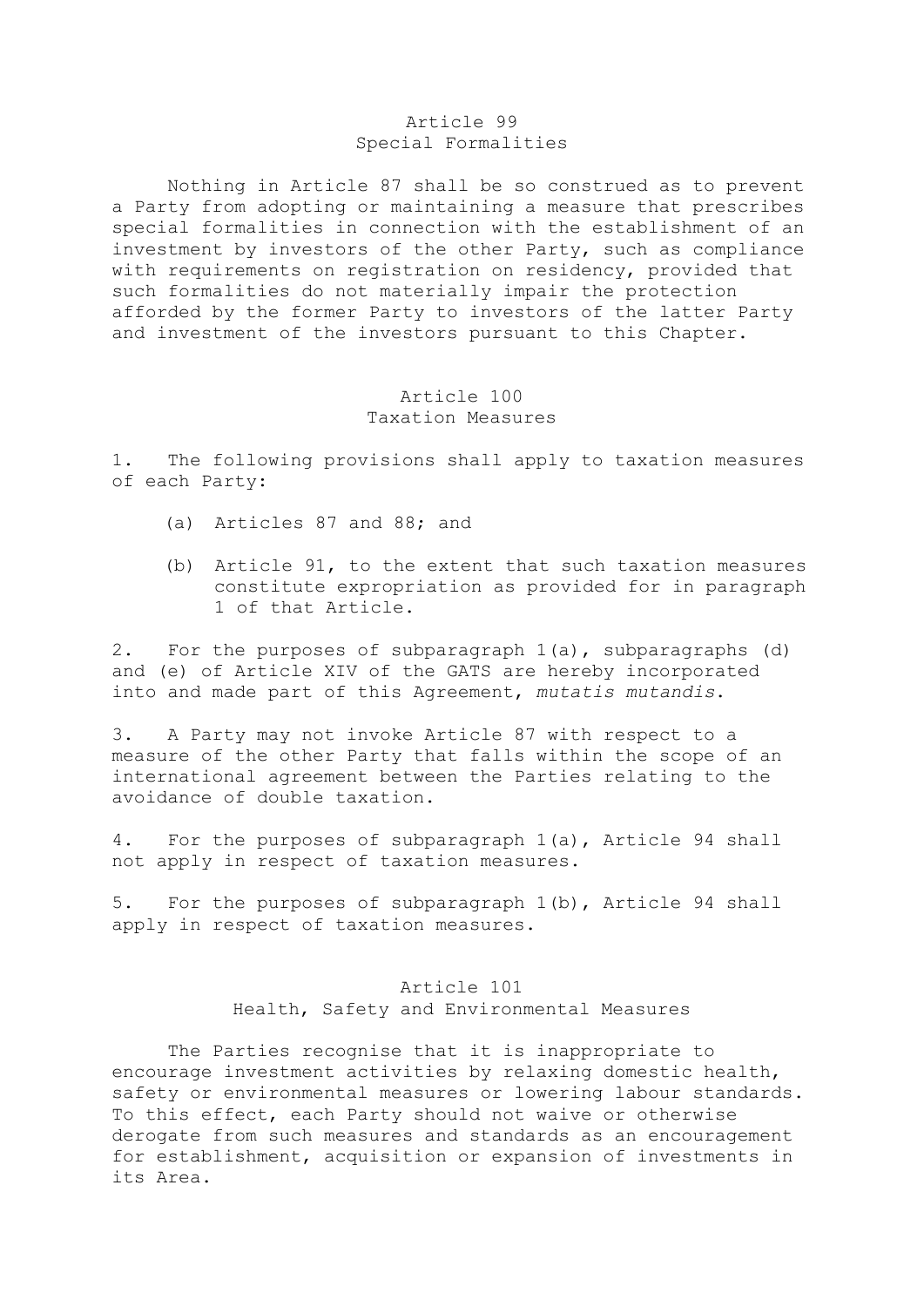## Article 99
## Special Formalities

Nothing in Article 87 shall be so construed as to prevent a Party from adopting or maintaining a measure that prescribes special formalities in connection with the establishment of an investment by investors of the other Party, such as compliance with requirements on registration on residency, provided that such formalities do not materially impair the protection afforded by the former Party to investors of the latter Party and investment of the investors pursuant to this Chapter.

## Article 100
## Taxation Measures

1. The following provisions shall apply to taxation measures of each Party:

   (a) Articles 87 and 88; and

   (b) Article 91, to the extent that such taxation measures constitute expropriation as provided for in paragraph 1 of that Article.

2. For the purposes of subparagraph 1(a), subparagraphs (d) and (e) of Article XIV of the GATS are hereby incorporated into and made part of this Agreement, *mutatis mutandis*.

3. A Party may not invoke Article 87 with respect to a measure of the other Party that falls within the scope of an international agreement between the Parties relating to the avoidance of double taxation.

4. For the purposes of subparagraph 1(a), Article 94 shall not apply in respect of taxation measures.

5. For the purposes of subparagraph 1(b), Article 94 shall apply in respect of taxation measures.

## Article 101
## Health, Safety and Environmental Measures

The Parties recognise that it is inappropriate to encourage investment activities by relaxing domestic health, safety or environmental measures or lowering labour standards. To this effect, each Party should not waive or otherwise derogate from such measures and standards as an encouragement for establishment, acquisition or expansion of investments in its Area.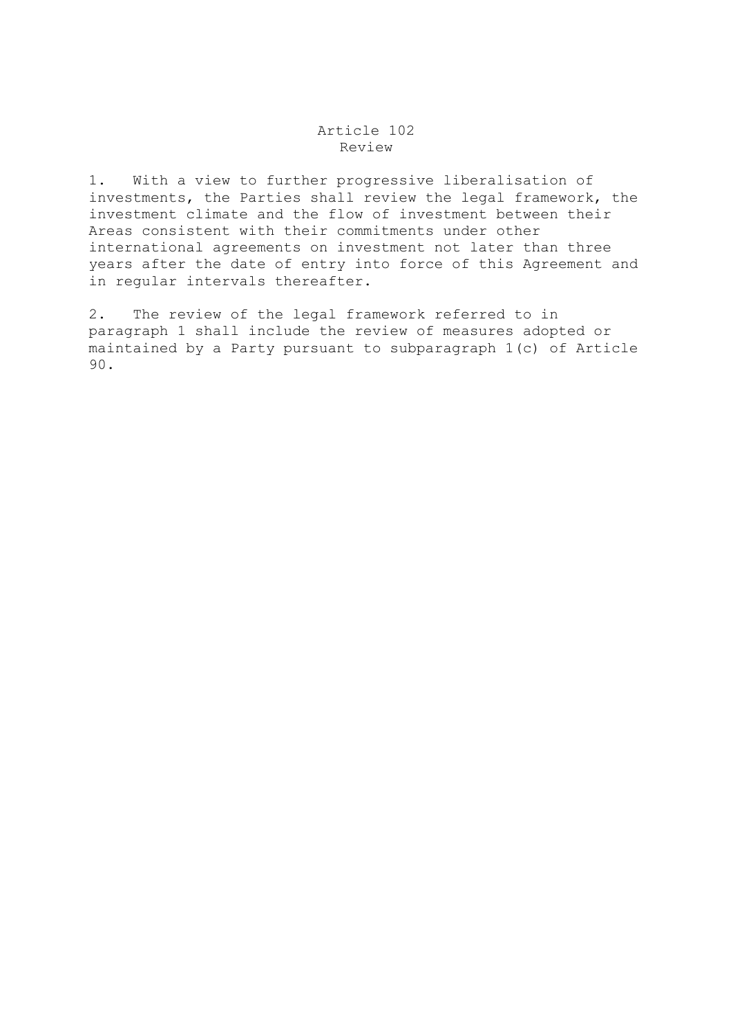## Article 102
## Review

1. With a view to further progressive liberalisation of investments, the Parties shall review the legal framework, the investment climate and the flow of investment between their Areas consistent with their commitments under other international agreements on investment not later than three years after the date of entry into force of this Agreement and in regular intervals thereafter.

2. The review of the legal framework referred to in paragraph 1 shall include the review of measures adopted or maintained by a Party pursuant to subparagraph 1(c) of Article 90.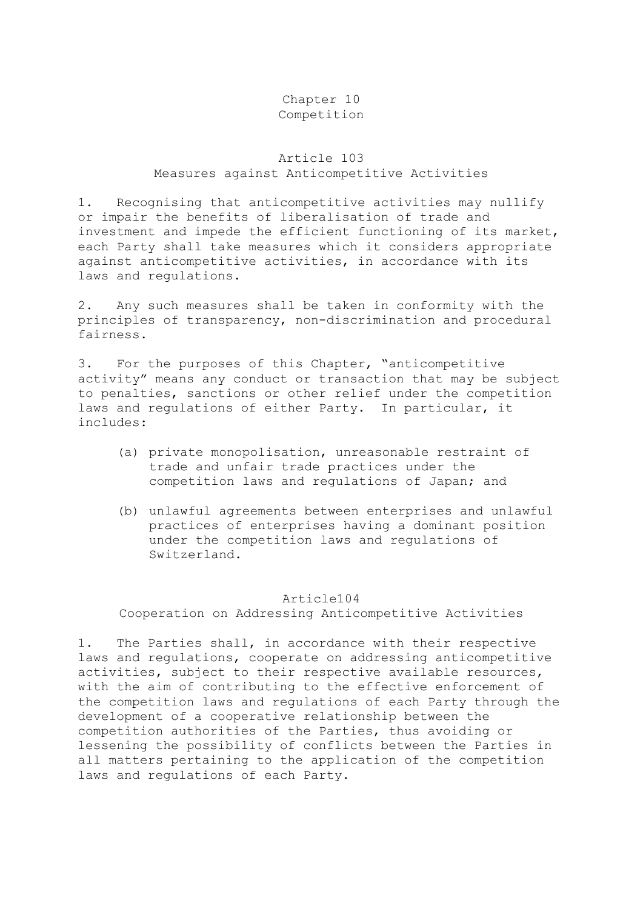# Chapter 10
# Competition

## Article 103
## Measures against Anticompetitive Activities

1. Recognising that anticompetitive activities may nullify or impair the benefits of liberalisation of trade and investment and impede the efficient functioning of its market, each Party shall take measures which it considers appropriate against anticompetitive activities, in accordance with its laws and regulations.

2. Any such measures shall be taken in conformity with the principles of transparency, non-discrimination and procedural fairness.

3. For the purposes of this Chapter, "anticompetitive activity" means any conduct or transaction that may be subject to penalties, sanctions or other relief under the competition laws and regulations of either Party. In particular, it includes:

(a) private monopolisation, unreasonable restraint of trade and unfair trade practices under the competition laws and regulations of Japan; and

(b) unlawful agreements between enterprises and unlawful practices of enterprises having a dominant position under the competition laws and regulations of Switzerland.

## Article104
## Cooperation on Addressing Anticompetitive Activities

1. The Parties shall, in accordance with their respective laws and regulations, cooperate on addressing anticompetitive activities, subject to their respective available resources, with the aim of contributing to the effective enforcement of the competition laws and regulations of each Party through the development of a cooperative relationship between the competition authorities of the Parties, thus avoiding or lessening the possibility of conflicts between the Parties in all matters pertaining to the application of the competition laws and regulations of each Party.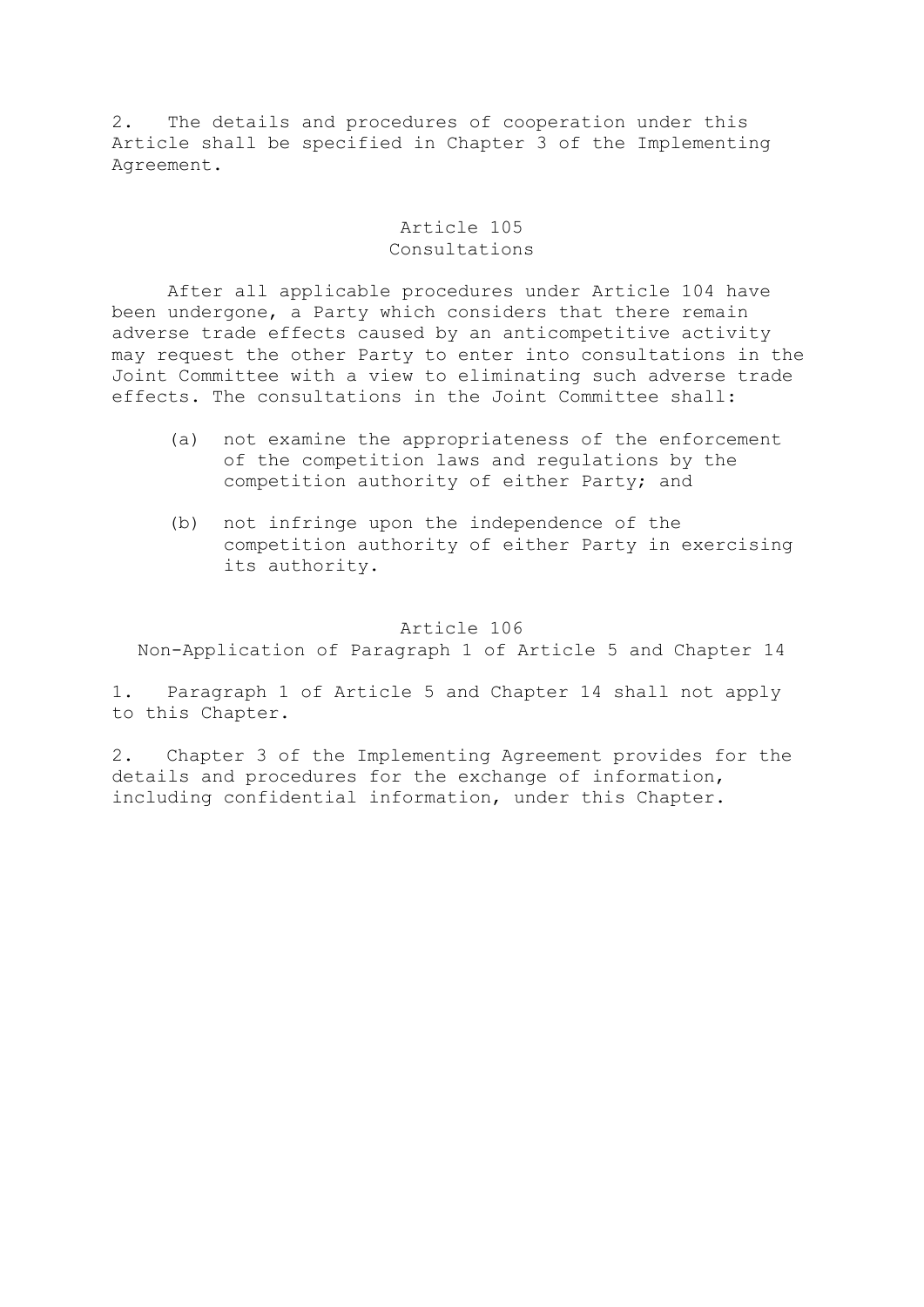2. The details and procedures of cooperation under this Article shall be specified in Chapter 3 of the Implementing Agreement.

### Article 105
### Consultations

After all applicable procedures under Article 104 have been undergone, a Party which considers that there remain adverse trade effects caused by an anticompetitive activity may request the other Party to enter into consultations in the Joint Committee with a view to eliminating such adverse trade effects. The consultations in the Joint Committee shall:

(a) not examine the appropriateness of the enforcement of the competition laws and regulations by the competition authority of either Party; and

(b) not infringe upon the independence of the competition authority of either Party in exercising its authority.

### Article 106
### Non-Application of Paragraph 1 of Article 5 and Chapter 14

1. Paragraph 1 of Article 5 and Chapter 14 shall not apply to this Chapter.

2. Chapter 3 of the Implementing Agreement provides for the details and procedures for the exchange of information, including confidential information, under this Chapter.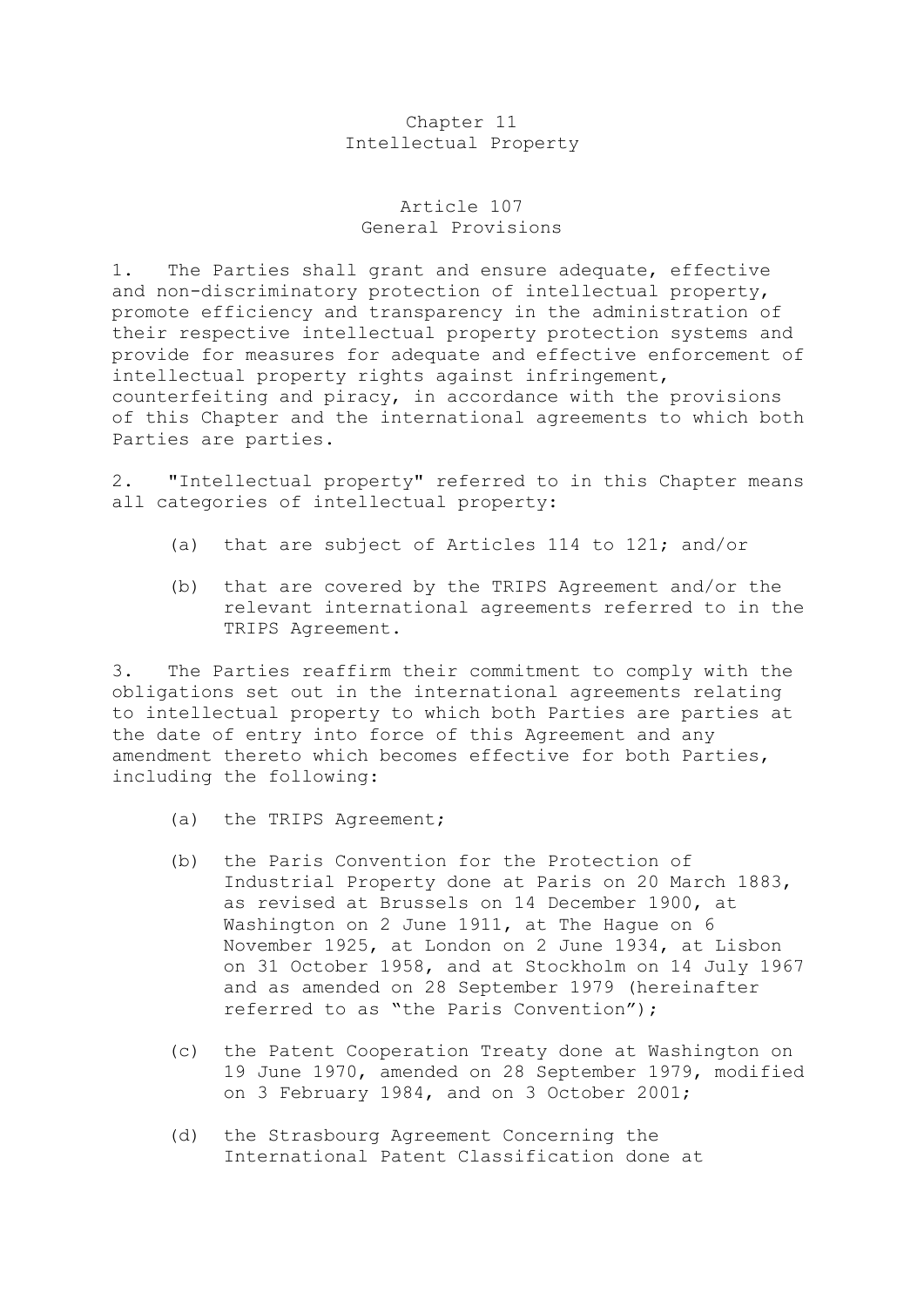# Chapter 11
# Intellectual Property

## Article 107
## General Provisions

1. The Parties shall grant and ensure adequate, effective and non-discriminatory protection of intellectual property, promote efficiency and transparency in the administration of their respective intellectual property protection systems and provide for measures for adequate and effective enforcement of intellectual property rights against infringement, counterfeiting and piracy, in accordance with the provisions of this Chapter and the international agreements to which both Parties are parties.

2. "Intellectual property" referred to in this Chapter means all categories of intellectual property:

   (a) that are subject of Articles 114 to 121; and/or

   (b) that are covered by the TRIPS Agreement and/or the relevant international agreements referred to in the TRIPS Agreement.

3. The Parties reaffirm their commitment to comply with the obligations set out in the international agreements relating to intellectual property to which both Parties are parties at the date of entry into force of this Agreement and any amendment thereto which becomes effective for both Parties, including the following:

   (a) the TRIPS Agreement;

   (b) the Paris Convention for the Protection of Industrial Property done at Paris on 20 March 1883, as revised at Brussels on 14 December 1900, at Washington on 2 June 1911, at The Hague on 6 November 1925, at London on 2 June 1934, at Lisbon on 31 October 1958, and at Stockholm on 14 July 1967 and as amended on 28 September 1979 (hereinafter referred to as "the Paris Convention");

   (c) the Patent Cooperation Treaty done at Washington on 19 June 1970, amended on 28 September 1979, modified on 3 February 1984, and on 3 October 2001;

   (d) the Strasbourg Agreement Concerning the International Patent Classification done at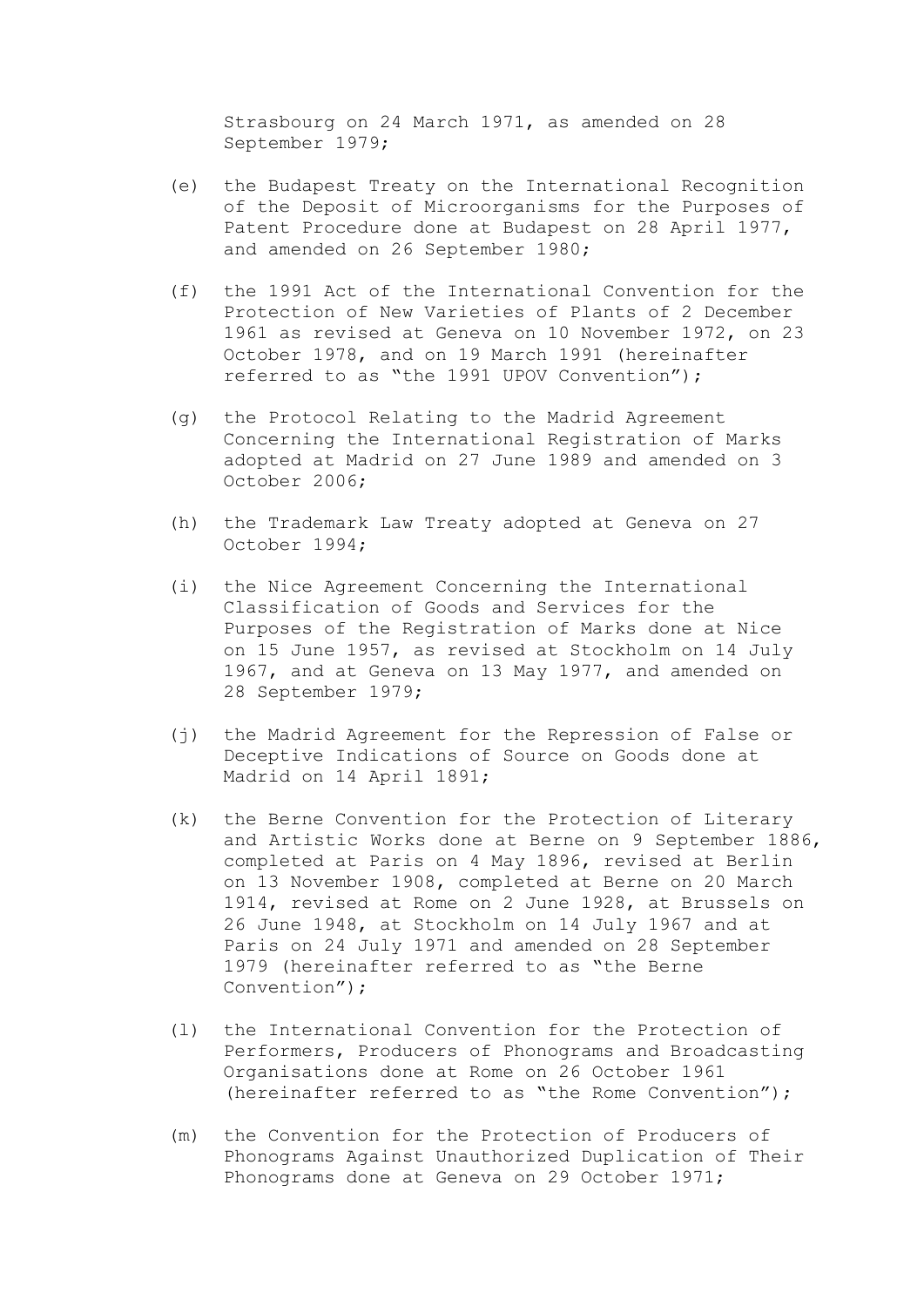Strasbourg on 24 March 1971, as amended on 28 September 1979;

(e) the Budapest Treaty on the International Recognition of the Deposit of Microorganisms for the Purposes of Patent Procedure done at Budapest on 28 April 1977, and amended on 26 September 1980;

(f) the 1991 Act of the International Convention for the Protection of New Varieties of Plants of 2 December 1961 as revised at Geneva on 10 November 1972, on 23 October 1978, and on 19 March 1991 (hereinafter referred to as "the 1991 UPOV Convention");

(g) the Protocol Relating to the Madrid Agreement Concerning the International Registration of Marks adopted at Madrid on 27 June 1989 and amended on 3 October 2006;

(h) the Trademark Law Treaty adopted at Geneva on 27 October 1994;

(i) the Nice Agreement Concerning the International Classification of Goods and Services for the Purposes of the Registration of Marks done at Nice on 15 June 1957, as revised at Stockholm on 14 July 1967, and at Geneva on 13 May 1977, and amended on 28 September 1979;

(j) the Madrid Agreement for the Repression of False or Deceptive Indications of Source on Goods done at Madrid on 14 April 1891;

(k) the Berne Convention for the Protection of Literary and Artistic Works done at Berne on 9 September 1886, completed at Paris on 4 May 1896, revised at Berlin on 13 November 1908, completed at Berne on 20 March 1914, revised at Rome on 2 June 1928, at Brussels on 26 June 1948, at Stockholm on 14 July 1967 and at Paris on 24 July 1971 and amended on 28 September 1979 (hereinafter referred to as "the Berne Convention");

(l) the International Convention for the Protection of Performers, Producers of Phonograms and Broadcasting Organisations done at Rome on 26 October 1961 (hereinafter referred to as "the Rome Convention");

(m) the Convention for the Protection of Producers of Phonograms Against Unauthorized Duplication of Their Phonograms done at Geneva on 29 October 1971;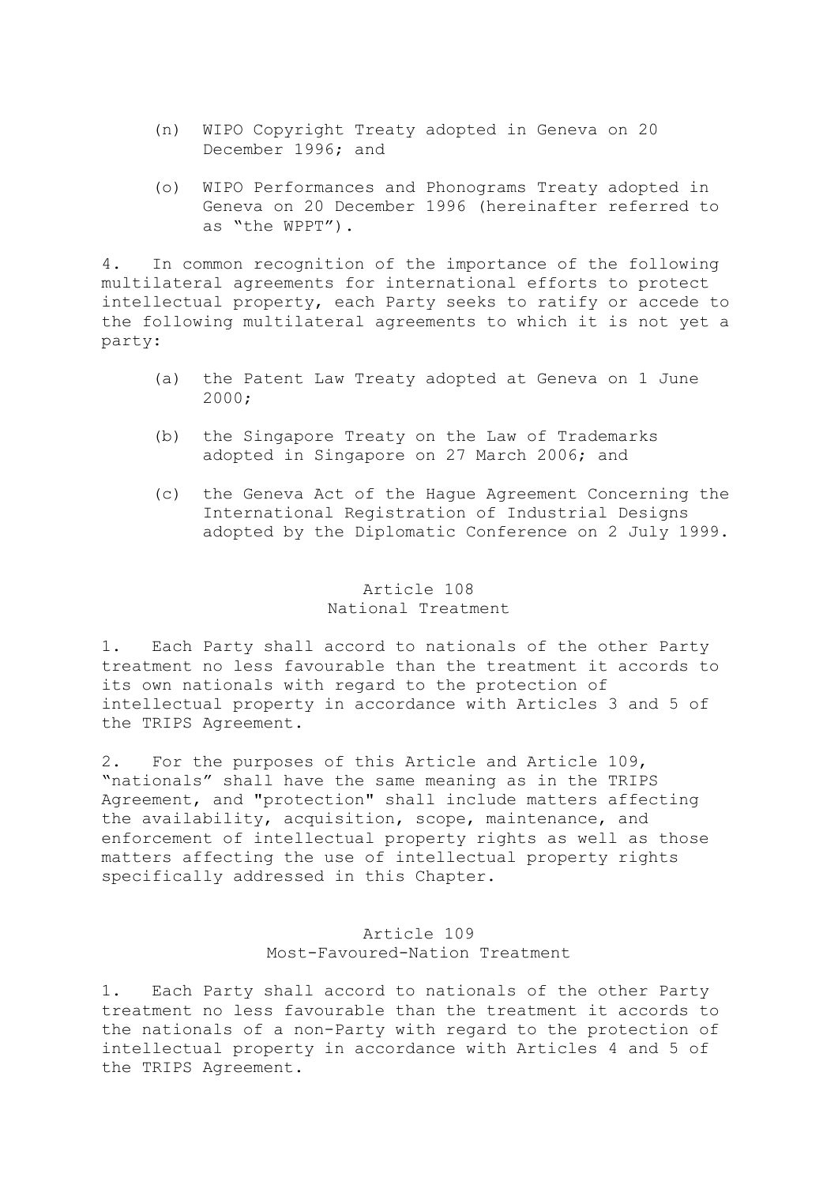(n) WIPO Copyright Treaty adopted in Geneva on 20 December 1996; and

(o) WIPO Performances and Phonograms Treaty adopted in Geneva on 20 December 1996 (hereinafter referred to as "the WPPT").

4. In common recognition of the importance of the following multilateral agreements for international efforts to protect intellectual property, each Party seeks to ratify or accede to the following multilateral agreements to which it is not yet a party:

(a) the Patent Law Treaty adopted at Geneva on 1 June 2000;

(b) the Singapore Treaty on the Law of Trademarks adopted in Singapore on 27 March 2006; and

(c) the Geneva Act of the Hague Agreement Concerning the International Registration of Industrial Designs adopted by the Diplomatic Conference on 2 July 1999.

## Article 108
## National Treatment

1. Each Party shall accord to nationals of the other Party treatment no less favourable than the treatment it accords to its own nationals with regard to the protection of intellectual property in accordance with Articles 3 and 5 of the TRIPS Agreement.

2. For the purposes of this Article and Article 109, "nationals" shall have the same meaning as in the TRIPS Agreement, and "protection" shall include matters affecting the availability, acquisition, scope, maintenance, and enforcement of intellectual property rights as well as those matters affecting the use of intellectual property rights specifically addressed in this Chapter.

## Article 109
## Most-Favoured-Nation Treatment

1. Each Party shall accord to nationals of the other Party treatment no less favourable than the treatment it accords to the nationals of a non-Party with regard to the protection of intellectual property in accordance with Articles 4 and 5 of the TRIPS Agreement.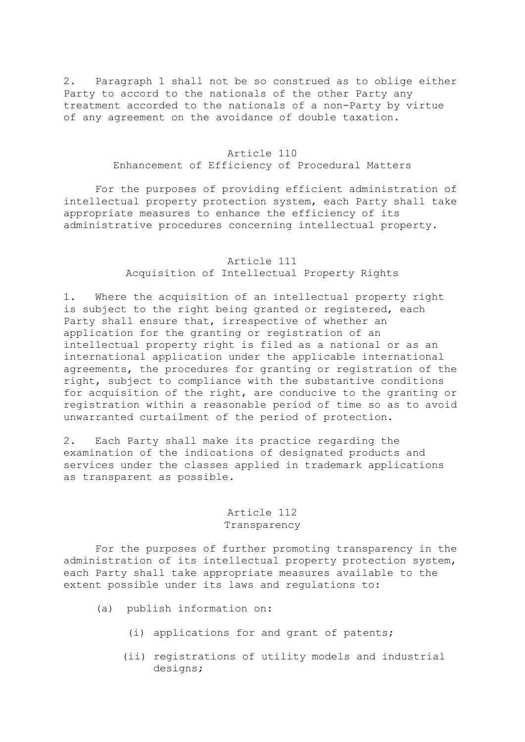2. Paragraph 1 shall not be so construed as to oblige either Party to accord to the nationals of the other Party any treatment accorded to the nationals of a non-Party by virtue of any agreement on the avoidance of double taxation.

### Article 110
### Enhancement of Efficiency of Procedural Matters

For the purposes of providing efficient administration of intellectual property protection system, each Party shall take appropriate measures to enhance the efficiency of its administrative procedures concerning intellectual property.

### Article 111
### Acquisition of Intellectual Property Rights

1. Where the acquisition of an intellectual property right is subject to the right being granted or registered, each Party shall ensure that, irrespective of whether an application for the granting or registration of an intellectual property right is filed as a national or as an international application under the applicable international agreements, the procedures for granting or registration of the right, subject to compliance with the substantive conditions for acquisition of the right, are conducive to the granting or registration within a reasonable period of time so as to avoid unwarranted curtailment of the period of protection.

2. Each Party shall make its practice regarding the examination of the indications of designated products and services under the classes applied in trademark applications as transparent as possible.

### Article 112
### Transparency

For the purposes of further promoting transparency in the administration of its intellectual property protection system, each Party shall take appropriate measures available to the extent possible under its laws and regulations to:

- (a) publish information on:
  - (i) applications for and grant of patents;
  - (ii) registrations of utility models and industrial designs;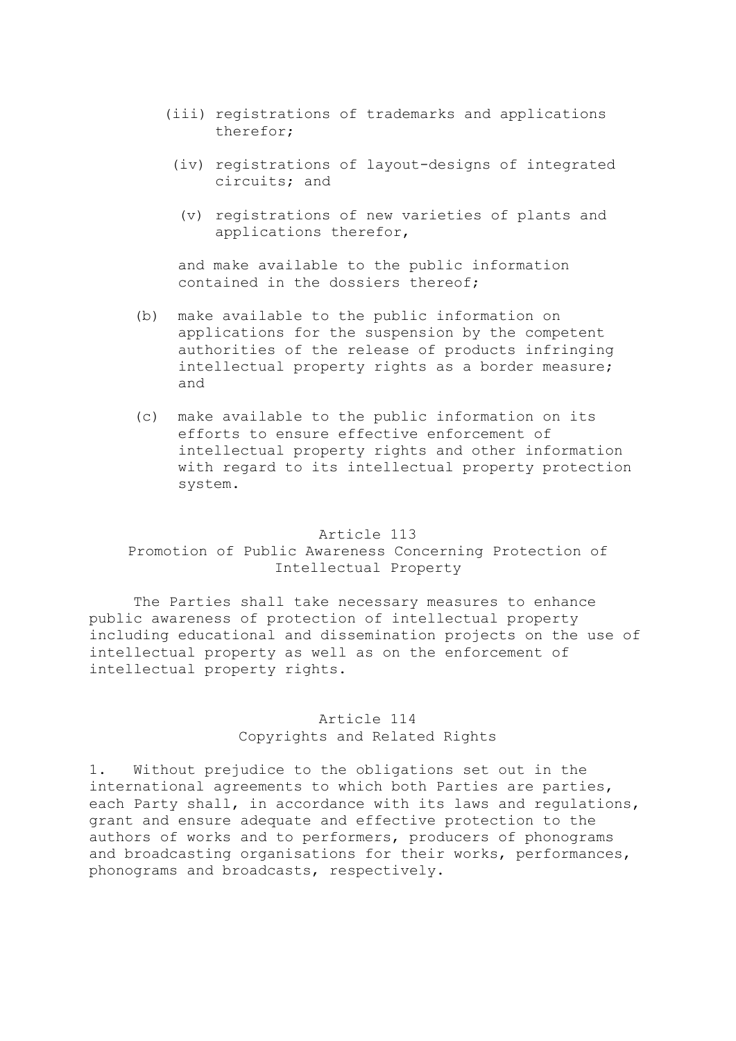(iii) registrations of trademarks and applications therefor;

(iv) registrations of layout-designs of integrated circuits; and

(v) registrations of new varieties of plants and applications therefor,

and make available to the public information contained in the dossiers thereof;

(b) make available to the public information on applications for the suspension by the competent authorities of the release of products infringing intellectual property rights as a border measure; and

(c) make available to the public information on its efforts to ensure effective enforcement of intellectual property rights and other information with regard to its intellectual property protection system.

## Article 113
## Promotion of Public Awareness Concerning Protection of Intellectual Property

The Parties shall take necessary measures to enhance public awareness of protection of intellectual property including educational and dissemination projects on the use of intellectual property as well as on the enforcement of intellectual property rights.

## Article 114
## Copyrights and Related Rights

1. Without prejudice to the obligations set out in the international agreements to which both Parties are parties, each Party shall, in accordance with its laws and regulations, grant and ensure adequate and effective protection to the authors of works and to performers, producers of phonograms and broadcasting organisations for their works, performances, phonograms and broadcasts, respectively.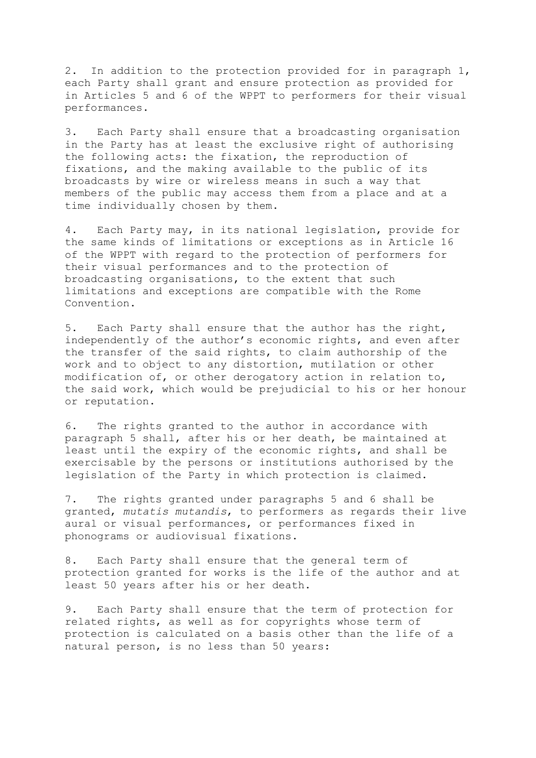2. In addition to the protection provided for in paragraph 1, each Party shall grant and ensure protection as provided for in Articles 5 and 6 of the WPPT to performers for their visual performances.

3. Each Party shall ensure that a broadcasting organisation in the Party has at least the exclusive right of authorising the following acts: the fixation, the reproduction of fixations, and the making available to the public of its broadcasts by wire or wireless means in such a way that members of the public may access them from a place and at a time individually chosen by them.

4. Each Party may, in its national legislation, provide for the same kinds of limitations or exceptions as in Article 16 of the WPPT with regard to the protection of performers for their visual performances and to the protection of broadcasting organisations, to the extent that such limitations and exceptions are compatible with the Rome Convention.

5. Each Party shall ensure that the author has the right, independently of the author's economic rights, and even after the transfer of the said rights, to claim authorship of the work and to object to any distortion, mutilation or other modification of, or other derogatory action in relation to, the said work, which would be prejudicial to his or her honour or reputation.

6. The rights granted to the author in accordance with paragraph 5 shall, after his or her death, be maintained at least until the expiry of the economic rights, and shall be exercisable by the persons or institutions authorised by the legislation of the Party in which protection is claimed.

7. The rights granted under paragraphs 5 and 6 shall be granted, *mutatis mutandis*, to performers as regards their live aural or visual performances, or performances fixed in phonograms or audiovisual fixations.

8. Each Party shall ensure that the general term of protection granted for works is the life of the author and at least 50 years after his or her death.

9. Each Party shall ensure that the term of protection for related rights, as well as for copyrights whose term of protection is calculated on a basis other than the life of a natural person, is no less than 50 years: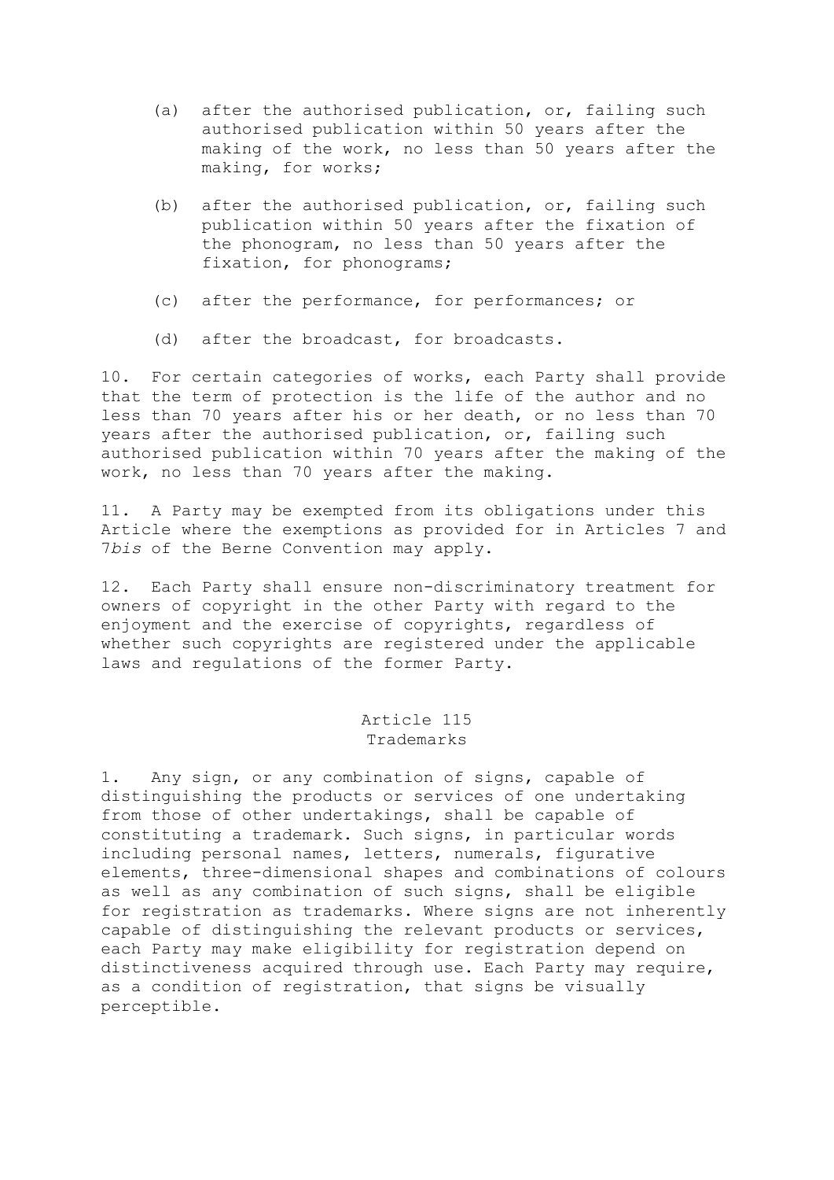(a) after the authorised publication, or, failing such authorised publication within 50 years after the making of the work, no less than 50 years after the making, for works;

(b) after the authorised publication, or, failing such publication within 50 years after the fixation of the phonogram, no less than 50 years after the fixation, for phonograms;

(c) after the performance, for performances; or

(d) after the broadcast, for broadcasts.

10. For certain categories of works, each Party shall provide that the term of protection is the life of the author and no less than 70 years after his or her death, or no less than 70 years after the authorised publication, or, failing such authorised publication within 70 years after the making of the work, no less than 70 years after the making.

11. A Party may be exempted from its obligations under this Article where the exemptions as provided for in Articles 7 and 7*bis* of the Berne Convention may apply.

12. Each Party shall ensure non-discriminatory treatment for owners of copyright in the other Party with regard to the enjoyment and the exercise of copyrights, regardless of whether such copyrights are registered under the applicable laws and regulations of the former Party.

## Article 115
## Trademarks

1. Any sign, or any combination of signs, capable of distinguishing the products or services of one undertaking from those of other undertakings, shall be capable of constituting a trademark. Such signs, in particular words including personal names, letters, numerals, figurative elements, three-dimensional shapes and combinations of colours as well as any combination of such signs, shall be eligible for registration as trademarks. Where signs are not inherently capable of distinguishing the relevant products or services, each Party may make eligibility for registration depend on distinctiveness acquired through use. Each Party may require, as a condition of registration, that signs be visually perceptible.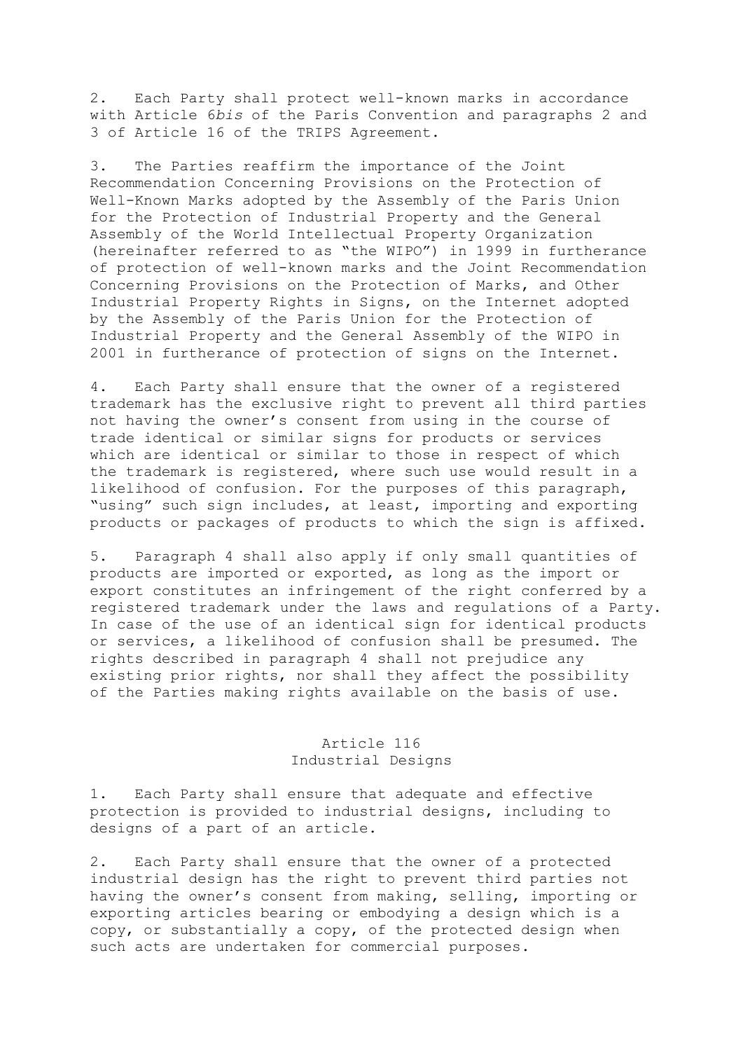2. Each Party shall protect well-known marks in accordance with Article 6*bis* of the Paris Convention and paragraphs 2 and 3 of Article 16 of the TRIPS Agreement.

3. The Parties reaffirm the importance of the Joint Recommendation Concerning Provisions on the Protection of Well-Known Marks adopted by the Assembly of the Paris Union for the Protection of Industrial Property and the General Assembly of the World Intellectual Property Organization (hereinafter referred to as "the WIPO") in 1999 in furtherance of protection of well-known marks and the Joint Recommendation Concerning Provisions on the Protection of Marks, and Other Industrial Property Rights in Signs, on the Internet adopted by the Assembly of the Paris Union for the Protection of Industrial Property and the General Assembly of the WIPO in 2001 in furtherance of protection of signs on the Internet.

4. Each Party shall ensure that the owner of a registered trademark has the exclusive right to prevent all third parties not having the owner's consent from using in the course of trade identical or similar signs for products or services which are identical or similar to those in respect of which the trademark is registered, where such use would result in a likelihood of confusion. For the purposes of this paragraph, "using" such sign includes, at least, importing and exporting products or packages of products to which the sign is affixed.

5. Paragraph 4 shall also apply if only small quantities of products are imported or exported, as long as the import or export constitutes an infringement of the right conferred by a registered trademark under the laws and regulations of a Party. In case of the use of an identical sign for identical products or services, a likelihood of confusion shall be presumed. The rights described in paragraph 4 shall not prejudice any existing prior rights, nor shall they affect the possibility of the Parties making rights available on the basis of use.

## Article 116
## Industrial Designs

1. Each Party shall ensure that adequate and effective protection is provided to industrial designs, including to designs of a part of an article.

2. Each Party shall ensure that the owner of a protected industrial design has the right to prevent third parties not having the owner's consent from making, selling, importing or exporting articles bearing or embodying a design which is a copy, or substantially a copy, of the protected design when such acts are undertaken for commercial purposes.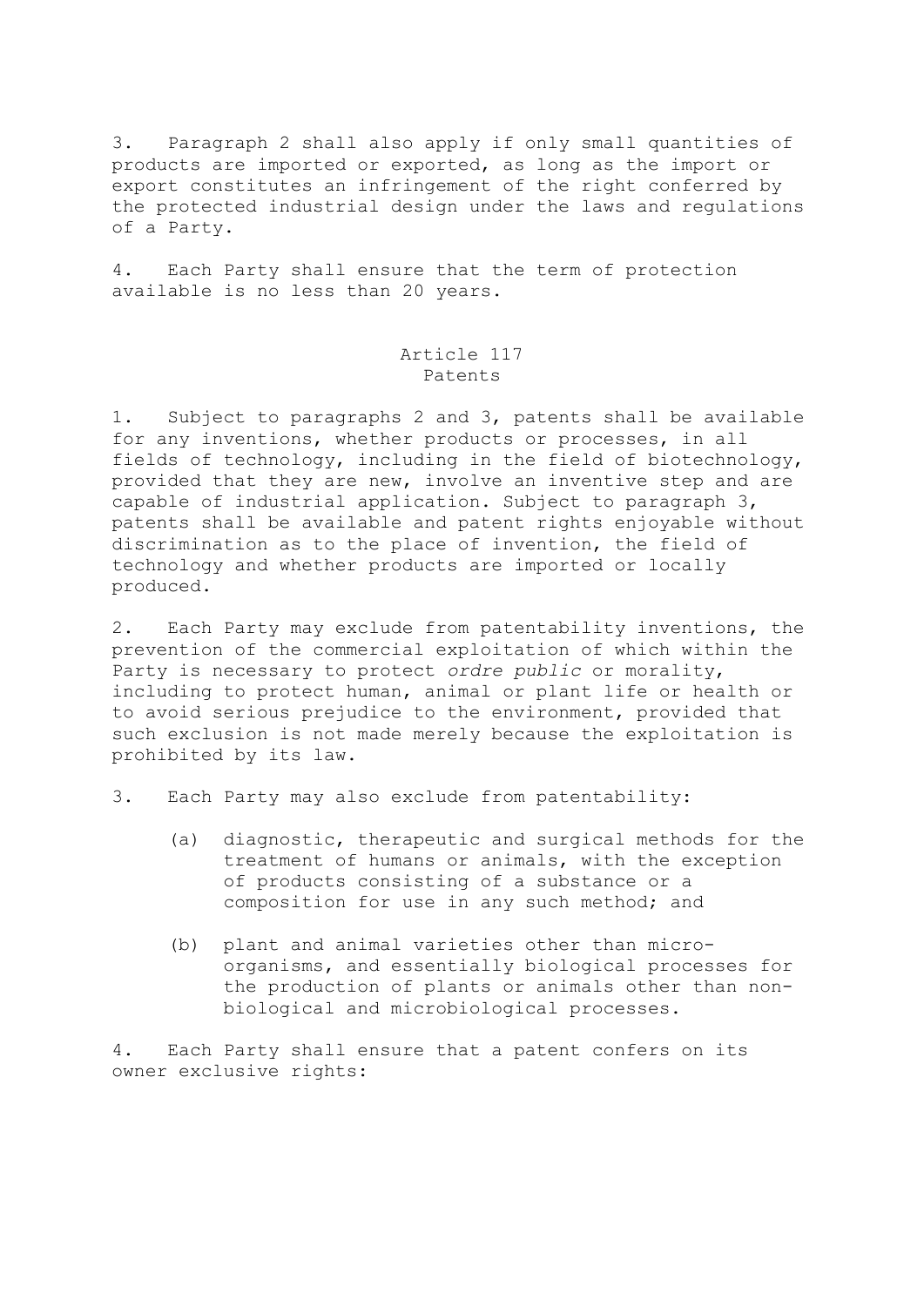3. Paragraph 2 shall also apply if only small quantities of products are imported or exported, as long as the import or export constitutes an infringement of the right conferred by the protected industrial design under the laws and regulations of a Party.

4. Each Party shall ensure that the term of protection available is no less than 20 years.

## Article 117
## Patents

1. Subject to paragraphs 2 and 3, patents shall be available for any inventions, whether products or processes, in all fields of technology, including in the field of biotechnology, provided that they are new, involve an inventive step and are capable of industrial application. Subject to paragraph 3, patents shall be available and patent rights enjoyable without discrimination as to the place of invention, the field of technology and whether products are imported or locally produced.

2. Each Party may exclude from patentability inventions, the prevention of the commercial exploitation of which within the Party is necessary to protect *ordre public* or morality, including to protect human, animal or plant life or health or to avoid serious prejudice to the environment, provided that such exclusion is not made merely because the exploitation is prohibited by its law.

3. Each Party may also exclude from patentability:

   (a) diagnostic, therapeutic and surgical methods for the treatment of humans or animals, with the exception of products consisting of a substance or a composition for use in any such method; and

   (b) plant and animal varieties other than micro-organisms, and essentially biological processes for the production of plants or animals other than non-biological and microbiological processes.

4. Each Party shall ensure that a patent confers on its owner exclusive rights: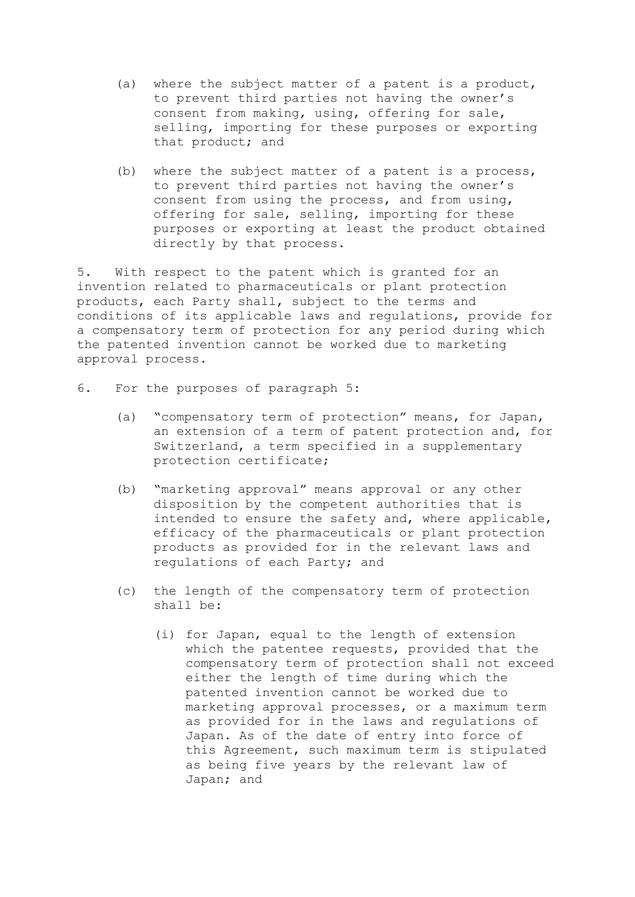(a) where the subject matter of a patent is a product, to prevent third parties not having the owner's consent from making, using, offering for sale, selling, importing for these purposes or exporting that product; and

(b) where the subject matter of a patent is a process, to prevent third parties not having the owner's consent from using the process, and from using, offering for sale, selling, importing for these purposes or exporting at least the product obtained directly by that process.

5. With respect to the patent which is granted for an invention related to pharmaceuticals or plant protection products, each Party shall, subject to the terms and conditions of its applicable laws and regulations, provide for a compensatory term of protection for any period during which the patented invention cannot be worked due to marketing approval process.

6. For the purposes of paragraph 5:

(a) "compensatory term of protection" means, for Japan, an extension of a term of patent protection and, for Switzerland, a term specified in a supplementary protection certificate;

(b) "marketing approval" means approval or any other disposition by the competent authorities that is intended to ensure the safety and, where applicable, efficacy of the pharmaceuticals or plant protection products as provided for in the relevant laws and regulations of each Party; and

(c) the length of the compensatory term of protection shall be:

(i) for Japan, equal to the length of extension which the patentee requests, provided that the compensatory term of protection shall not exceed either the length of time during which the patented invention cannot be worked due to marketing approval processes, or a maximum term as provided for in the laws and regulations of Japan. As of the date of entry into force of this Agreement, such maximum term is stipulated as being five years by the relevant law of Japan; and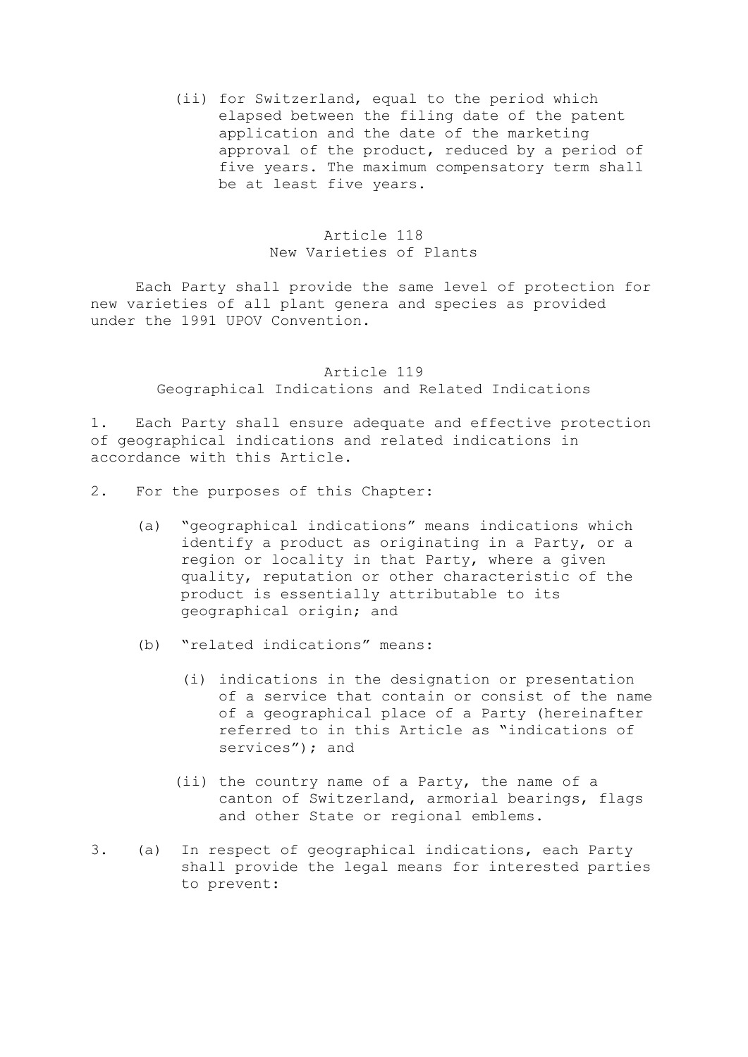(ii) for Switzerland, equal to the period which elapsed between the filing date of the patent application and the date of the marketing approval of the product, reduced by a period of five years. The maximum compensatory term shall be at least five years.

## Article 118
## New Varieties of Plants

Each Party shall provide the same level of protection for new varieties of all plant genera and species as provided under the 1991 UPOV Convention.

## Article 119
## Geographical Indications and Related Indications

1. Each Party shall ensure adequate and effective protection of geographical indications and related indications in accordance with this Article.

2. For the purposes of this Chapter:

   (a) "geographical indications" means indications which identify a product as originating in a Party, or a region or locality in that Party, where a given quality, reputation or other characteristic of the product is essentially attributable to its geographical origin; and

   (b) "related indications" means:

      (i) indications in the designation or presentation of a service that contain or consist of the name of a geographical place of a Party (hereinafter referred to in this Article as "indications of services"); and

      (ii) the country name of a Party, the name of a canton of Switzerland, armorial bearings, flags and other State or regional emblems.

3. (a) In respect of geographical indications, each Party shall provide the legal means for interested parties to prevent: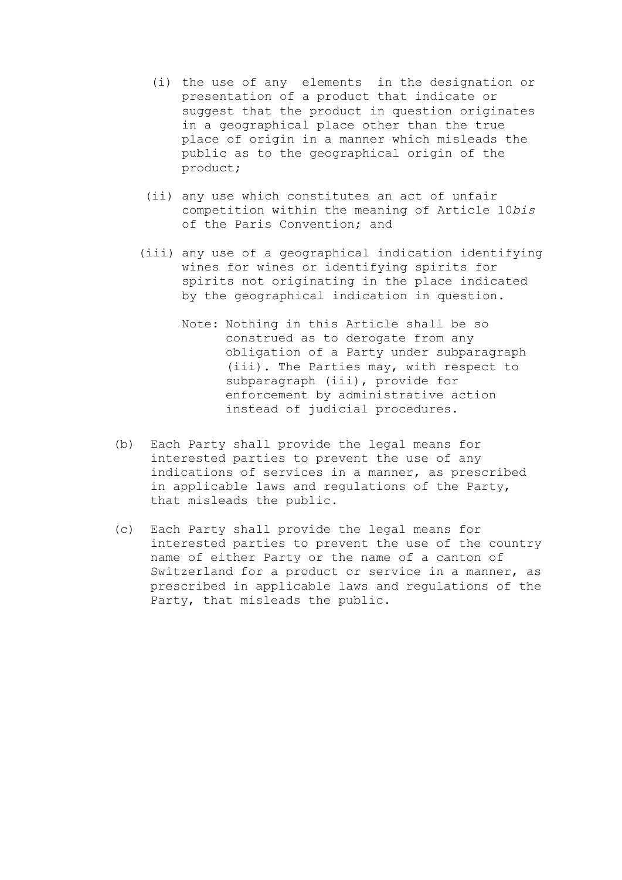(i) the use of any elements in the designation or presentation of a product that indicate or suggest that the product in question originates in a geographical place other than the true place of origin in a manner which misleads the public as to the geographical origin of the product;

(ii) any use which constitutes an act of unfair competition within the meaning of Article 10*bis* of the Paris Convention; and

(iii) any use of a geographical indication identifying wines for wines or identifying spirits for spirits not originating in the place indicated by the geographical indication in question.

Note: Nothing in this Article shall be so construed as to derogate from any obligation of a Party under subparagraph (iii). The Parties may, with respect to subparagraph (iii), provide for enforcement by administrative action instead of judicial procedures.

(b) Each Party shall provide the legal means for interested parties to prevent the use of any indications of services in a manner, as prescribed in applicable laws and regulations of the Party, that misleads the public.

(c) Each Party shall provide the legal means for interested parties to prevent the use of the country name of either Party or the name of a canton of Switzerland for a product or service in a manner, as prescribed in applicable laws and regulations of the Party, that misleads the public.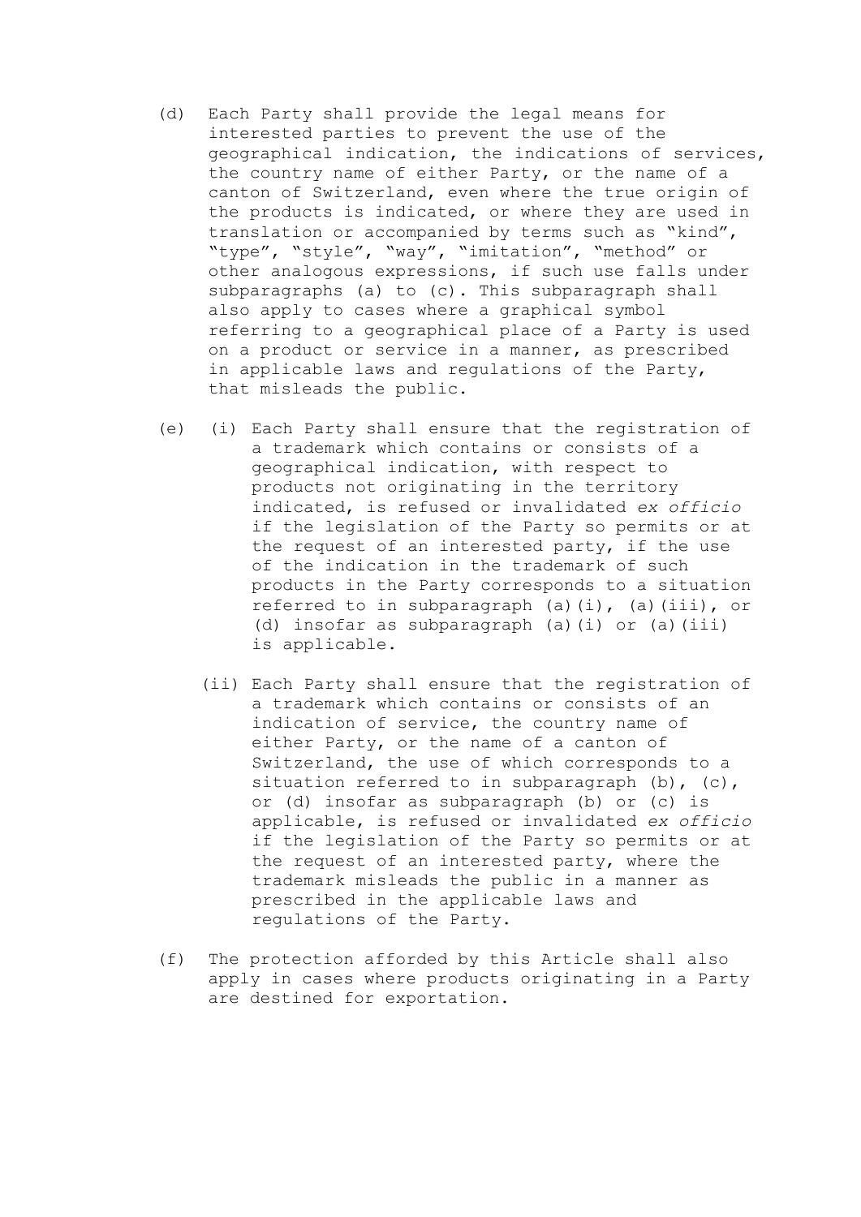(d) Each Party shall provide the legal means for interested parties to prevent the use of the geographical indication, the indications of services, the country name of either Party, or the name of a canton of Switzerland, even where the true origin of the products is indicated, or where they are used in translation or accompanied by terms such as "kind", "type", "style", "way", "imitation", "method" or other analogous expressions, if such use falls under subparagraphs (a) to (c). This subparagraph shall also apply to cases where a graphical symbol referring to a geographical place of a Party is used on a product or service in a manner, as prescribed in applicable laws and regulations of the Party, that misleads the public.

(e) (i) Each Party shall ensure that the registration of a trademark which contains or consists of a geographical indication, with respect to products not originating in the territory indicated, is refused or invalidated *ex officio* if the legislation of the Party so permits or at the request of an interested party, if the use of the indication in the trademark of such products in the Party corresponds to a situation referred to in subparagraph (a)(i), (a)(iii), or (d) insofar as subparagraph (a)(i) or (a)(iii) is applicable.

(ii) Each Party shall ensure that the registration of a trademark which contains or consists of an indication of service, the country name of either Party, or the name of a canton of Switzerland, the use of which corresponds to a situation referred to in subparagraph (b), (c), or (d) insofar as subparagraph (b) or (c) is applicable, is refused or invalidated *ex officio* if the legislation of the Party so permits or at the request of an interested party, where the trademark misleads the public in a manner as prescribed in the applicable laws and regulations of the Party.

(f) The protection afforded by this Article shall also apply in cases where products originating in a Party are destined for exportation.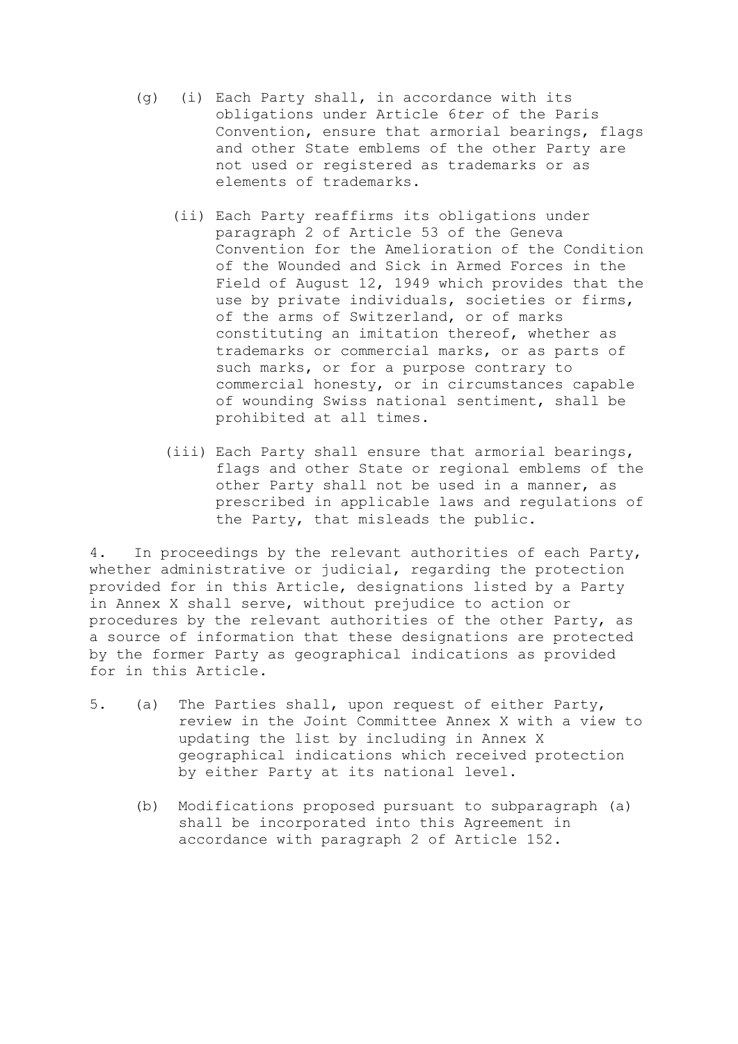(g) (i) Each Party shall, in accordance with its obligations under Article 6*ter* of the Paris Convention, ensure that armorial bearings, flags and other State emblems of the other Party are not used or registered as trademarks or as elements of trademarks.

(ii) Each Party reaffirms its obligations under paragraph 2 of Article 53 of the Geneva Convention for the Amelioration of the Condition of the Wounded and Sick in Armed Forces in the Field of August 12, 1949 which provides that the use by private individuals, societies or firms, of the arms of Switzerland, or of marks constituting an imitation thereof, whether as trademarks or commercial marks, or as parts of such marks, or for a purpose contrary to commercial honesty, or in circumstances capable of wounding Swiss national sentiment, shall be prohibited at all times.

(iii) Each Party shall ensure that armorial bearings, flags and other State or regional emblems of the other Party shall not be used in a manner, as prescribed in applicable laws and regulations of the Party, that misleads the public.

4. In proceedings by the relevant authorities of each Party, whether administrative or judicial, regarding the protection provided for in this Article, designations listed by a Party in Annex X shall serve, without prejudice to action or procedures by the relevant authorities of the other Party, as a source of information that these designations are protected by the former Party as geographical indications as provided for in this Article.

5. (a) The Parties shall, upon request of either Party, review in the Joint Committee Annex X with a view to updating the list by including in Annex X geographical indications which received protection by either Party at its national level.

(b) Modifications proposed pursuant to subparagraph (a) shall be incorporated into this Agreement in accordance with paragraph 2 of Article 152.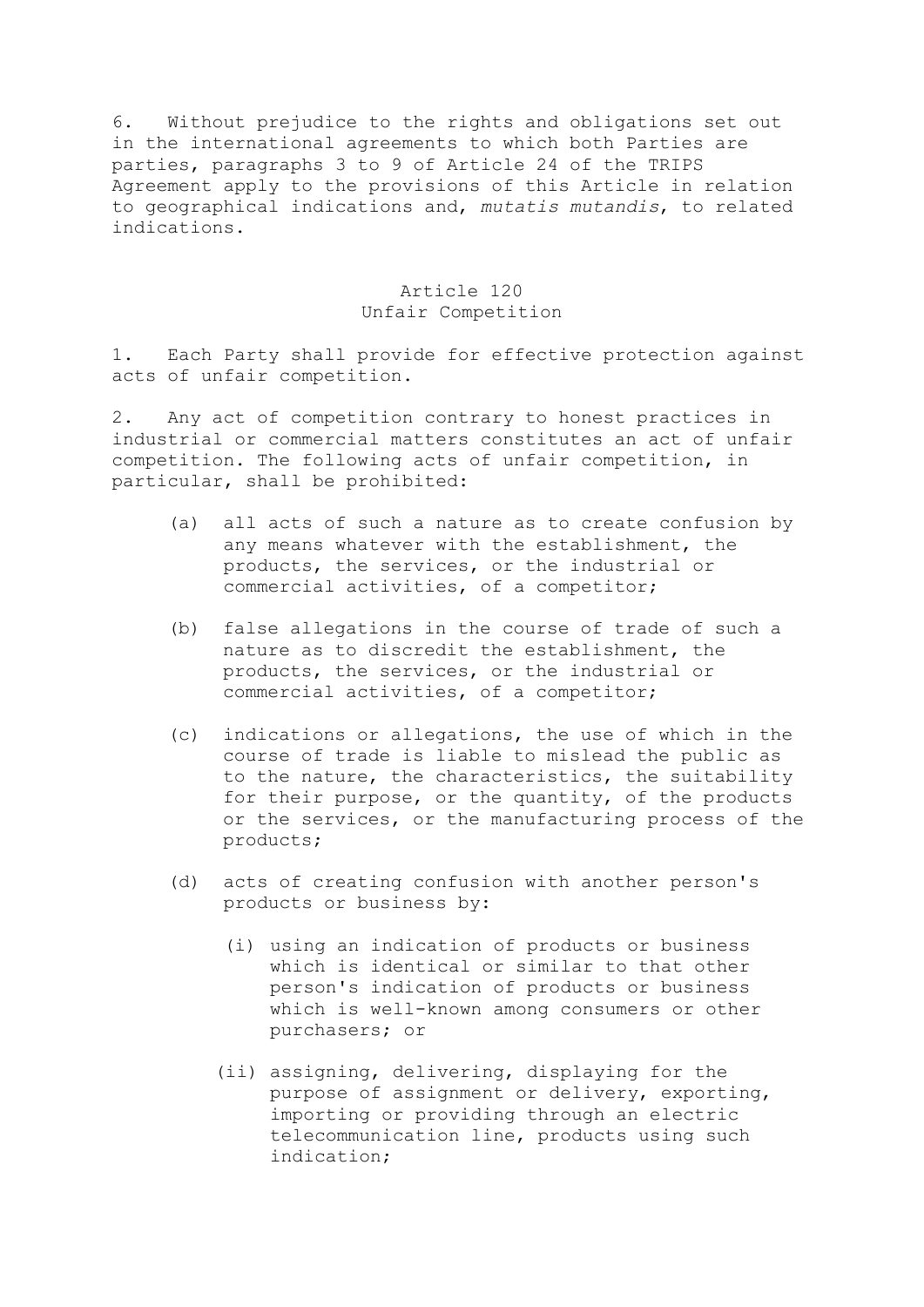6. Without prejudice to the rights and obligations set out in the international agreements to which both Parties are parties, paragraphs 3 to 9 of Article 24 of the TRIPS Agreement apply to the provisions of this Article in relation to geographical indications and, *mutatis mutandis*, to related indications.

## Article 120
## Unfair Competition

1. Each Party shall provide for effective protection against acts of unfair competition.

2. Any act of competition contrary to honest practices in industrial or commercial matters constitutes an act of unfair competition. The following acts of unfair competition, in particular, shall be prohibited:

   (a) all acts of such a nature as to create confusion by any means whatever with the establishment, the products, the services, or the industrial or commercial activities, of a competitor;

   (b) false allegations in the course of trade of such a nature as to discredit the establishment, the products, the services, or the industrial or commercial activities, of a competitor;

   (c) indications or allegations, the use of which in the course of trade is liable to mislead the public as to the nature, the characteristics, the suitability for their purpose, or the quantity, of the products or the services, or the manufacturing process of the products;

   (d) acts of creating confusion with another person's products or business by:

      (i) using an indication of products or business which is identical or similar to that other person's indication of products or business which is well-known among consumers or other purchasers; or

      (ii) assigning, delivering, displaying for the purpose of assignment or delivery, exporting, importing or providing through an electric telecommunication line, products using such indication;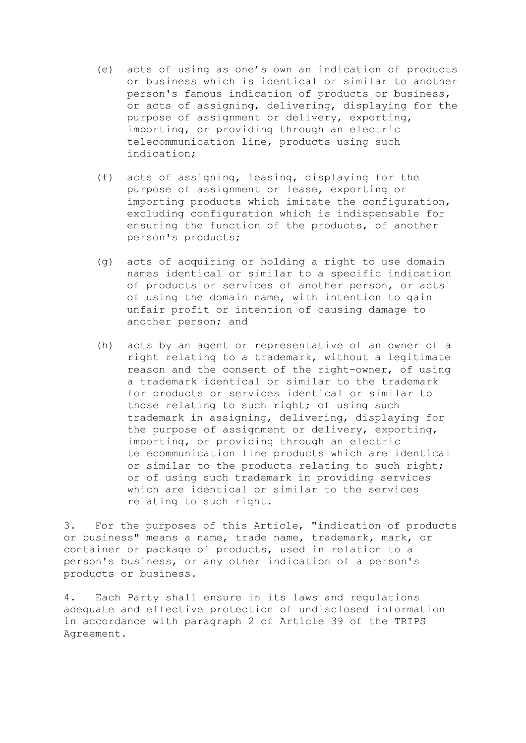(e) acts of using as one's own an indication of products or business which is identical or similar to another person's famous indication of products or business, or acts of assigning, delivering, displaying for the purpose of assignment or delivery, exporting, importing, or providing through an electric telecommunication line, products using such indication;

(f) acts of assigning, leasing, displaying for the purpose of assignment or lease, exporting or importing products which imitate the configuration, excluding configuration which is indispensable for ensuring the function of the products, of another person's products;

(g) acts of acquiring or holding a right to use domain names identical or similar to a specific indication of products or services of another person, or acts of using the domain name, with intention to gain unfair profit or intention of causing damage to another person; and

(h) acts by an agent or representative of an owner of a right relating to a trademark, without a legitimate reason and the consent of the right-owner, of using a trademark identical or similar to the trademark for products or services identical or similar to those relating to such right; of using such trademark in assigning, delivering, displaying for the purpose of assignment or delivery, exporting, importing, or providing through an electric telecommunication line products which are identical or similar to the products relating to such right; or of using such trademark in providing services which are identical or similar to the services relating to such right.

3. For the purposes of this Article, "indication of products or business" means a name, trade name, trademark, mark, or container or package of products, used in relation to a person's business, or any other indication of a person's products or business.

4. Each Party shall ensure in its laws and regulations adequate and effective protection of undisclosed information in accordance with paragraph 2 of Article 39 of the TRIPS Agreement.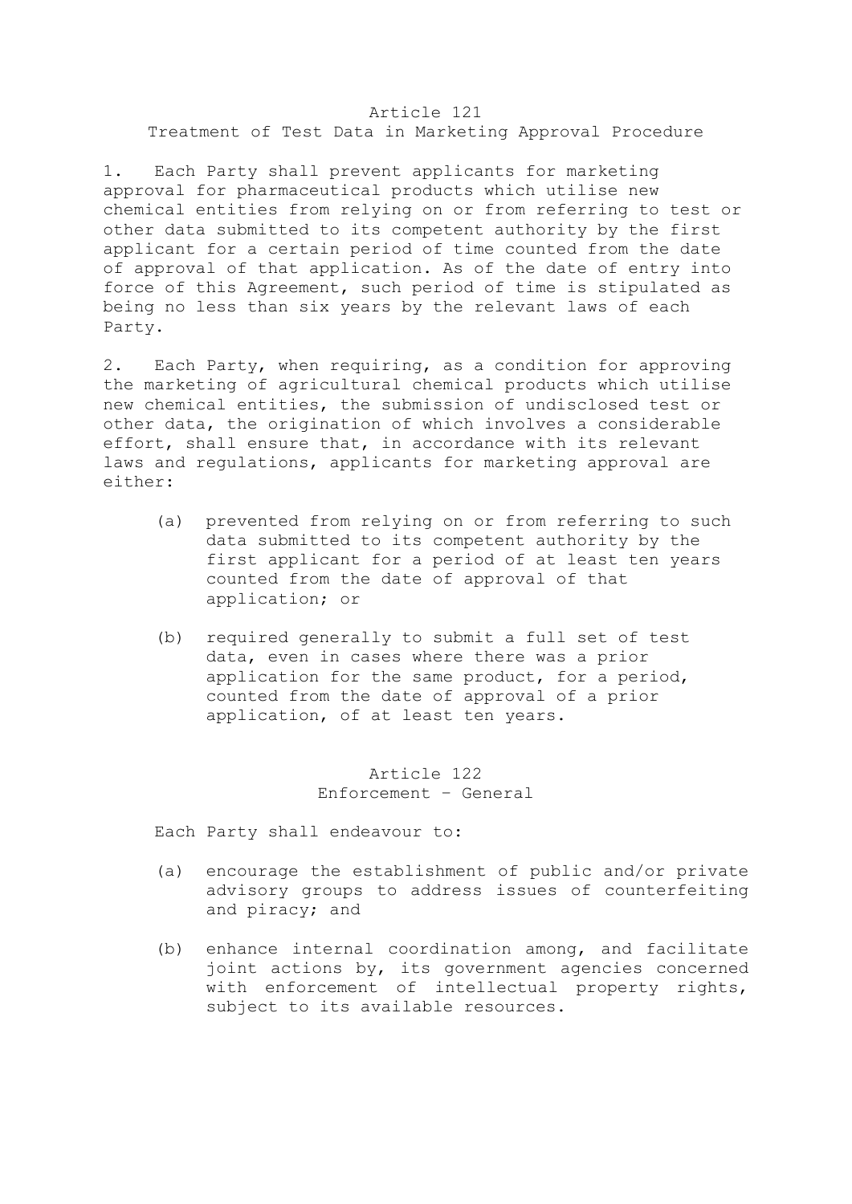## Article 121
### Treatment of Test Data in Marketing Approval Procedure

1. Each Party shall prevent applicants for marketing approval for pharmaceutical products which utilise new chemical entities from relying on or from referring to test or other data submitted to its competent authority by the first applicant for a certain period of time counted from the date of approval of that application. As of the date of entry into force of this Agreement, such period of time is stipulated as being no less than six years by the relevant laws of each Party.

2. Each Party, when requiring, as a condition for approving the marketing of agricultural chemical products which utilise new chemical entities, the submission of undisclosed test or other data, the origination of which involves a considerable effort, shall ensure that, in accordance with its relevant laws and regulations, applicants for marketing approval are either:

(a) prevented from relying on or from referring to such data submitted to its competent authority by the first applicant for a period of at least ten years counted from the date of approval of that application; or

(b) required generally to submit a full set of test data, even in cases where there was a prior application for the same product, for a period, counted from the date of approval of a prior application, of at least ten years.

## Article 122
### Enforcement – General

Each Party shall endeavour to:

(a) encourage the establishment of public and/or private advisory groups to address issues of counterfeiting and piracy; and

(b) enhance internal coordination among, and facilitate joint actions by, its government agencies concerned with enforcement of intellectual property rights, subject to its available resources.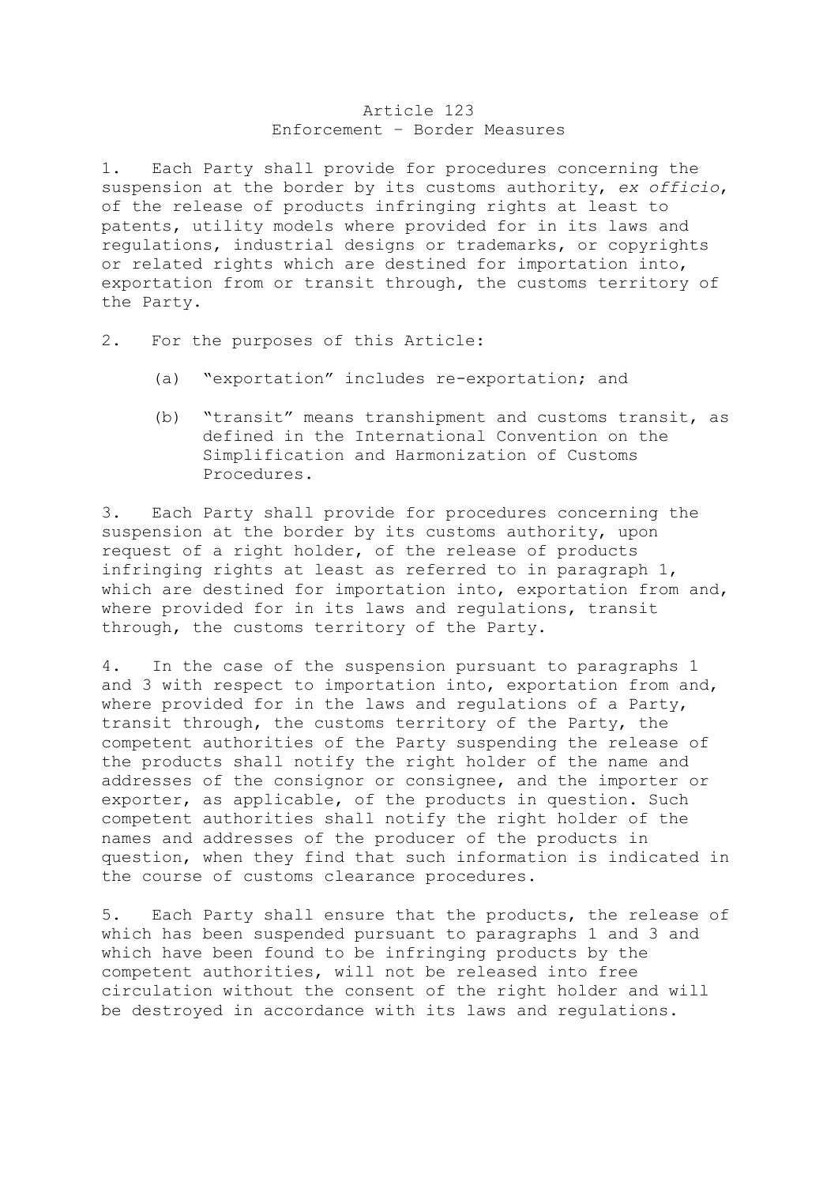# Article 123
## Enforcement – Border Measures

1. Each Party shall provide for procedures concerning the suspension at the border by its customs authority, *ex officio*, of the release of products infringing rights at least to patents, utility models where provided for in its laws and regulations, industrial designs or trademarks, or copyrights or related rights which are destined for importation into, exportation from or transit through, the customs territory of the Party.

2. For the purposes of this Article:

   (a) "exportation" includes re-exportation; and

   (b) "transit" means transhipment and customs transit, as defined in the International Convention on the Simplification and Harmonization of Customs Procedures.

3. Each Party shall provide for procedures concerning the suspension at the border by its customs authority, upon request of a right holder, of the release of products infringing rights at least as referred to in paragraph 1, which are destined for importation into, exportation from and, where provided for in its laws and regulations, transit through, the customs territory of the Party.

4. In the case of the suspension pursuant to paragraphs 1 and 3 with respect to importation into, exportation from and, where provided for in the laws and regulations of a Party, transit through, the customs territory of the Party, the competent authorities of the Party suspending the release of the products shall notify the right holder of the name and addresses of the consignor or consignee, and the importer or exporter, as applicable, of the products in question. Such competent authorities shall notify the right holder of the names and addresses of the producer of the products in question, when they find that such information is indicated in the course of customs clearance procedures.

5. Each Party shall ensure that the products, the release of which has been suspended pursuant to paragraphs 1 and 3 and which have been found to be infringing products by the competent authorities, will not be released into free circulation without the consent of the right holder and will be destroyed in accordance with its laws and regulations.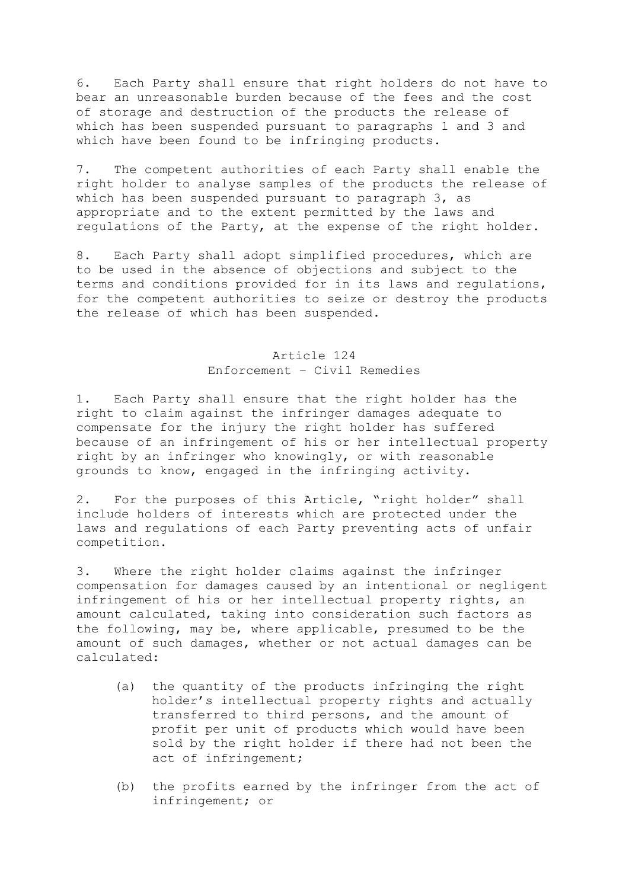6. Each Party shall ensure that right holders do not have to bear an unreasonable burden because of the fees and the cost of storage and destruction of the products the release of which has been suspended pursuant to paragraphs 1 and 3 and which have been found to be infringing products.

7. The competent authorities of each Party shall enable the right holder to analyse samples of the products the release of which has been suspended pursuant to paragraph 3, as appropriate and to the extent permitted by the laws and regulations of the Party, at the expense of the right holder.

8. Each Party shall adopt simplified procedures, which are to be used in the absence of objections and subject to the terms and conditions provided for in its laws and regulations, for the competent authorities to seize or destroy the products the release of which has been suspended.

## Article 124
## Enforcement – Civil Remedies

1. Each Party shall ensure that the right holder has the right to claim against the infringer damages adequate to compensate for the injury the right holder has suffered because of an infringement of his or her intellectual property right by an infringer who knowingly, or with reasonable grounds to know, engaged in the infringing activity.

2. For the purposes of this Article, "right holder" shall include holders of interests which are protected under the laws and regulations of each Party preventing acts of unfair competition.

3. Where the right holder claims against the infringer compensation for damages caused by an intentional or negligent infringement of his or her intellectual property rights, an amount calculated, taking into consideration such factors as the following, may be, where applicable, presumed to be the amount of such damages, whether or not actual damages can be calculated:

(a) the quantity of the products infringing the right holder's intellectual property rights and actually transferred to third persons, and the amount of profit per unit of products which would have been sold by the right holder if there had not been the act of infringement;

(b) the profits earned by the infringer from the act of infringement; or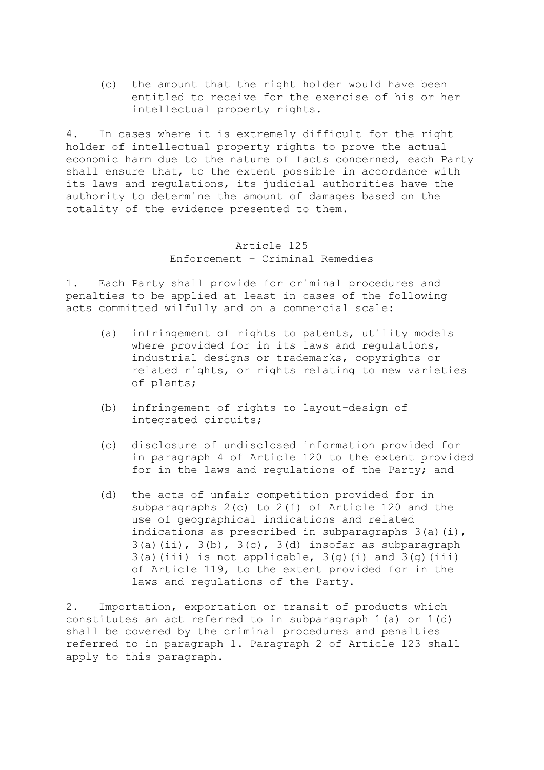(c) the amount that the right holder would have been entitled to receive for the exercise of his or her intellectual property rights.

4. In cases where it is extremely difficult for the right holder of intellectual property rights to prove the actual economic harm due to the nature of facts concerned, each Party shall ensure that, to the extent possible in accordance with its laws and regulations, its judicial authorities have the authority to determine the amount of damages based on the totality of the evidence presented to them.

## Article 125
### Enforcement – Criminal Remedies

1. Each Party shall provide for criminal procedures and penalties to be applied at least in cases of the following acts committed wilfully and on a commercial scale:

(a) infringement of rights to patents, utility models where provided for in its laws and regulations, industrial designs or trademarks, copyrights or related rights, or rights relating to new varieties of plants;

(b) infringement of rights to layout-design of integrated circuits;

(c) disclosure of undisclosed information provided for in paragraph 4 of Article 120 to the extent provided for in the laws and regulations of the Party; and

(d) the acts of unfair competition provided for in subparagraphs 2(c) to 2(f) of Article 120 and the use of geographical indications and related indications as prescribed in subparagraphs 3(a)(i), 3(a)(ii), 3(b), 3(c), 3(d) insofar as subparagraph 3(a)(iii) is not applicable, 3(g)(i) and 3(g)(iii) of Article 119, to the extent provided for in the laws and regulations of the Party.

2. Importation, exportation or transit of products which constitutes an act referred to in subparagraph 1(a) or 1(d) shall be covered by the criminal procedures and penalties referred to in paragraph 1. Paragraph 2 of Article 123 shall apply to this paragraph.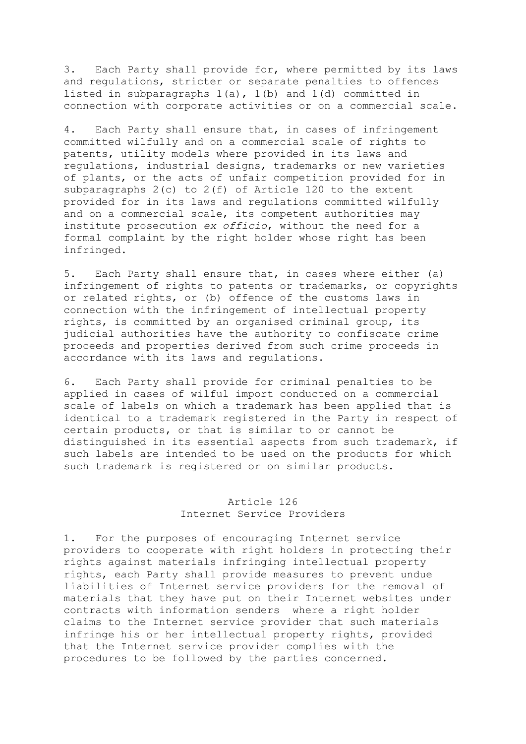3. Each Party shall provide for, where permitted by its laws and regulations, stricter or separate penalties to offences listed in subparagraphs 1(a), 1(b) and 1(d) committed in connection with corporate activities or on a commercial scale.

4. Each Party shall ensure that, in cases of infringement committed wilfully and on a commercial scale of rights to patents, utility models where provided in its laws and regulations, industrial designs, trademarks or new varieties of plants, or the acts of unfair competition provided for in subparagraphs 2(c) to 2(f) of Article 120 to the extent provided for in its laws and regulations committed wilfully and on a commercial scale, its competent authorities may institute prosecution *ex officio*, without the need for a formal complaint by the right holder whose right has been infringed.

5. Each Party shall ensure that, in cases where either (a) infringement of rights to patents or trademarks, or copyrights or related rights, or (b) offence of the customs laws in connection with the infringement of intellectual property rights, is committed by an organised criminal group, its judicial authorities have the authority to confiscate crime proceeds and properties derived from such crime proceeds in accordance with its laws and regulations.

6. Each Party shall provide for criminal penalties to be applied in cases of wilful import conducted on a commercial scale of labels on which a trademark has been applied that is identical to a trademark registered in the Party in respect of certain products, or that is similar to or cannot be distinguished in its essential aspects from such trademark, if such labels are intended to be used on the products for which such trademark is registered or on similar products.

## Article 126
## Internet Service Providers

1. For the purposes of encouraging Internet service providers to cooperate with right holders in protecting their rights against materials infringing intellectual property rights, each Party shall provide measures to prevent undue liabilities of Internet service providers for the removal of materials that they have put on their Internet websites under contracts with information senders where a right holder claims to the Internet service provider that such materials infringe his or her intellectual property rights, provided that the Internet service provider complies with the procedures to be followed by the parties concerned.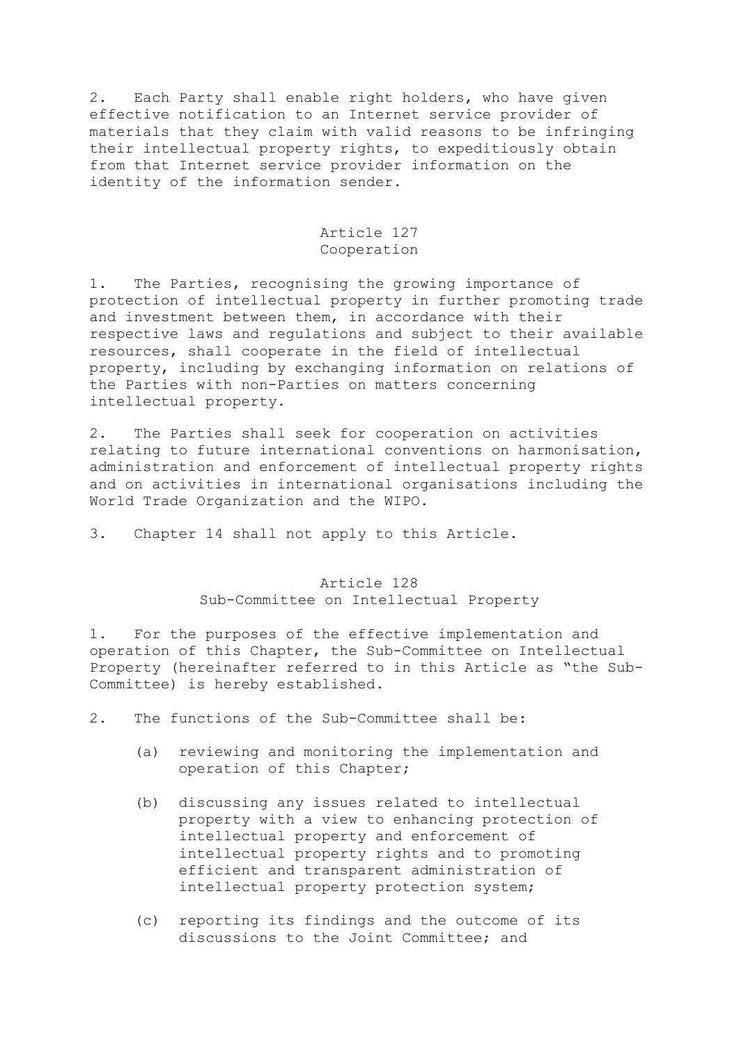2. Each Party shall enable right holders, who have given effective notification to an Internet service provider of materials that they claim with valid reasons to be infringing their intellectual property rights, to expeditiously obtain from that Internet service provider information on the identity of the information sender.

## Article 127
## Cooperation

1. The Parties, recognising the growing importance of protection of intellectual property in further promoting trade and investment between them, in accordance with their respective laws and regulations and subject to their available resources, shall cooperate in the field of intellectual property, including by exchanging information on relations of the Parties with non-Parties on matters concerning intellectual property.

2. The Parties shall seek for cooperation on activities relating to future international conventions on harmonisation, administration and enforcement of intellectual property rights and on activities in international organisations including the World Trade Organization and the WIPO.

3. Chapter 14 shall not apply to this Article.

## Article 128
## Sub-Committee on Intellectual Property

1. For the purposes of the effective implementation and operation of this Chapter, the Sub-Committee on Intellectual Property (hereinafter referred to in this Article as "the Sub-Committee) is hereby established.

2. The functions of the Sub-Committee shall be:

   (a) reviewing and monitoring the implementation and operation of this Chapter;

   (b) discussing any issues related to intellectual property with a view to enhancing protection of intellectual property and enforcement of intellectual property rights and to promoting efficient and transparent administration of intellectual property protection system;

   (c) reporting its findings and the outcome of its discussions to the Joint Committee; and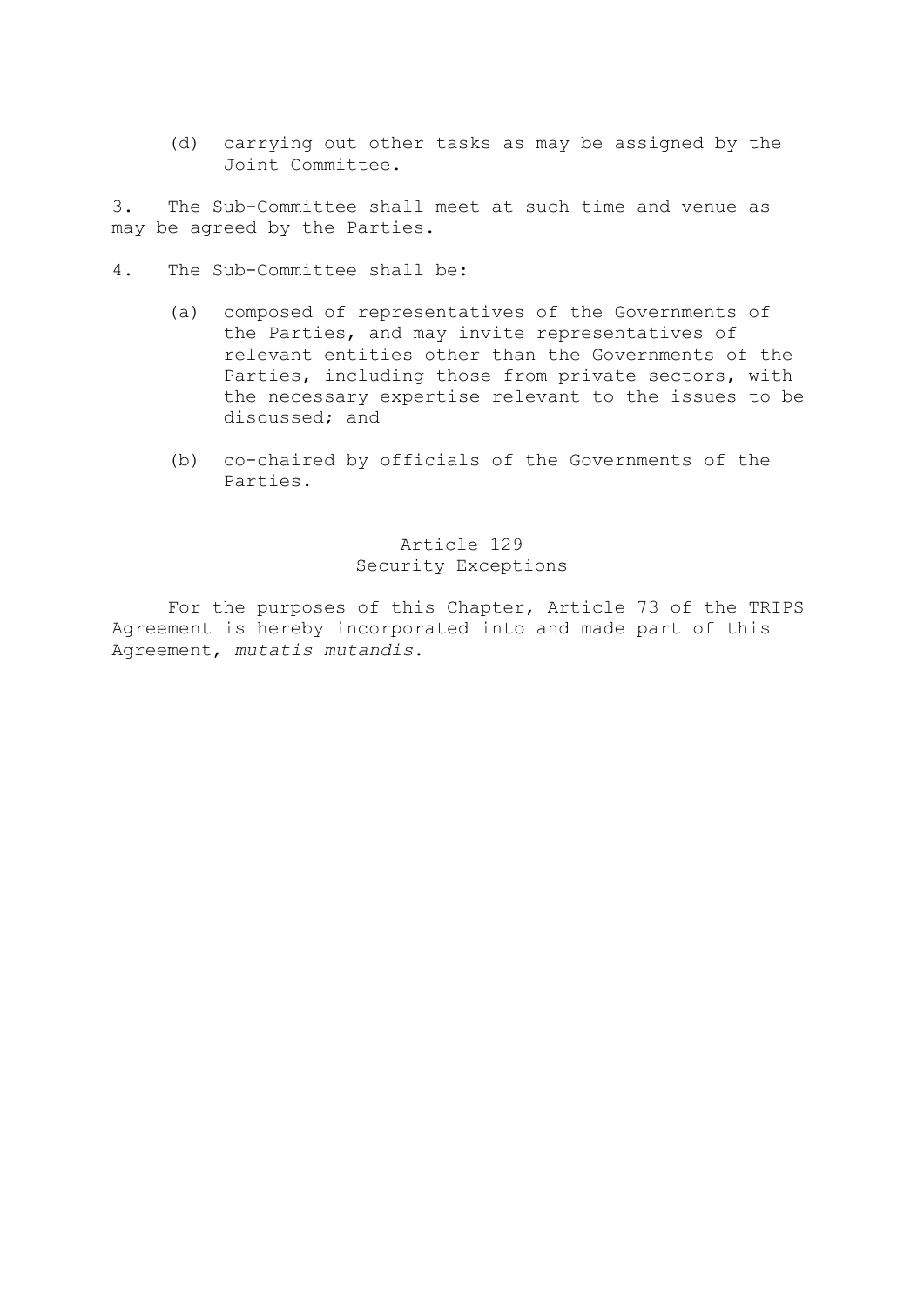(d) carrying out other tasks as may be assigned by the Joint Committee.

3. The Sub-Committee shall meet at such time and venue as may be agreed by the Parties.

4. The Sub-Committee shall be:

(a) composed of representatives of the Governments of the Parties, and may invite representatives of relevant entities other than the Governments of the Parties, including those from private sectors, with the necessary expertise relevant to the issues to be discussed; and

(b) co-chaired by officials of the Governments of the Parties.

## Article 129
## Security Exceptions

For the purposes of this Chapter, Article 73 of the TRIPS Agreement is hereby incorporated into and made part of this Agreement, *mutatis mutandis*.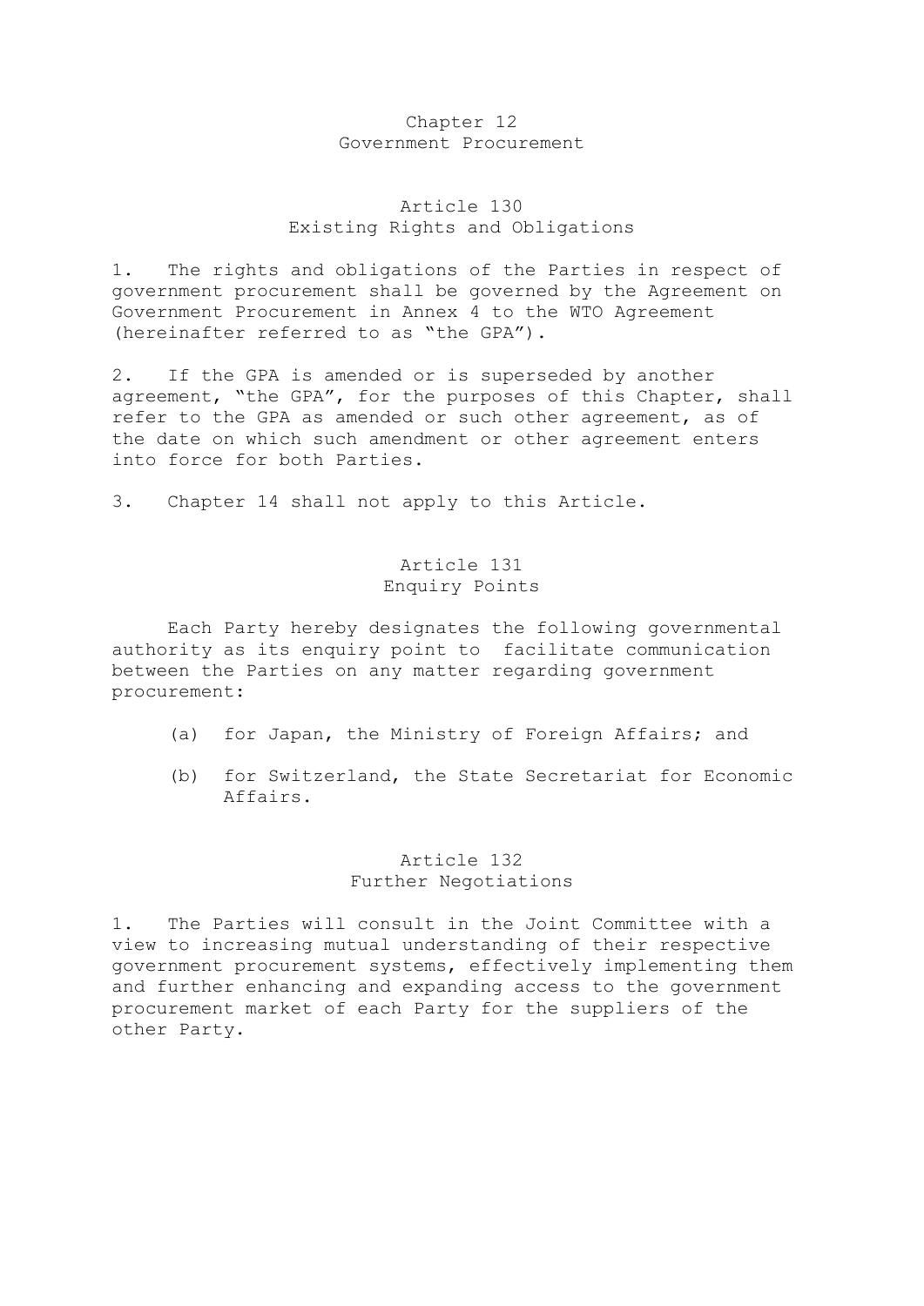# Chapter 12
# Government Procurement

## Article 130
## Existing Rights and Obligations

1. The rights and obligations of the Parties in respect of government procurement shall be governed by the Agreement on Government Procurement in Annex 4 to the WTO Agreement (hereinafter referred to as "the GPA").

2. If the GPA is amended or is superseded by another agreement, "the GPA", for the purposes of this Chapter, shall refer to the GPA as amended or such other agreement, as of the date on which such amendment or other agreement enters into force for both Parties.

3. Chapter 14 shall not apply to this Article.

## Article 131
## Enquiry Points

Each Party hereby designates the following governmental authority as its enquiry point to facilitate communication between the Parties on any matter regarding government procurement:

(a) for Japan, the Ministry of Foreign Affairs; and

(b) for Switzerland, the State Secretariat for Economic Affairs.

## Article 132
## Further Negotiations

1. The Parties will consult in the Joint Committee with a view to increasing mutual understanding of their respective government procurement systems, effectively implementing them and further enhancing and expanding access to the government procurement market of each Party for the suppliers of the other Party.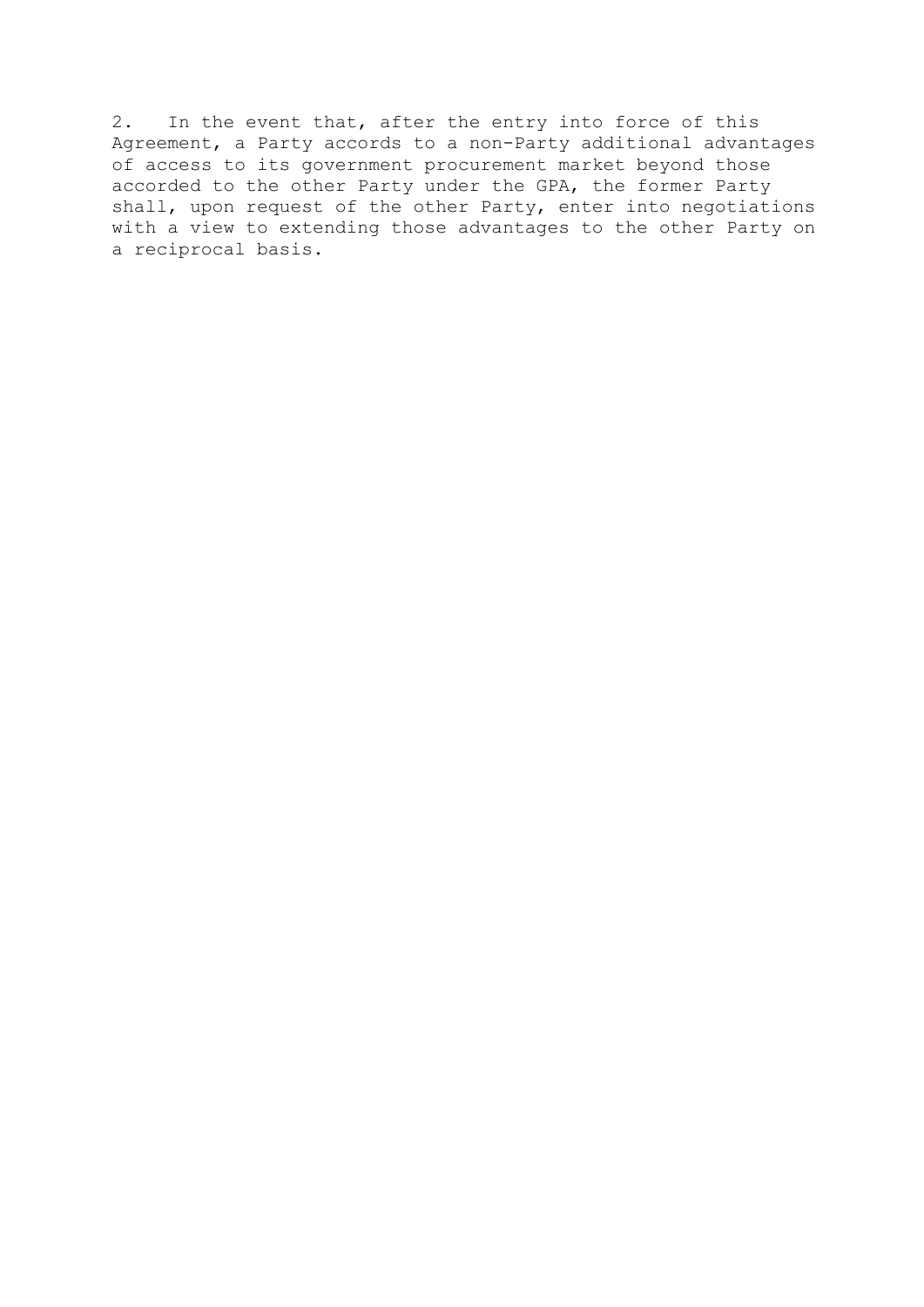2. In the event that, after the entry into force of this Agreement, a Party accords to a non-Party additional advantages of access to its government procurement market beyond those accorded to the other Party under the GPA, the former Party shall, upon request of the other Party, enter into negotiations with a view to extending those advantages to the other Party on a reciprocal basis.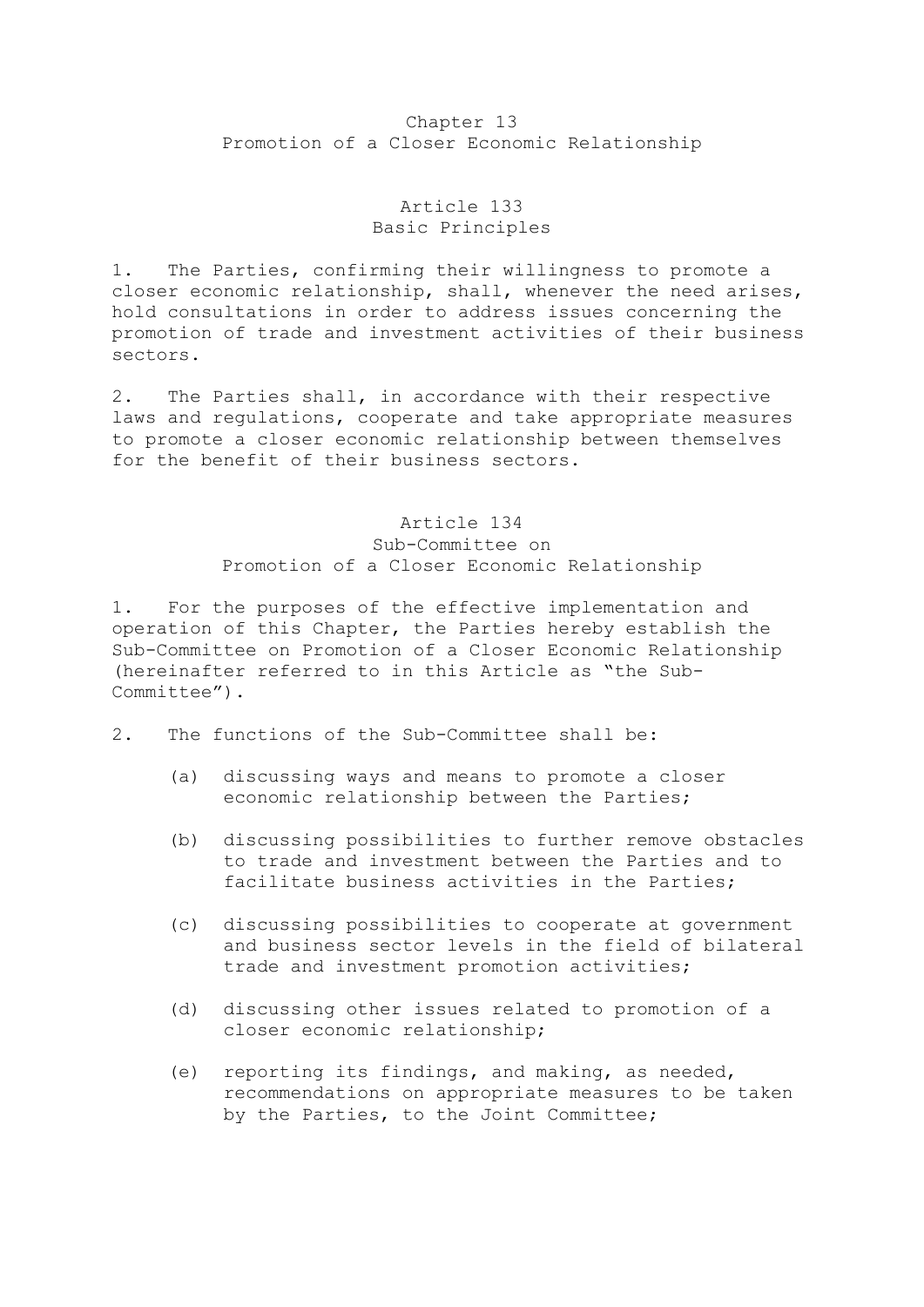## Chapter 13
## Promotion of a Closer Economic Relationship

### Article 133
### Basic Principles

1. The Parties, confirming their willingness to promote a closer economic relationship, shall, whenever the need arises, hold consultations in order to address issues concerning the promotion of trade and investment activities of their business sectors.

2. The Parties shall, in accordance with their respective laws and regulations, cooperate and take appropriate measures to promote a closer economic relationship between themselves for the benefit of their business sectors.

### Article 134
### Sub-Committee on Promotion of a Closer Economic Relationship

1. For the purposes of the effective implementation and operation of this Chapter, the Parties hereby establish the Sub-Committee on Promotion of a Closer Economic Relationship (hereinafter referred to in this Article as "the Sub-Committee").

2. The functions of the Sub-Committee shall be:

   (a) discussing ways and means to promote a closer economic relationship between the Parties;

   (b) discussing possibilities to further remove obstacles to trade and investment between the Parties and to facilitate business activities in the Parties;

   (c) discussing possibilities to cooperate at government and business sector levels in the field of bilateral trade and investment promotion activities;

   (d) discussing other issues related to promotion of a closer economic relationship;

   (e) reporting its findings, and making, as needed, recommendations on appropriate measures to be taken by the Parties, to the Joint Committee;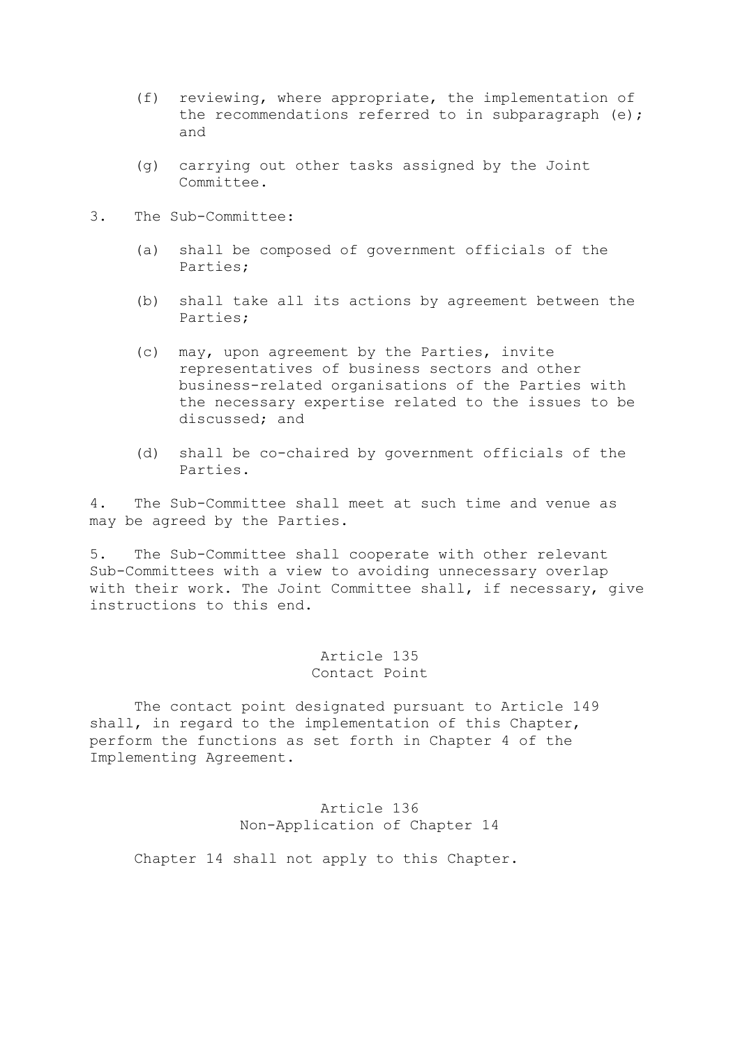(f) reviewing, where appropriate, the implementation of the recommendations referred to in subparagraph (e); and

(g) carrying out other tasks assigned by the Joint Committee.

3. The Sub-Committee:

(a) shall be composed of government officials of the Parties;

(b) shall take all its actions by agreement between the Parties;

(c) may, upon agreement by the Parties, invite representatives of business sectors and other business-related organisations of the Parties with the necessary expertise related to the issues to be discussed; and

(d) shall be co-chaired by government officials of the Parties.

4. The Sub-Committee shall meet at such time and venue as may be agreed by the Parties.

5. The Sub-Committee shall cooperate with other relevant Sub-Committees with a view to avoiding unnecessary overlap with their work. The Joint Committee shall, if necessary, give instructions to this end.

## Article 135
## Contact Point

The contact point designated pursuant to Article 149 shall, in regard to the implementation of this Chapter, perform the functions as set forth in Chapter 4 of the Implementing Agreement.

## Article 136
## Non-Application of Chapter 14

Chapter 14 shall not apply to this Chapter.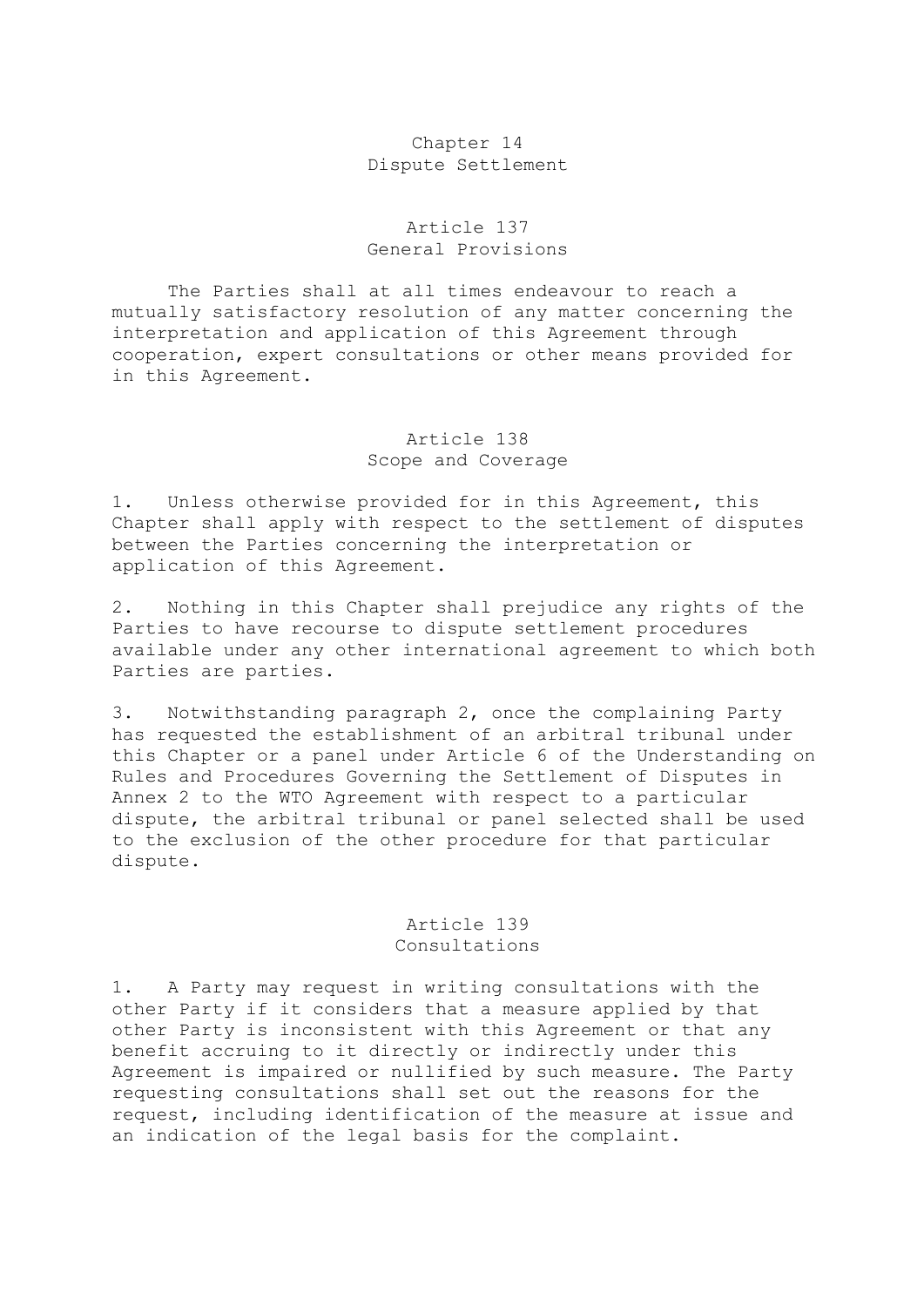# Chapter 14
# Dispute Settlement

## Article 137
## General Provisions

The Parties shall at all times endeavour to reach a mutually satisfactory resolution of any matter concerning the interpretation and application of this Agreement through cooperation, expert consultations or other means provided for in this Agreement.

## Article 138
## Scope and Coverage

1. Unless otherwise provided for in this Agreement, this Chapter shall apply with respect to the settlement of disputes between the Parties concerning the interpretation or application of this Agreement.

2. Nothing in this Chapter shall prejudice any rights of the Parties to have recourse to dispute settlement procedures available under any other international agreement to which both Parties are parties.

3. Notwithstanding paragraph 2, once the complaining Party has requested the establishment of an arbitral tribunal under this Chapter or a panel under Article 6 of the Understanding on Rules and Procedures Governing the Settlement of Disputes in Annex 2 to the WTO Agreement with respect to a particular dispute, the arbitral tribunal or panel selected shall be used to the exclusion of the other procedure for that particular dispute.

## Article 139
## Consultations

1. A Party may request in writing consultations with the other Party if it considers that a measure applied by that other Party is inconsistent with this Agreement or that any benefit accruing to it directly or indirectly under this Agreement is impaired or nullified by such measure. The Party requesting consultations shall set out the reasons for the request, including identification of the measure at issue and an indication of the legal basis for the complaint.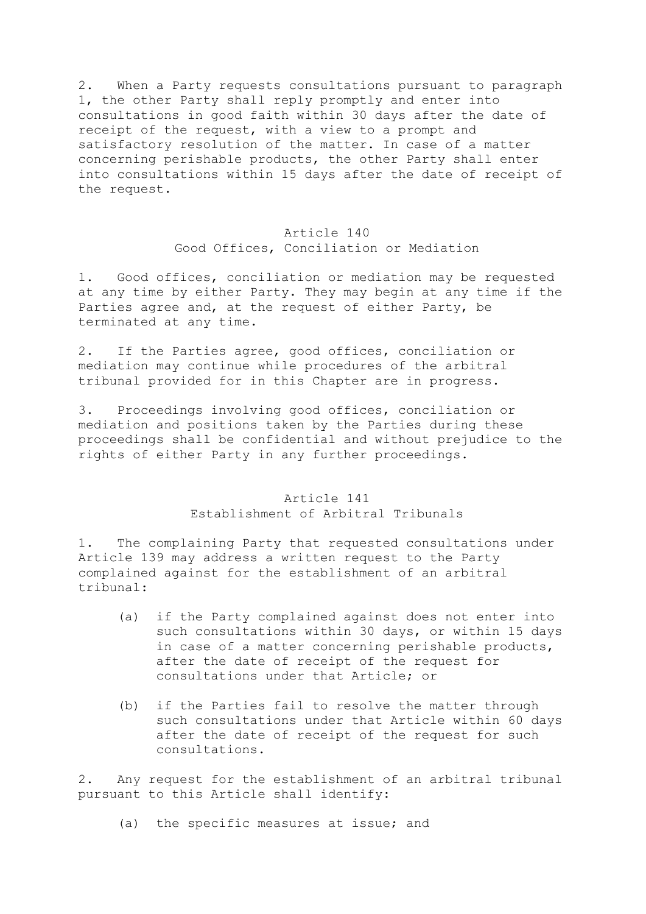2. When a Party requests consultations pursuant to paragraph 1, the other Party shall reply promptly and enter into consultations in good faith within 30 days after the date of receipt of the request, with a view to a prompt and satisfactory resolution of the matter. In case of a matter concerning perishable products, the other Party shall enter into consultations within 15 days after the date of receipt of the request.

## Article 140
## Good Offices, Conciliation or Mediation

1. Good offices, conciliation or mediation may be requested at any time by either Party. They may begin at any time if the Parties agree and, at the request of either Party, be terminated at any time.

2. If the Parties agree, good offices, conciliation or mediation may continue while procedures of the arbitral tribunal provided for in this Chapter are in progress.

3. Proceedings involving good offices, conciliation or mediation and positions taken by the Parties during these proceedings shall be confidential and without prejudice to the rights of either Party in any further proceedings.

## Article 141
## Establishment of Arbitral Tribunals

1. The complaining Party that requested consultations under Article 139 may address a written request to the Party complained against for the establishment of an arbitral tribunal:

   (a) if the Party complained against does not enter into such consultations within 30 days, or within 15 days in case of a matter concerning perishable products, after the date of receipt of the request for consultations under that Article; or

   (b) if the Parties fail to resolve the matter through such consultations under that Article within 60 days after the date of receipt of the request for such consultations.

2. Any request for the establishment of an arbitral tribunal pursuant to this Article shall identify:

   (a) the specific measures at issue; and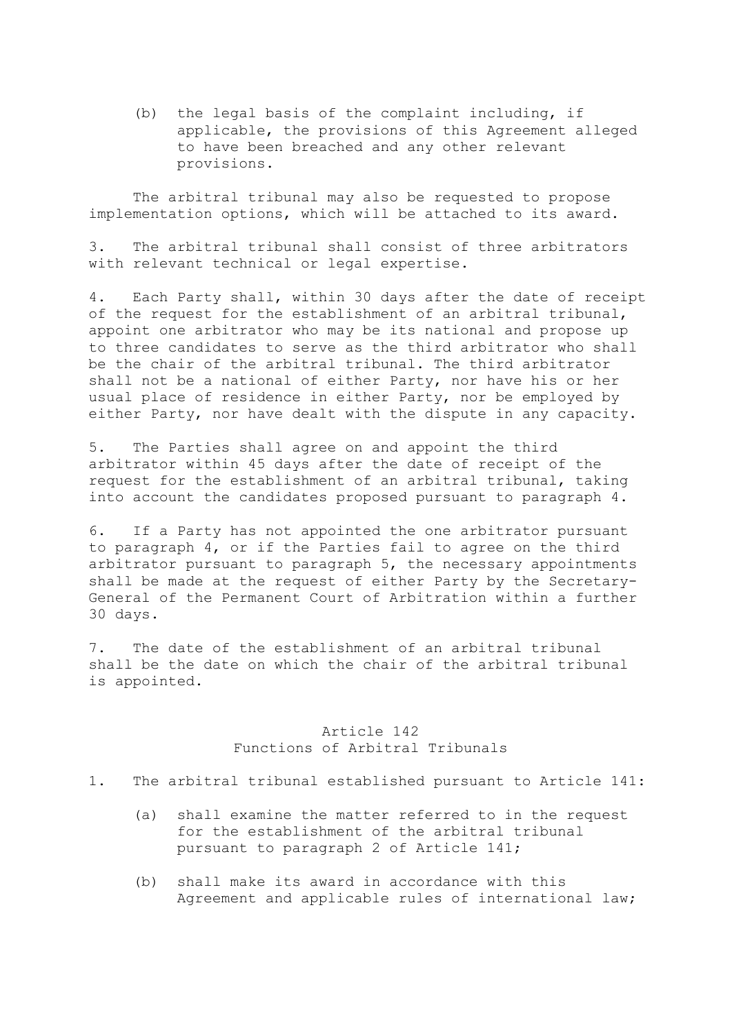(b) the legal basis of the complaint including, if applicable, the provisions of this Agreement alleged to have been breached and any other relevant provisions.

The arbitral tribunal may also be requested to propose implementation options, which will be attached to its award.

3. The arbitral tribunal shall consist of three arbitrators with relevant technical or legal expertise.

4. Each Party shall, within 30 days after the date of receipt of the request for the establishment of an arbitral tribunal, appoint one arbitrator who may be its national and propose up to three candidates to serve as the third arbitrator who shall be the chair of the arbitral tribunal. The third arbitrator shall not be a national of either Party, nor have his or her usual place of residence in either Party, nor be employed by either Party, nor have dealt with the dispute in any capacity.

5. The Parties shall agree on and appoint the third arbitrator within 45 days after the date of receipt of the request for the establishment of an arbitral tribunal, taking into account the candidates proposed pursuant to paragraph 4.

6. If a Party has not appointed the one arbitrator pursuant to paragraph 4, or if the Parties fail to agree on the third arbitrator pursuant to paragraph 5, the necessary appointments shall be made at the request of either Party by the Secretary-General of the Permanent Court of Arbitration within a further 30 days.

7. The date of the establishment of an arbitral tribunal shall be the date on which the chair of the arbitral tribunal is appointed.

## Article 142
## Functions of Arbitral Tribunals

1. The arbitral tribunal established pursuant to Article 141:

   (a) shall examine the matter referred to in the request for the establishment of the arbitral tribunal pursuant to paragraph 2 of Article 141;

   (b) shall make its award in accordance with this Agreement and applicable rules of international law;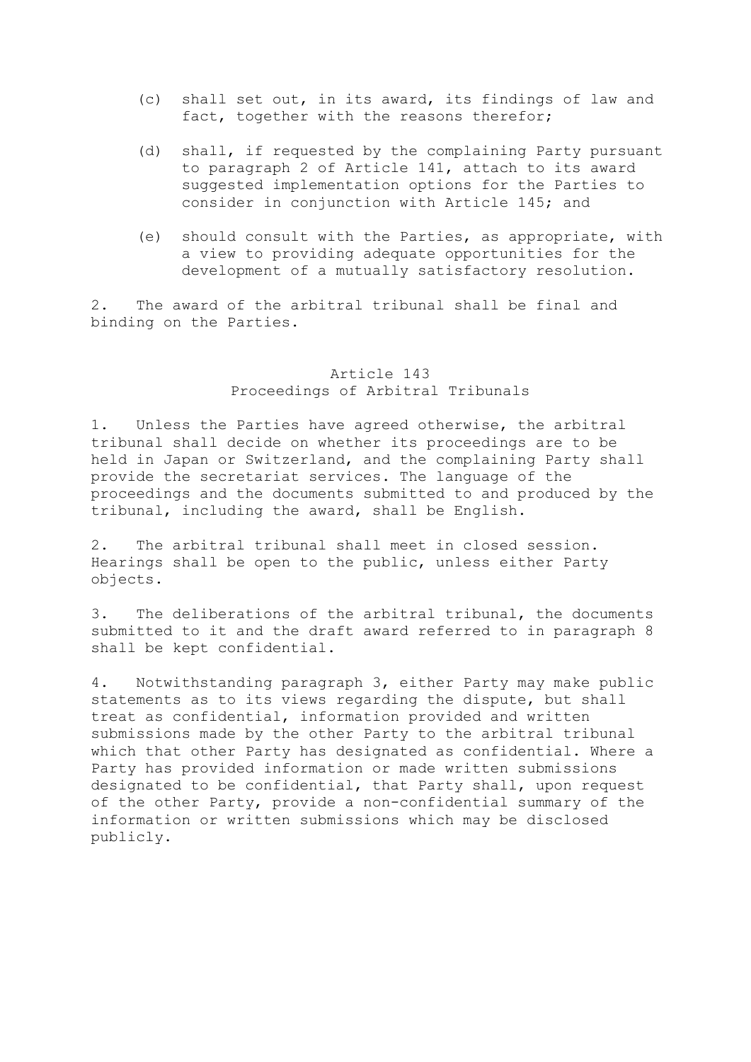(c) shall set out, in its award, its findings of law and fact, together with the reasons therefor;

(d) shall, if requested by the complaining Party pursuant to paragraph 2 of Article 141, attach to its award suggested implementation options for the Parties to consider in conjunction with Article 145; and

(e) should consult with the Parties, as appropriate, with a view to providing adequate opportunities for the development of a mutually satisfactory resolution.

2. The award of the arbitral tribunal shall be final and binding on the Parties.

## Article 143
## Proceedings of Arbitral Tribunals

1. Unless the Parties have agreed otherwise, the arbitral tribunal shall decide on whether its proceedings are to be held in Japan or Switzerland, and the complaining Party shall provide the secretariat services. The language of the proceedings and the documents submitted to and produced by the tribunal, including the award, shall be English.

2. The arbitral tribunal shall meet in closed session. Hearings shall be open to the public, unless either Party objects.

3. The deliberations of the arbitral tribunal, the documents submitted to it and the draft award referred to in paragraph 8 shall be kept confidential.

4. Notwithstanding paragraph 3, either Party may make public statements as to its views regarding the dispute, but shall treat as confidential, information provided and written submissions made by the other Party to the arbitral tribunal which that other Party has designated as confidential. Where a Party has provided information or made written submissions designated to be confidential, that Party shall, upon request of the other Party, provide a non-confidential summary of the information or written submissions which may be disclosed publicly.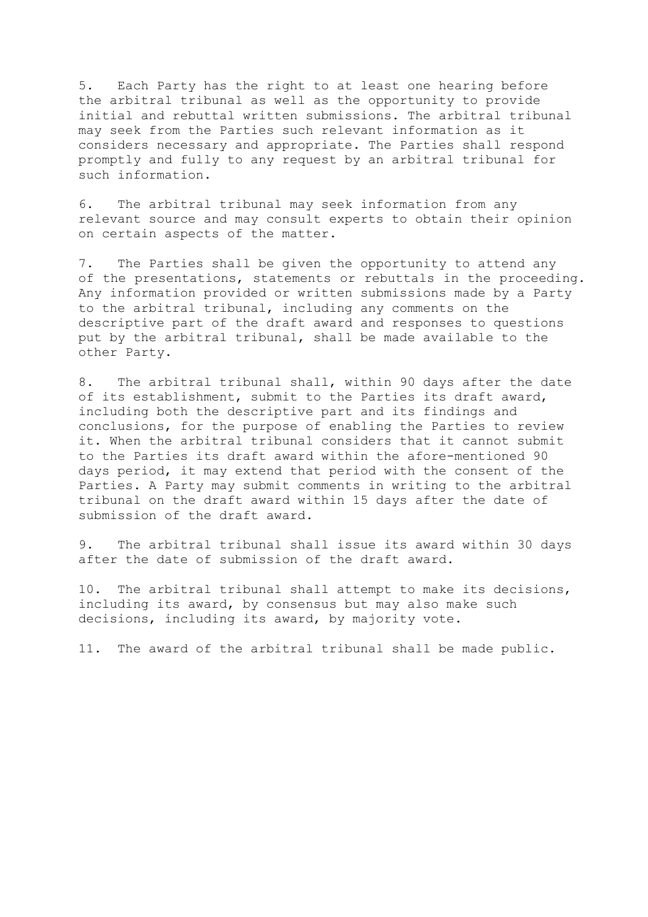5. Each Party has the right to at least one hearing before the arbitral tribunal as well as the opportunity to provide initial and rebuttal written submissions. The arbitral tribunal may seek from the Parties such relevant information as it considers necessary and appropriate. The Parties shall respond promptly and fully to any request by an arbitral tribunal for such information.

6. The arbitral tribunal may seek information from any relevant source and may consult experts to obtain their opinion on certain aspects of the matter.

7. The Parties shall be given the opportunity to attend any of the presentations, statements or rebuttals in the proceeding. Any information provided or written submissions made by a Party to the arbitral tribunal, including any comments on the descriptive part of the draft award and responses to questions put by the arbitral tribunal, shall be made available to the other Party.

8. The arbitral tribunal shall, within 90 days after the date of its establishment, submit to the Parties its draft award, including both the descriptive part and its findings and conclusions, for the purpose of enabling the Parties to review it. When the arbitral tribunal considers that it cannot submit to the Parties its draft award within the afore-mentioned 90 days period, it may extend that period with the consent of the Parties. A Party may submit comments in writing to the arbitral tribunal on the draft award within 15 days after the date of submission of the draft award.

9. The arbitral tribunal shall issue its award within 30 days after the date of submission of the draft award.

10. The arbitral tribunal shall attempt to make its decisions, including its award, by consensus but may also make such decisions, including its award, by majority vote.

11. The award of the arbitral tribunal shall be made public.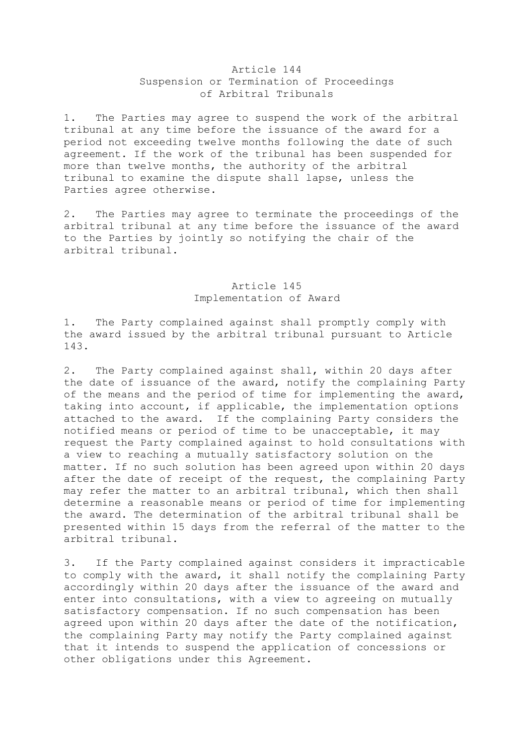## Article 144
## Suspension or Termination of Proceedings of Arbitral Tribunals

1. The Parties may agree to suspend the work of the arbitral tribunal at any time before the issuance of the award for a period not exceeding twelve months following the date of such agreement. If the work of the tribunal has been suspended for more than twelve months, the authority of the arbitral tribunal to examine the dispute shall lapse, unless the Parties agree otherwise.

2. The Parties may agree to terminate the proceedings of the arbitral tribunal at any time before the issuance of the award to the Parties by jointly so notifying the chair of the arbitral tribunal.

## Article 145
## Implementation of Award

1. The Party complained against shall promptly comply with the award issued by the arbitral tribunal pursuant to Article 143.

2. The Party complained against shall, within 20 days after the date of issuance of the award, notify the complaining Party of the means and the period of time for implementing the award, taking into account, if applicable, the implementation options attached to the award. If the complaining Party considers the notified means or period of time to be unacceptable, it may request the Party complained against to hold consultations with a view to reaching a mutually satisfactory solution on the matter. If no such solution has been agreed upon within 20 days after the date of receipt of the request, the complaining Party may refer the matter to an arbitral tribunal, which then shall determine a reasonable means or period of time for implementing the award. The determination of the arbitral tribunal shall be presented within 15 days from the referral of the matter to the arbitral tribunal.

3. If the Party complained against considers it impracticable to comply with the award, it shall notify the complaining Party accordingly within 20 days after the issuance of the award and enter into consultations, with a view to agreeing on mutually satisfactory compensation. If no such compensation has been agreed upon within 20 days after the date of the notification, the complaining Party may notify the Party complained against that it intends to suspend the application of concessions or other obligations under this Agreement.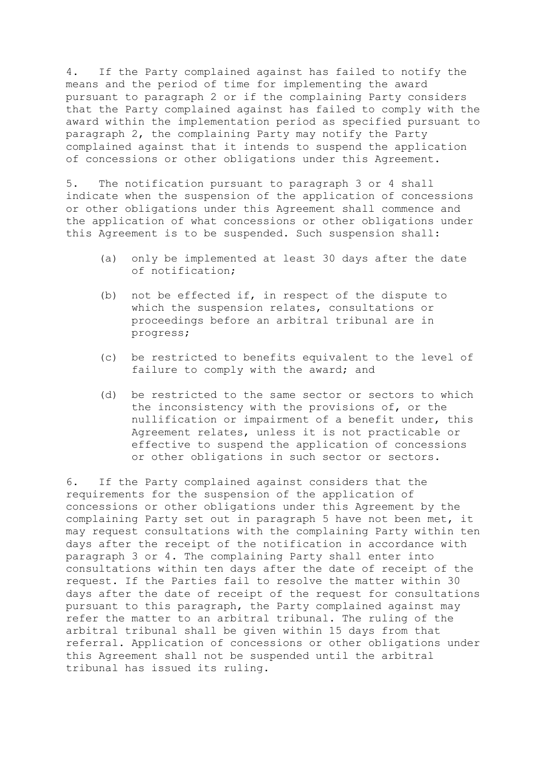4. If the Party complained against has failed to notify the means and the period of time for implementing the award pursuant to paragraph 2 or if the complaining Party considers that the Party complained against has failed to comply with the award within the implementation period as specified pursuant to paragraph 2, the complaining Party may notify the Party complained against that it intends to suspend the application of concessions or other obligations under this Agreement.

5. The notification pursuant to paragraph 3 or 4 shall indicate when the suspension of the application of concessions or other obligations under this Agreement shall commence and the application of what concessions or other obligations under this Agreement is to be suspended. Such suspension shall:

(a) only be implemented at least 30 days after the date of notification;

(b) not be effected if, in respect of the dispute to which the suspension relates, consultations or proceedings before an arbitral tribunal are in progress;

(c) be restricted to benefits equivalent to the level of failure to comply with the award; and

(d) be restricted to the same sector or sectors to which the inconsistency with the provisions of, or the nullification or impairment of a benefit under, this Agreement relates, unless it is not practicable or effective to suspend the application of concessions or other obligations in such sector or sectors.

6. If the Party complained against considers that the requirements for the suspension of the application of concessions or other obligations under this Agreement by the complaining Party set out in paragraph 5 have not been met, it may request consultations with the complaining Party within ten days after the receipt of the notification in accordance with paragraph 3 or 4. The complaining Party shall enter into consultations within ten days after the date of receipt of the request. If the Parties fail to resolve the matter within 30 days after the date of receipt of the request for consultations pursuant to this paragraph, the Party complained against may refer the matter to an arbitral tribunal. The ruling of the arbitral tribunal shall be given within 15 days from that referral. Application of concessions or other obligations under this Agreement shall not be suspended until the arbitral tribunal has issued its ruling.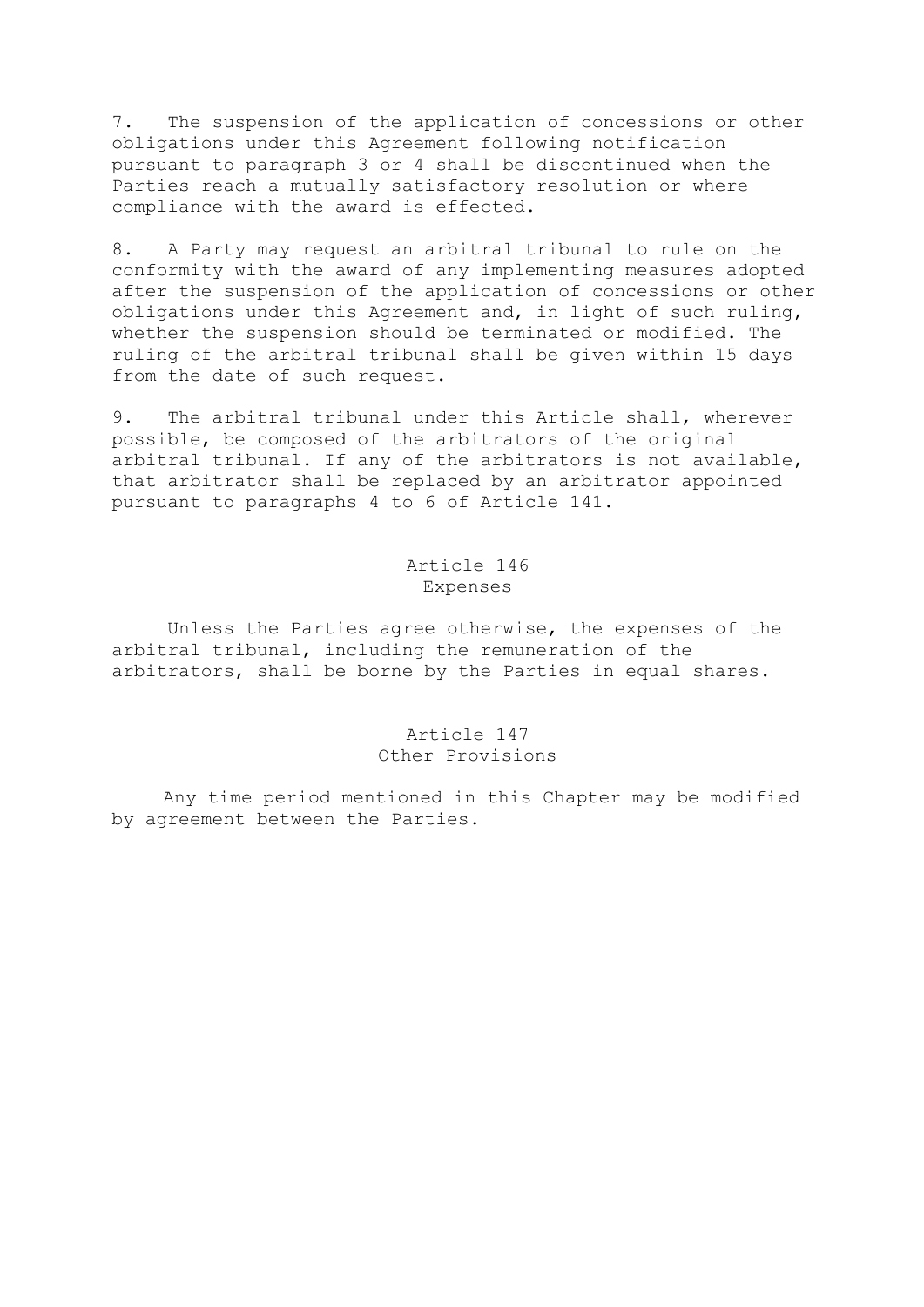7. The suspension of the application of concessions or other obligations under this Agreement following notification pursuant to paragraph 3 or 4 shall be discontinued when the Parties reach a mutually satisfactory resolution or where compliance with the award is effected.

8. A Party may request an arbitral tribunal to rule on the conformity with the award of any implementing measures adopted after the suspension of the application of concessions or other obligations under this Agreement and, in light of such ruling, whether the suspension should be terminated or modified. The ruling of the arbitral tribunal shall be given within 15 days from the date of such request.

9. The arbitral tribunal under this Article shall, wherever possible, be composed of the arbitrators of the original arbitral tribunal. If any of the arbitrators is not available, that arbitrator shall be replaced by an arbitrator appointed pursuant to paragraphs 4 to 6 of Article 141.

## Article 146
## Expenses

Unless the Parties agree otherwise, the expenses of the arbitral tribunal, including the remuneration of the arbitrators, shall be borne by the Parties in equal shares.

## Article 147
## Other Provisions

Any time period mentioned in this Chapter may be modified by agreement between the Parties.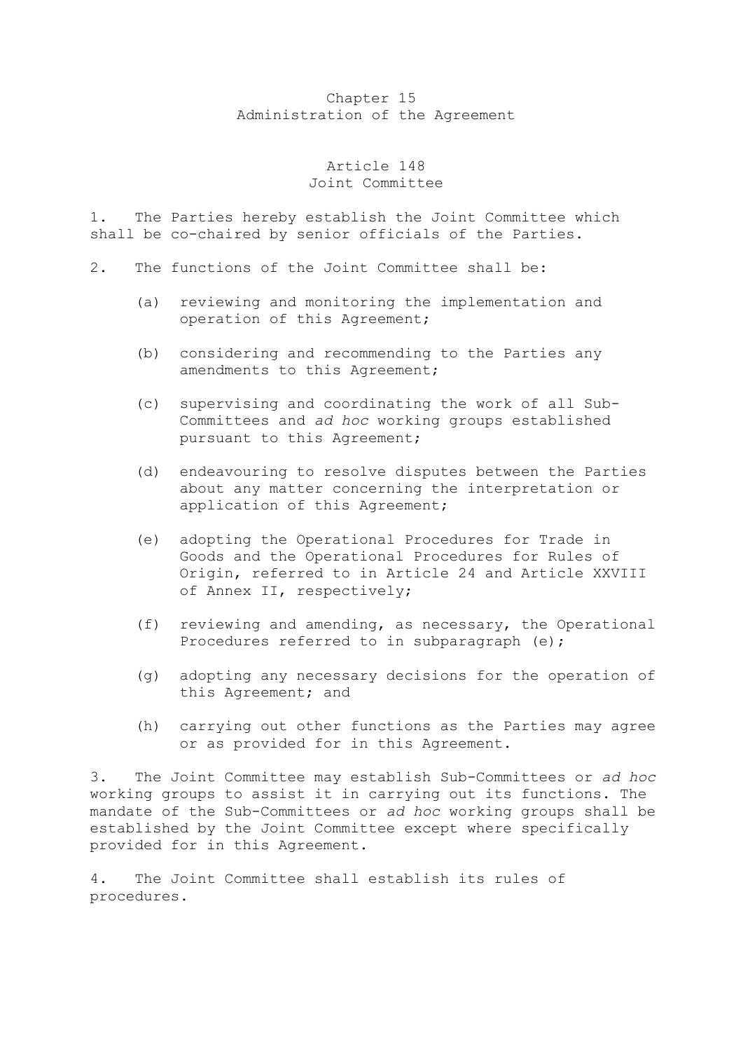# Chapter 15
# Administration of the Agreement

## Article 148
## Joint Committee

1. The Parties hereby establish the Joint Committee which shall be co-chaired by senior officials of the Parties.

2. The functions of the Joint Committee shall be:

   (a) reviewing and monitoring the implementation and operation of this Agreement;

   (b) considering and recommending to the Parties any amendments to this Agreement;

   (c) supervising and coordinating the work of all Sub-Committees and *ad hoc* working groups established pursuant to this Agreement;

   (d) endeavouring to resolve disputes between the Parties about any matter concerning the interpretation or application of this Agreement;

   (e) adopting the Operational Procedures for Trade in Goods and the Operational Procedures for Rules of Origin, referred to in Article 24 and Article XXVIII of Annex II, respectively;

   (f) reviewing and amending, as necessary, the Operational Procedures referred to in subparagraph (e);

   (g) adopting any necessary decisions for the operation of this Agreement; and

   (h) carrying out other functions as the Parties may agree or as provided for in this Agreement.

3. The Joint Committee may establish Sub-Committees or *ad hoc* working groups to assist it in carrying out its functions. The mandate of the Sub-Committees or *ad hoc* working groups shall be established by the Joint Committee except where specifically provided for in this Agreement.

4. The Joint Committee shall establish its rules of procedures.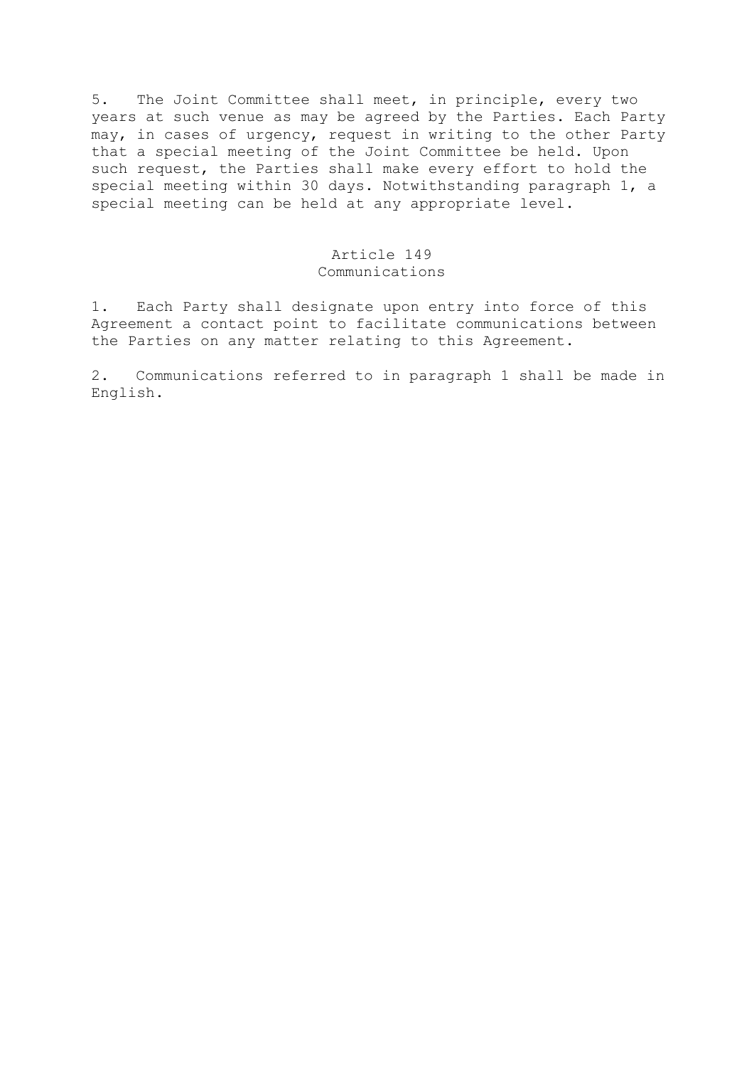5. The Joint Committee shall meet, in principle, every two years at such venue as may be agreed by the Parties. Each Party may, in cases of urgency, request in writing to the other Party that a special meeting of the Joint Committee be held. Upon such request, the Parties shall make every effort to hold the special meeting within 30 days. Notwithstanding paragraph 1, a special meeting can be held at any appropriate level.

### Article 149
### Communications

1. Each Party shall designate upon entry into force of this Agreement a contact point to facilitate communications between the Parties on any matter relating to this Agreement.

2. Communications referred to in paragraph 1 shall be made in English.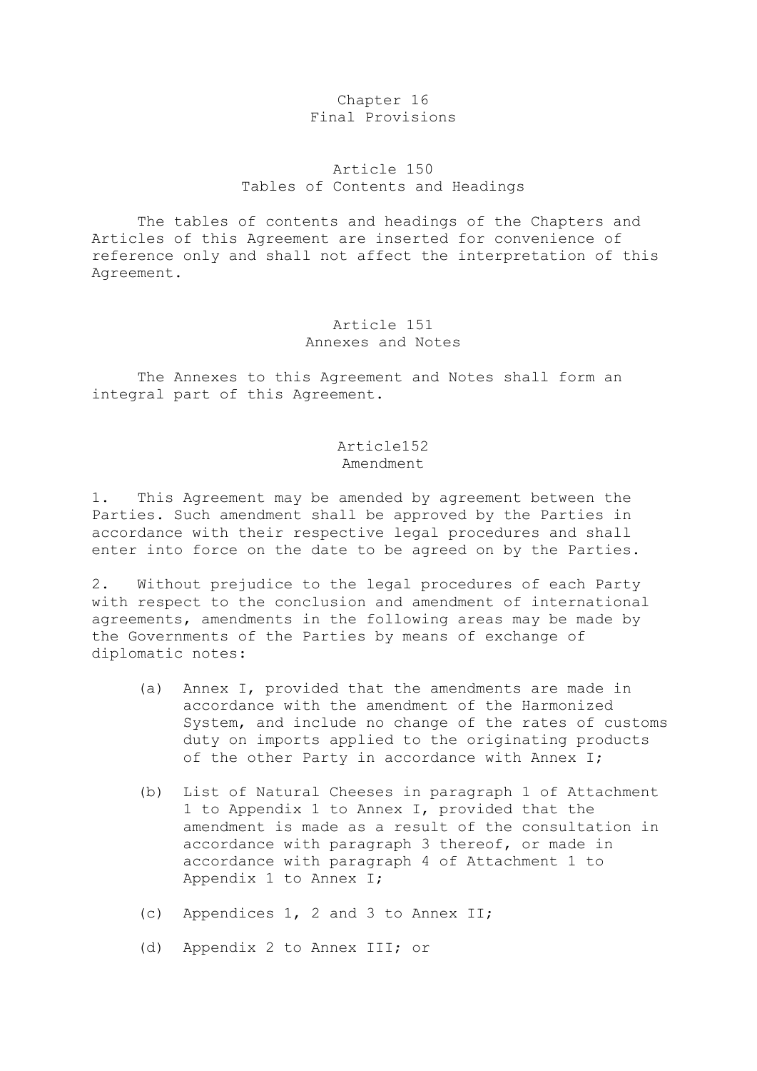## Chapter 16
## Final Provisions

### Article 150
### Tables of Contents and Headings

The tables of contents and headings of the Chapters and Articles of this Agreement are inserted for convenience of reference only and shall not affect the interpretation of this Agreement.

### Article 151
### Annexes and Notes

The Annexes to this Agreement and Notes shall form an integral part of this Agreement.

### Article152
### Amendment

1. This Agreement may be amended by agreement between the Parties. Such amendment shall be approved by the Parties in accordance with their respective legal procedures and shall enter into force on the date to be agreed on by the Parties.

2. Without prejudice to the legal procedures of each Party with respect to the conclusion and amendment of international agreements, amendments in the following areas may be made by the Governments of the Parties by means of exchange of diplomatic notes:

(a) Annex I, provided that the amendments are made in accordance with the amendment of the Harmonized System, and include no change of the rates of customs duty on imports applied to the originating products of the other Party in accordance with Annex I;

(b) List of Natural Cheeses in paragraph 1 of Attachment 1 to Appendix 1 to Annex I, provided that the amendment is made as a result of the consultation in accordance with paragraph 3 thereof, or made in accordance with paragraph 4 of Attachment 1 to Appendix 1 to Annex I;

(c) Appendices 1, 2 and 3 to Annex II;

(d) Appendix 2 to Annex III; or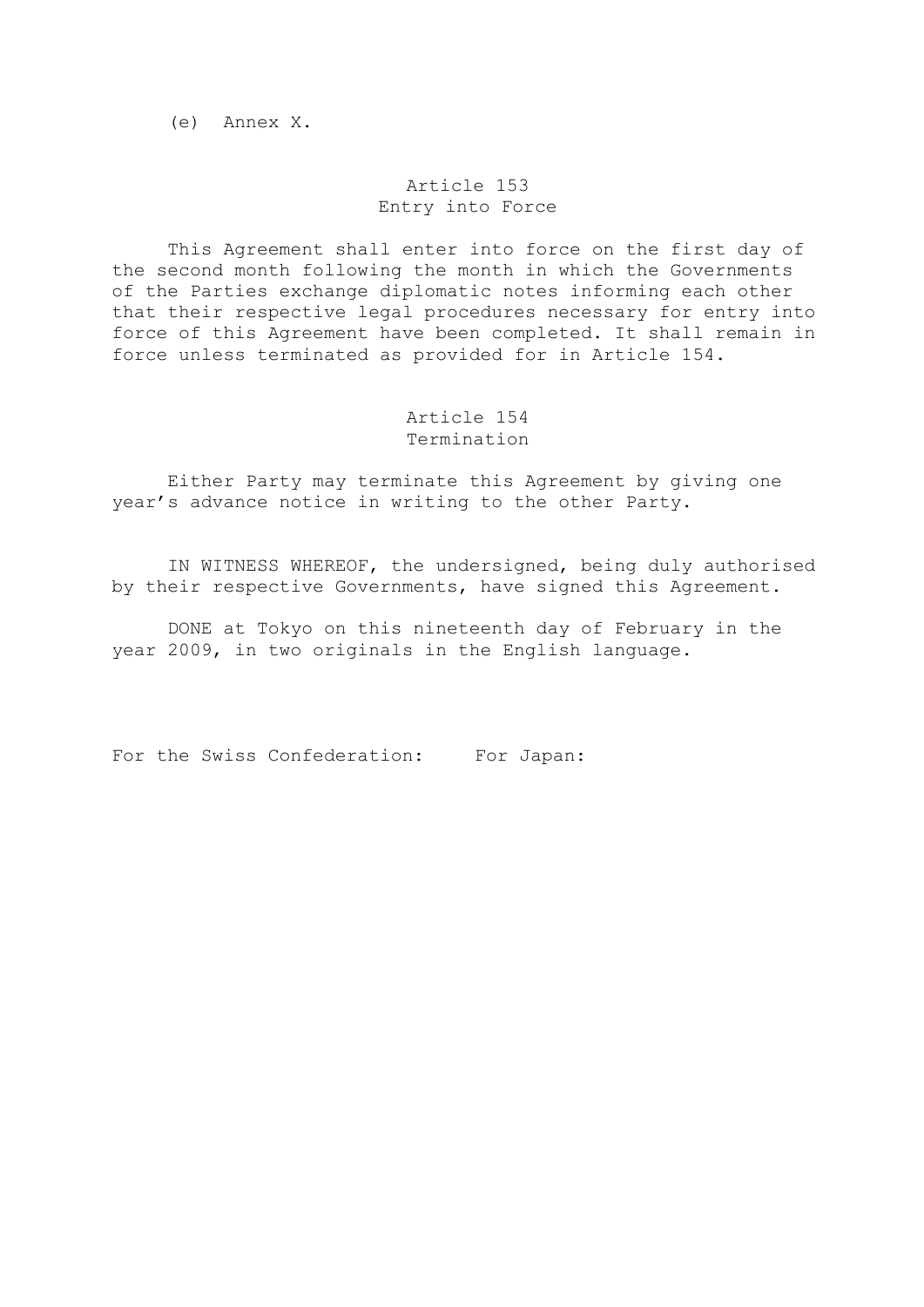(e) Annex X.

### Article 153
### Entry into Force

This Agreement shall enter into force on the first day of the second month following the month in which the Governments of the Parties exchange diplomatic notes informing each other that their respective legal procedures necessary for entry into force of this Agreement have been completed. It shall remain in force unless terminated as provided for in Article 154.

### Article 154
### Termination

Either Party may terminate this Agreement by giving one year's advance notice in writing to the other Party.

IN WITNESS WHEREOF, the undersigned, being duly authorised by their respective Governments, have signed this Agreement.

DONE at Tokyo on this nineteenth day of February in the year 2009, in two originals in the English language.

For the Swiss Confederation: For Japan: